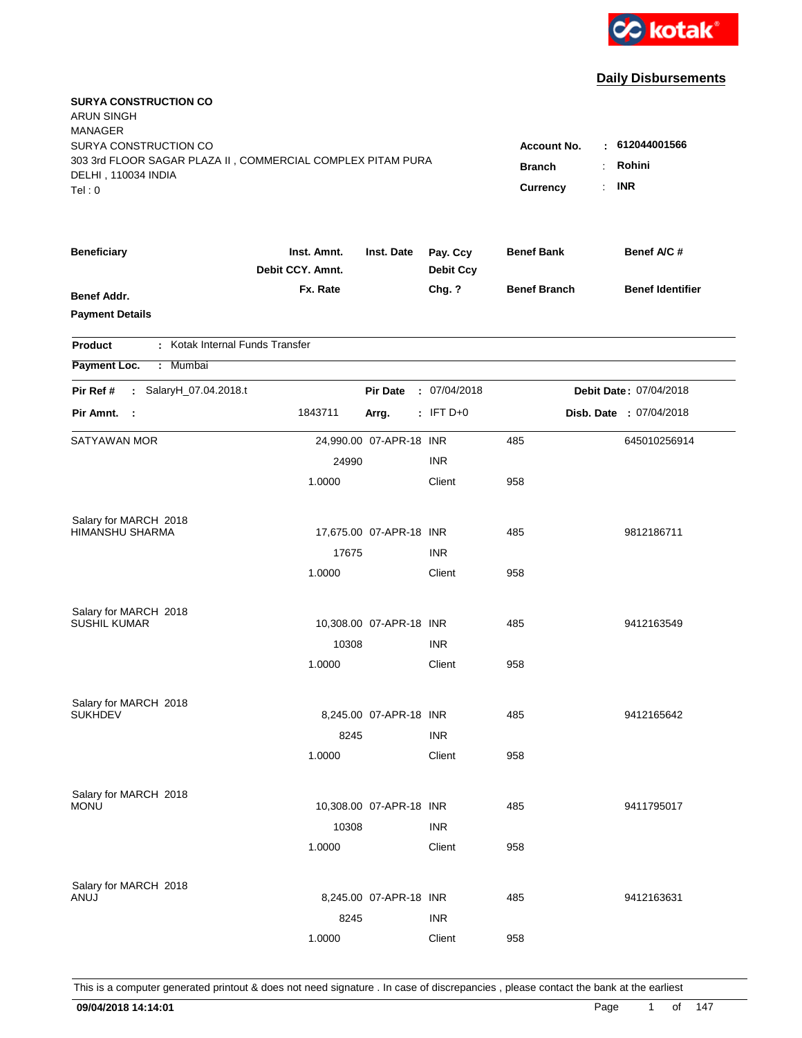kotak

## Daily Disbursements

**SURYA CONSTRUCTION CO**
ARUN SINGH
MANAGER
SURYA CONSTRUCTION CO
303 3rd FLOOR SAGAR PLAZA II , COMMERCIAL COMPLEX PITAM PURA
DELHI , 110034 INDIA
Tel : 0

**Account No.** : **612044001566**
**Branch** : **Rohini**
**Currency** : **INR**

| Beneficiary / Benef Addr. / Payment Details | Inst. Amnt. / Debit CCY. Amnt. / Fx. Rate | Inst. Date | Pay. Ccy / Debit Ccy / Chg. ? | Benef Bank / Benef Branch | Benef A/C # / Benef Identifier |
|---|---|---|---|---|---|

**Product** : Kotak Internal Funds Transfer
**Payment Loc.** : Mumbai

**Pir Ref #** : SalaryH_07.04.2018.t **Pir Date** : 07/04/2018 **Debit Date** : 07/04/2018
**Pir Amnt.** : 1843711 **Arrg.** : IFT D+0 **Disb. Date** : 07/04/2018

| Beneficiary | Inst. Amnt. | Inst. Date | Pay. Ccy | Benef Bank | Benef A/C # |
|---|---|---|---|---|---|
| SATYAWAN MOR | 24,990.00 | 07-APR-18 | INR | 485 | 645010256914 |
| | 24990 | | INR | | |
| | 1.0000 | | Client | 958 | |
| Salary for MARCH 2018 | | | | | |
| HIMANSHU SHARMA | 17,675.00 | 07-APR-18 | INR | 485 | 9812186711 |
| | 17675 | | INR | | |
| | 1.0000 | | Client | 958 | |
| Salary for MARCH 2018 | | | | | |
| SUSHIL KUMAR | 10,308.00 | 07-APR-18 | INR | 485 | 9412163549 |
| | 10308 | | INR | | |
| | 1.0000 | | Client | 958 | |
| Salary for MARCH 2018 | | | | | |
| SUKHDEV | 8,245.00 | 07-APR-18 | INR | 485 | 9412165642 |
| | 8245 | | INR | | |
| | 1.0000 | | Client | 958 | |
| Salary for MARCH 2018 | | | | | |
| MONU | 10,308.00 | 07-APR-18 | INR | 485 | 9411795017 |
| | 10308 | | INR | | |
| | 1.0000 | | Client | 958 | |
| Salary for MARCH 2018 | | | | | |
| ANUJ | 8,245.00 | 07-APR-18 | INR | 485 | 9412163631 |
| | 8245 | | INR | | |
| | 1.0000 | | Client | 958 | |

This is a computer generated printout & does not need signature . In case of discrepancies , please contact the bank at the earliest

**09/04/2018 14:14:01**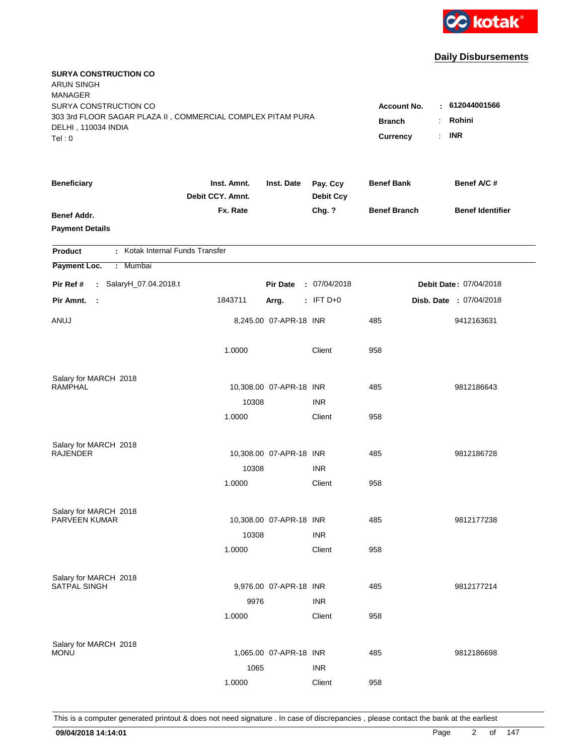kotak

## Daily Disbursements

**SURYA CONSTRUCTION CO**
ARUN SINGH
MANAGER
SURYA CONSTRUCTION CO
303 3rd FLOOR SAGAR PLAZA II , COMMERCIAL COMPLEX PITAM PURA
DELHI , 110034 INDIA
Tel : 0

**Account No.** : 612044001566
**Branch** : Rohini
**Currency** : INR

| Beneficiary / Benef Addr. / Payment Details | Inst. Amnt. / Debit CCY. Amnt. / Fx. Rate | Inst. Date | Pay. Ccy / Debit Ccy / Chg. ? | Benef Bank / Benef Branch | Benef A/C # / Benef Identifier |
|---|---|---|---|---|---|

**Product** : Kotak Internal Funds Transfer
**Payment Loc.** : Mumbai

**Pir Ref #** : SalaryH_07.04.2018.t  **Pir Date** : 07/04/2018  **Debit Date** : 07/04/2018
**Pir Amnt.** : 1843711  **Arrg.** : IFT D+0  **Disb. Date** : 07/04/2018

| Beneficiary | Inst. Amnt. | Inst. Date | Pay. Ccy | Benef Bank | Benef A/C # |
|---|---|---|---|---|---|
| ANUJ | 8,245.00 | 07-APR-18 | INR | 485 | 9412163631 |
| | 1.0000 | | Client | 958 | |
| Salary for MARCH 2018 | | | | | |
| RAMPHAL | 10,308.00 | 07-APR-18 | INR | 485 | 9812186643 |
| | 10308 | | INR | | |
| | 1.0000 | | Client | 958 | |
| Salary for MARCH 2018 | | | | | |
| RAJENDER | 10,308.00 | 07-APR-18 | INR | 485 | 9812186728 |
| | 10308 | | INR | | |
| | 1.0000 | | Client | 958 | |
| Salary for MARCH 2018 | | | | | |
| PARVEEN KUMAR | 10,308.00 | 07-APR-18 | INR | 485 | 9812177238 |
| | 10308 | | INR | | |
| | 1.0000 | | Client | 958 | |
| Salary for MARCH 2018 | | | | | |
| SATPAL SINGH | 9,976.00 | 07-APR-18 | INR | 485 | 9812177214 |
| | 9976 | | INR | | |
| | 1.0000 | | Client | 958 | |
| Salary for MARCH 2018 | | | | | |
| MONU | 1,065.00 | 07-APR-18 | INR | 485 | 9812186698 |
| | 1065 | | INR | | |
| | 1.0000 | | Client | 958 | |

This is a computer generated printout & does not need signature . In case of discrepancies , please contact the bank at the earliest

09/04/2018 14:14:01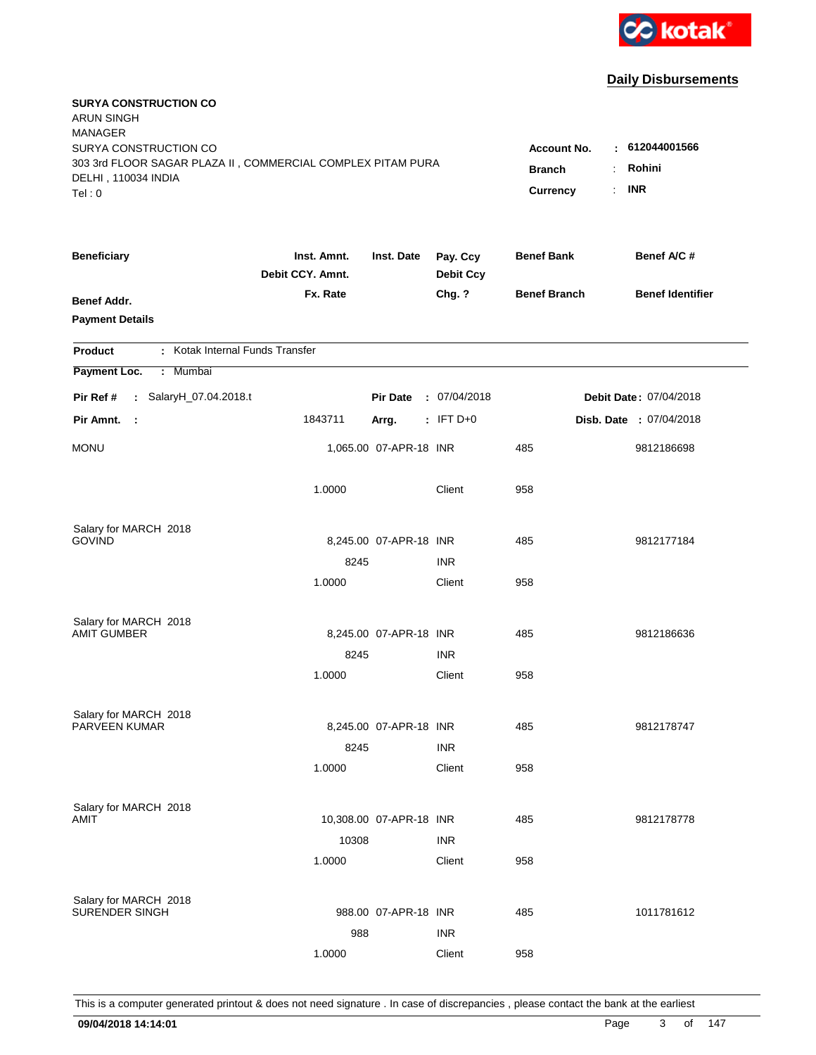kotak

## Daily Disbursements

**SURYA CONSTRUCTION CO**
ARUN SINGH
MANAGER
SURYA CONSTRUCTION CO
303 3rd FLOOR SAGAR PLAZA II , COMMERCIAL COMPLEX PITAM PURA
DELHI , 110034 INDIA
Tel : 0

**Account No.** : **612044001566**
**Branch** : **Rohini**
**Currency** : **INR**

| Beneficiary | Inst. Amnt. / Debit CCY. Amnt. / Fx. Rate | Inst. Date | Pay. Ccy / Debit Ccy / Chg. ? | Benef Bank / Benef Branch | Benef A/C # / Benef Identifier |
|---|---|---|---|---|---|
| **Benef Addr.** | | | | | |
| **Payment Details** | | | | | |

**Product** : Kotak Internal Funds Transfer

**Payment Loc.** : Mumbai

**Pir Ref #** : SalaryH_07.04.2018.t  **Pir Date** : 07/04/2018  **Debit Date** : 07/04/2018

**Pir Amnt.** : 1843711  **Arrg.** : IFT D+0  **Disb. Date** : 07/04/2018

| Beneficiary | Inst. Amnt. / Debit CCY. Amnt. / Fx. Rate | Inst. Date | Pay. Ccy / Debit Ccy / Chg. ? | Benef Bank / Benef Branch | Benef A/C # |
|---|---|---|---|---|---|
| MONU | 1,065.00 | 07-APR-18 | INR | 485 | 9812186698 |
| | 1.0000 | | Client | 958 | |
| Salary for MARCH 2018 | | | | | |
| GOVIND | 8,245.00 | 07-APR-18 | INR | 485 | 9812177184 |
| | 8245 | | INR | | |
| | 1.0000 | | Client | 958 | |
| Salary for MARCH 2018 | | | | | |
| AMIT GUMBER | 8,245.00 | 07-APR-18 | INR | 485 | 9812186636 |
| | 8245 | | INR | | |
| | 1.0000 | | Client | 958 | |
| Salary for MARCH 2018 | | | | | |
| PARVEEN KUMAR | 8,245.00 | 07-APR-18 | INR | 485 | 9812178747 |
| | 8245 | | INR | | |
| | 1.0000 | | Client | 958 | |
| Salary for MARCH 2018 | | | | | |
| AMIT | 10,308.00 | 07-APR-18 | INR | 485 | 9812178778 |
| | 10308 | | INR | | |
| | 1.0000 | | Client | 958 | |
| Salary for MARCH 2018 | | | | | |
| SURENDER SINGH | 988.00 | 07-APR-18 | INR | 485 | 1011781612 |
| | 988 | | INR | | |
| | 1.0000 | | Client | 958 | |

This is a computer generated printout & does not need signature . In case of discrepancies , please contact the bank at the earliest

**09/04/2018 14:14:01**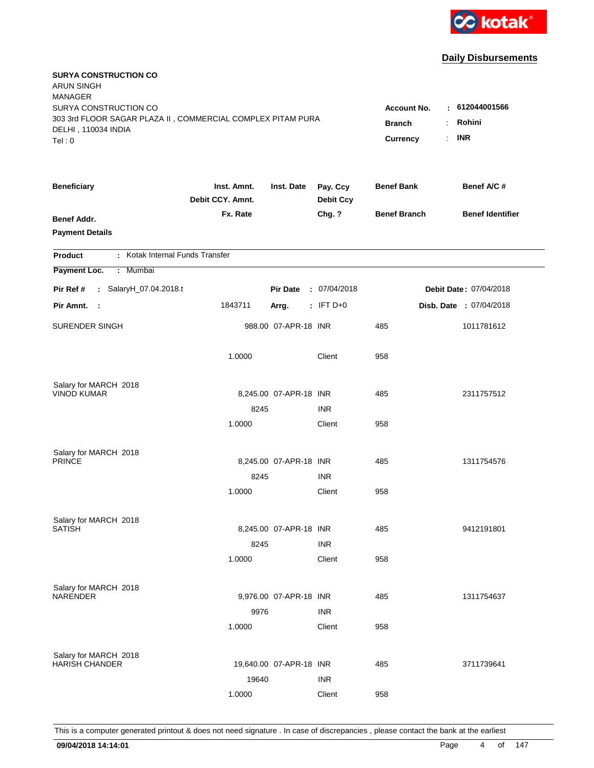# Daily Disbursements

**SURYA CONSTRUCTION CO**
ARUN SINGH
MANAGER
SURYA CONSTRUCTION CO
303 3rd FLOOR SAGAR PLAZA II , COMMERCIAL COMPLEX PITAM PURA
DELHI , 110034 INDIA
Tel : 0

**Account No.** : **612044001566**
**Branch** : **Rohini**
**Currency** : **INR**

| Beneficiary / Benef Addr. / Payment Details | Inst. Amnt. / Debit CCY. Amnt. / Fx. Rate | Inst. Date | Pay. Ccy / Debit Ccy / Chg. ? | Benef Bank / Benef Branch | Benef A/C # / Benef Identifier |
|---|---|---|---|---|---|

**Product** : Kotak Internal Funds Transfer
**Payment Loc.** : Mumbai

**Pir Ref #** : SalaryH_07.04.2018.t | **Pir Date** : 07/04/2018 | **Debit Date** : 07/04/2018
**Pir Amnt.** : 1843711 | **Arrg.** : IFT D+0 | **Disb. Date** : 07/04/2018

| Beneficiary | Inst. Amnt. | Inst. Date | Pay. Ccy | Benef Bank | Benef A/C # |
|---|---|---|---|---|---|
| SURENDER SINGH | 988.00 | 07-APR-18 | INR | 485 | 1011781612 |
| | 1.0000 | | Client | 958 | |
| Salary for MARCH 2018 | | | | | |
| VINOD KUMAR | 8,245.00 | 07-APR-18 | INR | 485 | 2311757512 |
| | 8245 | | INR | | |
| | 1.0000 | | Client | 958 | |
| Salary for MARCH 2018 | | | | | |
| PRINCE | 8,245.00 | 07-APR-18 | INR | 485 | 1311754576 |
| | 8245 | | INR | | |
| | 1.0000 | | Client | 958 | |
| Salary for MARCH 2018 | | | | | |
| SATISH | 8,245.00 | 07-APR-18 | INR | 485 | 9412191801 |
| | 8245 | | INR | | |
| | 1.0000 | | Client | 958 | |
| Salary for MARCH 2018 | | | | | |
| NARENDER | 9,976.00 | 07-APR-18 | INR | 485 | 1311754637 |
| | 9976 | | INR | | |
| | 1.0000 | | Client | 958 | |
| Salary for MARCH 2018 | | | | | |
| HARISH CHANDER | 19,640.00 | 07-APR-18 | INR | 485 | 3711739641 |
| | 19640 | | INR | | |
| | 1.0000 | | Client | 958 | |

This is a computer generated printout & does not need signature . In case of discrepancies , please contact the bank at the earliest

09/04/2018 14:14:01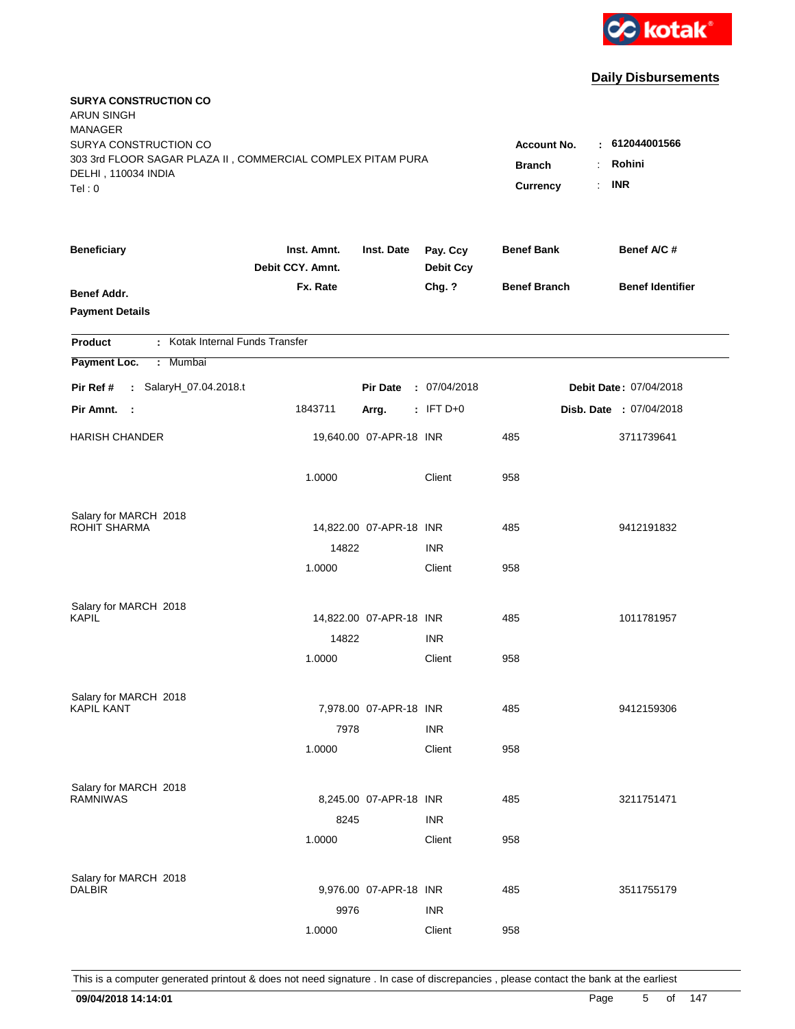kotak

## Daily Disbursements

**SURYA CONSTRUCTION CO**
ARUN SINGH
MANAGER
SURYA CONSTRUCTION CO
303 3rd FLOOR SAGAR PLAZA II , COMMERCIAL COMPLEX PITAM PURA
DELHI , 110034 INDIA
Tel : 0

**Account No.** : **612044001566**
**Branch** : **Rohini**
**Currency** : **INR**

| Beneficiary / Benef Addr. / Payment Details | Inst. Amnt. / Debit CCY. Amnt. / Fx. Rate | Inst. Date | Pay. Ccy / Debit Ccy / Chg. ? | Benef Bank / Benef Branch | Benef A/C # / Benef Identifier |
|---|---|---|---|---|---|

**Product** : Kotak Internal Funds Transfer
**Payment Loc.** : Mumbai

**Pir Ref #** : SalaryH_07.04.2018.t | **Pir Date** : 07/04/2018 | **Debit Date** : 07/04/2018
**Pir Amnt.** : 1843711 | **Arrg.** : IFT D+0 | **Disb. Date** : 07/04/2018

| Beneficiary | Inst. Amnt. | Inst. Date | Pay. Ccy | Benef Bank | Benef A/C # |
|---|---|---|---|---|---|
| HARISH CHANDER | 19,640.00 | 07-APR-18 | INR | 485 | 3711739641 |
| | 1.0000 | | Client | 958 | |
| Salary for MARCH 2018 | | | | | |
| ROHIT SHARMA | 14,822.00 | 07-APR-18 | INR | 485 | 9412191832 |
| | 14822 | | INR | | |
| | 1.0000 | | Client | 958 | |
| Salary for MARCH 2018 | | | | | |
| KAPIL | 14,822.00 | 07-APR-18 | INR | 485 | 1011781957 |
| | 14822 | | INR | | |
| | 1.0000 | | Client | 958 | |
| Salary for MARCH 2018 | | | | | |
| KAPIL KANT | 7,978.00 | 07-APR-18 | INR | 485 | 9412159306 |
| | 7978 | | INR | | |
| | 1.0000 | | Client | 958 | |
| Salary for MARCH 2018 | | | | | |
| RAMNIWAS | 8,245.00 | 07-APR-18 | INR | 485 | 3211751471 |
| | 8245 | | INR | | |
| | 1.0000 | | Client | 958 | |
| Salary for MARCH 2018 | | | | | |
| DALBIR | 9,976.00 | 07-APR-18 | INR | 485 | 3511755179 |
| | 9976 | | INR | | |
| | 1.0000 | | Client | 958 | |

This is a computer generated printout & does not need signature . In case of discrepancies , please contact the bank at the earliest

**09/04/2018 14:14:01**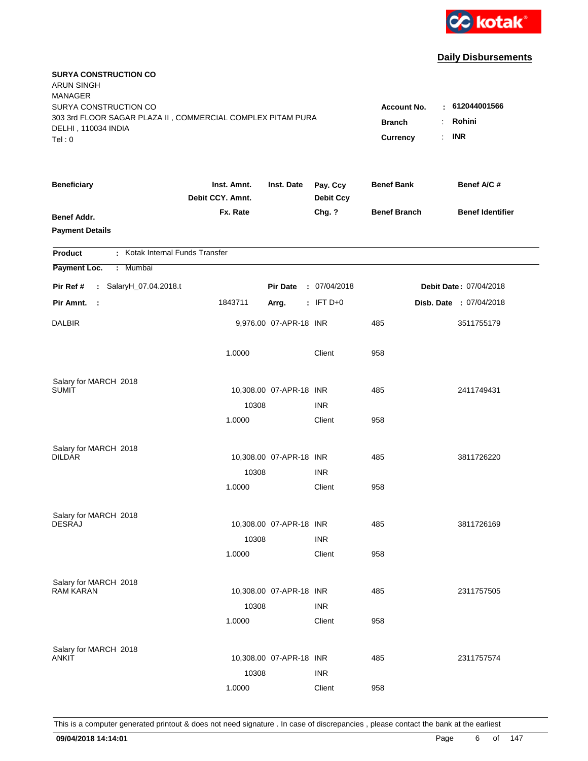kotak

## Daily Disbursements

**SURYA CONSTRUCTION CO**
ARUN SINGH
MANAGER
SURYA CONSTRUCTION CO
303 3rd FLOOR SAGAR PLAZA II , COMMERCIAL COMPLEX PITAM PURA
DELHI , 110034 INDIA
Tel : 0

**Account No.** : **612044001566**
**Branch** : **Rohini**
**Currency** : **INR**

| Beneficiary | Inst. Amnt. / Debit CCY. Amnt. / Fx. Rate | Inst. Date | Pay. Ccy / Debit Ccy / Chg. ? | Benef Bank / Benef Branch | Benef A/C # / Benef Identifier |
|---|---|---|---|---|---|
| Benef Addr. | | | | | |
| Payment Details | | | | | |

**Product** : Kotak Internal Funds Transfer

**Payment Loc.** : Mumbai

**Pir Ref #** : SalaryH_07.04.2018.t | **Pir Date** : 07/04/2018 | **Debit Date** : 07/04/2018

**Pir Amnt.** : 1843711 | **Arrg.** : IFT D+0 | **Disb. Date** : 07/04/2018

| Beneficiary | Inst. Amnt. / Debit CCY. Amnt. / Fx. Rate | Inst. Date | Pay. Ccy / Debit Ccy / Chg. ? | Benef Bank / Benef Branch | Benef A/C # / Benef Identifier |
|---|---|---|---|---|---|
| DALBIR | 9,976.00 | 07-APR-18 | INR | 485 | 3511755179 |
| | 1.0000 | | Client | 958 | |
| Salary for MARCH 2018 | | | | | |
| SUMIT | 10,308.00 | 07-APR-18 | INR | 485 | 2411749431 |
| | 10308 | | INR | | |
| | 1.0000 | | Client | 958 | |
| Salary for MARCH 2018 | | | | | |
| DILDAR | 10,308.00 | 07-APR-18 | INR | 485 | 3811726220 |
| | 10308 | | INR | | |
| | 1.0000 | | Client | 958 | |
| Salary for MARCH 2018 | | | | | |
| DESRAJ | 10,308.00 | 07-APR-18 | INR | 485 | 3811726169 |
| | 10308 | | INR | | |
| | 1.0000 | | Client | 958 | |
| Salary for MARCH 2018 | | | | | |
| RAM KARAN | 10,308.00 | 07-APR-18 | INR | 485 | 2311757505 |
| | 10308 | | INR | | |
| | 1.0000 | | Client | 958 | |
| Salary for MARCH 2018 | | | | | |
| ANKIT | 10,308.00 | 07-APR-18 | INR | 485 | 2311757574 |
| | 10308 | | INR | | |
| | 1.0000 | | Client | 958 | |

This is a computer generated printout & does not need signature . In case of discrepancies , please contact the bank at the earliest

**09/04/2018 14:14:01**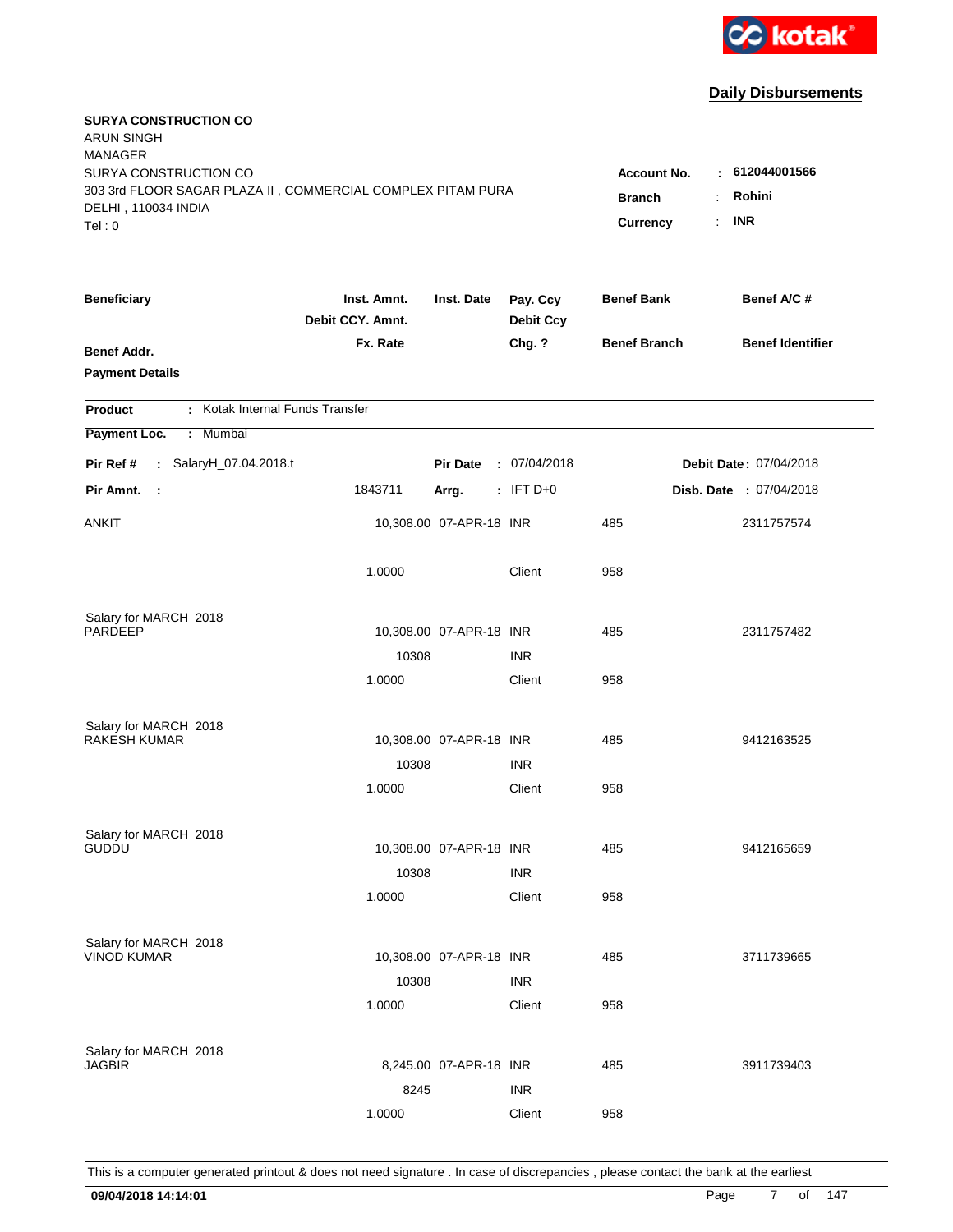kotak

## Daily Disbursements

**SURYA CONSTRUCTION CO**
ARUN SINGH
MANAGER
SURYA CONSTRUCTION CO
303 3rd FLOOR SAGAR PLAZA II , COMMERCIAL COMPLEX PITAM PURA
DELHI , 110034 INDIA
Tel : 0

**Account No.** : **612044001566**
**Branch** : **Rohini**
**Currency** : **INR**

| Beneficiary | Inst. Amnt. / Debit CCY. Amnt. / Fx. Rate | Inst. Date | Pay. Ccy / Debit Ccy / Chg. ? | Benef Bank / Benef Branch | Benef A/C # / Benef Identifier |
|---|---|---|---|---|---|
| **Benef Addr.** | | | | | |
| **Payment Details** | | | | | |

**Product** : Kotak Internal Funds Transfer

**Payment Loc.** : Mumbai

**Pir Ref #** : SalaryH_07.04.2018.t **Pir Date** : 07/04/2018 **Debit Date** : 07/04/2018

**Pir Amnt.** : 1843711 **Arrg.** : IFT D+0 **Disb. Date** : 07/04/2018

| Beneficiary | Inst. Amnt. | Inst. Date | Pay. Ccy | Benef Bank | Benef A/C # |
|---|---|---|---|---|---|
| ANKIT | 10,308.00 | 07-APR-18 | INR | 485 | 2311757574 |
| | 1.0000 | | Client | 958 | |
| Salary for MARCH 2018 | | | | | |
| PARDEEP | 10,308.00 | 07-APR-18 | INR | 485 | 2311757482 |
| | 10308 | | INR | | |
| | 1.0000 | | Client | 958 | |
| Salary for MARCH 2018 | | | | | |
| RAKESH KUMAR | 10,308.00 | 07-APR-18 | INR | 485 | 9412163525 |
| | 10308 | | INR | | |
| | 1.0000 | | Client | 958 | |
| Salary for MARCH 2018 | | | | | |
| GUDDU | 10,308.00 | 07-APR-18 | INR | 485 | 9412165659 |
| | 10308 | | INR | | |
| | 1.0000 | | Client | 958 | |
| Salary for MARCH 2018 | | | | | |
| VINOD KUMAR | 10,308.00 | 07-APR-18 | INR | 485 | 3711739665 |
| | 10308 | | INR | | |
| | 1.0000 | | Client | 958 | |
| Salary for MARCH 2018 | | | | | |
| JAGBIR | 8,245.00 | 07-APR-18 | INR | 485 | 3911739403 |
| | 8245 | | INR | | |
| | 1.0000 | | Client | 958 | |

This is a computer generated printout & does not need signature . In case of discrepancies , please contact the bank at the earliest

**09/04/2018 14:14:01**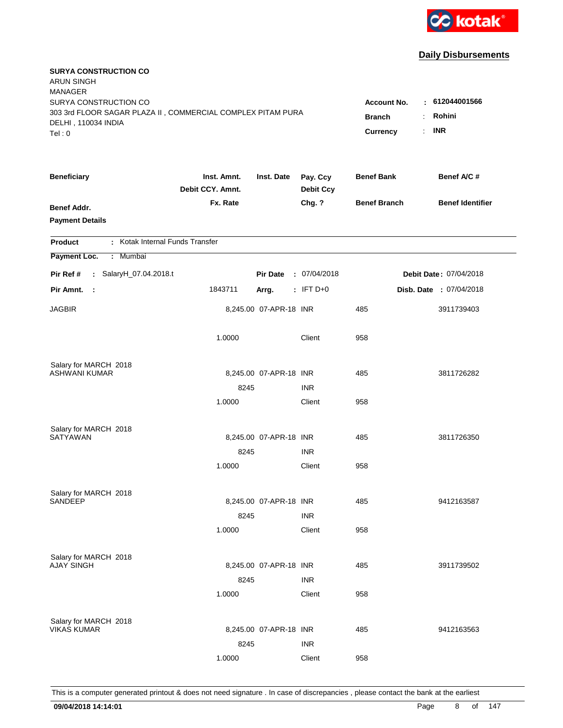**Daily Disbursements**

**SURYA CONSTRUCTION CO**
ARUN SINGH
MANAGER
SURYA CONSTRUCTION CO
303 3rd FLOOR SAGAR PLAZA II , COMMERCIAL COMPLEX PITAM PURA
DELHI , 110034 INDIA
Tel : 0

**Account No.** : **612044001566**
**Branch** : **Rohini**
**Currency** : **INR**

| Beneficiary | Inst. Amnt. / Debit CCY. Amnt. / Fx. Rate | Inst. Date | Pay. Ccy / Debit Ccy / Chg. ? | Benef Bank / Benef Branch | Benef A/C # / Benef Identifier |
|---|---|---|---|---|---|
| **Benef Addr.** / **Payment Details** | | | | | |

**Product** : Kotak Internal Funds Transfer
**Payment Loc.** : Mumbai

**Pir Ref #** : SalaryH_07.04.2018.t | **Pir Date** : 07/04/2018 | **Debit Date** : 07/04/2018
**Pir Amnt.** : 1843711 | **Arrg.** : IFT D+0 | **Disb. Date** : 07/04/2018

| Beneficiary | Inst. Amnt. / Debit CCY. Amnt. / Fx. Rate | Inst. Date | Pay. Ccy / Debit Ccy / Chg. ? | Benef Bank / Benef Branch | Benef A/C # |
|---|---|---|---|---|---|
| JAGBIR | 8,245.00 | 07-APR-18 | INR | 485 | 3911739403 |
| | 1.0000 | | Client | 958 | |
| Salary for MARCH 2018 | | | | | |
| ASHWANI KUMAR | 8,245.00 | 07-APR-18 | INR | 485 | 3811726282 |
| | 8245 | | INR | | |
| | 1.0000 | | Client | 958 | |
| Salary for MARCH 2018 | | | | | |
| SATYAWAN | 8,245.00 | 07-APR-18 | INR | 485 | 3811726350 |
| | 8245 | | INR | | |
| | 1.0000 | | Client | 958 | |
| Salary for MARCH 2018 | | | | | |
| SANDEEP | 8,245.00 | 07-APR-18 | INR | 485 | 9412163587 |
| | 8245 | | INR | | |
| | 1.0000 | | Client | 958 | |
| Salary for MARCH 2018 | | | | | |
| AJAY SINGH | 8,245.00 | 07-APR-18 | INR | 485 | 3911739502 |
| | 8245 | | INR | | |
| | 1.0000 | | Client | 958 | |
| Salary for MARCH 2018 | | | | | |
| VIKAS KUMAR | 8,245.00 | 07-APR-18 | INR | 485 | 9412163563 |
| | 8245 | | INR | | |
| | 1.0000 | | Client | 958 | |

This is a computer generated printout & does not need signature . In case of discrepancies , please contact the bank at the earliest

**09/04/2018 14:14:01**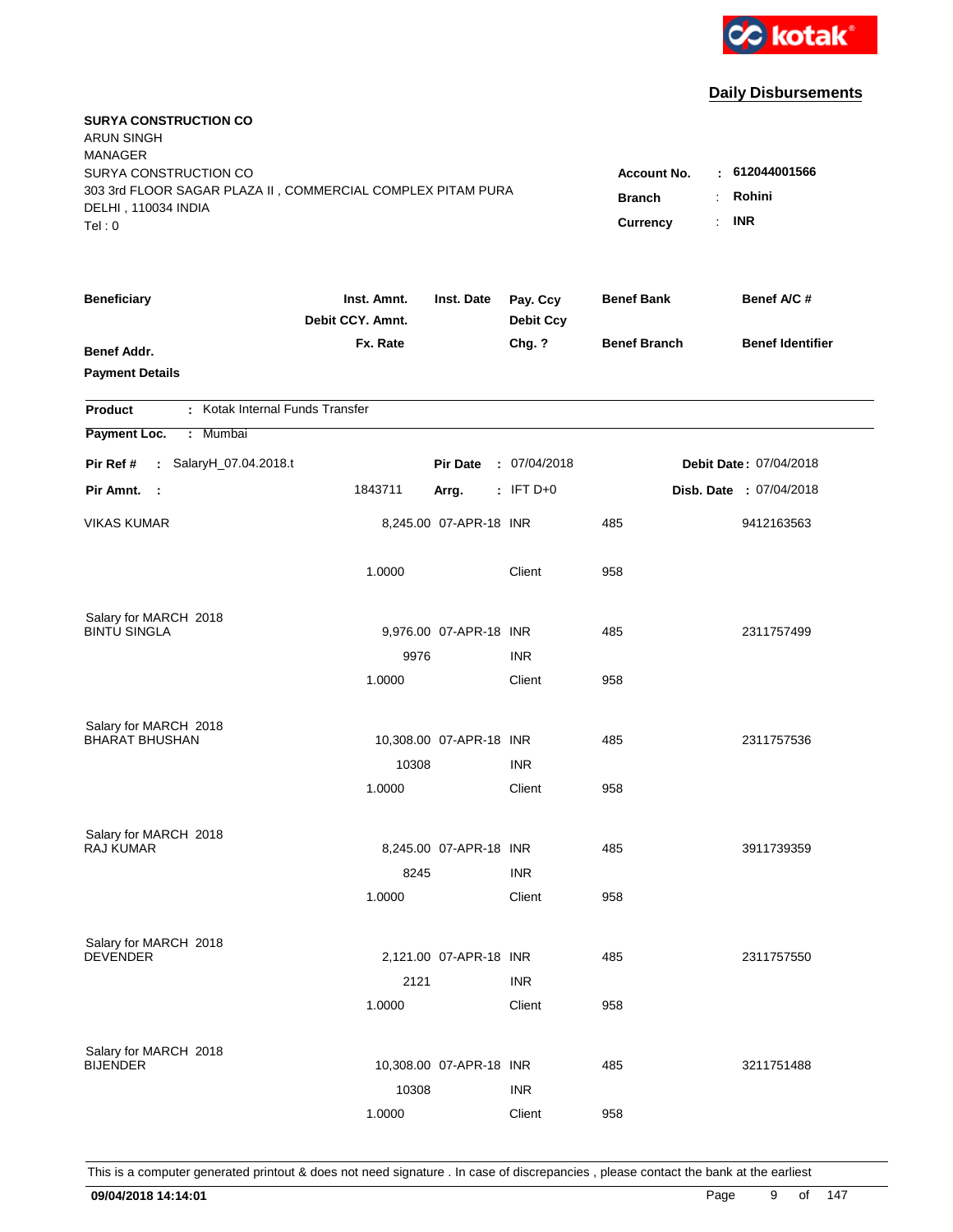kotak

## Daily Disbursements

**SURYA CONSTRUCTION CO**
ARUN SINGH
MANAGER
SURYA CONSTRUCTION CO
303 3rd FLOOR SAGAR PLAZA II , COMMERCIAL COMPLEX PITAM PURA
DELHI , 110034 INDIA
Tel : 0

**Account No.** : **612044001566**
**Branch** : **Rohini**
**Currency** : **INR**

| Beneficiary / Benef Addr. / Payment Details | Inst. Amnt. / Debit CCY. Amnt. / Fx. Rate | Inst. Date | Pay. Ccy / Debit Ccy / Chg. ? | Benef Bank / Benef Branch | Benef A/C # / Benef Identifier |
|---|---|---|---|---|---|

**Product** : Kotak Internal Funds Transfer

**Payment Loc.** : Mumbai

**Pir Ref #** : SalaryH_07.04.2018.t   **Pir Date** : 07/04/2018   **Debit Date** : 07/04/2018

**Pir Amnt.** : 1843711   **Arrg.** : IFT D+0   **Disb. Date** : 07/04/2018

| Beneficiary | Inst. Amnt. | Inst. Date | Pay. Ccy | Benef Bank | Benef A/C # |
|---|---|---|---|---|---|
| VIKAS KUMAR | 8,245.00 | 07-APR-18 | INR | 485 | 9412163563 |
| | 1.0000 | | Client | 958 | |
| Salary for MARCH 2018 | | | | | |
| BINTU SINGLA | 9,976.00 | 07-APR-18 | INR | 485 | 2311757499 |
| | 9976 | | INR | | |
| | 1.0000 | | Client | 958 | |
| Salary for MARCH 2018 | | | | | |
| BHARAT BHUSHAN | 10,308.00 | 07-APR-18 | INR | 485 | 2311757536 |
| | 10308 | | INR | | |
| | 1.0000 | | Client | 958 | |
| Salary for MARCH 2018 | | | | | |
| RAJ KUMAR | 8,245.00 | 07-APR-18 | INR | 485 | 3911739359 |
| | 8245 | | INR | | |
| | 1.0000 | | Client | 958 | |
| Salary for MARCH 2018 | | | | | |
| DEVENDER | 2,121.00 | 07-APR-18 | INR | 485 | 2311757550 |
| | 2121 | | INR | | |
| | 1.0000 | | Client | 958 | |
| Salary for MARCH 2018 | | | | | |
| BIJENDER | 10,308.00 | 07-APR-18 | INR | 485 | 3211751488 |
| | 10308 | | INR | | |
| | 1.0000 | | Client | 958 | |

This is a computer generated printout & does not need signature . In case of discrepancies , please contact the bank at the earliest

**09/04/2018 14:14:01**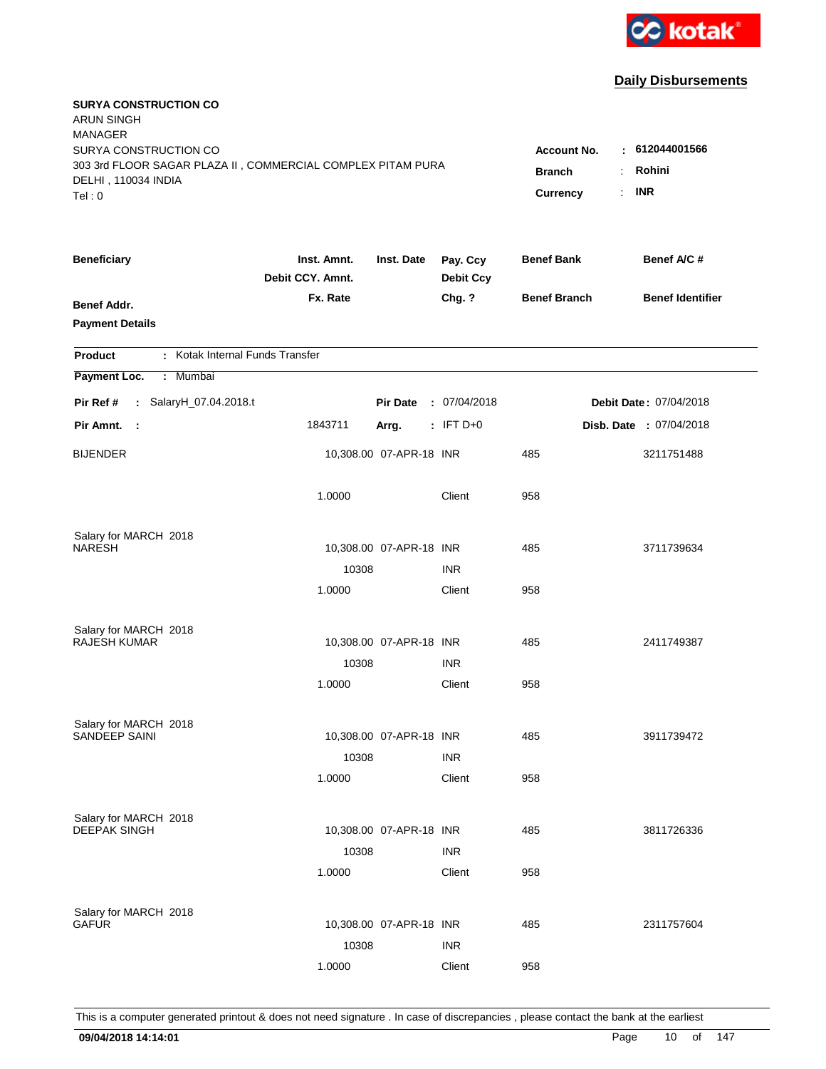kotak

## Daily Disbursements

**SURYA CONSTRUCTION CO**
ARUN SINGH
MANAGER
SURYA CONSTRUCTION CO
303 3rd FLOOR SAGAR PLAZA II , COMMERCIAL COMPLEX PITAM PURA
DELHI , 110034 INDIA
Tel : 0

**Account No.** : **612044001566**
**Branch** : **Rohini**
**Currency** : **INR**

| Beneficiary / Benef Addr. / Payment Details | Inst. Amnt. / Debit CCY. Amnt. / Fx. Rate | Inst. Date | Pay. Ccy / Debit Ccy / Chg. ? | Benef Bank / Benef Branch | Benef A/C # / Benef Identifier |
|---|---|---|---|---|---|

**Product** : Kotak Internal Funds Transfer
**Payment Loc.** : Mumbai

**Pir Ref #** : SalaryH_07.04.2018.t | **Pir Date** : 07/04/2018 | **Debit Date** : 07/04/2018
**Pir Amnt.** : 1843711 | **Arrg.** : IFT D+0 | **Disb. Date** : 07/04/2018

| Beneficiary | Inst. Amnt. | Inst. Date | Pay. Ccy | Benef Bank | Benef A/C # |
|---|---|---|---|---|---|
| BIJENDER | 10,308.00 | 07-APR-18 | INR | 485 | 3211751488 |
| | 1.0000 | | Client | 958 | |
| Salary for MARCH 2018 | | | | | |
| NARESH | 10,308.00 | 07-APR-18 | INR | 485 | 3711739634 |
| | 10308 | | INR | | |
| | 1.0000 | | Client | 958 | |
| Salary for MARCH 2018 | | | | | |
| RAJESH KUMAR | 10,308.00 | 07-APR-18 | INR | 485 | 2411749387 |
| | 10308 | | INR | | |
| | 1.0000 | | Client | 958 | |
| Salary for MARCH 2018 | | | | | |
| SANDEEP SAINI | 10,308.00 | 07-APR-18 | INR | 485 | 3911739472 |
| | 10308 | | INR | | |
| | 1.0000 | | Client | 958 | |
| Salary for MARCH 2018 | | | | | |
| DEEPAK SINGH | 10,308.00 | 07-APR-18 | INR | 485 | 3811726336 |
| | 10308 | | INR | | |
| | 1.0000 | | Client | 958 | |
| Salary for MARCH 2018 | | | | | |
| GAFUR | 10,308.00 | 07-APR-18 | INR | 485 | 2311757604 |
| | 10308 | | INR | | |
| | 1.0000 | | Client | 958 | |

This is a computer generated printout & does not need signature . In case of discrepancies , please contact the bank at the earliest

**09/04/2018 14:14:01**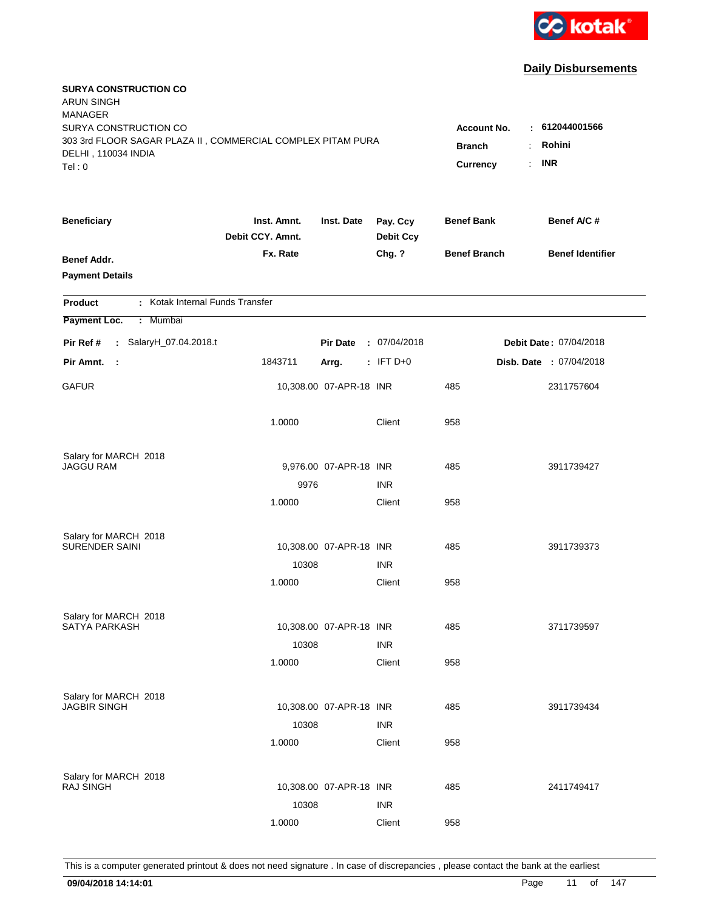**kotak**

## Daily Disbursements

**SURYA CONSTRUCTION CO**
ARUN SINGH
MANAGER
SURYA CONSTRUCTION CO
303 3rd FLOOR SAGAR PLAZA II , COMMERCIAL COMPLEX PITAM PURA
DELHI , 110034 INDIA
Tel : 0

**Account No.** : 612044001566
**Branch** : Rohini
**Currency** : INR

| Beneficiary / Benef Addr. / Payment Details | Inst. Amnt. / Debit CCY. Amnt. / Fx. Rate | Inst. Date | Pay. Ccy / Debit Ccy / Chg. ? | Benef Bank / Benef Branch | Benef A/C # / Benef Identifier |
|---|---|---|---|---|---|

**Product** : Kotak Internal Funds Transfer
**Payment Loc.** : Mumbai

**Pir Ref #** : SalaryH_07.04.2018.t    **Pir Date** : 07/04/2018    **Debit Date** : 07/04/2018
**Pir Amnt.** : 1843711    **Arrg.** : IFT D+0    **Disb. Date** : 07/04/2018

| Beneficiary | Inst. Amnt. | Inst. Date | Pay. Ccy | Benef Bank | Benef A/C # |
|---|---|---|---|---|---|
| GAFUR | 10,308.00 | 07-APR-18 | INR | 485 | 2311757604 |
| | 1.0000 | | Client | 958 | |
| Salary for MARCH 2018 | | | | | |
| JAGGU RAM | 9,976.00 | 07-APR-18 | INR | 485 | 3911739427 |
| | 9976 | | INR | | |
| | 1.0000 | | Client | 958 | |
| Salary for MARCH 2018 | | | | | |
| SURENDER SAINI | 10,308.00 | 07-APR-18 | INR | 485 | 3911739373 |
| | 10308 | | INR | | |
| | 1.0000 | | Client | 958 | |
| Salary for MARCH 2018 | | | | | |
| SATYA PARKASH | 10,308.00 | 07-APR-18 | INR | 485 | 3711739597 |
| | 10308 | | INR | | |
| | 1.0000 | | Client | 958 | |
| Salary for MARCH 2018 | | | | | |
| JAGBIR SINGH | 10,308.00 | 07-APR-18 | INR | 485 | 3911739434 |
| | 10308 | | INR | | |
| | 1.0000 | | Client | 958 | |
| Salary for MARCH 2018 | | | | | |
| RAJ SINGH | 10,308.00 | 07-APR-18 | INR | 485 | 2411749417 |
| | 10308 | | INR | | |
| | 1.0000 | | Client | 958 | |

This is a computer generated printout & does not need signature . In case of discrepancies , please contact the bank at the earliest

**09/04/2018 14:14:01**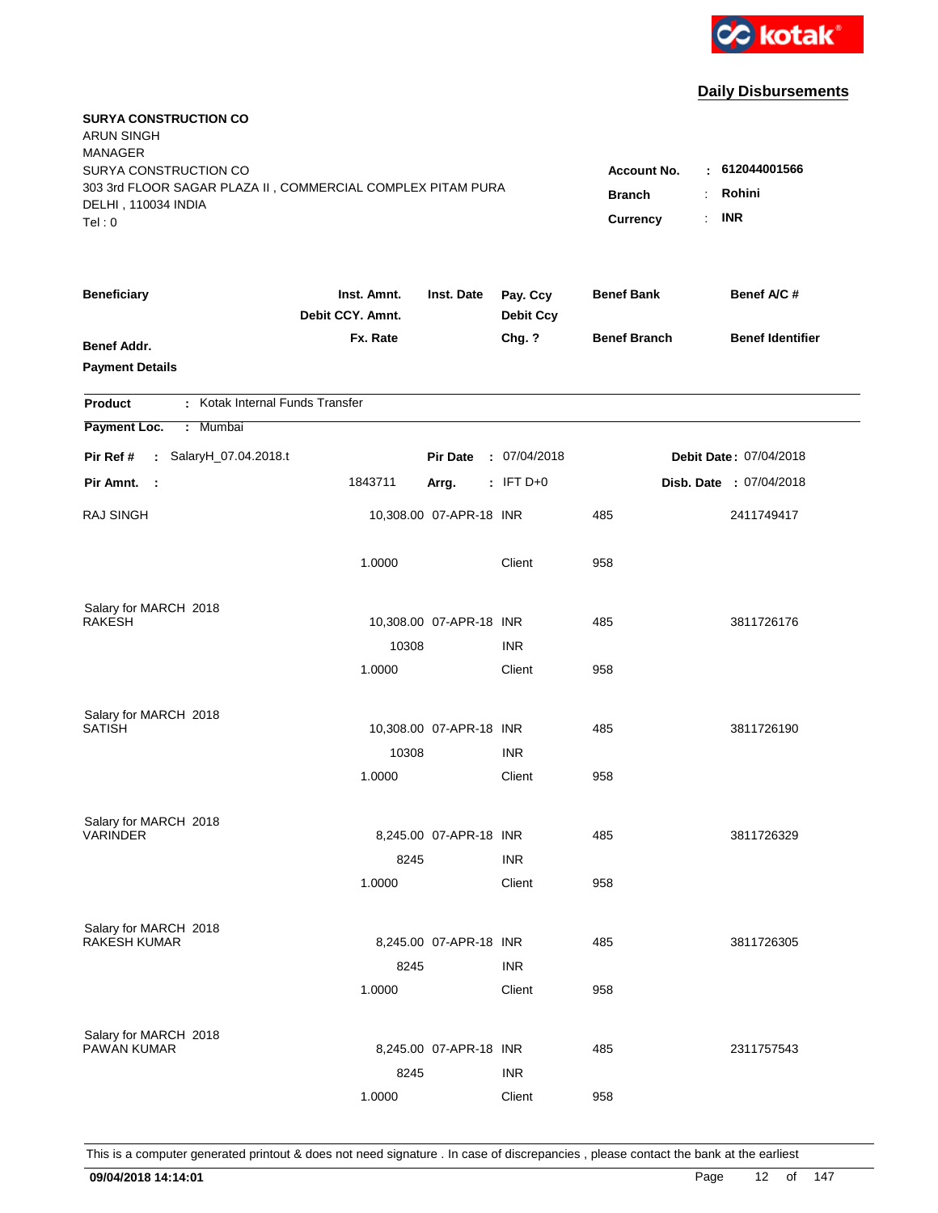**Daily Disbursements**

**SURYA CONSTRUCTION CO**
ARUN SINGH
MANAGER
SURYA CONSTRUCTION CO
303 3rd FLOOR SAGAR PLAZA II , COMMERCIAL COMPLEX PITAM PURA
DELHI , 110034 INDIA
Tel : 0

| | | |
|---|---|---|
| **Account No.** | : | **612044001566** |
| **Branch** | : | **Rohini** |
| **Currency** | : | **INR** |

| **Beneficiary** | **Inst. Amnt.** / **Debit CCY. Amnt.** / **Fx. Rate** | **Inst. Date** | **Pay. Ccy** / **Debit Ccy** / **Chg. ?** | **Benef Bank** / **Benef Branch** | **Benef A/C #** / **Benef Identifier** |
|---|---|---|---|---|---|
| **Benef Addr.** | | | | | |
| **Payment Details** | | | | | |

**Product** : Kotak Internal Funds Transfer

**Payment Loc.** : Mumbai

**Pir Ref #** : SalaryH_07.04.2018.t — **Pir Date** : 07/04/2018 — **Debit Date** : 07/04/2018

**Pir Amnt.** : 1843711 — **Arrg.** : IFT D+0 — **Disb. Date** : 07/04/2018

| Beneficiary / Payment Details | Inst. Amnt. / Debit CCY. Amnt. / Fx. Rate | Inst. Date | Pay. Ccy / Debit Ccy / Chg. ? | Benef Bank / Benef Branch | Benef A/C # |
|---|---|---|---|---|---|
| RAJ SINGH | 10,308.00 | 07-APR-18 | INR | 485 | 2411749417 |
| | 1.0000 | | Client | 958 | |
| Salary for MARCH 2018 | | | | | |
| RAKESH | 10,308.00 | 07-APR-18 | INR | 485 | 3811726176 |
| | 10308 | | INR | | |
| | 1.0000 | | Client | 958 | |
| Salary for MARCH 2018 | | | | | |
| SATISH | 10,308.00 | 07-APR-18 | INR | 485 | 3811726190 |
| | 10308 | | INR | | |
| | 1.0000 | | Client | 958 | |
| Salary for MARCH 2018 | | | | | |
| VARINDER | 8,245.00 | 07-APR-18 | INR | 485 | 3811726329 |
| | 8245 | | INR | | |
| | 1.0000 | | Client | 958 | |
| Salary for MARCH 2018 | | | | | |
| RAKESH KUMAR | 8,245.00 | 07-APR-18 | INR | 485 | 3811726305 |
| | 8245 | | INR | | |
| | 1.0000 | | Client | 958 | |
| Salary for MARCH 2018 | | | | | |
| PAWAN KUMAR | 8,245.00 | 07-APR-18 | INR | 485 | 2311757543 |
| | 8245 | | INR | | |
| | 1.0000 | | Client | 958 | |

This is a computer generated printout & does not need signature . In case of discrepancies , please contact the bank at the earliest

**09/04/2018 14:14:01**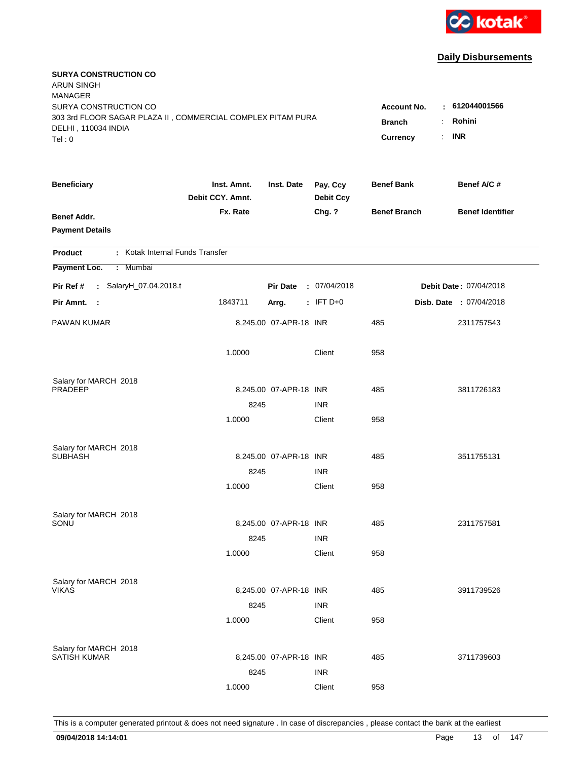kotak

## Daily Disbursements

**SURYA CONSTRUCTION CO**
ARUN SINGH
MANAGER
SURYA CONSTRUCTION CO
303 3rd FLOOR SAGAR PLAZA II , COMMERCIAL COMPLEX PITAM PURA
DELHI , 110034 INDIA
Tel : 0

**Account No.** : **612044001566**
**Branch** : **Rohini**
**Currency** : **INR**

| Beneficiary / Benef Addr. / Payment Details | Inst. Amnt. / Debit CCY. Amnt. / Fx. Rate | Inst. Date | Pay. Ccy / Debit Ccy / Chg. ? | Benef Bank / Benef Branch | Benef A/C # / Benef Identifier |
|---|---|---|---|---|---|

**Product** : Kotak Internal Funds Transfer
**Payment Loc.** : Mumbai

**Pir Ref #** : SalaryH_07.04.2018.t  **Pir Date** : 07/04/2018  **Debit Date** : 07/04/2018
**Pir Amnt.** : 1843711  **Arrg.** : IFT D+0  **Disb. Date** : 07/04/2018

| Beneficiary | Inst. Amnt. | Inst. Date | Pay. Ccy | Benef Bank | Benef A/C # |
|---|---|---|---|---|---|
| PAWAN KUMAR | 8,245.00 | 07-APR-18 | INR | 485 | 2311757543 |
| | 1.0000 | | Client | 958 | |
| Salary for MARCH 2018 | | | | | |
| PRADEEP | 8,245.00 | 07-APR-18 | INR | 485 | 3811726183 |
| | 8245 | | INR | | |
| | 1.0000 | | Client | 958 | |
| Salary for MARCH 2018 | | | | | |
| SUBHASH | 8,245.00 | 07-APR-18 | INR | 485 | 3511755131 |
| | 8245 | | INR | | |
| | 1.0000 | | Client | 958 | |
| Salary for MARCH 2018 | | | | | |
| SONU | 8,245.00 | 07-APR-18 | INR | 485 | 2311757581 |
| | 8245 | | INR | | |
| | 1.0000 | | Client | 958 | |
| Salary for MARCH 2018 | | | | | |
| VIKAS | 8,245.00 | 07-APR-18 | INR | 485 | 3911739526 |
| | 8245 | | INR | | |
| | 1.0000 | | Client | 958 | |
| Salary for MARCH 2018 | | | | | |
| SATISH KUMAR | 8,245.00 | 07-APR-18 | INR | 485 | 3711739603 |
| | 8245 | | INR | | |
| | 1.0000 | | Client | 958 | |

This is a computer generated printout & does not need signature . In case of discrepancies , please contact the bank at the earliest

**09/04/2018 14:14:01**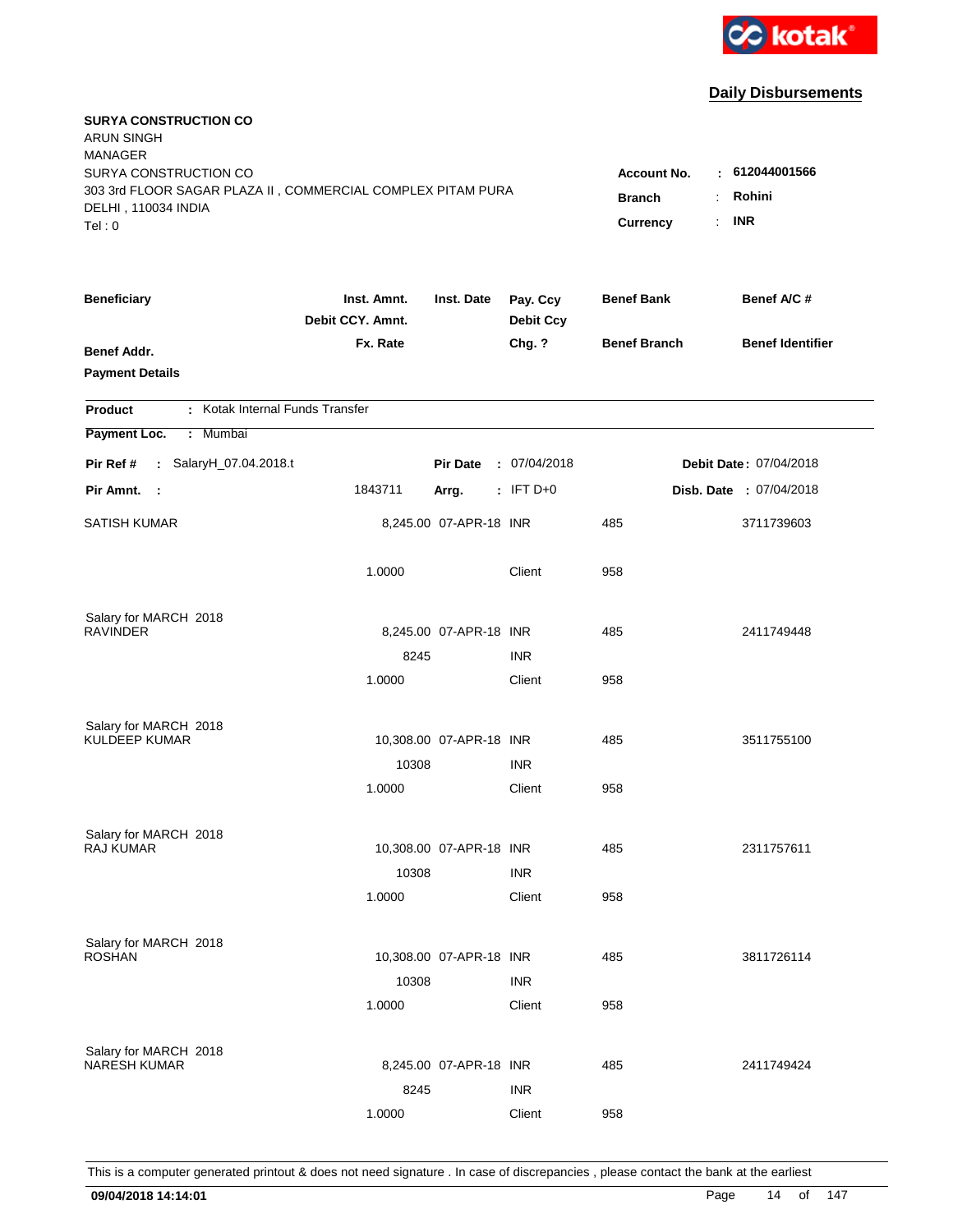kotak

## Daily Disbursements

**SURYA CONSTRUCTION CO**
ARUN SINGH
MANAGER
SURYA CONSTRUCTION CO
303 3rd FLOOR SAGAR PLAZA II , COMMERCIAL COMPLEX PITAM PURA
DELHI , 110034 INDIA
Tel : 0

**Account No.** : **612044001566**
**Branch** : **Rohini**
**Currency** : **INR**

| Beneficiary / Benef Addr. / Payment Details | Inst. Amnt. / Debit CCY. Amnt. / Fx. Rate | Inst. Date | Pay. Ccy / Debit Ccy / Chg. ? | Benef Bank / Benef Branch | Benef A/C # / Benef Identifier |
|---|---|---|---|---|---|

**Product** : Kotak Internal Funds Transfer
**Payment Loc.** : Mumbai

**Pir Ref #** : SalaryH_07.04.2018.t &nbsp;&nbsp; **Pir Date** : 07/04/2018 &nbsp;&nbsp; **Debit Date** : 07/04/2018
**Pir Amnt.** : 1843711 &nbsp;&nbsp; **Arrg.** : IFT D+0 &nbsp;&nbsp; **Disb. Date** : 07/04/2018

| Beneficiary | Inst. Amnt. / Debit CCY. Amnt. / Fx. Rate | Inst. Date | Pay. Ccy / Debit Ccy / Chg. ? | Benef Bank / Benef Branch | Benef A/C # |
|---|---|---|---|---|---|
| SATISH KUMAR | 8,245.00 | 07-APR-18 | INR | 485 | 3711739603 |
| | 1.0000 | | Client | 958 | |
| Salary for MARCH 2018 | | | | | |
| RAVINDER | 8,245.00 | 07-APR-18 | INR | 485 | 2411749448 |
| | 8245 | | INR | | |
| | 1.0000 | | Client | 958 | |
| Salary for MARCH 2018 | | | | | |
| KULDEEP KUMAR | 10,308.00 | 07-APR-18 | INR | 485 | 3511755100 |
| | 10308 | | INR | | |
| | 1.0000 | | Client | 958 | |
| Salary for MARCH 2018 | | | | | |
| RAJ KUMAR | 10,308.00 | 07-APR-18 | INR | 485 | 2311757611 |
| | 10308 | | INR | | |
| | 1.0000 | | Client | 958 | |
| Salary for MARCH 2018 | | | | | |
| ROSHAN | 10,308.00 | 07-APR-18 | INR | 485 | 3811726114 |
| | 10308 | | INR | | |
| | 1.0000 | | Client | 958 | |
| Salary for MARCH 2018 | | | | | |
| NARESH KUMAR | 8,245.00 | 07-APR-18 | INR | 485 | 2411749424 |
| | 8245 | | INR | | |
| | 1.0000 | | Client | 958 | |

This is a computer generated printout & does not need signature . In case of discrepancies , please contact the bank at the earliest

09/04/2018 14:14:01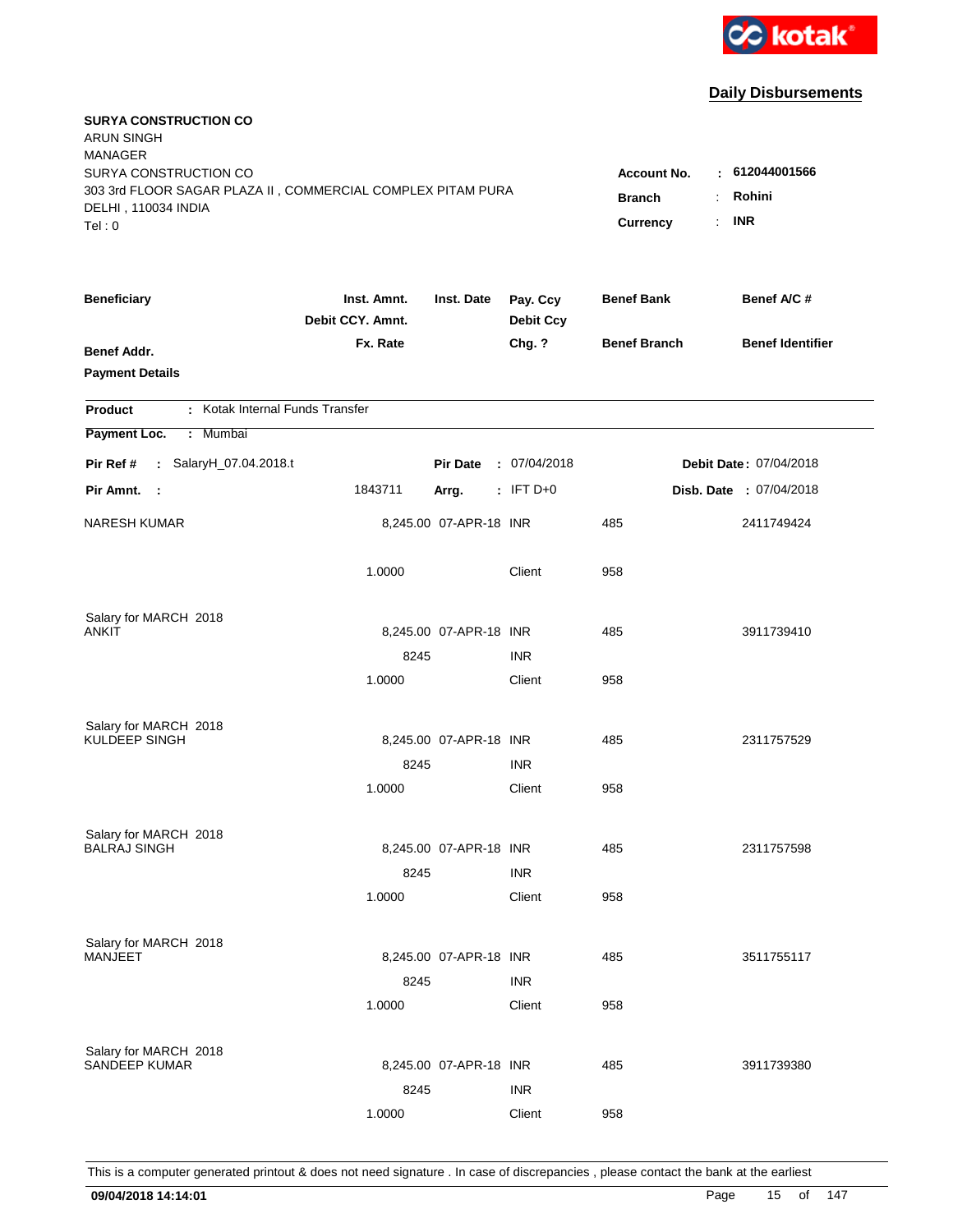kotak

## Daily Disbursements

**SURYA CONSTRUCTION CO**
ARUN SINGH
MANAGER
SURYA CONSTRUCTION CO
303 3rd FLOOR SAGAR PLAZA II , COMMERCIAL COMPLEX PITAM PURA
DELHI , 110034 INDIA
Tel : 0

**Account No.** : **612044001566**
**Branch** : **Rohini**
**Currency** : **INR**

| Beneficiary / Benef Addr. / Payment Details | Inst. Amnt. / Debit CCY. Amnt. / Fx. Rate | Inst. Date | Pay. Ccy / Debit Ccy / Chg. ? | Benef Bank / Benef Branch | Benef A/C # / Benef Identifier |
|---|---|---|---|---|---|

**Product** : Kotak Internal Funds Transfer

**Payment Loc.** : Mumbai

**Pir Ref #** : SalaryH_07.04.2018.t **Pir Date** : 07/04/2018 **Debit Date** : 07/04/2018

**Pir Amnt.** : 1843711 **Arrg.** : IFT D+0 **Disb. Date** : 07/04/2018

| Beneficiary | Inst. Amnt. | Inst. Date | Pay. Ccy | Benef Bank | Benef A/C # |
|---|---|---|---|---|---|
| NARESH KUMAR | 8,245.00 | 07-APR-18 | INR | 485 | 2411749424 |
| | 1.0000 | | Client | 958 | |
| Salary for MARCH 2018 | | | | | |
| ANKIT | 8,245.00 | 07-APR-18 | INR | 485 | 3911739410 |
| | 8245 | | INR | | |
| | 1.0000 | | Client | 958 | |
| Salary for MARCH 2018 | | | | | |
| KULDEEP SINGH | 8,245.00 | 07-APR-18 | INR | 485 | 2311757529 |
| | 8245 | | INR | | |
| | 1.0000 | | Client | 958 | |
| Salary for MARCH 2018 | | | | | |
| BALRAJ SINGH | 8,245.00 | 07-APR-18 | INR | 485 | 2311757598 |
| | 8245 | | INR | | |
| | 1.0000 | | Client | 958 | |
| Salary for MARCH 2018 | | | | | |
| MANJEET | 8,245.00 | 07-APR-18 | INR | 485 | 3511755117 |
| | 8245 | | INR | | |
| | 1.0000 | | Client | 958 | |
| Salary for MARCH 2018 | | | | | |
| SANDEEP KUMAR | 8,245.00 | 07-APR-18 | INR | 485 | 3911739380 |
| | 8245 | | INR | | |
| | 1.0000 | | Client | 958 | |

This is a computer generated printout & does not need signature . In case of discrepancies , please contact the bank at the earliest

**09/04/2018 14:14:01**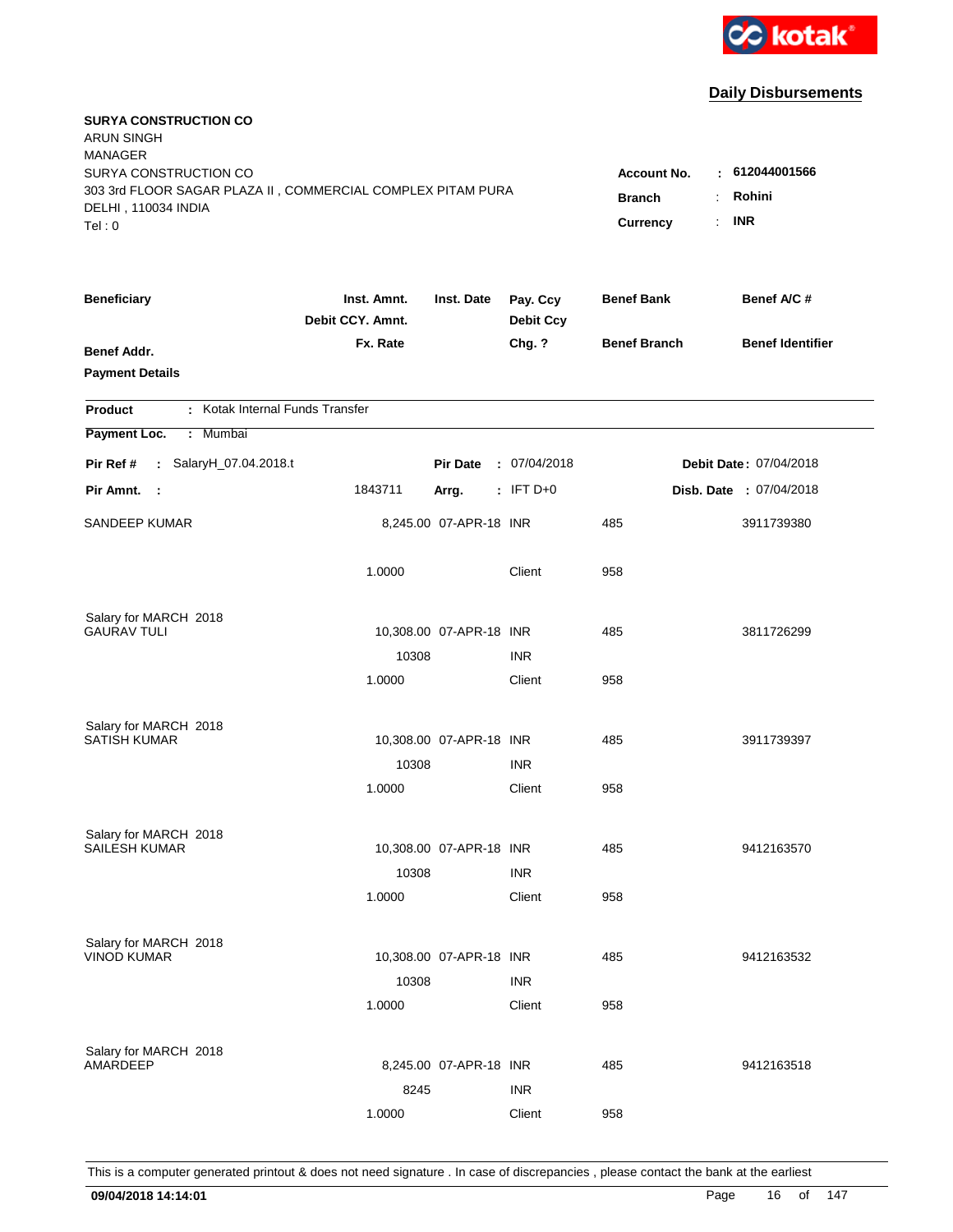**Daily Disbursements**

**SURYA CONSTRUCTION CO**
ARUN SINGH
MANAGER
SURYA CONSTRUCTION CO
303 3rd FLOOR SAGAR PLAZA II , COMMERCIAL COMPLEX PITAM PURA
DELHI , 110034 INDIA
Tel : 0

| | | |
|---|---|---|
| **Account No.** | : | **612044001566** |
| **Branch** | : | **Rohini** |
| **Currency** | : | **INR** |

| Beneficiary / Benef Addr. / Payment Details | Inst. Amnt. / Debit CCY. Amnt. / Fx. Rate | Inst. Date | Pay. Ccy / Debit Ccy / Chg. ? | Benef Bank / Benef Branch | Benef A/C # / Benef Identifier |
|---|---|---|---|---|---|

**Product** : Kotak Internal Funds Transfer
**Payment Loc.** : Mumbai

**Pir Ref #** : SalaryH_07.04.2018.t | **Pir Date** : 07/04/2018 | **Debit Date** : 07/04/2018
**Pir Amnt.** : 1843711 | **Arrg.** : IFT D+0 | **Disb. Date** : 07/04/2018

| Beneficiary | Inst. Amnt. | Inst. Date | Pay. Ccy | Benef Bank | Benef A/C # |
|---|---|---|---|---|---|
| SANDEEP KUMAR | 8,245.00 | 07-APR-18 | INR | 485 | 3911739380 |
| | 1.0000 | | Client | 958 | |
| Salary for MARCH 2018 | | | | | |
| GAURAV TULI | 10,308.00 | 07-APR-18 | INR | 485 | 3811726299 |
| | 10308 | | INR | | |
| | 1.0000 | | Client | 958 | |
| Salary for MARCH 2018 | | | | | |
| SATISH KUMAR | 10,308.00 | 07-APR-18 | INR | 485 | 3911739397 |
| | 10308 | | INR | | |
| | 1.0000 | | Client | 958 | |
| Salary for MARCH 2018 | | | | | |
| SAILESH KUMAR | 10,308.00 | 07-APR-18 | INR | 485 | 9412163570 |
| | 10308 | | INR | | |
| | 1.0000 | | Client | 958 | |
| Salary for MARCH 2018 | | | | | |
| VINOD KUMAR | 10,308.00 | 07-APR-18 | INR | 485 | 9412163532 |
| | 10308 | | INR | | |
| | 1.0000 | | Client | 958 | |
| Salary for MARCH 2018 | | | | | |
| AMARDEEP | 8,245.00 | 07-APR-18 | INR | 485 | 9412163518 |
| | 8245 | | INR | | |
| | 1.0000 | | Client | 958 | |

This is a computer generated printout & does not need signature . In case of discrepancies , please contact the bank at the earliest

**09/04/2018 14:14:01**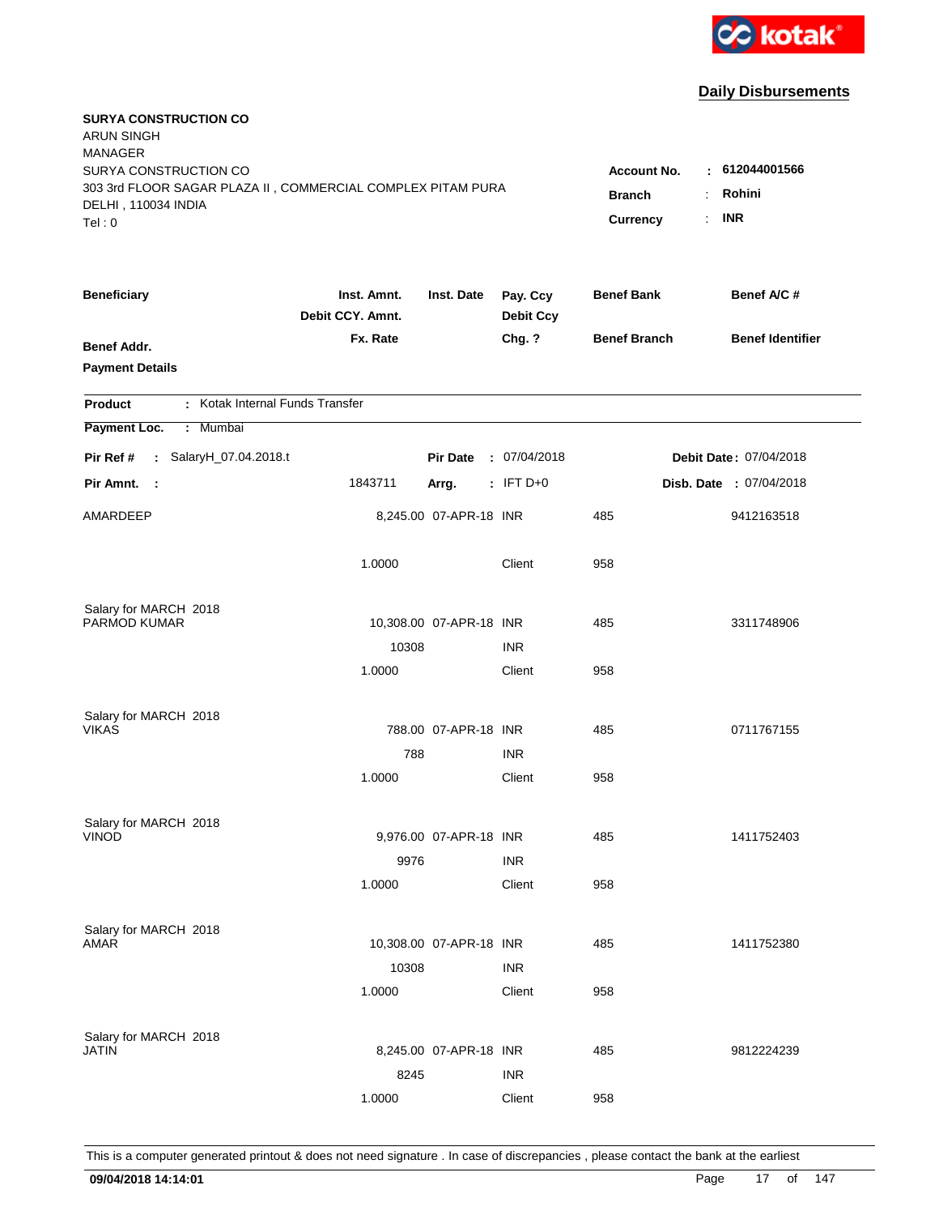**Daily Disbursements**

**SURYA CONSTRUCTION CO**
ARUN SINGH
MANAGER
SURYA CONSTRUCTION CO
303 3rd FLOOR SAGAR PLAZA II , COMMERCIAL COMPLEX PITAM PURA
DELHI , 110034 INDIA
Tel : 0

**Account No.** : **612044001566**
**Branch** : **Rohini**
**Currency** : **INR**

| Beneficiary / Benef Addr. / Payment Details | Inst. Amnt. / Debit CCY. Amnt. / Fx. Rate | Inst. Date | Pay. Ccy / Debit Ccy / Chg. ? | Benef Bank / Benef Branch | Benef A/C # / Benef Identifier |
|---|---|---|---|---|---|

**Product** : Kotak Internal Funds Transfer
**Payment Loc.** : Mumbai

**Pir Ref #** : SalaryH_07.04.2018.t | **Pir Date** : 07/04/2018 | **Debit Date** : 07/04/2018
**Pir Amnt.** : 1843711 | **Arrg.** : IFT D+0 | **Disb. Date** : 07/04/2018

| Beneficiary | Inst. Amnt. | Inst. Date | Pay. Ccy | Benef Bank | Benef A/C # |
|---|---|---|---|---|---|
| AMARDEEP | 8,245.00 | 07-APR-18 | INR | 485 | 9412163518 |
| | 1.0000 | | Client | 958 | |
| Salary for MARCH 2018 | | | | | |
| PARMOD KUMAR | 10,308.00 | 07-APR-18 | INR | 485 | 3311748906 |
| | 10308 | | INR | | |
| | 1.0000 | | Client | 958 | |
| Salary for MARCH 2018 | | | | | |
| VIKAS | 788.00 | 07-APR-18 | INR | 485 | 0711767155 |
| | 788 | | INR | | |
| | 1.0000 | | Client | 958 | |
| Salary for MARCH 2018 | | | | | |
| VINOD | 9,976.00 | 07-APR-18 | INR | 485 | 1411752403 |
| | 9976 | | INR | | |
| | 1.0000 | | Client | 958 | |
| Salary for MARCH 2018 | | | | | |
| AMAR | 10,308.00 | 07-APR-18 | INR | 485 | 1411752380 |
| | 10308 | | INR | | |
| | 1.0000 | | Client | 958 | |
| Salary for MARCH 2018 | | | | | |
| JATIN | 8,245.00 | 07-APR-18 | INR | 485 | 9812224239 |
| | 8245 | | INR | | |
| | 1.0000 | | Client | 958 | |

This is a computer generated printout & does not need signature . In case of discrepancies , please contact the bank at the earliest

**09/04/2018 14:14:01**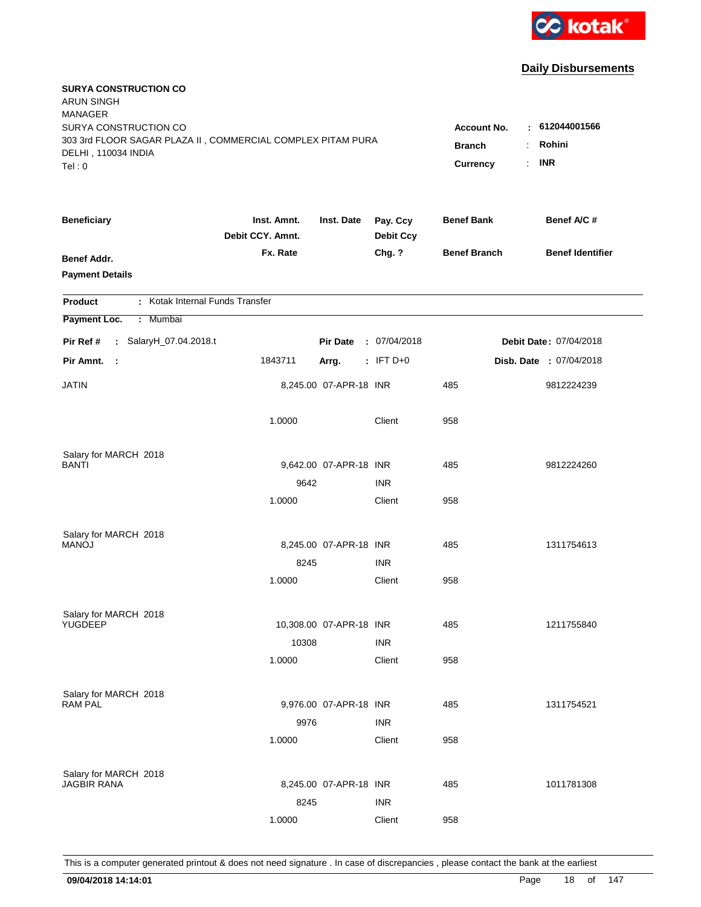**Daily Disbursements**

**SURYA CONSTRUCTION CO**
ARUN SINGH
MANAGER
SURYA CONSTRUCTION CO
303 3rd FLOOR SAGAR PLAZA II , COMMERCIAL COMPLEX PITAM PURA
DELHI , 110034 INDIA
Tel : 0

**Account No.** : **612044001566**
**Branch** : **Rohini**
**Currency** : **INR**

| Beneficiary / Benef Addr. / Payment Details | Inst. Amnt. / Debit CCY. Amnt. / Fx. Rate | Inst. Date | Pay. Ccy / Debit Ccy / Chg. ? | Benef Bank / Benef Branch | Benef A/C # / Benef Identifier |
|---|---|---|---|---|---|

**Product** : Kotak Internal Funds Transfer
**Payment Loc.** : Mumbai

**Pir Ref #** : SalaryH_07.04.2018.t | **Pir Date** : 07/04/2018 | **Debit Date** : 07/04/2018
**Pir Amnt.** : 1843711 | **Arrg.** : IFT D+0 | **Disb. Date** : 07/04/2018

| Beneficiary | Inst. Amnt. | Inst. Date | Pay. Ccy | Benef Bank | Benef A/C # |
|---|---|---|---|---|---|
| JATIN | 8,245.00 | 07-APR-18 | INR | 485 | 9812224239 |
| | 1.0000 | | Client | 958 | |
| Salary for MARCH 2018 | | | | | |
| BANTI | 9,642.00 | 07-APR-18 | INR | 485 | 9812224260 |
| | 9642 | | INR | | |
| | 1.0000 | | Client | 958 | |
| Salary for MARCH 2018 | | | | | |
| MANOJ | 8,245.00 | 07-APR-18 | INR | 485 | 1311754613 |
| | 8245 | | INR | | |
| | 1.0000 | | Client | 958 | |
| Salary for MARCH 2018 | | | | | |
| YUGDEEP | 10,308.00 | 07-APR-18 | INR | 485 | 1211755840 |
| | 10308 | | INR | | |
| | 1.0000 | | Client | 958 | |
| Salary for MARCH 2018 | | | | | |
| RAM PAL | 9,976.00 | 07-APR-18 | INR | 485 | 1311754521 |
| | 9976 | | INR | | |
| | 1.0000 | | Client | 958 | |
| Salary for MARCH 2018 | | | | | |
| JAGBIR RANA | 8,245.00 | 07-APR-18 | INR | 485 | 1011781308 |
| | 8245 | | INR | | |
| | 1.0000 | | Client | 958 | |

This is a computer generated printout & does not need signature . In case of discrepancies , please contact the bank at the earliest

**09/04/2018 14:14:01**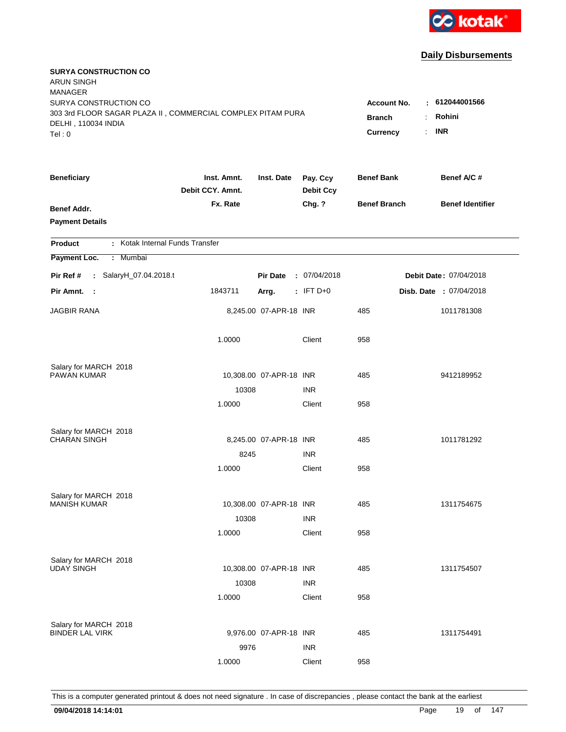kotak

## Daily Disbursements

**SURYA CONSTRUCTION CO**
ARUN SINGH
MANAGER
SURYA CONSTRUCTION CO
303 3rd FLOOR SAGAR PLAZA II , COMMERCIAL COMPLEX PITAM PURA
DELHI , 110034 INDIA
Tel : 0

**Account No.** : **612044001566**
**Branch** : **Rohini**
**Currency** : **INR**

| Beneficiary / Benef Addr. / Payment Details | Inst. Amnt. / Debit CCY. Amnt. / Fx. Rate | Inst. Date | Pay. Ccy / Debit Ccy / Chg. ? | Benef Bank / Benef Branch | Benef A/C # / Benef Identifier |
|---|---|---|---|---|---|

**Product** : Kotak Internal Funds Transfer

**Payment Loc.** : Mumbai

**Pir Ref #** : SalaryH_07.04.2018.t &nbsp;&nbsp; **Pir Date** : 07/04/2018 &nbsp;&nbsp; **Debit Date** : 07/04/2018

**Pir Amnt.** : 1843711 &nbsp;&nbsp; **Arrg.** : IFT D+0 &nbsp;&nbsp; **Disb. Date** : 07/04/2018

| Beneficiary | Inst. Amnt. / Debit CCY. Amnt. / Fx. Rate | Inst. Date | Pay. Ccy / Debit Ccy / Chg. ? | Benef Bank / Benef Branch | Benef A/C # |
|---|---|---|---|---|---|
| JAGBIR RANA | 8,245.00 | 07-APR-18 | INR | 485 | 1011781308 |
| | 1.0000 | | Client | 958 | |
| Salary for MARCH 2018 | | | | | |
| PAWAN KUMAR | 10,308.00 | 07-APR-18 | INR | 485 | 9412189952 |
| | 10308 | | INR | | |
| | 1.0000 | | Client | 958 | |
| Salary for MARCH 2018 | | | | | |
| CHARAN SINGH | 8,245.00 | 07-APR-18 | INR | 485 | 1011781292 |
| | 8245 | | INR | | |
| | 1.0000 | | Client | 958 | |
| Salary for MARCH 2018 | | | | | |
| MANISH KUMAR | 10,308.00 | 07-APR-18 | INR | 485 | 1311754675 |
| | 10308 | | INR | | |
| | 1.0000 | | Client | 958 | |
| Salary for MARCH 2018 | | | | | |
| UDAY SINGH | 10,308.00 | 07-APR-18 | INR | 485 | 1311754507 |
| | 10308 | | INR | | |
| | 1.0000 | | Client | 958 | |
| Salary for MARCH 2018 | | | | | |
| BINDER LAL VIRK | 9,976.00 | 07-APR-18 | INR | 485 | 1311754491 |
| | 9976 | | INR | | |
| | 1.0000 | | Client | 958 | |

This is a computer generated printout & does not need signature . In case of discrepancies , please contact the bank at the earliest

**09/04/2018 14:14:01**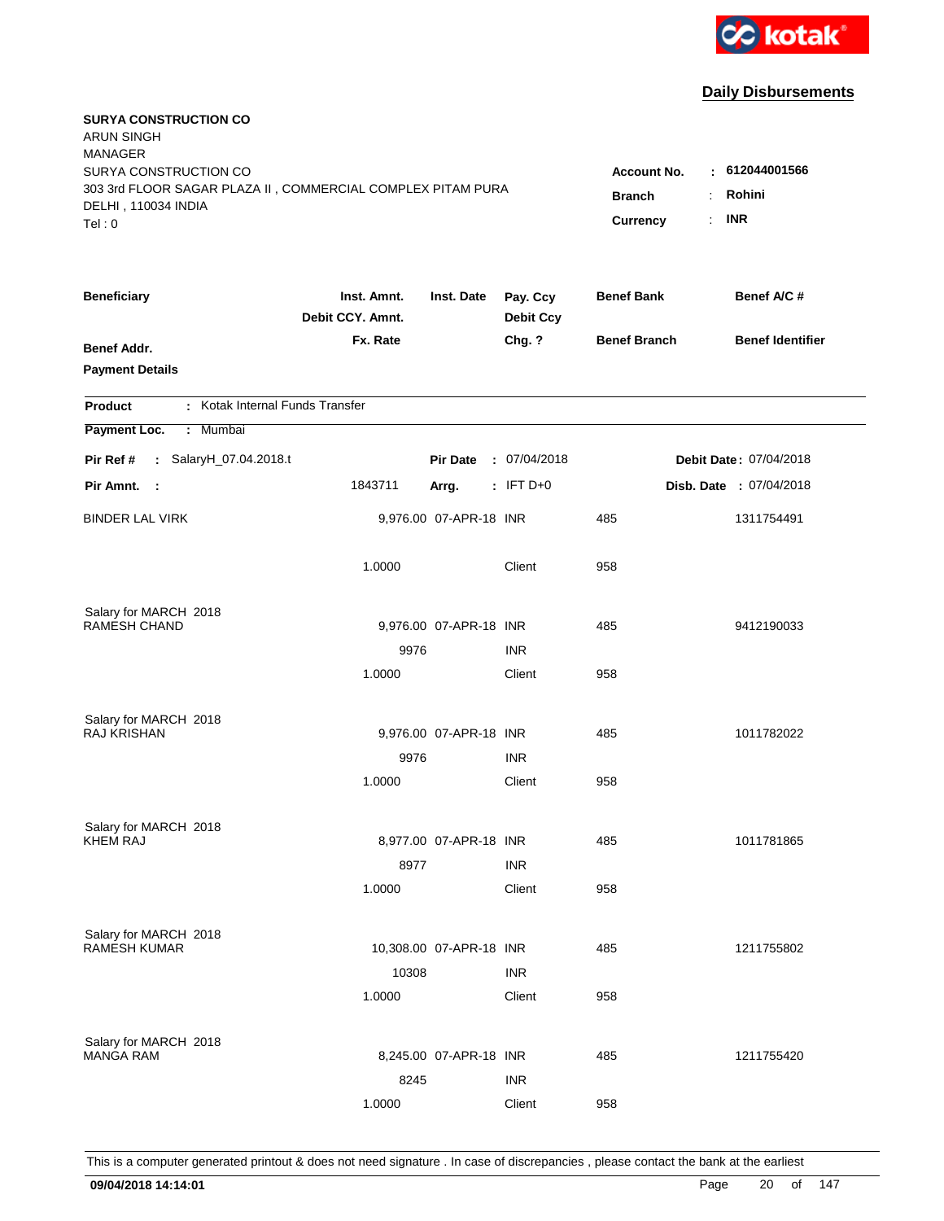kotak

## Daily Disbursements

**SURYA CONSTRUCTION CO**
ARUN SINGH
MANAGER
SURYA CONSTRUCTION CO
303 3rd FLOOR SAGAR PLAZA II , COMMERCIAL COMPLEX PITAM PURA
DELHI , 110034 INDIA
Tel : 0

**Account No.** : **612044001566**
**Branch** : **Rohini**
**Currency** : **INR**

| Beneficiary / Benef Addr. / Payment Details | Inst. Amnt. / Debit CCY. Amnt. / Fx. Rate | Inst. Date | Pay. Ccy / Debit Ccy / Chg. ? | Benef Bank / Benef Branch | Benef A/C # / Benef Identifier |
|---|---|---|---|---|---|

**Product** : Kotak Internal Funds Transfer
**Payment Loc.** : Mumbai

**Pir Ref #** : SalaryH_07.04.2018.t — **Pir Date** : 07/04/2018 — **Debit Date** : 07/04/2018
**Pir Amnt.** : 1843711 — **Arrg.** : IFT D+0 — **Disb. Date** : 07/04/2018

| Beneficiary | Inst. Amnt. | Inst. Date | Pay. Ccy | Benef Bank | Benef A/C # |
|---|---|---|---|---|---|
| BINDER LAL VIRK | 9,976.00 | 07-APR-18 | INR | 485 | 1311754491 |
| | 1.0000 | | Client | 958 | |
| Salary for MARCH 2018 | | | | | |
| RAMESH CHAND | 9,976.00 | 07-APR-18 | INR | 485 | 9412190033 |
| | 9976 | | INR | | |
| | 1.0000 | | Client | 958 | |
| Salary for MARCH 2018 | | | | | |
| RAJ KRISHAN | 9,976.00 | 07-APR-18 | INR | 485 | 1011782022 |
| | 9976 | | INR | | |
| | 1.0000 | | Client | 958 | |
| Salary for MARCH 2018 | | | | | |
| KHEM RAJ | 8,977.00 | 07-APR-18 | INR | 485 | 1011781865 |
| | 8977 | | INR | | |
| | 1.0000 | | Client | 958 | |
| Salary for MARCH 2018 | | | | | |
| RAMESH KUMAR | 10,308.00 | 07-APR-18 | INR | 485 | 1211755802 |
| | 10308 | | INR | | |
| | 1.0000 | | Client | 958 | |
| Salary for MARCH 2018 | | | | | |
| MANGA RAM | 8,245.00 | 07-APR-18 | INR | 485 | 1211755420 |
| | 8245 | | INR | | |
| | 1.0000 | | Client | 958 | |

This is a computer generated printout & does not need signature . In case of discrepancies , please contact the bank at the earliest

**09/04/2018 14:14:01**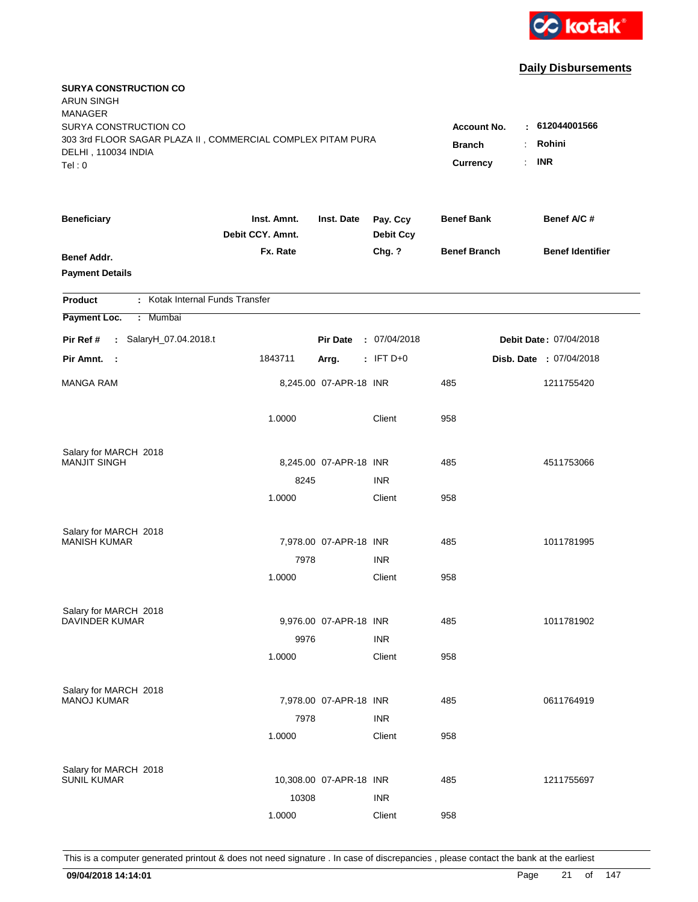kotak

## Daily Disbursements

**SURYA CONSTRUCTION CO**
ARUN SINGH
MANAGER
SURYA CONSTRUCTION CO
303 3rd FLOOR SAGAR PLAZA II , COMMERCIAL COMPLEX PITAM PURA
DELHI , 110034 INDIA
Tel : 0

**Account No.** : **612044001566**
**Branch** : **Rohini**
**Currency** : **INR**

| Beneficiary / Benef Addr. / Payment Details | Inst. Amnt. / Debit CCY. Amnt. / Fx. Rate | Inst. Date | Pay. Ccy / Debit Ccy / Chg. ? | Benef Bank / Benef Branch | Benef A/C # / Benef Identifier |
|---|---|---|---|---|---|

**Product** : Kotak Internal Funds Transfer
**Payment Loc.** : Mumbai

**Pir Ref #** : SalaryH_07.04.2018.t — **Pir Date** : 07/04/2018 — **Debit Date** : 07/04/2018
**Pir Amnt.** : 1843711 — **Arrg.** : IFT D+0 — **Disb. Date** : 07/04/2018

| Beneficiary | Inst. Amnt. | Inst. Date | Pay. Ccy | Benef Bank | Benef A/C # |
|---|---|---|---|---|---|
| MANGA RAM | 8,245.00 | 07-APR-18 | INR | 485 | 1211755420 |
| | 1.0000 | | Client | 958 | |
| Salary for MARCH 2018 | | | | | |
| MANJIT SINGH | 8,245.00 | 07-APR-18 | INR | 485 | 4511753066 |
| | 8245 | | INR | | |
| | 1.0000 | | Client | 958 | |
| Salary for MARCH 2018 | | | | | |
| MANISH KUMAR | 7,978.00 | 07-APR-18 | INR | 485 | 1011781995 |
| | 7978 | | INR | | |
| | 1.0000 | | Client | 958 | |
| Salary for MARCH 2018 | | | | | |
| DAVINDER KUMAR | 9,976.00 | 07-APR-18 | INR | 485 | 1011781902 |
| | 9976 | | INR | | |
| | 1.0000 | | Client | 958 | |
| Salary for MARCH 2018 | | | | | |
| MANOJ KUMAR | 7,978.00 | 07-APR-18 | INR | 485 | 0611764919 |
| | 7978 | | INR | | |
| | 1.0000 | | Client | 958 | |
| Salary for MARCH 2018 | | | | | |
| SUNIL KUMAR | 10,308.00 | 07-APR-18 | INR | 485 | 1211755697 |
| | 10308 | | INR | | |
| | 1.0000 | | Client | 958 | |

This is a computer generated printout & does not need signature . In case of discrepancies , please contact the bank at the earliest

**09/04/2018 14:14:01**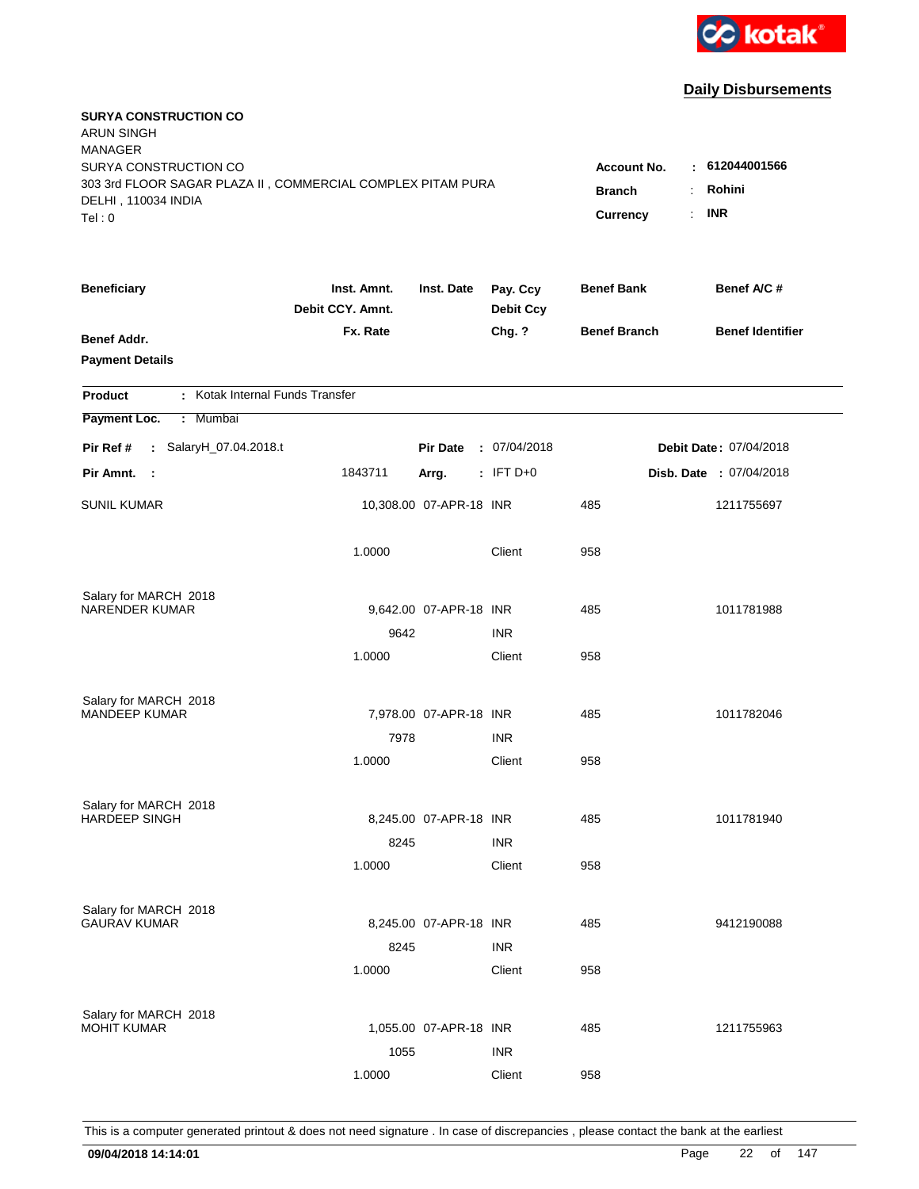kotak

## Daily Disbursements

**SURYA CONSTRUCTION CO**
ARUN SINGH
MANAGER
SURYA CONSTRUCTION CO
303 3rd FLOOR SAGAR PLAZA II , COMMERCIAL COMPLEX PITAM PURA
DELHI , 110034 INDIA
Tel : 0

**Account No.** : **612044001566**
**Branch** : **Rohini**
**Currency** : **INR**

| Beneficiary | Inst. Amnt. / Debit CCY. Amnt. / Fx. Rate | Inst. Date | Pay. Ccy / Debit Ccy / Chg. ? | Benef Bank / Benef Branch | Benef A/C # / Benef Identifier |
|---|---|---|---|---|---|
| **Benef Addr.** | | | | | |
| **Payment Details** | | | | | |

**Product** : Kotak Internal Funds Transfer
**Payment Loc.** : Mumbai

**Pir Ref #** : SalaryH_07.04.2018.t | **Pir Date** : 07/04/2018 | **Debit Date** : 07/04/2018
**Pir Amnt.** : 1843711 | **Arrg.** : IFT D+0 | **Disb. Date** : 07/04/2018

| Beneficiary | Inst. Amnt. | Inst. Date | Pay. Ccy | Benef Bank | Benef A/C # |
|---|---|---|---|---|---|
| SUNIL KUMAR | 10,308.00 | 07-APR-18 | INR | 485 | 1211755697 |
| | 1.0000 | | Client | 958 | |
| Salary for MARCH 2018 | | | | | |
| NARENDER KUMAR | 9,642.00 | 07-APR-18 | INR | 485 | 1011781988 |
| | 9642 | | INR | | |
| | 1.0000 | | Client | 958 | |
| Salary for MARCH 2018 | | | | | |
| MANDEEP KUMAR | 7,978.00 | 07-APR-18 | INR | 485 | 1011782046 |
| | 7978 | | INR | | |
| | 1.0000 | | Client | 958 | |
| Salary for MARCH 2018 | | | | | |
| HARDEEP SINGH | 8,245.00 | 07-APR-18 | INR | 485 | 1011781940 |
| | 8245 | | INR | | |
| | 1.0000 | | Client | 958 | |
| Salary for MARCH 2018 | | | | | |
| GAURAV KUMAR | 8,245.00 | 07-APR-18 | INR | 485 | 9412190088 |
| | 8245 | | INR | | |
| | 1.0000 | | Client | 958 | |
| Salary for MARCH 2018 | | | | | |
| MOHIT KUMAR | 1,055.00 | 07-APR-18 | INR | 485 | 1211755963 |
| | 1055 | | INR | | |
| | 1.0000 | | Client | 958 | |

This is a computer generated printout & does not need signature . In case of discrepancies , please contact the bank at the earliest

**09/04/2018 14:14:01**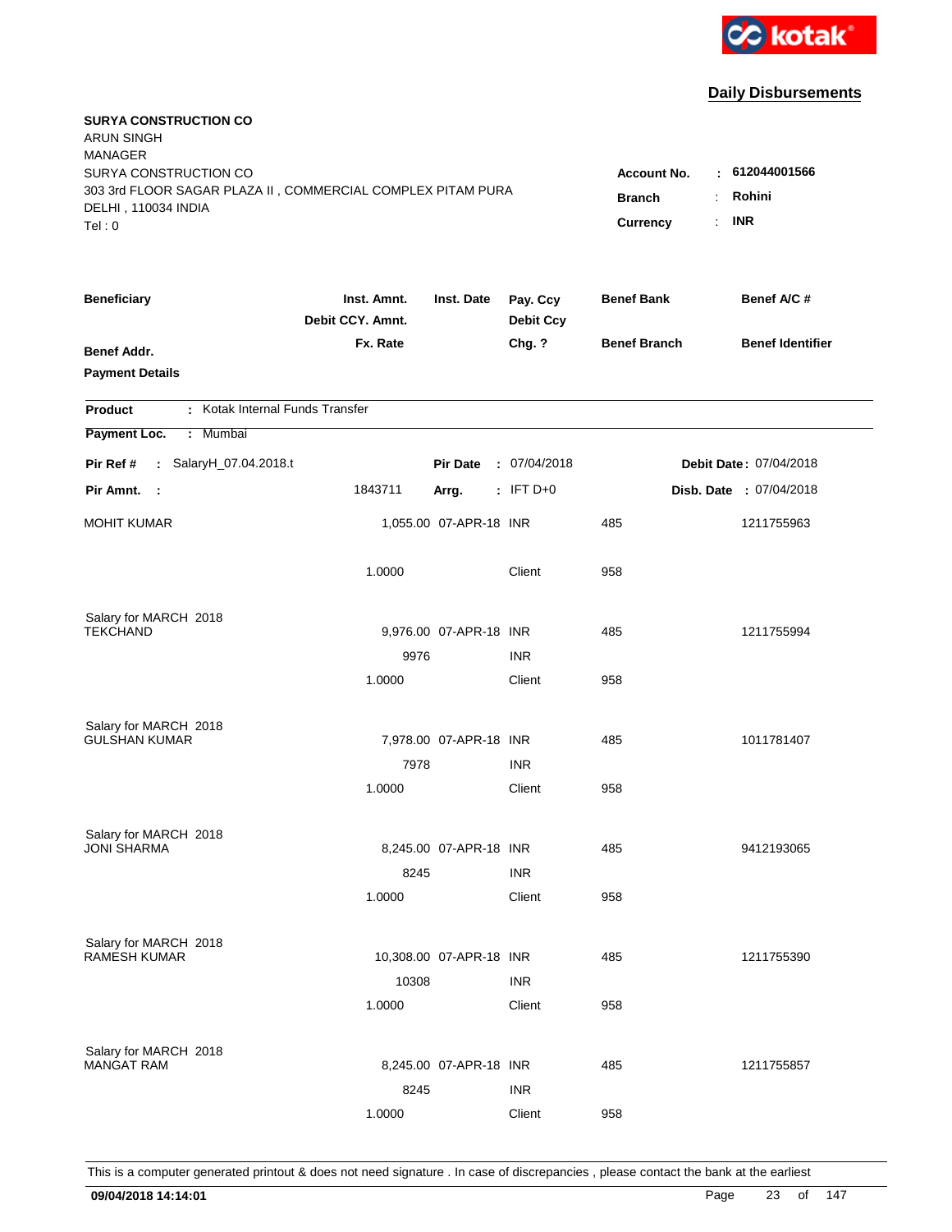kotak

## Daily Disbursements

**SURYA CONSTRUCTION CO**
ARUN SINGH
MANAGER
SURYA CONSTRUCTION CO
303 3rd FLOOR SAGAR PLAZA II , COMMERCIAL COMPLEX PITAM PURA
DELHI , 110034 INDIA
Tel : 0

**Account No.** : **612044001566**
**Branch** : **Rohini**
**Currency** : **INR**

| Beneficiary | Inst. Amnt. / Debit CCY. Amnt. / Fx. Rate | Inst. Date | Pay. Ccy / Debit Ccy / Chg. ? | Benef Bank / Benef Branch | Benef A/C # / Benef Identifier |
|---|---|---|---|---|---|
| **Benef Addr.** | | | | | |
| **Payment Details** | | | | | |

**Product** : Kotak Internal Funds Transfer
**Payment Loc.** : Mumbai

**Pir Ref #** : SalaryH_07.04.2018.t | **Pir Date** : 07/04/2018 | **Debit Date** : 07/04/2018
**Pir Amnt.** : 1843711 | **Arrg.** : IFT D+0 | **Disb. Date** : 07/04/2018

| Beneficiary | Inst. Amnt. | Inst. Date | Pay. Ccy | Benef Bank | Benef A/C # |
|---|---|---|---|---|---|
| MOHIT KUMAR | 1,055.00 | 07-APR-18 | INR | 485 | 1211755963 |
| | 1.0000 | | Client | 958 | |
| Salary for MARCH 2018 | | | | | |
| TEKCHAND | 9,976.00 | 07-APR-18 | INR | 485 | 1211755994 |
| | 9976 | | INR | | |
| | 1.0000 | | Client | 958 | |
| Salary for MARCH 2018 | | | | | |
| GULSHAN KUMAR | 7,978.00 | 07-APR-18 | INR | 485 | 1011781407 |
| | 7978 | | INR | | |
| | 1.0000 | | Client | 958 | |
| Salary for MARCH 2018 | | | | | |
| JONI SHARMA | 8,245.00 | 07-APR-18 | INR | 485 | 9412193065 |
| | 8245 | | INR | | |
| | 1.0000 | | Client | 958 | |
| Salary for MARCH 2018 | | | | | |
| RAMESH KUMAR | 10,308.00 | 07-APR-18 | INR | 485 | 1211755390 |
| | 10308 | | INR | | |
| | 1.0000 | | Client | 958 | |
| Salary for MARCH 2018 | | | | | |
| MANGAT RAM | 8,245.00 | 07-APR-18 | INR | 485 | 1211755857 |
| | 8245 | | INR | | |
| | 1.0000 | | Client | 958 | |

This is a computer generated printout & does not need signature . In case of discrepancies , please contact the bank at the earliest

**09/04/2018 14:14:01**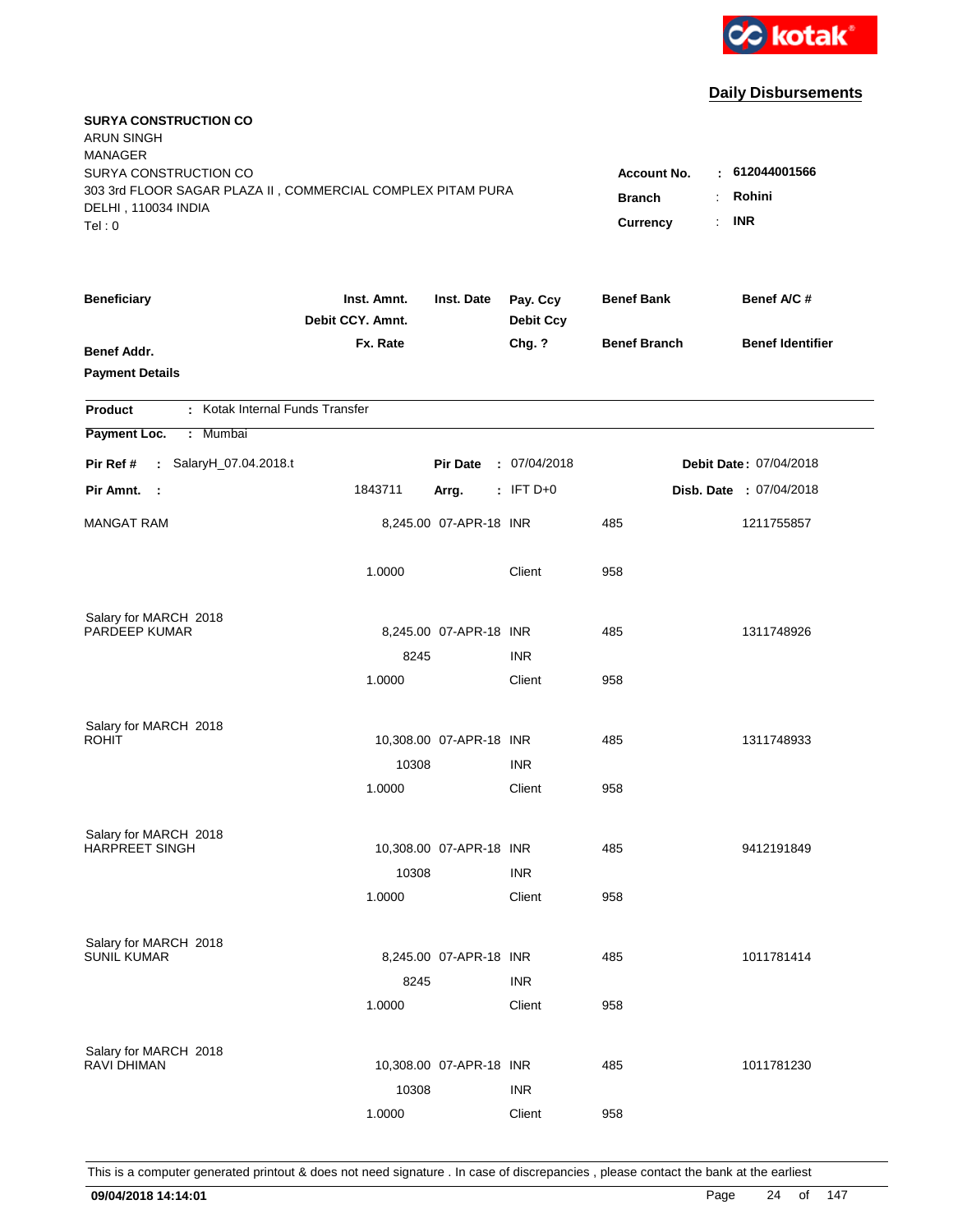kotak

## Daily Disbursements

**SURYA CONSTRUCTION CO**
ARUN SINGH
MANAGER
SURYA CONSTRUCTION CO
303 3rd FLOOR SAGAR PLAZA II , COMMERCIAL COMPLEX PITAM PURA
DELHI , 110034 INDIA
Tel : 0

**Account No.** : **612044001566**
**Branch** : **Rohini**
**Currency** : **INR**

| Beneficiary / Benef Addr. / Payment Details | Inst. Amnt. / Debit CCY. Amnt. / Fx. Rate | Inst. Date | Pay. Ccy / Debit Ccy / Chg. ? | Benef Bank / Benef Branch | Benef A/C # / Benef Identifier |
|---|---|---|---|---|---|

**Product** : Kotak Internal Funds Transfer
**Payment Loc.** : Mumbai

**Pir Ref #** : SalaryH_07.04.2018.t | **Pir Date** : 07/04/2018 | **Debit Date** : 07/04/2018
**Pir Amnt.** : 1843711 | **Arrg.** : IFT D+0 | **Disb. Date** : 07/04/2018

| Beneficiary | Inst. Amnt. | Inst. Date | Pay. Ccy | Benef Bank | Benef A/C # |
|---|---|---|---|---|---|
| MANGAT RAM | 8,245.00 | 07-APR-18 | INR | 485 | 1211755857 |
| | 1.0000 | | Client | 958 | |
| Salary for MARCH 2018 | | | | | |
| PARDEEP KUMAR | 8,245.00 | 07-APR-18 | INR | 485 | 1311748926 |
| | 8245 | | INR | | |
| | 1.0000 | | Client | 958 | |
| Salary for MARCH 2018 | | | | | |
| ROHIT | 10,308.00 | 07-APR-18 | INR | 485 | 1311748933 |
| | 10308 | | INR | | |
| | 1.0000 | | Client | 958 | |
| Salary for MARCH 2018 | | | | | |
| HARPREET SINGH | 10,308.00 | 07-APR-18 | INR | 485 | 9412191849 |
| | 10308 | | INR | | |
| | 1.0000 | | Client | 958 | |
| Salary for MARCH 2018 | | | | | |
| SUNIL KUMAR | 8,245.00 | 07-APR-18 | INR | 485 | 1011781414 |
| | 8245 | | INR | | |
| | 1.0000 | | Client | 958 | |
| Salary for MARCH 2018 | | | | | |
| RAVI DHIMAN | 10,308.00 | 07-APR-18 | INR | 485 | 1011781230 |
| | 10308 | | INR | | |
| | 1.0000 | | Client | 958 | |

This is a computer generated printout & does not need signature . In case of discrepancies , please contact the bank at the earliest

**09/04/2018 14:14:01**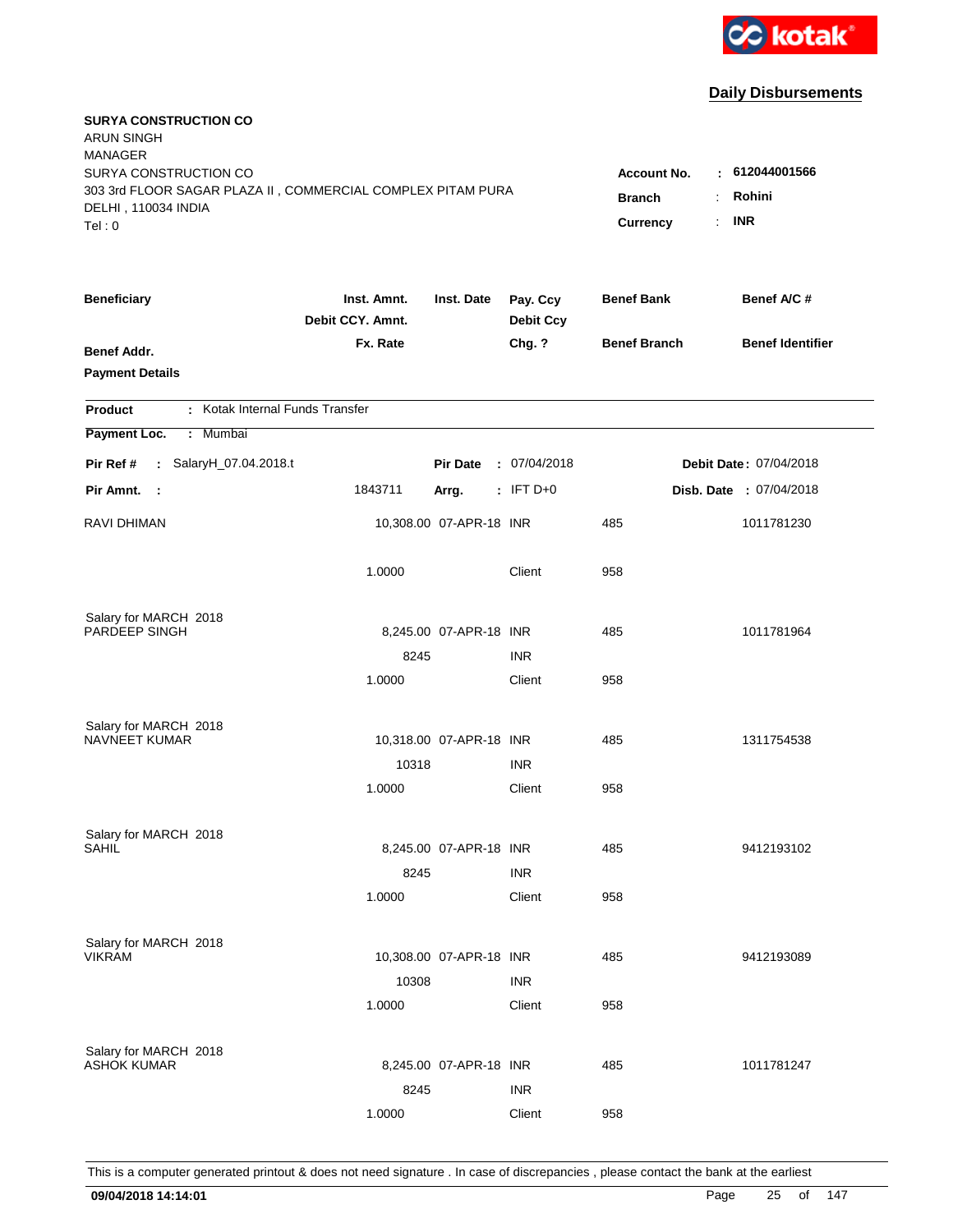kotak

## Daily Disbursements

**SURYA CONSTRUCTION CO**
ARUN SINGH
MANAGER
SURYA CONSTRUCTION CO
303 3rd FLOOR SAGAR PLAZA II , COMMERCIAL COMPLEX PITAM PURA
DELHI , 110034 INDIA
Tel : 0

**Account No.** : **612044001566**
**Branch** : **Rohini**
**Currency** : **INR**

| Beneficiary / Benef Addr. / Payment Details | Inst. Amnt. / Debit CCY. Amnt. / Fx. Rate | Inst. Date | Pay. Ccy / Debit Ccy / Chg. ? | Benef Bank / Benef Branch | Benef A/C # / Benef Identifier |
|---|---|---|---|---|---|

**Product** : Kotak Internal Funds Transfer
**Payment Loc.** : Mumbai

**Pir Ref #** : SalaryH_07.04.2018.t  **Pir Date** : 07/04/2018  **Debit Date** : 07/04/2018
**Pir Amnt.** : 1843711  **Arrg.** : IFT D+0  **Disb. Date** : 07/04/2018

| Beneficiary | Inst. Amnt. | Inst. Date | Pay. Ccy | Benef Bank | Benef A/C # |
|---|---|---|---|---|---|
| RAVI DHIMAN | 10,308.00 | 07-APR-18 | INR | 485 | 1011781230 |
| | 1.0000 | | Client | 958 | |
| Salary for MARCH 2018 | | | | | |
| PARDEEP SINGH | 8,245.00 | 07-APR-18 | INR | 485 | 1011781964 |
| | 8245 | | INR | | |
| | 1.0000 | | Client | 958 | |
| Salary for MARCH 2018 | | | | | |
| NAVNEET KUMAR | 10,318.00 | 07-APR-18 | INR | 485 | 1311754538 |
| | 10318 | | INR | | |
| | 1.0000 | | Client | 958 | |
| Salary for MARCH 2018 | | | | | |
| SAHIL | 8,245.00 | 07-APR-18 | INR | 485 | 9412193102 |
| | 8245 | | INR | | |
| | 1.0000 | | Client | 958 | |
| Salary for MARCH 2018 | | | | | |
| VIKRAM | 10,308.00 | 07-APR-18 | INR | 485 | 9412193089 |
| | 10308 | | INR | | |
| | 1.0000 | | Client | 958 | |
| Salary for MARCH 2018 | | | | | |
| ASHOK KUMAR | 8,245.00 | 07-APR-18 | INR | 485 | 1011781247 |
| | 8245 | | INR | | |
| | 1.0000 | | Client | 958 | |

This is a computer generated printout & does not need signature . In case of discrepancies , please contact the bank at the earliest

**09/04/2018 14:14:01**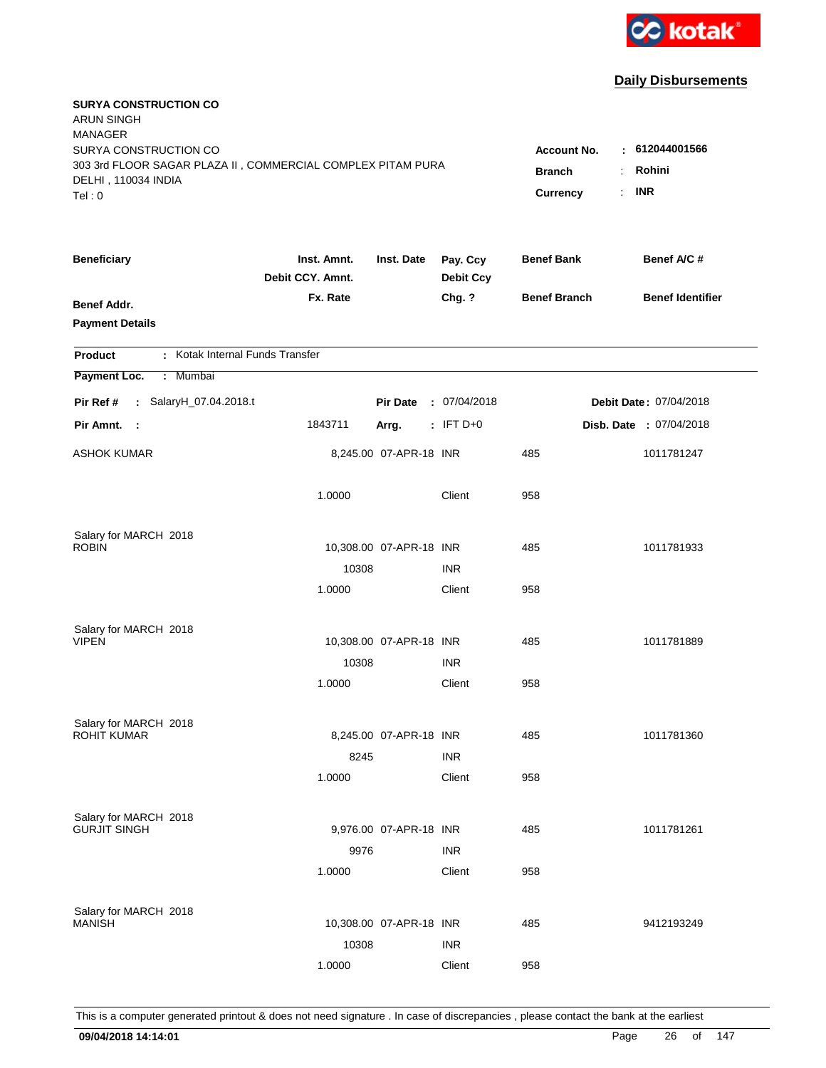kotak

## Daily Disbursements

**SURYA CONSTRUCTION CO**
ARUN SINGH
MANAGER
SURYA CONSTRUCTION CO
303 3rd FLOOR SAGAR PLAZA II , COMMERCIAL COMPLEX PITAM PURA
DELHI , 110034 INDIA
Tel : 0

**Account No.** : 612044001566
**Branch** : Rohini
**Currency** : INR

| Beneficiary | Inst. Amnt. / Debit CCY. Amnt. / Fx. Rate | Inst. Date | Pay. Ccy / Debit Ccy / Chg. ? | Benef Bank / Benef Branch | Benef A/C # / Benef Identifier |
|---|---|---|---|---|---|
| **Benef Addr.** | | | | | |
| **Payment Details** | | | | | |

**Product** : Kotak Internal Funds Transfer
**Payment Loc.** : Mumbai

**Pir Ref #** : SalaryH_07.04.2018.t — **Pir Date** : 07/04/2018 — **Debit Date** : 07/04/2018
**Pir Amnt.** : 1843711 — **Arrg.** : IFT D+0 — **Disb. Date** : 07/04/2018

| Beneficiary | Inst. Amnt. / Debit CCY. Amnt. / Fx. Rate | Inst. Date | Pay. Ccy / Debit Ccy / Chg. ? | Benef Bank / Benef Branch | Benef A/C # |
|---|---|---|---|---|---|
| ASHOK KUMAR | 8,245.00 | 07-APR-18 | INR | 485 | 1011781247 |
| | 1.0000 | | Client | 958 | |
| Salary for MARCH 2018 | | | | | |
| ROBIN | 10,308.00 | 07-APR-18 | INR | 485 | 1011781933 |
| | 10308 | | INR | | |
| | 1.0000 | | Client | 958 | |
| Salary for MARCH 2018 | | | | | |
| VIPEN | 10,308.00 | 07-APR-18 | INR | 485 | 1011781889 |
| | 10308 | | INR | | |
| | 1.0000 | | Client | 958 | |
| Salary for MARCH 2018 | | | | | |
| ROHIT KUMAR | 8,245.00 | 07-APR-18 | INR | 485 | 1011781360 |
| | 8245 | | INR | | |
| | 1.0000 | | Client | 958 | |
| Salary for MARCH 2018 | | | | | |
| GURJIT SINGH | 9,976.00 | 07-APR-18 | INR | 485 | 1011781261 |
| | 9976 | | INR | | |
| | 1.0000 | | Client | 958 | |
| Salary for MARCH 2018 | | | | | |
| MANISH | 10,308.00 | 07-APR-18 | INR | 485 | 9412193249 |
| | 10308 | | INR | | |
| | 1.0000 | | Client | 958 | |

This is a computer generated printout & does not need signature . In case of discrepancies , please contact the bank at the earliest

09/04/2018 14:14:01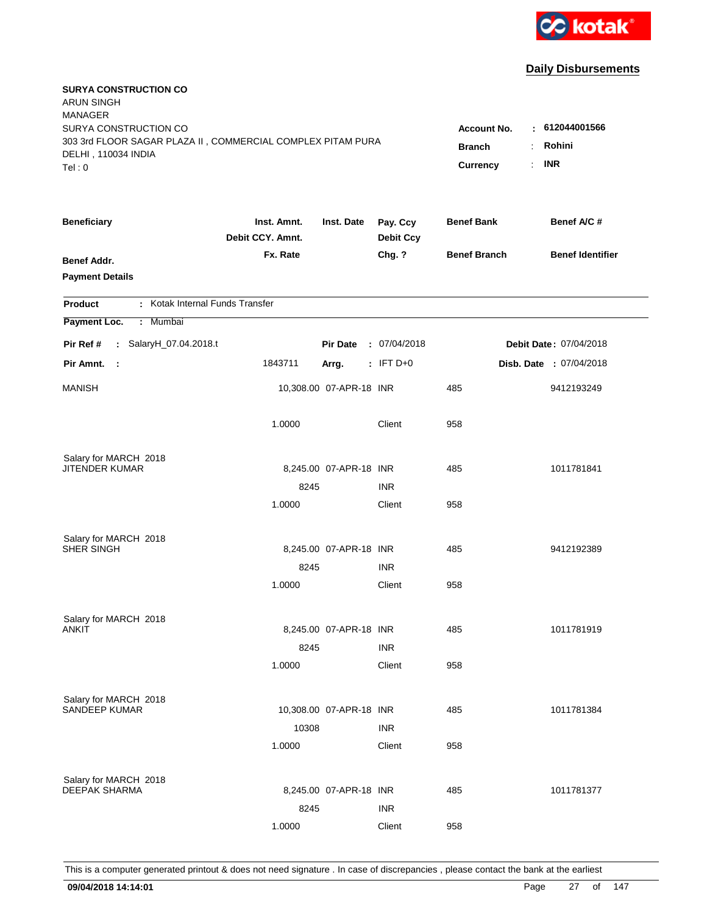kotak

## Daily Disbursements

**SURYA CONSTRUCTION CO**
ARUN SINGH
MANAGER
SURYA CONSTRUCTION CO
303 3rd FLOOR SAGAR PLAZA II , COMMERCIAL COMPLEX PITAM PURA
DELHI , 110034 INDIA
Tel : 0

**Account No.** : **612044001566**
**Branch** : **Rohini**
**Currency** : **INR**

| Beneficiary | Inst. Amnt. / Debit CCY. Amnt. / Fx. Rate | Inst. Date | Pay. Ccy / Debit Ccy / Chg. ? | Benef Bank / Benef Branch | Benef A/C # / Benef Identifier |
|---|---|---|---|---|---|
| **Benef Addr.** | | | | | |
| **Payment Details** | | | | | |

**Product** : Kotak Internal Funds Transfer
**Payment Loc.** : Mumbai

**Pir Ref #** : SalaryH_07.04.2018.t | **Pir Date** : 07/04/2018 | **Debit Date** : 07/04/2018
**Pir Amnt.** : 1843711 | **Arrg.** : IFT D+0 | **Disb. Date** : 07/04/2018

| Beneficiary | Amount | Inst. Date | Ccy | Benef Bank | Benef A/C # |
|---|---|---|---|---|---|
| MANISH | 10,308.00 | 07-APR-18 | INR | 485 | 9412193249 |
| | 1.0000 | | Client | 958 | |
| Salary for MARCH 2018 | | | | | |
| JITENDER KUMAR | 8,245.00 | 07-APR-18 | INR | 485 | 1011781841 |
| | 8245 | | INR | | |
| | 1.0000 | | Client | 958 | |
| Salary for MARCH 2018 | | | | | |
| SHER SINGH | 8,245.00 | 07-APR-18 | INR | 485 | 9412192389 |
| | 8245 | | INR | | |
| | 1.0000 | | Client | 958 | |
| Salary for MARCH 2018 | | | | | |
| ANKIT | 8,245.00 | 07-APR-18 | INR | 485 | 1011781919 |
| | 8245 | | INR | | |
| | 1.0000 | | Client | 958 | |
| Salary for MARCH 2018 | | | | | |
| SANDEEP KUMAR | 10,308.00 | 07-APR-18 | INR | 485 | 1011781384 |
| | 10308 | | INR | | |
| | 1.0000 | | Client | 958 | |
| Salary for MARCH 2018 | | | | | |
| DEEPAK SHARMA | 8,245.00 | 07-APR-18 | INR | 485 | 1011781377 |
| | 8245 | | INR | | |
| | 1.0000 | | Client | 958 | |

This is a computer generated printout & does not need signature . In case of discrepancies , please contact the bank at the earliest

**09/04/2018 14:14:01**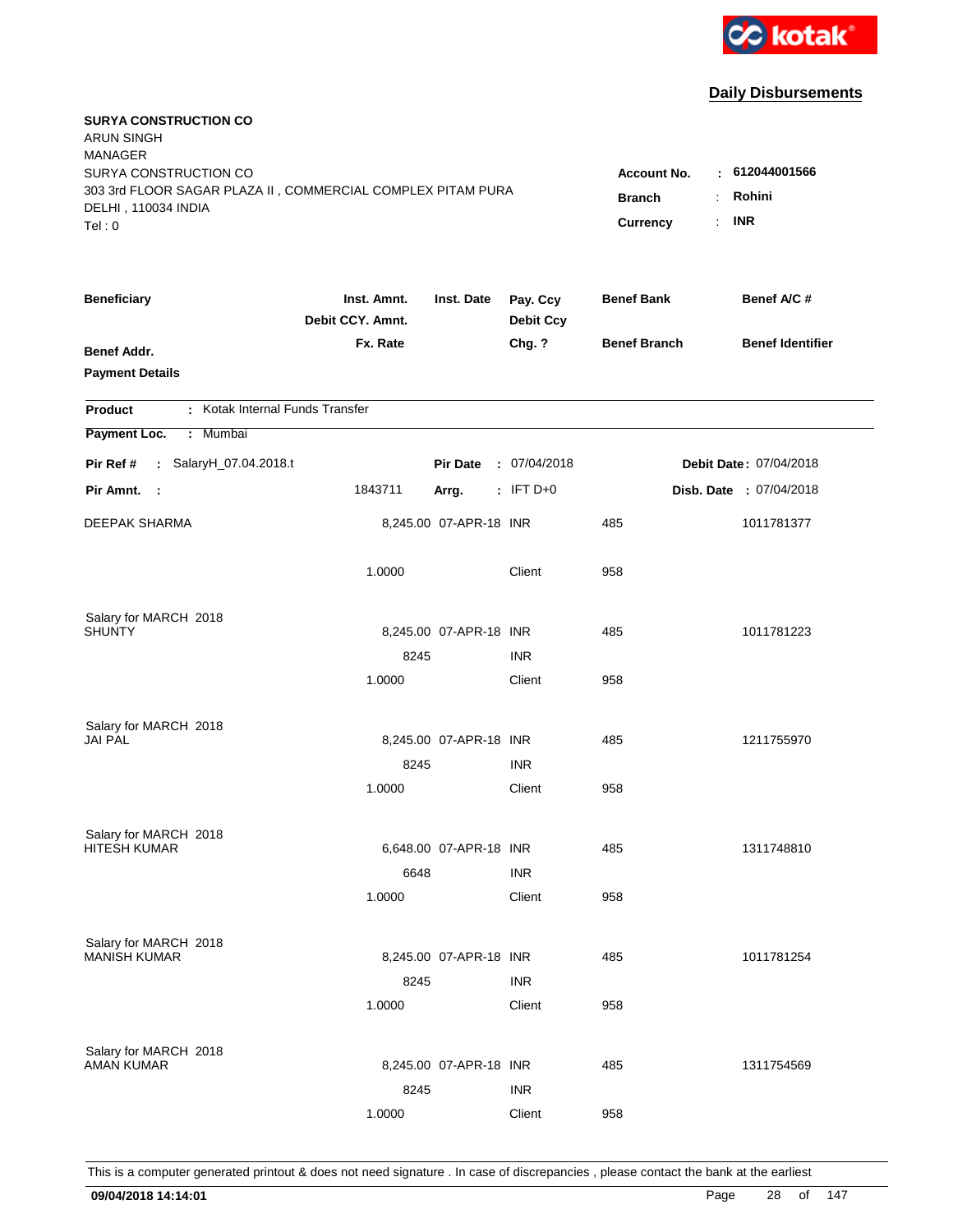kotak

## Daily Disbursements

**SURYA CONSTRUCTION CO**
ARUN SINGH
MANAGER
SURYA CONSTRUCTION CO
303 3rd FLOOR SAGAR PLAZA II , COMMERCIAL COMPLEX PITAM PURA
DELHI , 110034 INDIA
Tel : 0

**Account No.** : **612044001566**
**Branch** : **Rohini**
**Currency** : **INR**

| Beneficiary / Benef Addr. / Payment Details | Inst. Amnt. / Debit CCY. Amnt. / Fx. Rate | Inst. Date | Pay. Ccy / Debit Ccy / Chg. ? | Benef Bank / Benef Branch | Benef A/C # / Benef Identifier |
|---|---|---|---|---|---|

**Product** : Kotak Internal Funds Transfer
**Payment Loc.** : Mumbai
**Pir Ref #** : SalaryH_07.04.2018.t **Pir Date** : 07/04/2018 **Debit Date** : 07/04/2018
**Pir Amnt.** : 1843711 **Arrg.** : IFT D+0 **Disb. Date** : 07/04/2018

| Beneficiary | Inst. Amnt. | Inst. Date | Pay. Ccy | Benef Bank | Benef A/C # |
|---|---|---|---|---|---|
| DEEPAK SHARMA | 8,245.00 | 07-APR-18 | INR | 485 | 1011781377 |
| | 1.0000 | | Client | 958 | |
| Salary for MARCH 2018 | | | | | |
| SHUNTY | 8,245.00 | 07-APR-18 | INR | 485 | 1011781223 |
| | 8245 | | INR | | |
| | 1.0000 | | Client | 958 | |
| Salary for MARCH 2018 | | | | | |
| JAI PAL | 8,245.00 | 07-APR-18 | INR | 485 | 1211755970 |
| | 8245 | | INR | | |
| | 1.0000 | | Client | 958 | |
| Salary for MARCH 2018 | | | | | |
| HITESH KUMAR | 6,648.00 | 07-APR-18 | INR | 485 | 1311748810 |
| | 6648 | | INR | | |
| | 1.0000 | | Client | 958 | |
| Salary for MARCH 2018 | | | | | |
| MANISH KUMAR | 8,245.00 | 07-APR-18 | INR | 485 | 1011781254 |
| | 8245 | | INR | | |
| | 1.0000 | | Client | 958 | |
| Salary for MARCH 2018 | | | | | |
| AMAN KUMAR | 8,245.00 | 07-APR-18 | INR | 485 | 1311754569 |
| | 8245 | | INR | | |
| | 1.0000 | | Client | 958 | |

This is a computer generated printout & does not need signature . In case of discrepancies , please contact the bank at the earliest

**09/04/2018 14:14:01**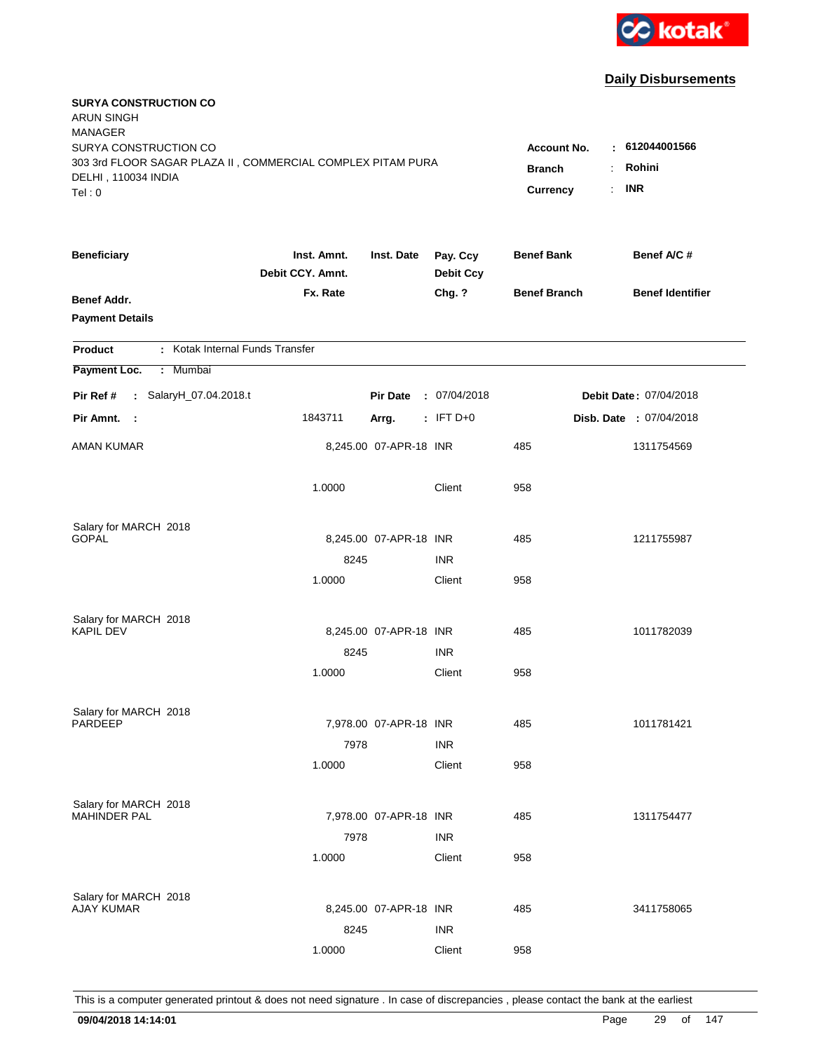kotak

## Daily Disbursements

**SURYA CONSTRUCTION CO**
ARUN SINGH
MANAGER
SURYA CONSTRUCTION CO
303 3rd FLOOR SAGAR PLAZA II , COMMERCIAL COMPLEX PITAM PURA
DELHI , 110034 INDIA
Tel : 0

**Account No.** : **612044001566**
**Branch** : **Rohini**
**Currency** : **INR**

| Beneficiary / Benef Addr. / Payment Details | Inst. Amnt. / Debit CCY. Amnt. / Fx. Rate | Inst. Date | Pay. Ccy / Debit Ccy / Chg. ? | Benef Bank / Benef Branch | Benef A/C # / Benef Identifier |
|---|---|---|---|---|---|

**Product** : Kotak Internal Funds Transfer

**Payment Loc.** : Mumbai

**Pir Ref #** : SalaryH_07.04.2018.t  **Pir Date** : 07/04/2018  **Debit Date** : 07/04/2018

**Pir Amnt.** : 1843711  **Arrg.** : IFT D+0  **Disb. Date** : 07/04/2018

| Beneficiary | Inst. Amnt. | Inst. Date | Pay. Ccy | Benef Bank | Benef A/C # |
|---|---|---|---|---|---|
| AMAN KUMAR | 8,245.00 | 07-APR-18 | INR | 485 | 1311754569 |
| | 1.0000 | | Client | 958 | |
| Salary for MARCH 2018 | | | | | |
| GOPAL | 8,245.00 | 07-APR-18 | INR | 485 | 1211755987 |
| | 8245 | | INR | | |
| | 1.0000 | | Client | 958 | |
| Salary for MARCH 2018 | | | | | |
| KAPIL DEV | 8,245.00 | 07-APR-18 | INR | 485 | 1011782039 |
| | 8245 | | INR | | |
| | 1.0000 | | Client | 958 | |
| Salary for MARCH 2018 | | | | | |
| PARDEEP | 7,978.00 | 07-APR-18 | INR | 485 | 1011781421 |
| | 7978 | | INR | | |
| | 1.0000 | | Client | 958 | |
| Salary for MARCH 2018 | | | | | |
| MAHINDER PAL | 7,978.00 | 07-APR-18 | INR | 485 | 1311754477 |
| | 7978 | | INR | | |
| | 1.0000 | | Client | 958 | |
| Salary for MARCH 2018 | | | | | |
| AJAY KUMAR | 8,245.00 | 07-APR-18 | INR | 485 | 3411758065 |
| | 8245 | | INR | | |
| | 1.0000 | | Client | 958 | |

This is a computer generated printout & does not need signature . In case of discrepancies , please contact the bank at the earliest

**09/04/2018 14:14:01**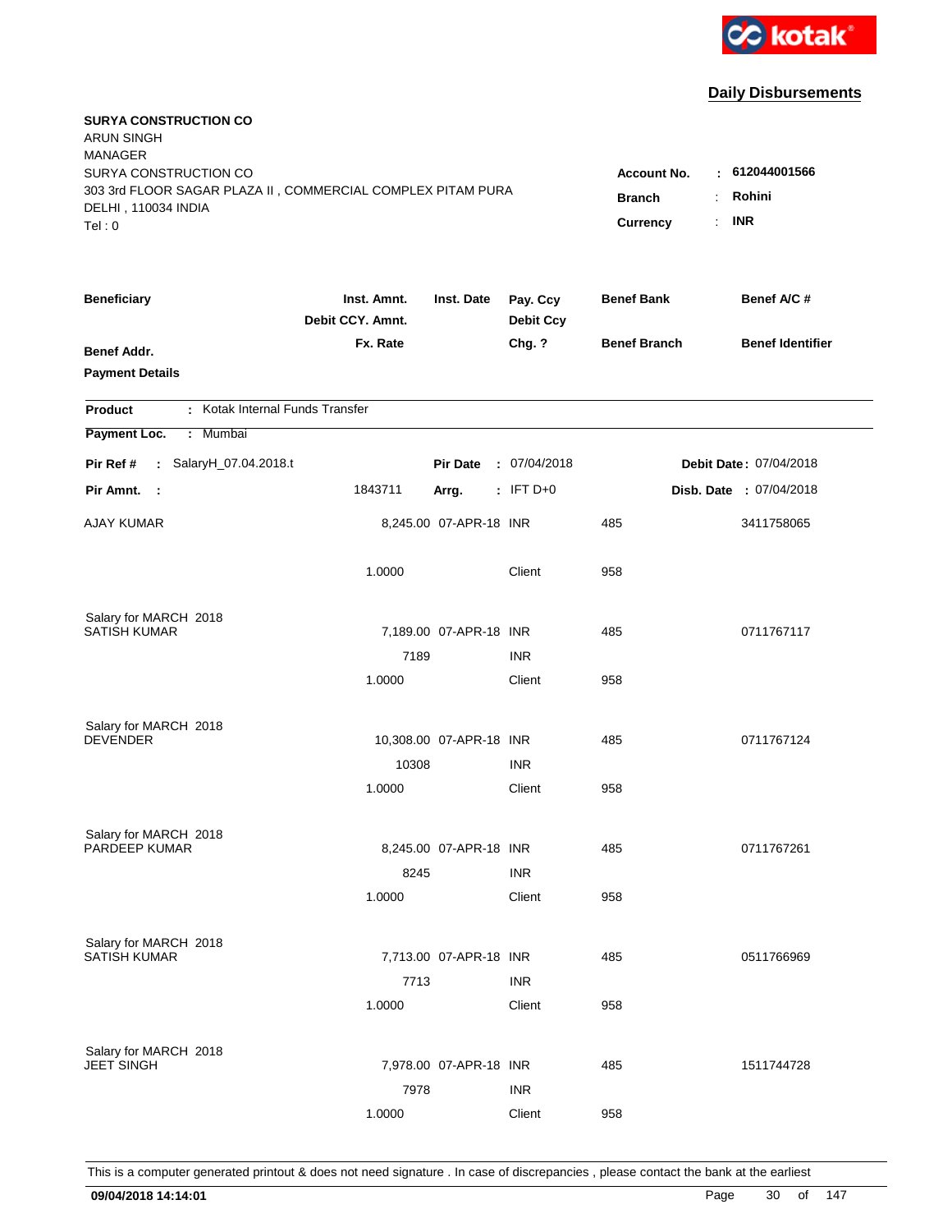**Daily Disbursements**

**SURYA CONSTRUCTION CO**
ARUN SINGH
MANAGER
SURYA CONSTRUCTION CO
303 3rd FLOOR SAGAR PLAZA II , COMMERCIAL COMPLEX PITAM PURA
DELHI , 110034 INDIA
Tel : 0

**Account No.** : **612044001566**
**Branch** : **Rohini**
**Currency** : **INR**

| Beneficiary | Inst. Amnt. / Debit CCY. Amnt. / Fx. Rate | Inst. Date | Pay. Ccy / Debit Ccy / Chg. ? | Benef Bank / Benef Branch | Benef A/C # / Benef Identifier |
|---|---|---|---|---|---|
| **Benef Addr.** | | | | | |
| **Payment Details** | | | | | |

**Product** : Kotak Internal Funds Transfer
**Payment Loc.** : Mumbai

**Pir Ref #** : SalaryH_07.04.2018.t  **Pir Date** : 07/04/2018  **Debit Date** : 07/04/2018
**Pir Amnt.** : 1843711  **Arrg.** : IFT D+0  **Disb. Date** : 07/04/2018

| Beneficiary | Inst. Amnt. / Debit CCY. Amnt. / Fx. Rate | Inst. Date | Pay. Ccy / Debit Ccy / Chg. ? | Benef Bank / Benef Branch | Benef A/C # |
|---|---|---|---|---|---|
| AJAY KUMAR | 8,245.00 | 07-APR-18 | INR | 485 | 3411758065 |
| | 1.0000 | | Client | 958 | |
| Salary for MARCH 2018 | | | | | |
| SATISH KUMAR | 7,189.00 | 07-APR-18 | INR | 485 | 0711767117 |
| | 7189 | | INR | | |
| | 1.0000 | | Client | 958 | |
| Salary for MARCH 2018 | | | | | |
| DEVENDER | 10,308.00 | 07-APR-18 | INR | 485 | 0711767124 |
| | 10308 | | INR | | |
| | 1.0000 | | Client | 958 | |
| Salary for MARCH 2018 | | | | | |
| PARDEEP KUMAR | 8,245.00 | 07-APR-18 | INR | 485 | 0711767261 |
| | 8245 | | INR | | |
| | 1.0000 | | Client | 958 | |
| Salary for MARCH 2018 | | | | | |
| SATISH KUMAR | 7,713.00 | 07-APR-18 | INR | 485 | 0511766969 |
| | 7713 | | INR | | |
| | 1.0000 | | Client | 958 | |
| Salary for MARCH 2018 | | | | | |
| JEET SINGH | 7,978.00 | 07-APR-18 | INR | 485 | 1511744728 |
| | 7978 | | INR | | |
| | 1.0000 | | Client | 958 | |

This is a computer generated printout & does not need signature . In case of discrepancies , please contact the bank at the earliest

09/04/2018 14:14:01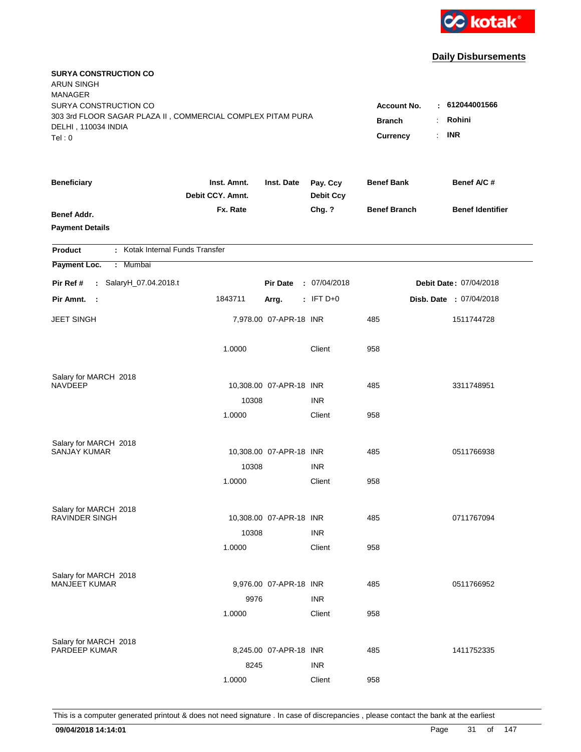kotak

## Daily Disbursements

**SURYA CONSTRUCTION CO**
ARUN SINGH
MANAGER
SURYA CONSTRUCTION CO
303 3rd FLOOR SAGAR PLAZA II , COMMERCIAL COMPLEX PITAM PURA
DELHI , 110034 INDIA
Tel : 0

**Account No.** : **612044001566**
**Branch** : **Rohini**
**Currency** : **INR**

| Beneficiary | Inst. Amnt. / Debit CCY. Amnt. / Fx. Rate | Inst. Date | Pay. Ccy / Debit Ccy / Chg. ? | Benef Bank / Benef Branch | Benef A/C # / Benef Identifier |
|---|---|---|---|---|---|
| **Benef Addr.** | | | | | |
| **Payment Details** | | | | | |

**Product** : Kotak Internal Funds Transfer

**Payment Loc.** : Mumbai

**Pir Ref #** : SalaryH_07.04.2018.t  **Pir Date** : 07/04/2018  **Debit Date** : 07/04/2018

**Pir Amnt.** : 1843711  **Arrg.** : IFT D+0  **Disb. Date** : 07/04/2018

| Beneficiary | Inst. Amnt. / Debit CCY. Amnt. / Fx. Rate | Inst. Date | Pay. Ccy / Debit Ccy / Chg. ? | Benef Bank / Benef Branch | Benef A/C # |
|---|---|---|---|---|---|
| JEET SINGH | 7,978.00 | 07-APR-18 | INR | 485 | 1511744728 |
| | 1.0000 | | Client | 958 | |
| Salary for MARCH 2018 | | | | | |
| NAVDEEP | 10,308.00 | 07-APR-18 | INR | 485 | 3311748951 |
| | 10308 | | INR | | |
| | 1.0000 | | Client | 958 | |
| Salary for MARCH 2018 | | | | | |
| SANJAY KUMAR | 10,308.00 | 07-APR-18 | INR | 485 | 0511766938 |
| | 10308 | | INR | | |
| | 1.0000 | | Client | 958 | |
| Salary for MARCH 2018 | | | | | |
| RAVINDER SINGH | 10,308.00 | 07-APR-18 | INR | 485 | 0711767094 |
| | 10308 | | INR | | |
| | 1.0000 | | Client | 958 | |
| Salary for MARCH 2018 | | | | | |
| MANJEET KUMAR | 9,976.00 | 07-APR-18 | INR | 485 | 0511766952 |
| | 9976 | | INR | | |
| | 1.0000 | | Client | 958 | |
| Salary for MARCH 2018 | | | | | |
| PARDEEP KUMAR | 8,245.00 | 07-APR-18 | INR | 485 | 1411752335 |
| | 8245 | | INR | | |
| | 1.0000 | | Client | 958 | |

This is a computer generated printout & does not need signature . In case of discrepancies , please contact the bank at the earliest

**09/04/2018 14:14:01**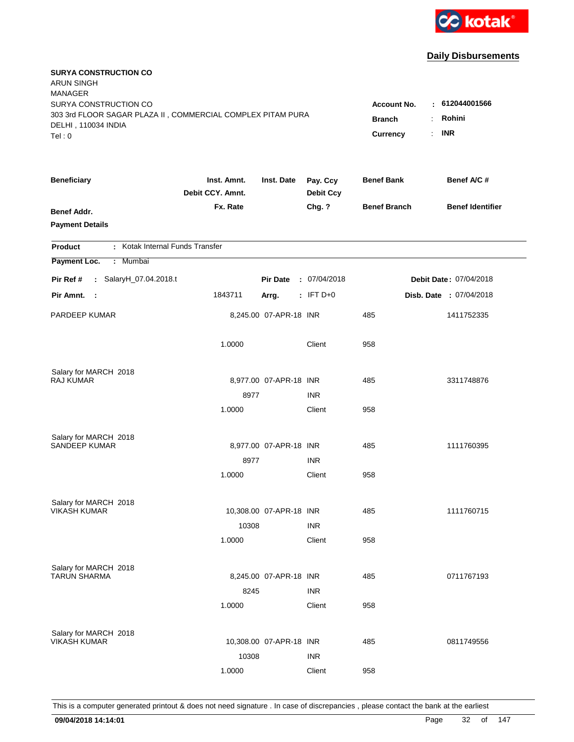kotak

## Daily Disbursements

**SURYA CONSTRUCTION CO**
ARUN SINGH
MANAGER
SURYA CONSTRUCTION CO
303 3rd FLOOR SAGAR PLAZA II , COMMERCIAL COMPLEX PITAM PURA
DELHI , 110034 INDIA
Tel : 0

**Account No.** : **612044001566**
**Branch** : **Rohini**
**Currency** : **INR**

| Beneficiary | Inst. Amnt. / Debit CCY. Amnt. / Fx. Rate | Inst. Date | Pay. Ccy / Debit Ccy / Chg. ? | Benef Bank / Benef Branch | Benef A/C # / Benef Identifier |
|---|---|---|---|---|---|
| **Benef Addr.** / **Payment Details** | | | | | |

**Product** : Kotak Internal Funds Transfer
**Payment Loc.** : Mumbai

**Pir Ref #** : SalaryH_07.04.2018.t | **Pir Date** : 07/04/2018 | **Debit Date** : 07/04/2018
**Pir Amnt.** : 1843711 | **Arrg.** : IFT D+0 | **Disb. Date** : 07/04/2018

| Beneficiary | Inst. Amnt. / Debit CCY. Amnt. / Fx. Rate | Inst. Date | Pay. Ccy / Debit Ccy / Chg. ? | Benef Bank / Benef Branch | Benef A/C # |
|---|---|---|---|---|---|
| PARDEEP KUMAR | 8,245.00 | 07-APR-18 | INR | 485 | 1411752335 |
| | 1.0000 | | Client | 958 | |
| Salary for MARCH 2018 | | | | | |
| RAJ KUMAR | 8,977.00 | 07-APR-18 | INR | 485 | 3311748876 |
| | 8977 | | INR | | |
| | 1.0000 | | Client | 958 | |
| Salary for MARCH 2018 | | | | | |
| SANDEEP KUMAR | 8,977.00 | 07-APR-18 | INR | 485 | 1111760395 |
| | 8977 | | INR | | |
| | 1.0000 | | Client | 958 | |
| Salary for MARCH 2018 | | | | | |
| VIKASH KUMAR | 10,308.00 | 07-APR-18 | INR | 485 | 1111760715 |
| | 10308 | | INR | | |
| | 1.0000 | | Client | 958 | |
| Salary for MARCH 2018 | | | | | |
| TARUN SHARMA | 8,245.00 | 07-APR-18 | INR | 485 | 0711767193 |
| | 8245 | | INR | | |
| | 1.0000 | | Client | 958 | |
| Salary for MARCH 2018 | | | | | |
| VIKASH KUMAR | 10,308.00 | 07-APR-18 | INR | 485 | 0811749556 |
| | 10308 | | INR | | |
| | 1.0000 | | Client | 958 | |

This is a computer generated printout & does not need signature . In case of discrepancies , please contact the bank at the earliest

09/04/2018 14:14:01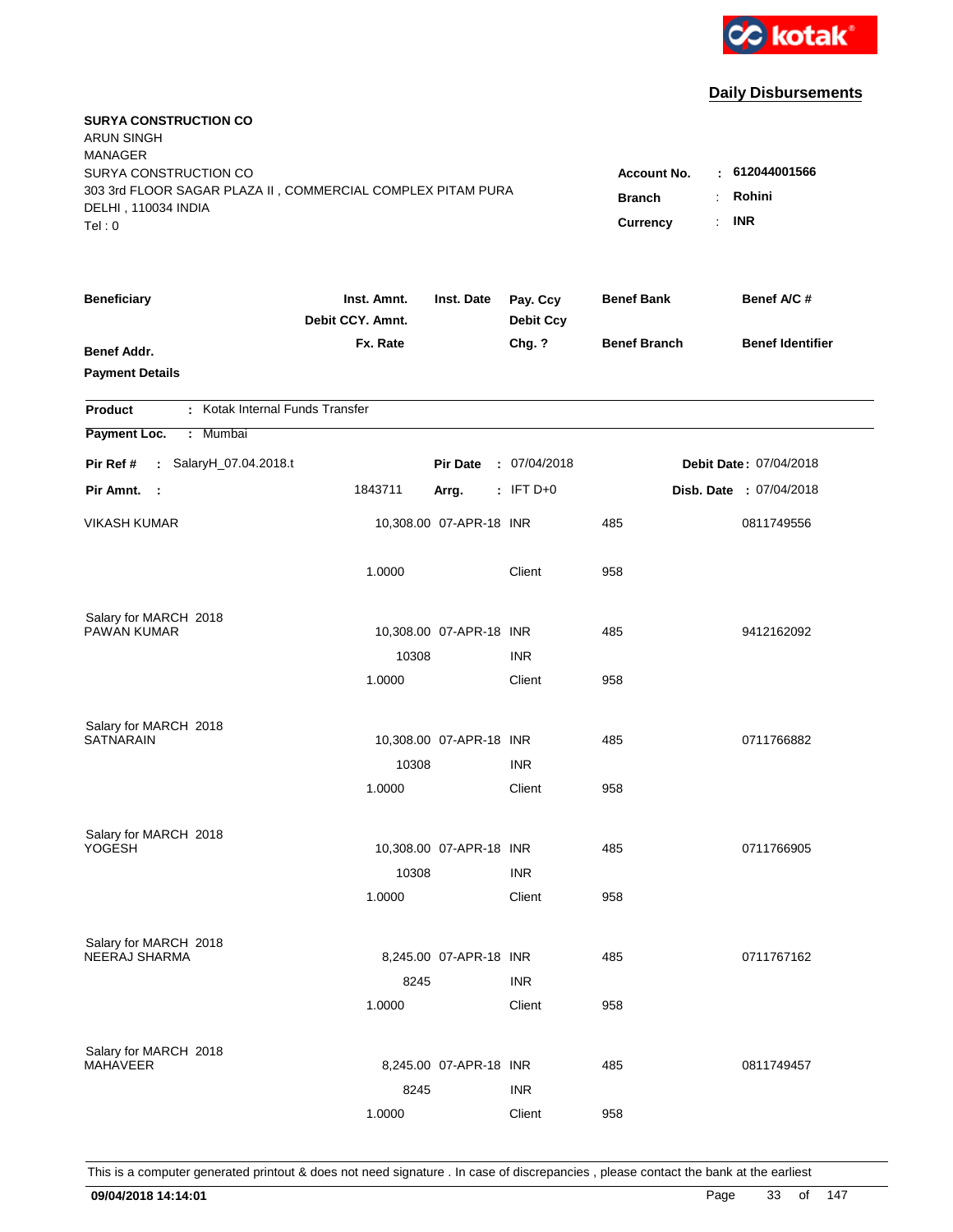kotak

**Daily Disbursements**

**SURYA CONSTRUCTION CO**
ARUN SINGH
MANAGER
SURYA CONSTRUCTION CO
303 3rd FLOOR SAGAR PLAZA II , COMMERCIAL COMPLEX PITAM PURA
DELHI , 110034 INDIA
Tel : 0

**Account No.** : **612044001566**
**Branch** : **Rohini**
**Currency** : **INR**

| Beneficiary | Inst. Amnt. / Debit CCY. Amnt. / Fx. Rate | Inst. Date | Pay. Ccy / Debit Ccy / Chg. ? | Benef Bank / Benef Branch | Benef A/C # / Benef Identifier |
|---|---|---|---|---|---|
| **Benef Addr.** | | | | | |
| **Payment Details** | | | | | |

**Product** : Kotak Internal Funds Transfer

**Payment Loc.** : Mumbai

**Pir Ref #** : SalaryH_07.04.2018.t **Pir Date** : 07/04/2018 **Debit Date** : 07/04/2018

**Pir Amnt.** : 1843711 **Arrg.** : IFT D+0 **Disb. Date** : 07/04/2018

| Beneficiary | Inst. Amnt. / Debit CCY. Amnt. / Fx. Rate | Inst. Date | Pay. Ccy / Debit Ccy / Chg. ? | Benef Bank / Benef Branch | Benef A/C # |
|---|---|---|---|---|---|
| VIKASH KUMAR | 10,308.00 | 07-APR-18 | INR | 485 | 0811749556 |
| | 1.0000 | | Client | 958 | |
| Salary for MARCH 2018 | | | | | |
| PAWAN KUMAR | 10,308.00 | 07-APR-18 | INR | 485 | 9412162092 |
| | 10308 | | INR | | |
| | 1.0000 | | Client | 958 | |
| Salary for MARCH 2018 | | | | | |
| SATNARAIN | 10,308.00 | 07-APR-18 | INR | 485 | 0711766882 |
| | 10308 | | INR | | |
| | 1.0000 | | Client | 958 | |
| Salary for MARCH 2018 | | | | | |
| YOGESH | 10,308.00 | 07-APR-18 | INR | 485 | 0711766905 |
| | 10308 | | INR | | |
| | 1.0000 | | Client | 958 | |
| Salary for MARCH 2018 | | | | | |
| NEERAJ SHARMA | 8,245.00 | 07-APR-18 | INR | 485 | 0711767162 |
| | 8245 | | INR | | |
| | 1.0000 | | Client | 958 | |
| Salary for MARCH 2018 | | | | | |
| MAHAVEER | 8,245.00 | 07-APR-18 | INR | 485 | 0811749457 |
| | 8245 | | INR | | |
| | 1.0000 | | Client | 958 | |

This is a computer generated printout & does not need signature . In case of discrepancies , please contact the bank at the earliest

**09/04/2018 14:14:01**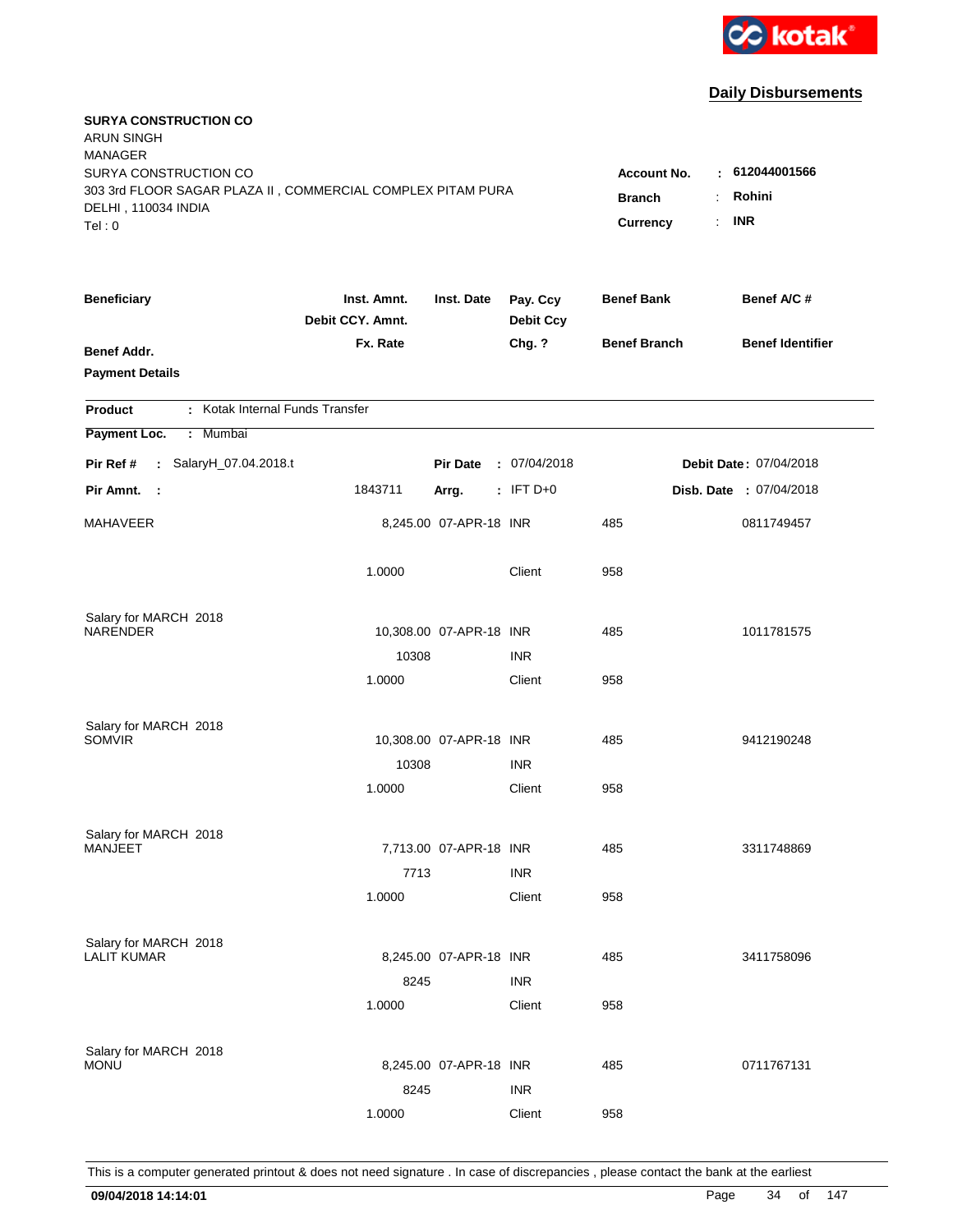kotak

## Daily Disbursements

**SURYA CONSTRUCTION CO**
ARUN SINGH
MANAGER
SURYA CONSTRUCTION CO
303 3rd FLOOR SAGAR PLAZA II , COMMERCIAL COMPLEX PITAM PURA
DELHI , 110034 INDIA
Tel : 0

**Account No.** : **612044001566**
**Branch** : **Rohini**
**Currency** : **INR**

| Beneficiary / Benef Addr. / Payment Details | Inst. Amnt. / Debit CCY. Amnt. / Fx. Rate | Inst. Date | Pay. Ccy / Debit Ccy / Chg. ? | Benef Bank / Benef Branch | Benef A/C # / Benef Identifier |
|---|---|---|---|---|---|

**Product** : Kotak Internal Funds Transfer

**Payment Loc.** : Mumbai

**Pir Ref #** : SalaryH_07.04.2018.t **Pir Date** : 07/04/2018 **Debit Date** : 07/04/2018

**Pir Amnt.** : 1843711 **Arrg.** : IFT D+0 **Disb. Date** : 07/04/2018

| Beneficiary | Amount | Inst. Date | Ccy | Benef Bank | Benef A/C # |
|---|---|---|---|---|---|
| MAHAVEER | 8,245.00 | 07-APR-18 | INR | 485 | 0811749457 |
| | 1.0000 | | Client | 958 | |
| Salary for MARCH 2018 | | | | | |
| NARENDER | 10,308.00 | 07-APR-18 | INR | 485 | 1011781575 |
| | 10308 | | INR | | |
| | 1.0000 | | Client | 958 | |
| Salary for MARCH 2018 | | | | | |
| SOMVIR | 10,308.00 | 07-APR-18 | INR | 485 | 9412190248 |
| | 10308 | | INR | | |
| | 1.0000 | | Client | 958 | |
| Salary for MARCH 2018 | | | | | |
| MANJEET | 7,713.00 | 07-APR-18 | INR | 485 | 3311748869 |
| | 7713 | | INR | | |
| | 1.0000 | | Client | 958 | |
| Salary for MARCH 2018 | | | | | |
| LALIT KUMAR | 8,245.00 | 07-APR-18 | INR | 485 | 3411758096 |
| | 8245 | | INR | | |
| | 1.0000 | | Client | 958 | |
| Salary for MARCH 2018 | | | | | |
| MONU | 8,245.00 | 07-APR-18 | INR | 485 | 0711767131 |
| | 8245 | | INR | | |
| | 1.0000 | | Client | 958 | |

This is a computer generated printout & does not need signature . In case of discrepancies , please contact the bank at the earliest

09/04/2018 14:14:01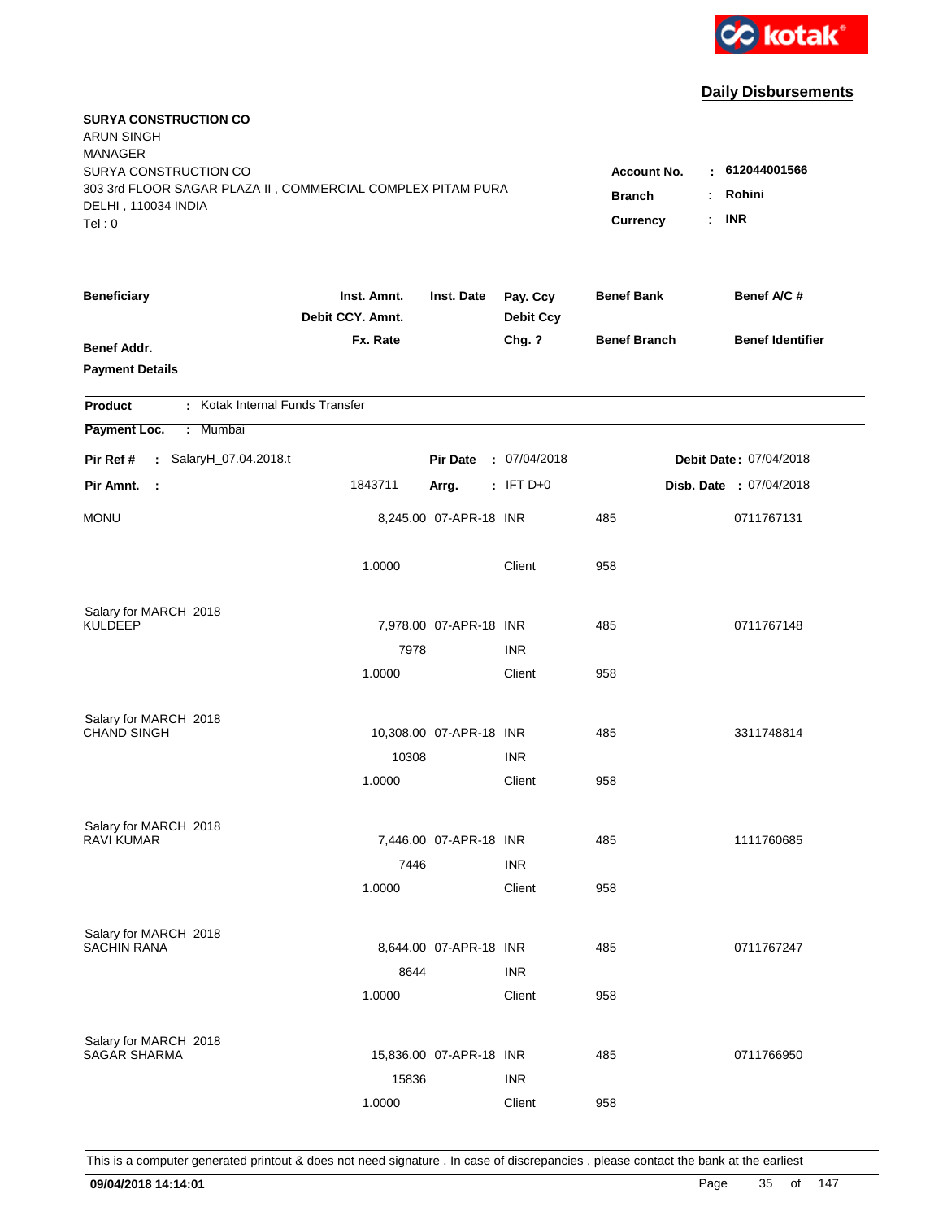kotak

## Daily Disbursements

**SURYA CONSTRUCTION CO**
ARUN SINGH
MANAGER
SURYA CONSTRUCTION CO
303 3rd FLOOR SAGAR PLAZA II , COMMERCIAL COMPLEX PITAM PURA
DELHI , 110034 INDIA
Tel : 0

**Account No.** : **612044001566**
**Branch** : **Rohini**
**Currency** : **INR**

| Beneficiary | Inst. Amnt. / Debit CCY. Amnt. / Fx. Rate | Inst. Date | Pay. Ccy / Debit Ccy / Chg. ? | Benef Bank / Benef Branch | Benef A/C # / Benef Identifier |
|---|---|---|---|---|---|
| **Benef Addr.** | | | | | |
| **Payment Details** | | | | | |

**Product** : Kotak Internal Funds Transfer

**Payment Loc.** : Mumbai

**Pir Ref #** : SalaryH_07.04.2018.t | **Pir Date** : 07/04/2018 | **Debit Date** : 07/04/2018

**Pir Amnt.** : 1843711 | **Arrg.** : IFT D+0 | **Disb. Date** : 07/04/2018

| Beneficiary | Inst. Amnt. / Debit CCY. Amnt. / Fx. Rate | Inst. Date | Pay. Ccy / Debit Ccy / Chg. ? | Benef Bank / Benef Branch | Benef A/C # |
|---|---|---|---|---|---|
| MONU | 8,245.00 | 07-APR-18 | INR | 485 | 0711767131 |
| | 1.0000 | | Client | 958 | |
| Salary for MARCH 2018 | | | | | |
| KULDEEP | 7,978.00 | 07-APR-18 | INR | 485 | 0711767148 |
| | 7978 | | INR | | |
| | 1.0000 | | Client | 958 | |
| Salary for MARCH 2018 | | | | | |
| CHAND SINGH | 10,308.00 | 07-APR-18 | INR | 485 | 3311748814 |
| | 10308 | | INR | | |
| | 1.0000 | | Client | 958 | |
| Salary for MARCH 2018 | | | | | |
| RAVI KUMAR | 7,446.00 | 07-APR-18 | INR | 485 | 1111760685 |
| | 7446 | | INR | | |
| | 1.0000 | | Client | 958 | |
| Salary for MARCH 2018 | | | | | |
| SACHIN RANA | 8,644.00 | 07-APR-18 | INR | 485 | 0711767247 |
| | 8644 | | INR | | |
| | 1.0000 | | Client | 958 | |
| Salary for MARCH 2018 | | | | | |
| SAGAR SHARMA | 15,836.00 | 07-APR-18 | INR | 485 | 0711766950 |
| | 15836 | | INR | | |
| | 1.0000 | | Client | 958 | |

This is a computer generated printout & does not need signature . In case of discrepancies , please contact the bank at the earliest

**09/04/2018 14:14:01**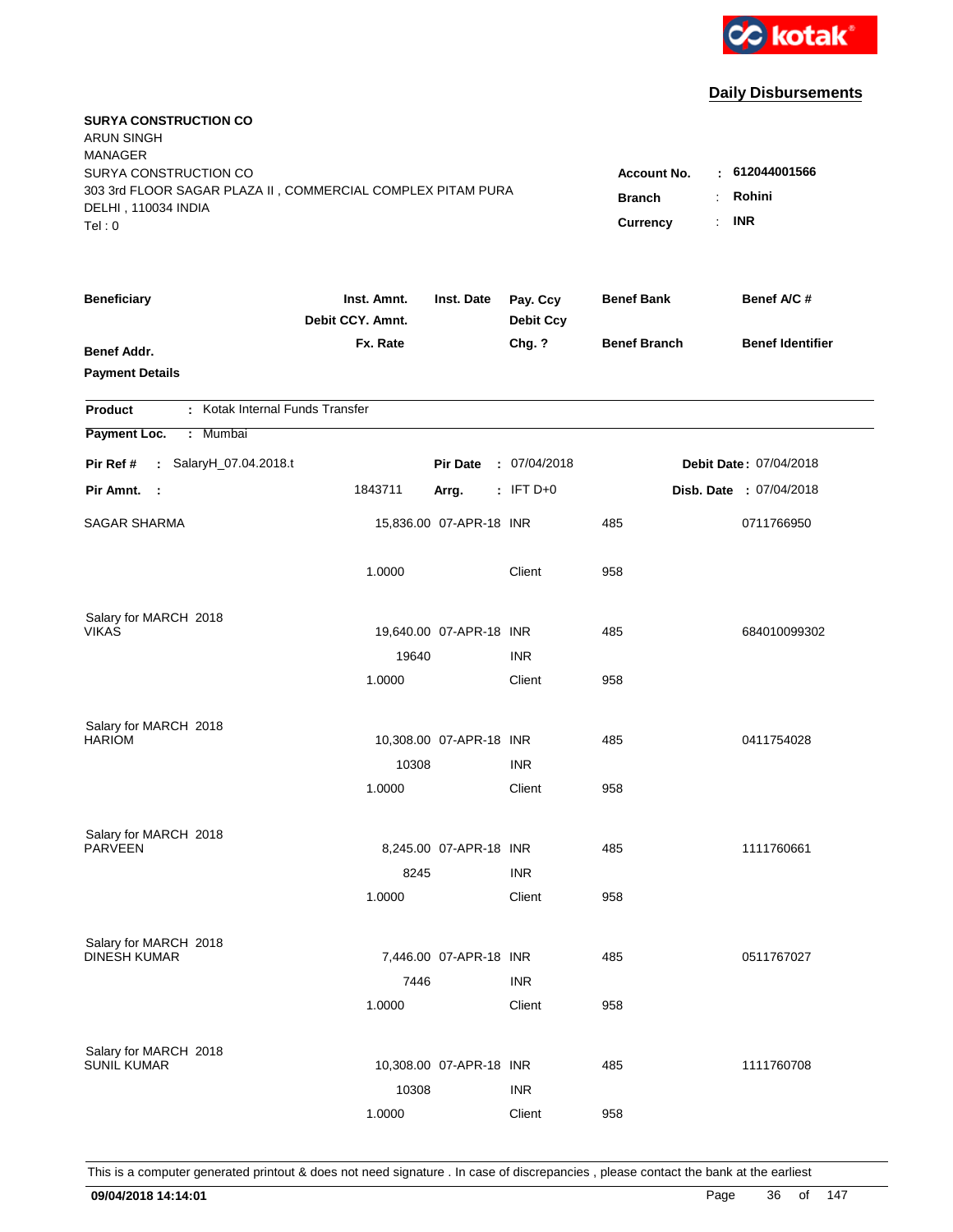kotak

## Daily Disbursements

**SURYA CONSTRUCTION CO**
ARUN SINGH
MANAGER
SURYA CONSTRUCTION CO
303 3rd FLOOR SAGAR PLAZA II , COMMERCIAL COMPLEX PITAM PURA
DELHI , 110034 INDIA
Tel : 0

**Account No.** : **612044001566**
**Branch** : **Rohini**
**Currency** : **INR**

| Beneficiary / Benef Addr. / Payment Details | Inst. Amnt. / Debit CCY. Amnt. / Fx. Rate | Inst. Date | Pay. Ccy / Debit Ccy / Chg. ? | Benef Bank / Benef Branch | Benef A/C # / Benef Identifier |
|---|---|---|---|---|---|

**Product** : Kotak Internal Funds Transfer
**Payment Loc.** : Mumbai

**Pir Ref #** : SalaryH_07.04.2018.t | **Pir Date** : 07/04/2018 | **Debit Date** : 07/04/2018
**Pir Amnt.** : 1843711 | **Arrg.** : IFT D+0 | **Disb. Date** : 07/04/2018

| Beneficiary | Inst. Amnt. | Inst. Date | Pay. Ccy | Benef Bank | Benef A/C # |
|---|---|---|---|---|---|
| SAGAR SHARMA | 15,836.00 | 07-APR-18 | INR | 485 | 0711766950 |
| | 1.0000 | | Client | 958 | |
| Salary for MARCH 2018 | | | | | |
| VIKAS | 19,640.00 | 07-APR-18 | INR | 485 | 684010099302 |
| | 19640 | | INR | | |
| | 1.0000 | | Client | 958 | |
| Salary for MARCH 2018 | | | | | |
| HARIOM | 10,308.00 | 07-APR-18 | INR | 485 | 0411754028 |
| | 10308 | | INR | | |
| | 1.0000 | | Client | 958 | |
| Salary for MARCH 2018 | | | | | |
| PARVEEN | 8,245.00 | 07-APR-18 | INR | 485 | 1111760661 |
| | 8245 | | INR | | |
| | 1.0000 | | Client | 958 | |
| Salary for MARCH 2018 | | | | | |
| DINESH KUMAR | 7,446.00 | 07-APR-18 | INR | 485 | 0511767027 |
| | 7446 | | INR | | |
| | 1.0000 | | Client | 958 | |
| Salary for MARCH 2018 | | | | | |
| SUNIL KUMAR | 10,308.00 | 07-APR-18 | INR | 485 | 1111760708 |
| | 10308 | | INR | | |
| | 1.0000 | | Client | 958 | |

This is a computer generated printout & does not need signature . In case of discrepancies , please contact the bank at the earliest

**09/04/2018 14:14:01**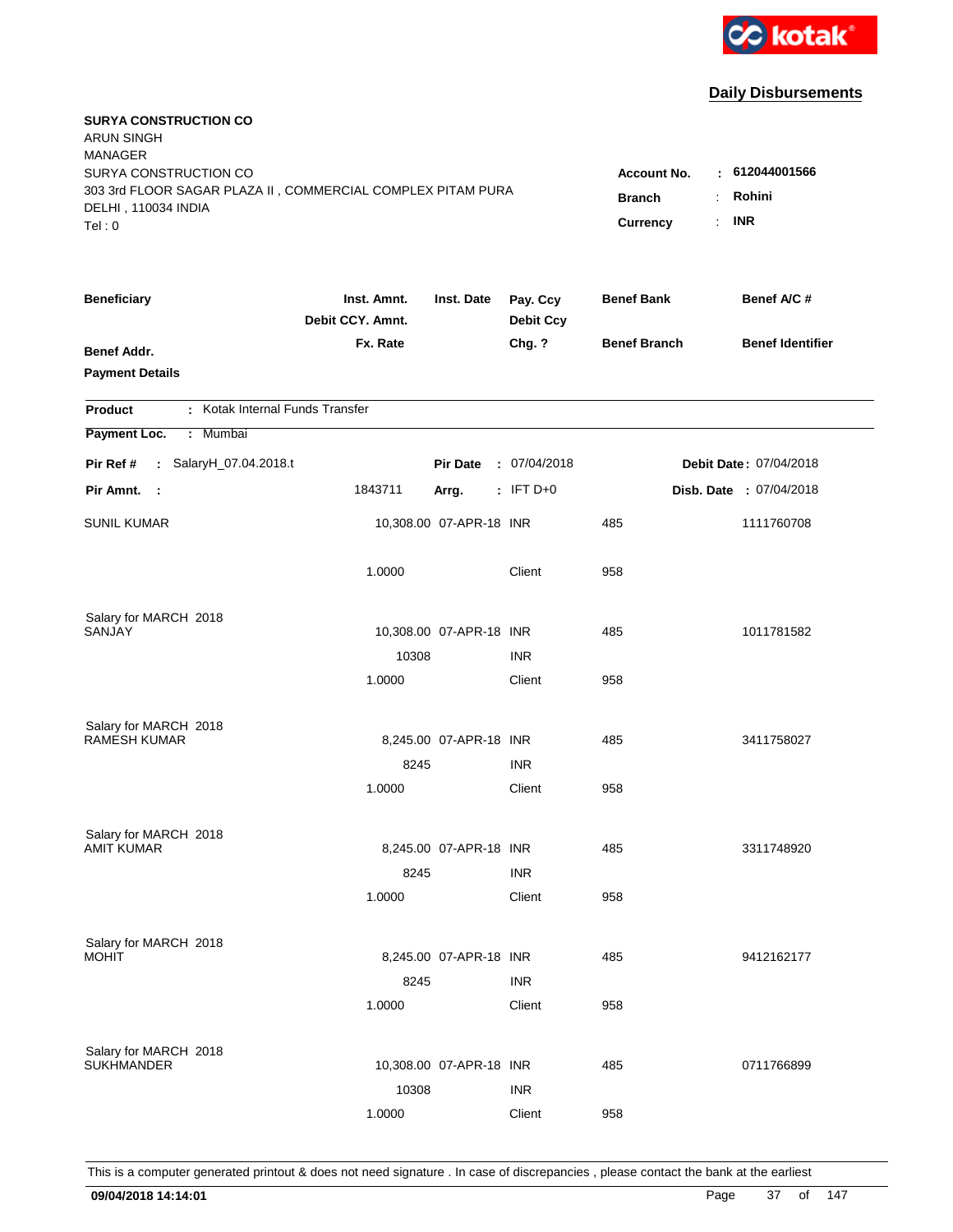kotak

## Daily Disbursements

**SURYA CONSTRUCTION CO**
ARUN SINGH
MANAGER
SURYA CONSTRUCTION CO
303 3rd FLOOR SAGAR PLAZA II , COMMERCIAL COMPLEX PITAM PURA
DELHI , 110034 INDIA
Tel : 0

**Account No.** : 612044001566
**Branch** : Rohini
**Currency** : INR

| Beneficiary | Inst. Amnt. / Debit CCY. Amnt. / Fx. Rate | Inst. Date | Pay. Ccy / Debit Ccy / Chg. ? | Benef Bank / Benef Branch | Benef A/C # / Benef Identifier |
|---|---|---|---|---|---|
| **Benef Addr.** | | | | | |
| **Payment Details** | | | | | |

**Product** : Kotak Internal Funds Transfer

**Payment Loc.** : Mumbai

**Pir Ref #** : SalaryH_07.04.2018.t | **Pir Date** : 07/04/2018 | **Debit Date** : 07/04/2018

**Pir Amnt.** : 1843711 | **Arrg.** : IFT D+0 | **Disb. Date** : 07/04/2018

| Beneficiary | Inst. Amnt. / Debit CCY. Amnt. / Fx. Rate | Inst. Date | Pay. Ccy / Debit Ccy / Chg. ? | Benef Bank / Benef Branch | Benef A/C # |
|---|---|---|---|---|---|
| SUNIL KUMAR | 10,308.00 | 07-APR-18 | INR | 485 | 1111760708 |
| | 1.0000 | | Client | 958 | |
| Salary for MARCH 2018 | | | | | |
| SANJAY | 10,308.00 | 07-APR-18 | INR | 485 | 1011781582 |
| | 10308 | | INR | | |
| | 1.0000 | | Client | 958 | |
| Salary for MARCH 2018 | | | | | |
| RAMESH KUMAR | 8,245.00 | 07-APR-18 | INR | 485 | 3411758027 |
| | 8245 | | INR | | |
| | 1.0000 | | Client | 958 | |
| Salary for MARCH 2018 | | | | | |
| AMIT KUMAR | 8,245.00 | 07-APR-18 | INR | 485 | 3311748920 |
| | 8245 | | INR | | |
| | 1.0000 | | Client | 958 | |
| Salary for MARCH 2018 | | | | | |
| MOHIT | 8,245.00 | 07-APR-18 | INR | 485 | 9412162177 |
| | 8245 | | INR | | |
| | 1.0000 | | Client | 958 | |
| Salary for MARCH 2018 | | | | | |
| SUKHMANDER | 10,308.00 | 07-APR-18 | INR | 485 | 0711766899 |
| | 10308 | | INR | | |
| | 1.0000 | | Client | 958 | |

This is a computer generated printout & does not need signature . In case of discrepancies , please contact the bank at the earliest

**09/04/2018 14:14:01**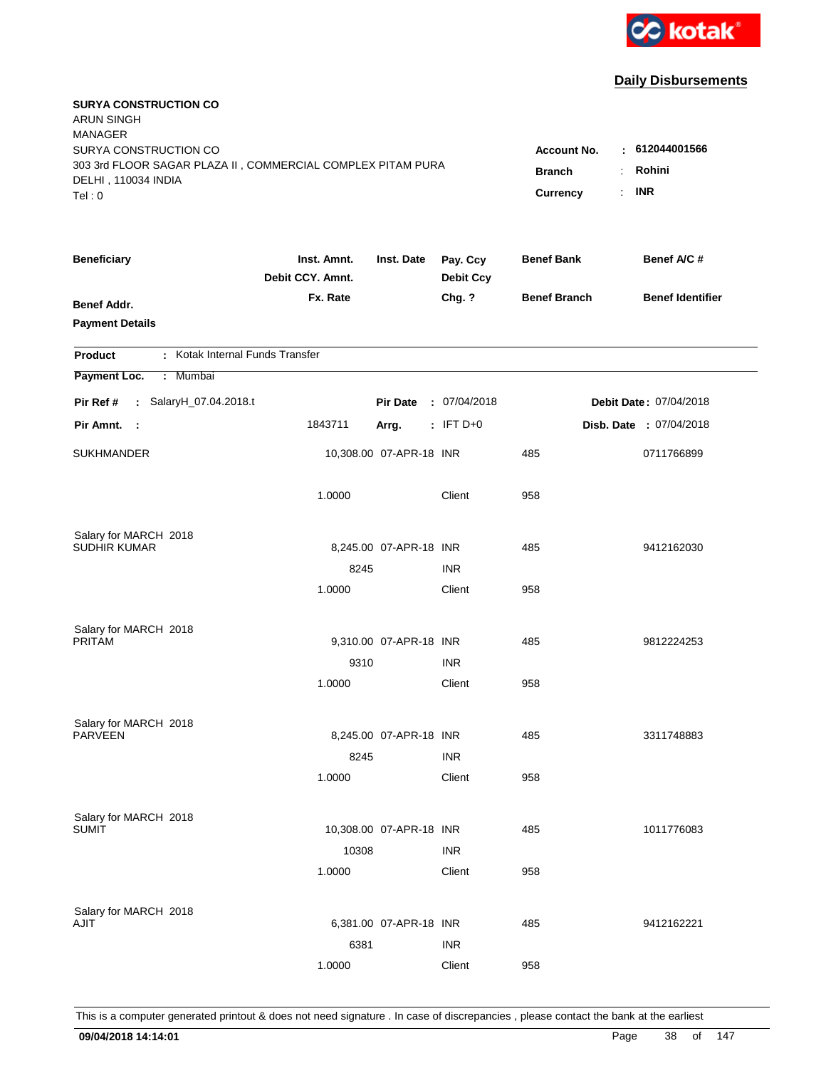kotak

## Daily Disbursements

**SURYA CONSTRUCTION CO**
ARUN SINGH
MANAGER
SURYA CONSTRUCTION CO
303 3rd FLOOR SAGAR PLAZA II , COMMERCIAL COMPLEX PITAM PURA
DELHI , 110034 INDIA
Tel : 0

**Account No.** : **612044001566**
**Branch** : **Rohini**
**Currency** : **INR**

| Beneficiary / Benef Addr. / Payment Details | Inst. Amnt. / Debit CCY. Amnt. / Fx. Rate | Inst. Date | Pay. Ccy / Debit Ccy / Chg. ? | Benef Bank / Benef Branch | Benef A/C # / Benef Identifier |
|---|---|---|---|---|---|

**Product** : Kotak Internal Funds Transfer

**Payment Loc.** : Mumbai

**Pir Ref #** : SalaryH_07.04.2018.t | **Pir Date** : 07/04/2018 | **Debit Date** : 07/04/2018

**Pir Amnt.** : 1843711 | **Arrg.** : IFT D+0 | **Disb. Date** : 07/04/2018

| Beneficiary | Inst. Amnt. | Inst. Date | Pay. Ccy | Benef Bank | Benef A/C # |
|---|---|---|---|---|---|
| SUKHMANDER | 10,308.00 | 07-APR-18 | INR | 485 | 0711766899 |
| | 1.0000 | | Client | 958 | |
| Salary for MARCH 2018 | | | | | |
| SUDHIR KUMAR | 8,245.00 | 07-APR-18 | INR | 485 | 9412162030 |
| | 8245 | | INR | | |
| | 1.0000 | | Client | 958 | |
| Salary for MARCH 2018 | | | | | |
| PRITAM | 9,310.00 | 07-APR-18 | INR | 485 | 9812224253 |
| | 9310 | | INR | | |
| | 1.0000 | | Client | 958 | |
| Salary for MARCH 2018 | | | | | |
| PARVEEN | 8,245.00 | 07-APR-18 | INR | 485 | 3311748883 |
| | 8245 | | INR | | |
| | 1.0000 | | Client | 958 | |
| Salary for MARCH 2018 | | | | | |
| SUMIT | 10,308.00 | 07-APR-18 | INR | 485 | 1011776083 |
| | 10308 | | INR | | |
| | 1.0000 | | Client | 958 | |
| Salary for MARCH 2018 | | | | | |
| AJIT | 6,381.00 | 07-APR-18 | INR | 485 | 9412162221 |
| | 6381 | | INR | | |
| | 1.0000 | | Client | 958 | |

This is a computer generated printout & does not need signature . In case of discrepancies , please contact the bank at the earliest

**09/04/2018 14:14:01**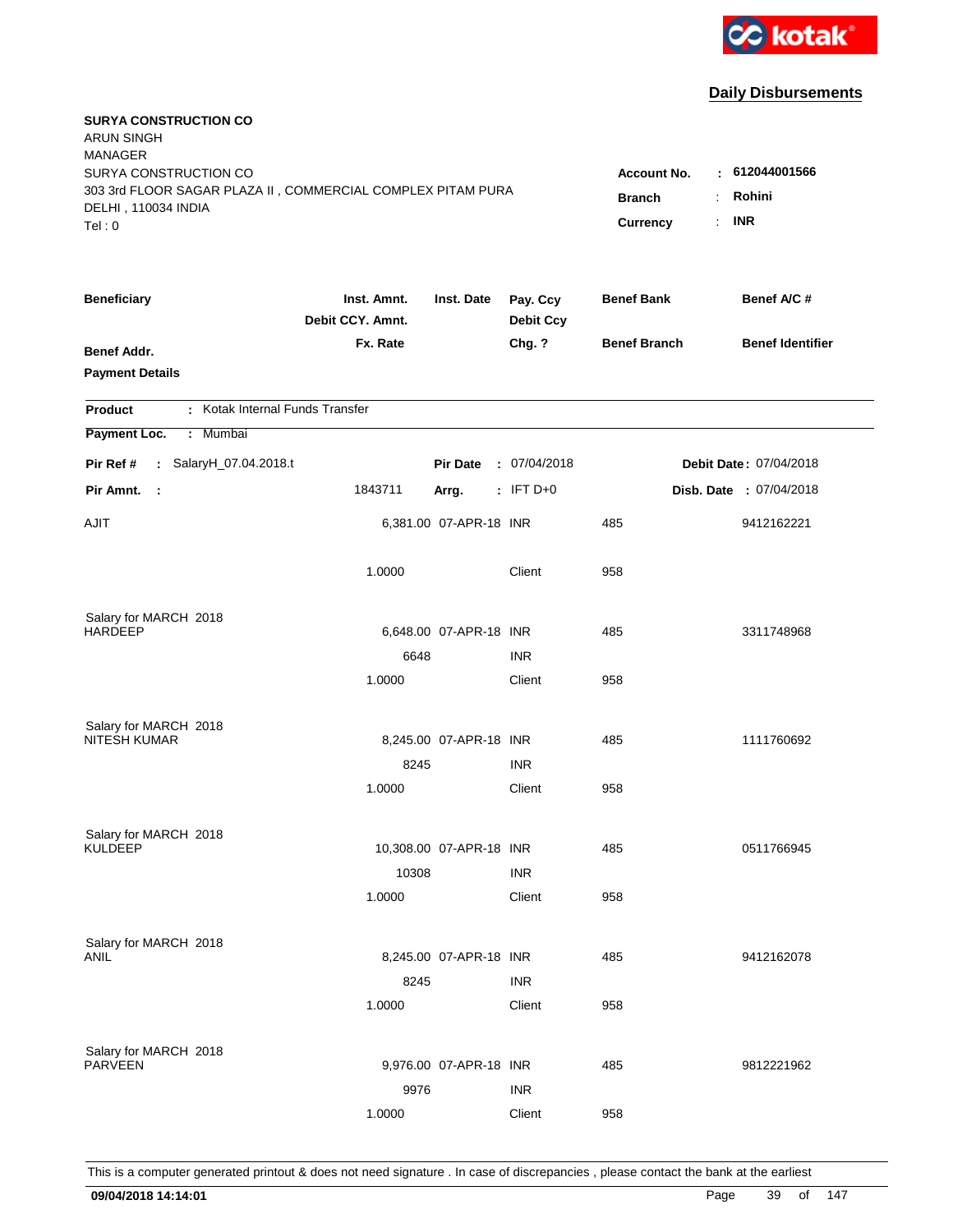kotak

## Daily Disbursements

**SURYA CONSTRUCTION CO**
ARUN SINGH
MANAGER
SURYA CONSTRUCTION CO
303 3rd FLOOR SAGAR PLAZA II , COMMERCIAL COMPLEX PITAM PURA
DELHI , 110034 INDIA
Tel : 0

**Account No.** : **612044001566**
**Branch** : **Rohini**
**Currency** : **INR**

| Beneficiary / Benef Addr. / Payment Details | Inst. Amnt. / Debit CCY. Amnt. / Fx. Rate | Inst. Date | Pay. Ccy / Debit Ccy / Chg. ? | Benef Bank / Benef Branch | Benef A/C # / Benef Identifier |
|---|---|---|---|---|---|

**Product** : Kotak Internal Funds Transfer
**Payment Loc.** : Mumbai

**Pir Ref #** : SalaryH_07.04.2018.t — **Pir Date** : 07/04/2018 — **Debit Date** : 07/04/2018
**Pir Amnt.** : 1843711 — **Arrg.** : IFT D+0 — **Disb. Date** : 07/04/2018

| Beneficiary | Inst. Amnt. | Inst. Date | Pay. Ccy | Benef Bank | Benef A/C # |
|---|---|---|---|---|---|
| AJIT | 6,381.00 | 07-APR-18 | INR | 485 | 9412162221 |
| | 1.0000 | | Client | 958 | |
| Salary for MARCH 2018 | | | | | |
| HARDEEP | 6,648.00 | 07-APR-18 | INR | 485 | 3311748968 |
| | 6648 | | INR | | |
| | 1.0000 | | Client | 958 | |
| Salary for MARCH 2018 | | | | | |
| NITESH KUMAR | 8,245.00 | 07-APR-18 | INR | 485 | 1111760692 |
| | 8245 | | INR | | |
| | 1.0000 | | Client | 958 | |
| Salary for MARCH 2018 | | | | | |
| KULDEEP | 10,308.00 | 07-APR-18 | INR | 485 | 0511766945 |
| | 10308 | | INR | | |
| | 1.0000 | | Client | 958 | |
| Salary for MARCH 2018 | | | | | |
| ANIL | 8,245.00 | 07-APR-18 | INR | 485 | 9412162078 |
| | 8245 | | INR | | |
| | 1.0000 | | Client | 958 | |
| Salary for MARCH 2018 | | | | | |
| PARVEEN | 9,976.00 | 07-APR-18 | INR | 485 | 9812221962 |
| | 9976 | | INR | | |
| | 1.0000 | | Client | 958 | |

This is a computer generated printout & does not need signature . In case of discrepancies , please contact the bank at the earliest

**09/04/2018 14:14:01**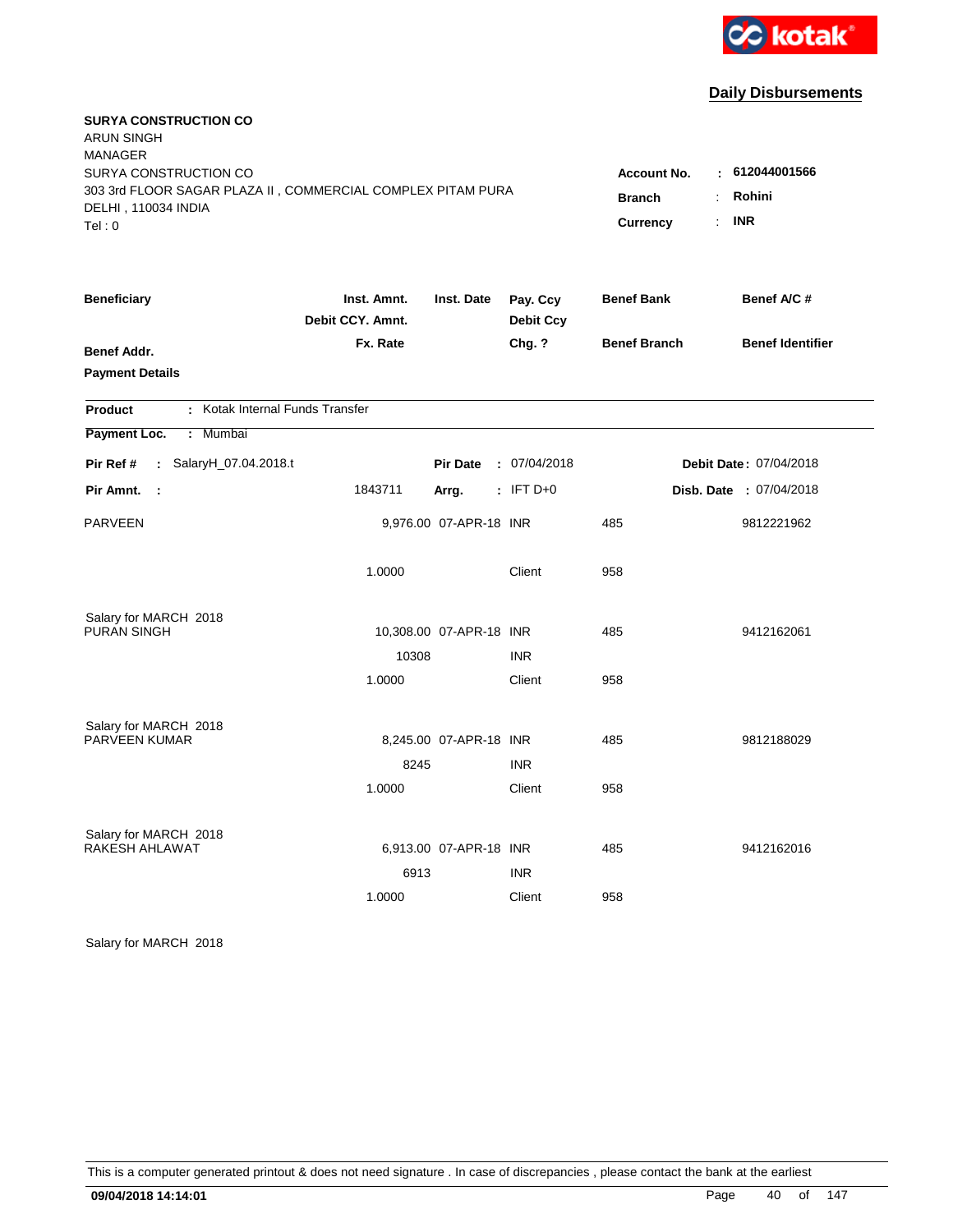kotak

## Daily Disbursements

**SURYA CONSTRUCTION CO**
ARUN SINGH
MANAGER
SURYA CONSTRUCTION CO
303 3rd FLOOR SAGAR PLAZA II , COMMERCIAL COMPLEX PITAM PURA
DELHI , 110034 INDIA
Tel : 0

**Account No.** : 612044001566
**Branch** : Rohini
**Currency** : INR

| Beneficiary / Benef Addr. / Payment Details | Inst. Amnt. / Debit CCY. Amnt. / Fx. Rate | Inst. Date | Pay. Ccy / Debit Ccy / Chg. ? | Benef Bank / Benef Branch | Benef A/C # / Benef Identifier |
|---|---|---|---|---|---|

**Product** : Kotak Internal Funds Transfer

**Payment Loc.** : Mumbai

**Pir Ref #** : SalaryH_07.04.2018.t  **Pir Date** : 07/04/2018  **Debit Date** : 07/04/2018

**Pir Amnt.** : 1843711  **Arrg.** : IFT D+0  **Disb. Date** : 07/04/2018

| Beneficiary | Inst. Amnt. | Inst. Date | Pay. Ccy | Benef Bank | Benef A/C # |
|---|---|---|---|---|---|
| PARVEEN | 9,976.00 | 07-APR-18 | INR | 485 | 9812221962 |
| | 1.0000 | | Client | 958 | |
| Salary for MARCH 2018 | | | | | |
| PURAN SINGH | 10,308.00 | 07-APR-18 | INR | 485 | 9412162061 |
| | 10308 | | INR | | |
| | 1.0000 | | Client | 958 | |
| Salary for MARCH 2018 | | | | | |
| PARVEEN KUMAR | 8,245.00 | 07-APR-18 | INR | 485 | 9812188029 |
| | 8245 | | INR | | |
| | 1.0000 | | Client | 958 | |
| Salary for MARCH 2018 | | | | | |
| RAKESH AHLAWAT | 6,913.00 | 07-APR-18 | INR | 485 | 9412162016 |
| | 6913 | | INR | | |
| | 1.0000 | | Client | 958 | |
| Salary for MARCH 2018 | | | | | |

This is a computer generated printout & does not need signature . In case of discrepancies , please contact the bank at the earliest

09/04/2018 14:14:01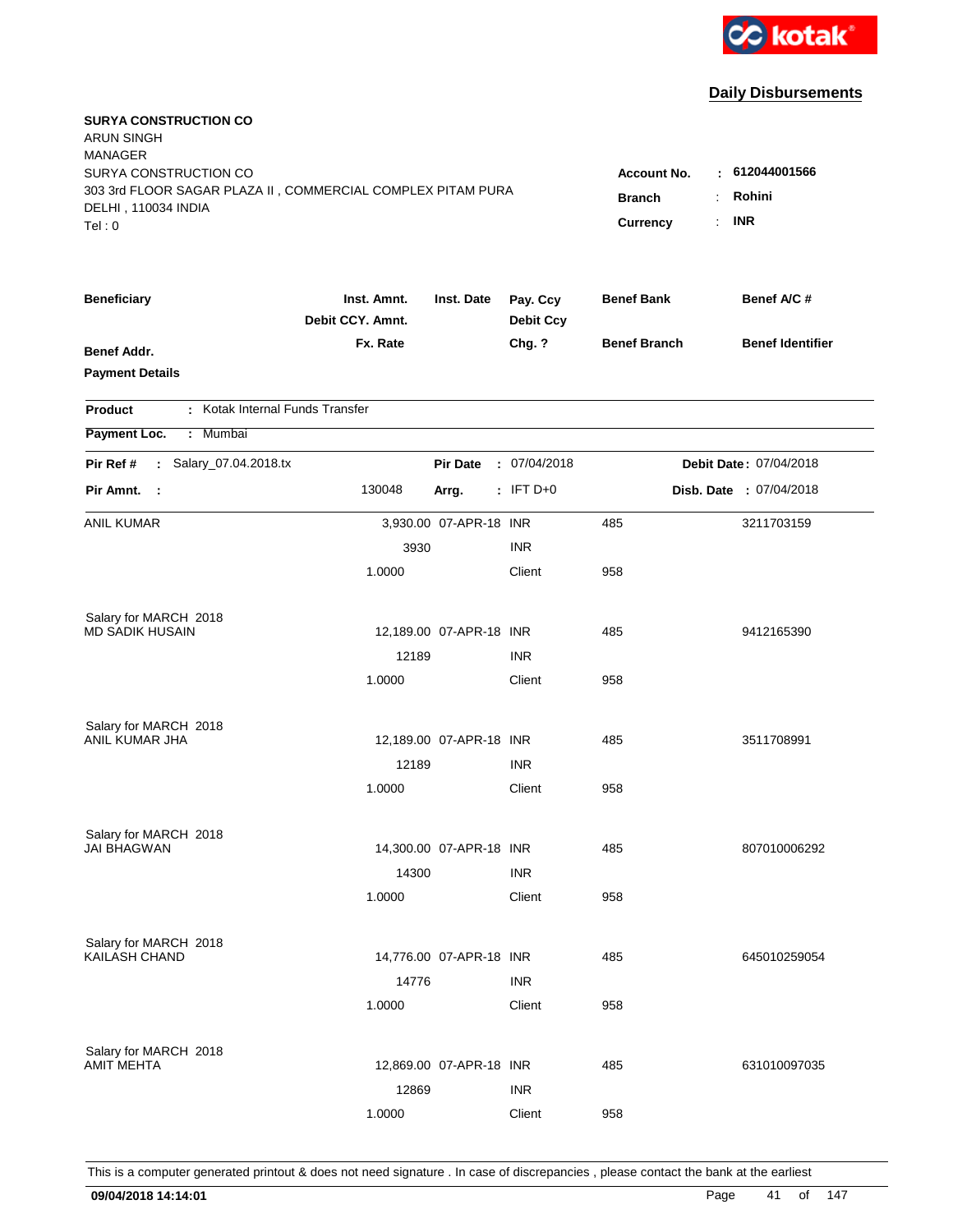kotak

## Daily Disbursements

**SURYA CONSTRUCTION CO**
ARUN SINGH
MANAGER
SURYA CONSTRUCTION CO
303 3rd FLOOR SAGAR PLAZA II , COMMERCIAL COMPLEX PITAM PURA
DELHI , 110034 INDIA
Tel : 0

**Account No.** : **612044001566**
**Branch** : **Rohini**
**Currency** : **INR**

| Beneficiary | Inst. Amnt. | Inst. Date | Pay. Ccy | Benef Bank | Benef A/C # |
|---|---|---|---|---|---|
| | Debit CCY. Amnt. | | Debit Ccy | | |
| Benef Addr. | Fx. Rate | | Chg. ? | Benef Branch | Benef Identifier |
| Payment Details | | | | | |

**Product** : Kotak Internal Funds Transfer

**Payment Loc.** : Mumbai

**Pir Ref #** : Salary_07.04.2018.tx  **Pir Date** : 07/04/2018  **Debit Date** : 07/04/2018

**Pir Amnt.** : 130048  **Arrg.** : IFT D+0  **Disb. Date** : 07/04/2018

| Beneficiary | Inst. Amnt. / Debit CCY. Amnt. / Fx. Rate | Inst. Date | Pay. Ccy / Debit Ccy / Chg. ? | Benef Bank / Benef Branch | Benef A/C # |
|---|---|---|---|---|---|
| ANIL KUMAR | 3,930.00 | 07-APR-18 | INR | 485 | 3211703159 |
| | 3930 | | INR | | |
| | 1.0000 | | Client | 958 | |
| Salary for MARCH 2018 | | | | | |
| MD SADIK HUSAIN | 12,189.00 | 07-APR-18 | INR | 485 | 9412165390 |
| | 12189 | | INR | | |
| | 1.0000 | | Client | 958 | |
| Salary for MARCH 2018 | | | | | |
| ANIL KUMAR JHA | 12,189.00 | 07-APR-18 | INR | 485 | 3511708991 |
| | 12189 | | INR | | |
| | 1.0000 | | Client | 958 | |
| Salary for MARCH 2018 | | | | | |
| JAI BHAGWAN | 14,300.00 | 07-APR-18 | INR | 485 | 807010006292 |
| | 14300 | | INR | | |
| | 1.0000 | | Client | 958 | |
| Salary for MARCH 2018 | | | | | |
| KAILASH CHAND | 14,776.00 | 07-APR-18 | INR | 485 | 645010259054 |
| | 14776 | | INR | | |
| | 1.0000 | | Client | 958 | |
| Salary for MARCH 2018 | | | | | |
| AMIT MEHTA | 12,869.00 | 07-APR-18 | INR | 485 | 631010097035 |
| | 12869 | | INR | | |
| | 1.0000 | | Client | 958 | |

This is a computer generated printout & does not need signature . In case of discrepancies , please contact the bank at the earliest

**09/04/2018 14:14:01**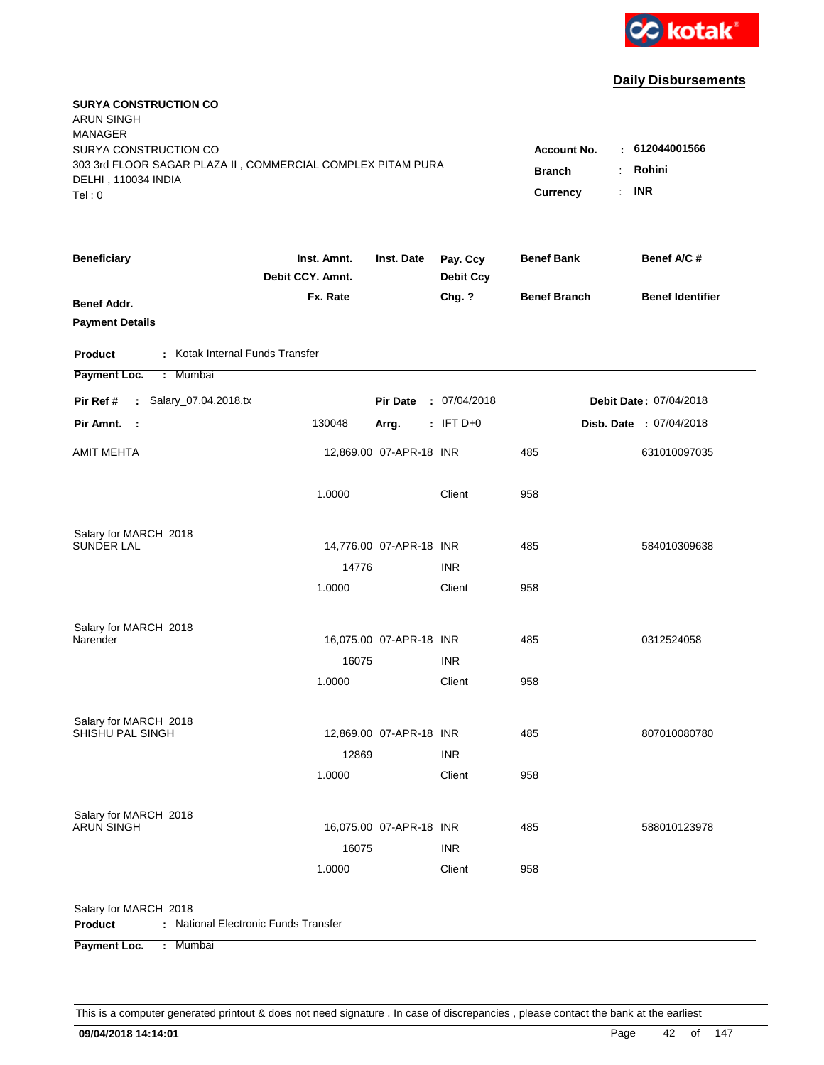kotak

## Daily Disbursements

**SURYA CONSTRUCTION CO**
ARUN SINGH
MANAGER
SURYA CONSTRUCTION CO
303 3rd FLOOR SAGAR PLAZA II , COMMERCIAL COMPLEX PITAM PURA
DELHI , 110034 INDIA
Tel : 0

**Account No.** : **612044001566**
**Branch** : **Rohini**
**Currency** : **INR**

| Beneficiary / Benef Addr. / Payment Details | Inst. Amnt. / Debit CCY. Amnt. / Fx. Rate | Inst. Date | Pay. Ccy / Debit Ccy / Chg. ? | Benef Bank / Benef Branch | Benef A/C # / Benef Identifier |
|---|---|---|---|---|---|

**Product** : Kotak Internal Funds Transfer
**Payment Loc.** : Mumbai

**Pir Ref #** : Salary_07.04.2018.tx **Pir Date** : 07/04/2018 **Debit Date** : 07/04/2018
**Pir Amnt.** : 130048 **Arrg.** : IFT D+0 **Disb. Date** : 07/04/2018

| Beneficiary | Inst. Amnt. | Inst. Date | Pay. Ccy | Benef Bank | Benef A/C # |
|---|---|---|---|---|---|
| AMIT MEHTA | 12,869.00 | 07-APR-18 | INR | 485 | 631010097035 |
| | 1.0000 | | Client | 958 | |
| Salary for MARCH 2018 | | | | | |
| SUNDER LAL | 14,776.00 | 07-APR-18 | INR | 485 | 584010309638 |
| | 14776 | | INR | | |
| | 1.0000 | | Client | 958 | |
| Salary for MARCH 2018 | | | | | |
| Narender | 16,075.00 | 07-APR-18 | INR | 485 | 0312524058 |
| | 16075 | | INR | | |
| | 1.0000 | | Client | 958 | |
| Salary for MARCH 2018 | | | | | |
| SHISHU PAL SINGH | 12,869.00 | 07-APR-18 | INR | 485 | 807010080780 |
| | 12869 | | INR | | |
| | 1.0000 | | Client | 958 | |
| Salary for MARCH 2018 | | | | | |
| ARUN SINGH | 16,075.00 | 07-APR-18 | INR | 485 | 588010123978 |
| | 16075 | | INR | | |
| | 1.0000 | | Client | 958 | |
| Salary for MARCH 2018 | | | | | |

**Product** : National Electronic Funds Transfer
**Payment Loc.** : Mumbai

This is a computer generated printout & does not need signature . In case of discrepancies , please contact the bank at the earliest

**09/04/2018 14:14:01**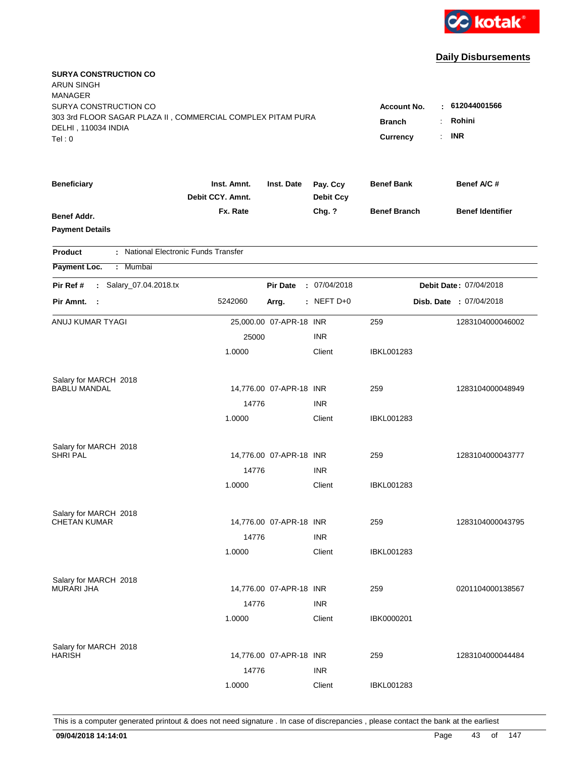kotak

## Daily Disbursements

**SURYA CONSTRUCTION CO**
ARUN SINGH
MANAGER
SURYA CONSTRUCTION CO
303 3rd FLOOR SAGAR PLAZA II , COMMERCIAL COMPLEX PITAM PURA
DELHI , 110034 INDIA
Tel : 0

**Account No.** : **612044001566**
**Branch** : **Rohini**
**Currency** : **INR**

| Beneficiary / Benef Addr. / Payment Details | Inst. Amnt. / Debit CCY. Amnt. / Fx. Rate | Inst. Date | Pay. Ccy / Debit Ccy / Chg. ? | Benef Bank / Benef Branch | Benef A/C # / Benef Identifier |
|---|---|---|---|---|---|

**Product** : National Electronic Funds Transfer

**Payment Loc.** : Mumbai

**Pir Ref #** : Salary_07.04.2018.tx | **Pir Date** : 07/04/2018 | **Debit Date** : 07/04/2018

**Pir Amnt.** : 5242060 | **Arrg.** : NEFT D+0 | **Disb. Date** : 07/04/2018

| Beneficiary | Inst. Amnt. | Inst. Date | Pay. Ccy | Benef Bank | Benef A/C # |
|---|---|---|---|---|---|
| ANUJ KUMAR TYAGI | 25,000.00 | 07-APR-18 | INR | 259 | 1283104000046002 |
| | 25000 | | INR | | |
| | 1.0000 | | Client | IBKL001283 | |
| Salary for MARCH 2018 | | | | | |
| BABLU MANDAL | 14,776.00 | 07-APR-18 | INR | 259 | 1283104000048949 |
| | 14776 | | INR | | |
| | 1.0000 | | Client | IBKL001283 | |
| Salary for MARCH 2018 | | | | | |
| SHRI PAL | 14,776.00 | 07-APR-18 | INR | 259 | 1283104000043777 |
| | 14776 | | INR | | |
| | 1.0000 | | Client | IBKL001283 | |
| Salary for MARCH 2018 | | | | | |
| CHETAN KUMAR | 14,776.00 | 07-APR-18 | INR | 259 | 1283104000043795 |
| | 14776 | | INR | | |
| | 1.0000 | | Client | IBKL001283 | |
| Salary for MARCH 2018 | | | | | |
| MURARI JHA | 14,776.00 | 07-APR-18 | INR | 259 | 0201104000138567 |
| | 14776 | | INR | | |
| | 1.0000 | | Client | IBK0000201 | |
| Salary for MARCH 2018 | | | | | |
| HARISH | 14,776.00 | 07-APR-18 | INR | 259 | 1283104000044484 |
| | 14776 | | INR | | |
| | 1.0000 | | Client | IBKL001283 | |

This is a computer generated printout & does not need signature . In case of discrepancies , please contact the bank at the earliest

09/04/2018 14:14:01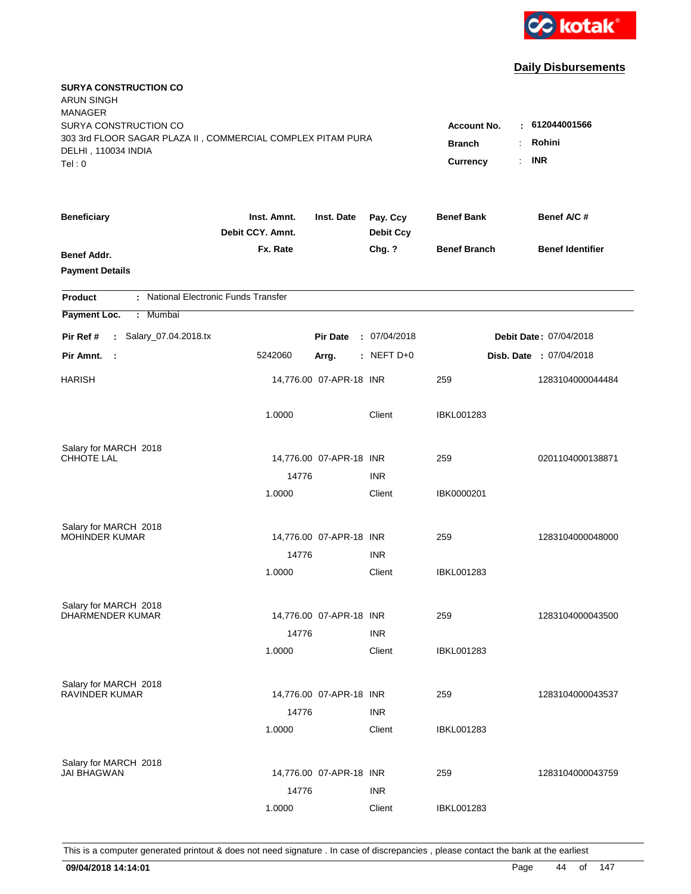kotak

## Daily Disbursements

**SURYA CONSTRUCTION CO**
ARUN SINGH
MANAGER
SURYA CONSTRUCTION CO
303 3rd FLOOR SAGAR PLAZA II , COMMERCIAL COMPLEX PITAM PURA
DELHI , 110034 INDIA
Tel : 0

**Account No.** : **612044001566**
**Branch** : **Rohini**
**Currency** : **INR**

| Beneficiary / Benef Addr. / Payment Details | Inst. Amnt. / Debit CCY. Amnt. / Fx. Rate | Inst. Date | Pay. Ccy / Debit Ccy / Chg. ? | Benef Bank / Benef Branch | Benef A/C # / Benef Identifier |
|---|---|---|---|---|---|

**Product** : National Electronic Funds Transfer

**Payment Loc.** : Mumbai

**Pir Ref #** : Salary_07.04.2018.tx — **Pir Date** : 07/04/2018 — **Debit Date** : 07/04/2018

**Pir Amnt.** : 5242060 — **Arrg.** : NEFT D+0 — **Disb. Date** : 07/04/2018

| Beneficiary | Inst. Amnt. | Inst. Date | Pay. Ccy | Benef Bank | Benef A/C # |
|---|---|---|---|---|---|
| HARISH | 14,776.00 | 07-APR-18 | INR | 259 | 1283104000044484 |
| | 1.0000 | | Client | IBKL001283 | |
| Salary for MARCH 2018 | | | | | |
| CHHOTE LAL | 14,776.00 | 07-APR-18 | INR | 259 | 0201104000138871 |
| | 14776 | | INR | | |
| | 1.0000 | | Client | IBK0000201 | |
| Salary for MARCH 2018 | | | | | |
| MOHINDER KUMAR | 14,776.00 | 07-APR-18 | INR | 259 | 1283104000048000 |
| | 14776 | | INR | | |
| | 1.0000 | | Client | IBKL001283 | |
| Salary for MARCH 2018 | | | | | |
| DHARMENDER KUMAR | 14,776.00 | 07-APR-18 | INR | 259 | 1283104000043500 |
| | 14776 | | INR | | |
| | 1.0000 | | Client | IBKL001283 | |
| Salary for MARCH 2018 | | | | | |
| RAVINDER KUMAR | 14,776.00 | 07-APR-18 | INR | 259 | 1283104000043537 |
| | 14776 | | INR | | |
| | 1.0000 | | Client | IBKL001283 | |
| Salary for MARCH 2018 | | | | | |
| JAI BHAGWAN | 14,776.00 | 07-APR-18 | INR | 259 | 1283104000043759 |
| | 14776 | | INR | | |
| | 1.0000 | | Client | IBKL001283 | |

This is a computer generated printout & does not need signature . In case of discrepancies , please contact the bank at the earliest

**09/04/2018 14:14:01**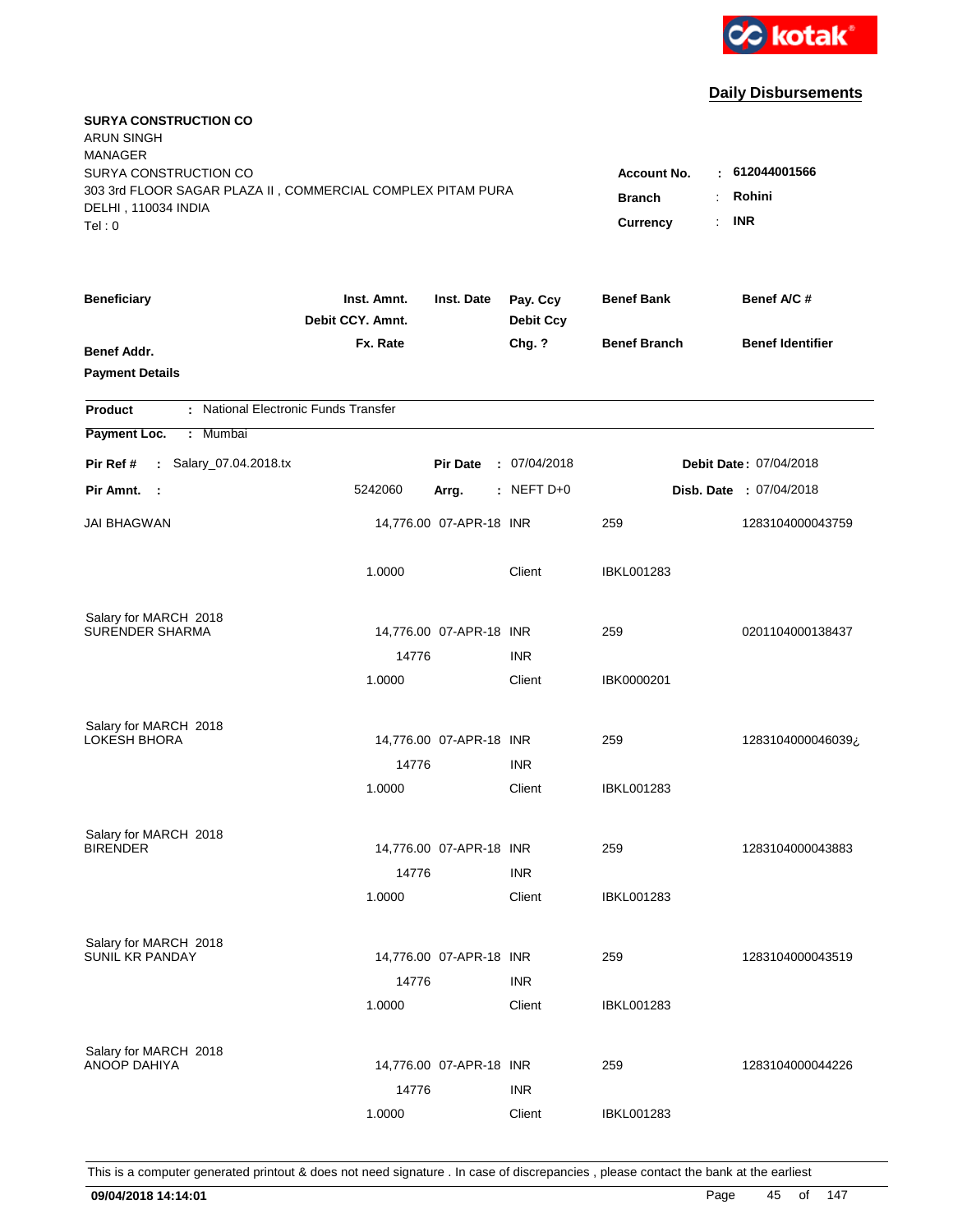kotak

## Daily Disbursements

**SURYA CONSTRUCTION CO**
ARUN SINGH
MANAGER
SURYA CONSTRUCTION CO
303 3rd FLOOR SAGAR PLAZA II , COMMERCIAL COMPLEX PITAM PURA
DELHI , 110034 INDIA
Tel : 0

**Account No.** : **612044001566**
**Branch** : **Rohini**
**Currency** : **INR**

| Beneficiary | Inst. Amnt. / Debit CCY. Amnt. / Fx. Rate | Inst. Date | Pay. Ccy / Debit Ccy / Chg. ? | Benef Bank / Benef Branch | Benef A/C # / Benef Identifier |
|---|---|---|---|---|---|
| **Benef Addr.** | | | | | |
| **Payment Details** | | | | | |

**Product** : National Electronic Funds Transfer
**Payment Loc.** : Mumbai

**Pir Ref #** : Salary_07.04.2018.tx  **Pir Date** : 07/04/2018  **Debit Date** : 07/04/2018
**Pir Amnt.** : 5242060  **Arrg.** : NEFT D+0  **Disb. Date** : 07/04/2018

| Beneficiary | Inst. Amnt. / Debit CCY. Amnt. / Fx. Rate | Inst. Date | Pay. Ccy / Debit Ccy / Chg. ? | Benef Bank / Benef Branch | Benef A/C # |
|---|---|---|---|---|---|
| JAI BHAGWAN | 14,776.00 | 07-APR-18 | INR | 259 | 1283104000043759 |
| | 1.0000 | | Client | IBKL001283 | |
| Salary for MARCH 2018 | | | | | |
| SURENDER SHARMA | 14,776.00 | 07-APR-18 | INR | 259 | 0201104000138437 |
| | 14776 | | INR | | |
| | 1.0000 | | Client | IBK0000201 | |
| Salary for MARCH 2018 | | | | | |
| LOKESH BHORA | 14,776.00 | 07-APR-18 | INR | 259 | 1283104000046039¿ |
| | 14776 | | INR | | |
| | 1.0000 | | Client | IBKL001283 | |
| Salary for MARCH 2018 | | | | | |
| BIRENDER | 14,776.00 | 07-APR-18 | INR | 259 | 1283104000043883 |
| | 14776 | | INR | | |
| | 1.0000 | | Client | IBKL001283 | |
| Salary for MARCH 2018 | | | | | |
| SUNIL KR PANDAY | 14,776.00 | 07-APR-18 | INR | 259 | 1283104000043519 |
| | 14776 | | INR | | |
| | 1.0000 | | Client | IBKL001283 | |
| Salary for MARCH 2018 | | | | | |
| ANOOP DAHIYA | 14,776.00 | 07-APR-18 | INR | 259 | 1283104000044226 |
| | 14776 | | INR | | |
| | 1.0000 | | Client | IBKL001283 | |

This is a computer generated printout & does not need signature . In case of discrepancies , please contact the bank at the earliest

**09/04/2018 14:14:01**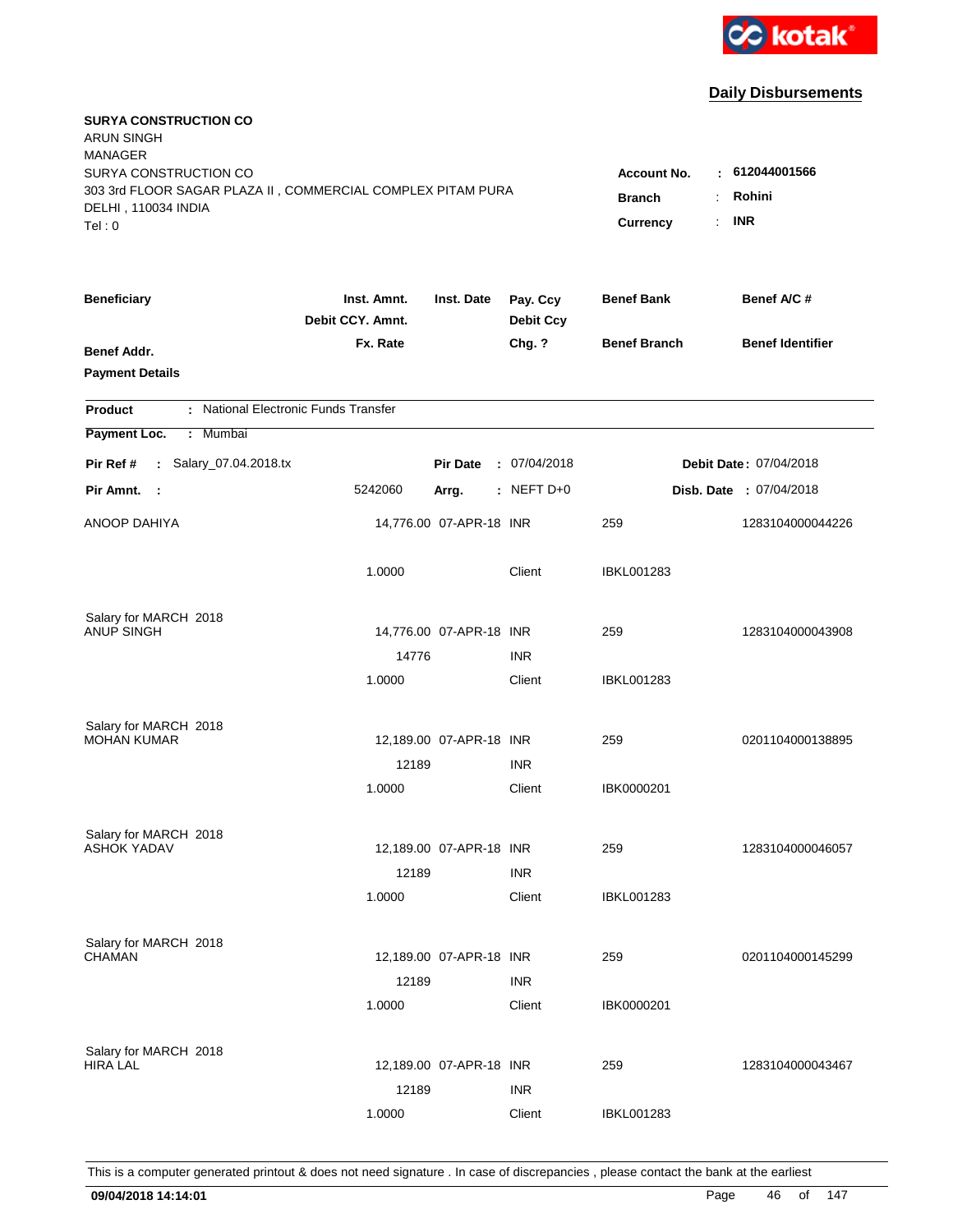kotak

## Daily Disbursements

**SURYA CONSTRUCTION CO**
ARUN SINGH
MANAGER
SURYA CONSTRUCTION CO
303 3rd FLOOR SAGAR PLAZA II , COMMERCIAL COMPLEX PITAM PURA
DELHI , 110034 INDIA
Tel : 0

**Account No.** : **612044001566**
**Branch** : **Rohini**
**Currency** : **INR**

| Beneficiary / Benef Addr. / Payment Details | Inst. Amnt. / Debit CCY. Amnt. / Fx. Rate | Inst. Date | Pay. Ccy / Debit Ccy / Chg. ? | Benef Bank / Benef Branch | Benef A/C # / Benef Identifier |
|---|---|---|---|---|---|

**Product** : National Electronic Funds Transfer
**Payment Loc.** : Mumbai

**Pir Ref #** : Salary_07.04.2018.tx    **Pir Date** : 07/04/2018    **Debit Date** : 07/04/2018
**Pir Amnt.** : 5242060    **Arrg.** : NEFT D+0    **Disb. Date** : 07/04/2018

| Beneficiary | Inst. Amnt. | Inst. Date | Pay. Ccy | Benef Bank | Benef A/C # |
|---|---|---|---|---|---|
| ANOOP DAHIYA | 14,776.00 | 07-APR-18 | INR | 259 | 1283104000044226 |
| | 1.0000 | | Client | IBKL001283 | |
| Salary for MARCH 2018 | | | | | |
| ANUP SINGH | 14,776.00 | 07-APR-18 | INR | 259 | 1283104000043908 |
| | 14776 | | INR | | |
| | 1.0000 | | Client | IBKL001283 | |
| Salary for MARCH 2018 | | | | | |
| MOHAN KUMAR | 12,189.00 | 07-APR-18 | INR | 259 | 0201104000138895 |
| | 12189 | | INR | | |
| | 1.0000 | | Client | IBK0000201 | |
| Salary for MARCH 2018 | | | | | |
| ASHOK YADAV | 12,189.00 | 07-APR-18 | INR | 259 | 1283104000046057 |
| | 12189 | | INR | | |
| | 1.0000 | | Client | IBKL001283 | |
| Salary for MARCH 2018 | | | | | |
| CHAMAN | 12,189.00 | 07-APR-18 | INR | 259 | 0201104000145299 |
| | 12189 | | INR | | |
| | 1.0000 | | Client | IBK0000201 | |
| Salary for MARCH 2018 | | | | | |
| HIRA LAL | 12,189.00 | 07-APR-18 | INR | 259 | 1283104000043467 |
| | 12189 | | INR | | |
| | 1.0000 | | Client | IBKL001283 | |

This is a computer generated printout & does not need signature . In case of discrepancies , please contact the bank at the earliest

**09/04/2018 14:14:01**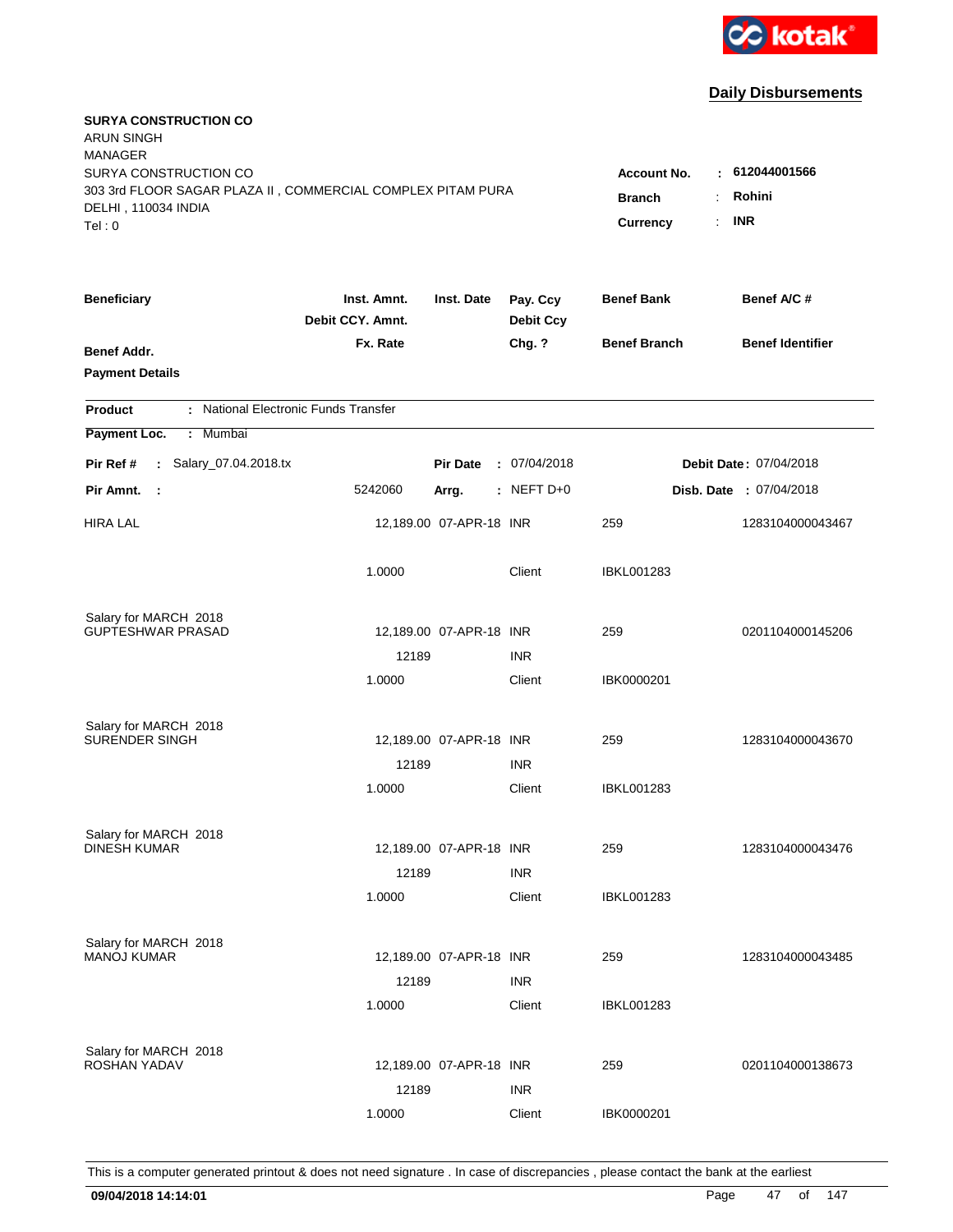kotak

## Daily Disbursements

**SURYA CONSTRUCTION CO**
ARUN SINGH
MANAGER
SURYA CONSTRUCTION CO
303 3rd FLOOR SAGAR PLAZA II , COMMERCIAL COMPLEX PITAM PURA
DELHI , 110034 INDIA
Tel : 0

**Account No.** : **612044001566**
**Branch** : **Rohini**
**Currency** : **INR**

| Beneficiary | Inst. Amnt. / Debit CCY. Amnt. / Fx. Rate | Inst. Date | Pay. Ccy / Debit Ccy / Chg. ? | Benef Bank / Benef Branch | Benef A/C # / Benef Identifier |
|---|---|---|---|---|---|
| **Benef Addr.** | | | | | |
| **Payment Details** | | | | | |

**Product** : National Electronic Funds Transfer
**Payment Loc.** : Mumbai

**Pir Ref #** : Salary_07.04.2018.tx | **Pir Date** : 07/04/2018 | **Debit Date** : 07/04/2018
**Pir Amnt.** : 5242060 | **Arrg.** : NEFT D+0 | **Disb. Date** : 07/04/2018

| Beneficiary | Inst. Amnt. / Debit CCY. Amnt. / Fx. Rate | Inst. Date | Pay. Ccy / Debit Ccy / Chg. ? | Benef Bank / Benef Branch | Benef A/C # |
|---|---|---|---|---|---|
| HIRA LAL | 12,189.00 | 07-APR-18 | INR | 259 | 1283104000043467 |
| | 1.0000 | | Client | IBKL001283 | |
| Salary for MARCH 2018 | | | | | |
| GUPTESHWAR PRASAD | 12,189.00 | 07-APR-18 | INR | 259 | 0201104000145206 |
| | 12189 | | INR | | |
| | 1.0000 | | Client | IBK0000201 | |
| Salary for MARCH 2018 | | | | | |
| SURENDER SINGH | 12,189.00 | 07-APR-18 | INR | 259 | 1283104000043670 |
| | 12189 | | INR | | |
| | 1.0000 | | Client | IBKL001283 | |
| Salary for MARCH 2018 | | | | | |
| DINESH KUMAR | 12,189.00 | 07-APR-18 | INR | 259 | 1283104000043476 |
| | 12189 | | INR | | |
| | 1.0000 | | Client | IBKL001283 | |
| Salary for MARCH 2018 | | | | | |
| MANOJ KUMAR | 12,189.00 | 07-APR-18 | INR | 259 | 1283104000043485 |
| | 12189 | | INR | | |
| | 1.0000 | | Client | IBKL001283 | |
| Salary for MARCH 2018 | | | | | |
| ROSHAN YADAV | 12,189.00 | 07-APR-18 | INR | 259 | 0201104000138673 |
| | 12189 | | INR | | |
| | 1.0000 | | Client | IBK0000201 | |

This is a computer generated printout & does not need signature . In case of discrepancies , please contact the bank at the earliest

**09/04/2018 14:14:01**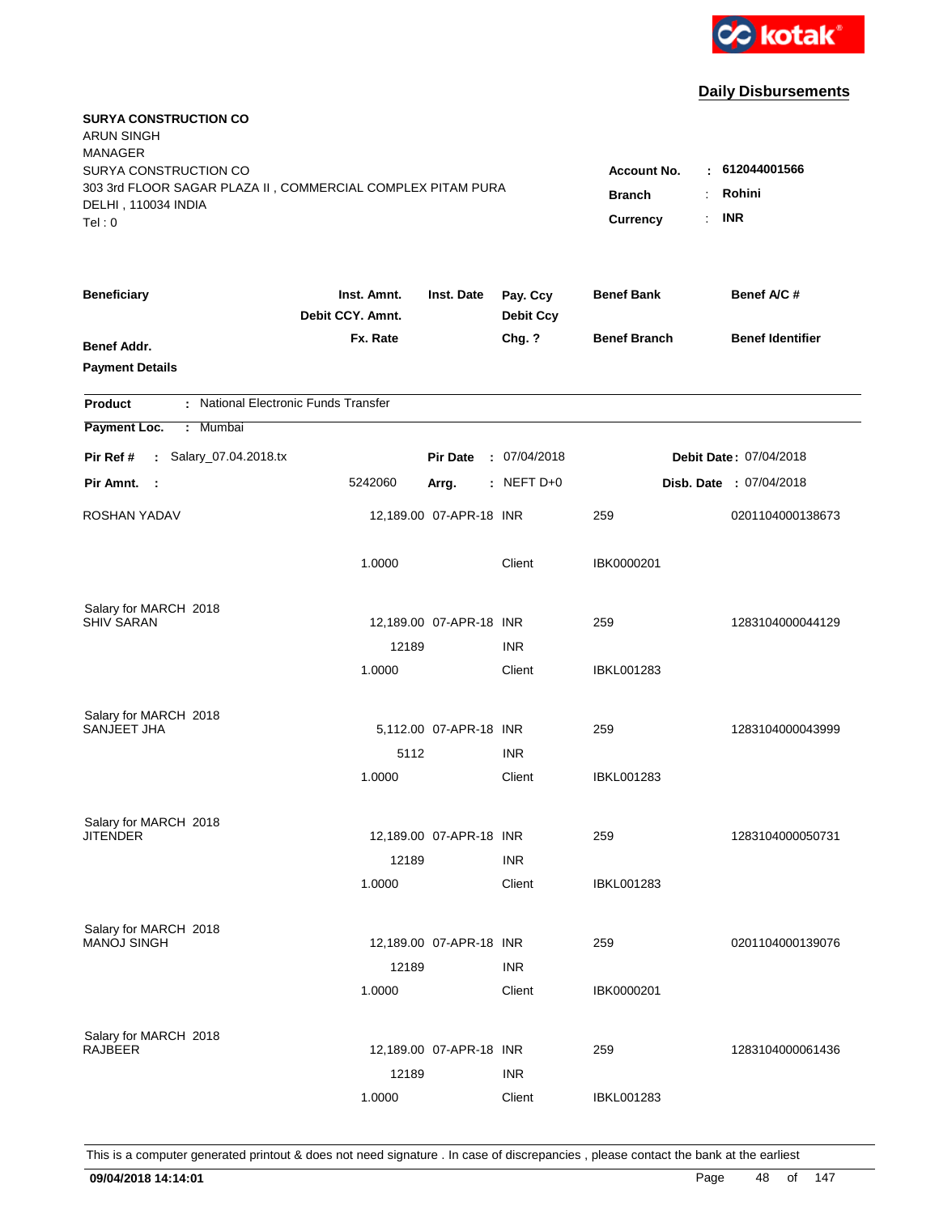kotak

## Daily Disbursements

**SURYA CONSTRUCTION CO**
ARUN SINGH
MANAGER
SURYA CONSTRUCTION CO
303 3rd FLOOR SAGAR PLAZA II , COMMERCIAL COMPLEX PITAM PURA
DELHI , 110034 INDIA
Tel : 0

**Account No.** : **612044001566**
**Branch** : **Rohini**
**Currency** : **INR**

| Beneficiary | Inst. Amnt. / Debit CCY. Amnt. / Fx. Rate | Inst. Date | Pay. Ccy / Debit Ccy / Chg. ? | Benef Bank / Benef Branch | Benef A/C # / Benef Identifier |
|---|---|---|---|---|---|
| **Benef Addr.** | | | | | |
| **Payment Details** | | | | | |

**Product** : National Electronic Funds Transfer
**Payment Loc.** : Mumbai

**Pir Ref #** : Salary_07.04.2018.tx | **Pir Date** : 07/04/2018 | **Debit Date** : 07/04/2018
**Pir Amnt.** : 5242060 | **Arrg.** : NEFT D+0 | **Disb. Date** : 07/04/2018

| Beneficiary | Inst. Amnt. | Inst. Date | Pay. Ccy | Benef Bank | Benef A/C # |
|---|---|---|---|---|---|
| ROSHAN YADAV | 12,189.00 | 07-APR-18 | INR | 259 | 0201104000138673 |
| | 1.0000 | | Client | IBK0000201 | |
| Salary for MARCH 2018 | | | | | |
| SHIV SARAN | 12,189.00 | 07-APR-18 | INR | 259 | 1283104000044129 |
| | 12189 | | INR | | |
| | 1.0000 | | Client | IBKL001283 | |
| Salary for MARCH 2018 | | | | | |
| SANJEET JHA | 5,112.00 | 07-APR-18 | INR | 259 | 1283104000043999 |
| | 5112 | | INR | | |
| | 1.0000 | | Client | IBKL001283 | |
| Salary for MARCH 2018 | | | | | |
| JITENDER | 12,189.00 | 07-APR-18 | INR | 259 | 1283104000050731 |
| | 12189 | | INR | | |
| | 1.0000 | | Client | IBKL001283 | |
| Salary for MARCH 2018 | | | | | |
| MANOJ SINGH | 12,189.00 | 07-APR-18 | INR | 259 | 0201104000139076 |
| | 12189 | | INR | | |
| | 1.0000 | | Client | IBK0000201 | |
| Salary for MARCH 2018 | | | | | |
| RAJBEER | 12,189.00 | 07-APR-18 | INR | 259 | 1283104000061436 |
| | 12189 | | INR | | |
| | 1.0000 | | Client | IBKL001283 | |

This is a computer generated printout & does not need signature . In case of discrepancies , please contact the bank at the earliest

**09/04/2018 14:14:01**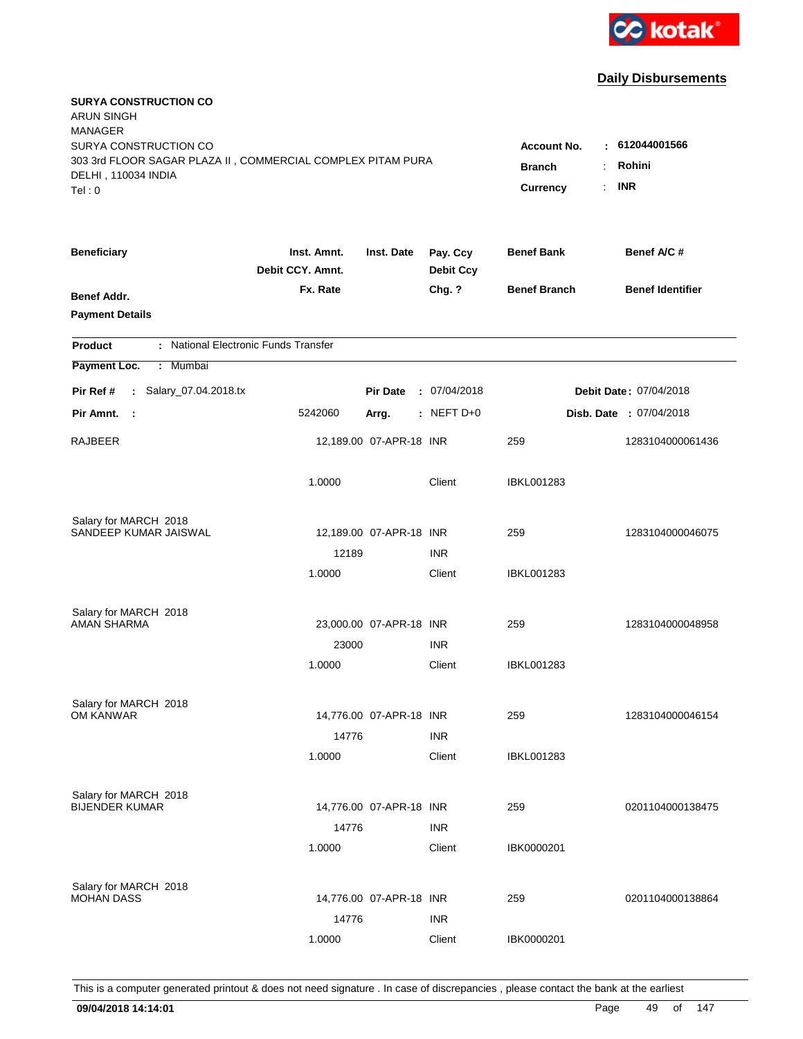kotak

## Daily Disbursements

**SURYA CONSTRUCTION CO**
ARUN SINGH
MANAGER
SURYA CONSTRUCTION CO
303 3rd FLOOR SAGAR PLAZA II , COMMERCIAL COMPLEX PITAM PURA
DELHI , 110034 INDIA
Tel : 0

**Account No.** : **612044001566**
**Branch** : **Rohini**
**Currency** : **INR**

| Beneficiary | Inst. Amnt. / Debit CCY. Amnt. / Fx. Rate | Inst. Date | Pay. Ccy / Debit Ccy / Chg. ? | Benef Bank / Benef Branch | Benef A/C # / Benef Identifier |
|---|---|---|---|---|---|
| **Benef Addr.** | | | | | |
| **Payment Details** | | | | | |

**Product** : National Electronic Funds Transfer

**Payment Loc.** : Mumbai

**Pir Ref #** : Salary_07.04.2018.tx **Pir Date** : 07/04/2018 **Debit Date** : 07/04/2018

**Pir Amnt.** : 5242060 **Arrg.** : NEFT D+0 **Disb. Date** : 07/04/2018

| Beneficiary | Inst. Amnt. | Inst. Date | Pay. Ccy | Benef Bank | Benef A/C # |
|---|---|---|---|---|---|
| RAJBEER | 12,189.00 | 07-APR-18 | INR | 259 | 1283104000061436 |
| | 1.0000 | | Client | IBKL001283 | |
| Salary for MARCH 2018 | | | | | |
| SANDEEP KUMAR JAISWAL | 12,189.00 | 07-APR-18 | INR | 259 | 1283104000046075 |
| | 12189 | | INR | | |
| | 1.0000 | | Client | IBKL001283 | |
| Salary for MARCH 2018 | | | | | |
| AMAN SHARMA | 23,000.00 | 07-APR-18 | INR | 259 | 1283104000048958 |
| | 23000 | | INR | | |
| | 1.0000 | | Client | IBKL001283 | |
| Salary for MARCH 2018 | | | | | |
| OM KANWAR | 14,776.00 | 07-APR-18 | INR | 259 | 1283104000046154 |
| | 14776 | | INR | | |
| | 1.0000 | | Client | IBKL001283 | |
| Salary for MARCH 2018 | | | | | |
| BIJENDER KUMAR | 14,776.00 | 07-APR-18 | INR | 259 | 0201104000138475 |
| | 14776 | | INR | | |
| | 1.0000 | | Client | IBK0000201 | |
| Salary for MARCH 2018 | | | | | |
| MOHAN DASS | 14,776.00 | 07-APR-18 | INR | 259 | 0201104000138864 |
| | 14776 | | INR | | |
| | 1.0000 | | Client | IBK0000201 | |

This is a computer generated printout & does not need signature . In case of discrepancies , please contact the bank at the earliest

09/04/2018 14:14:01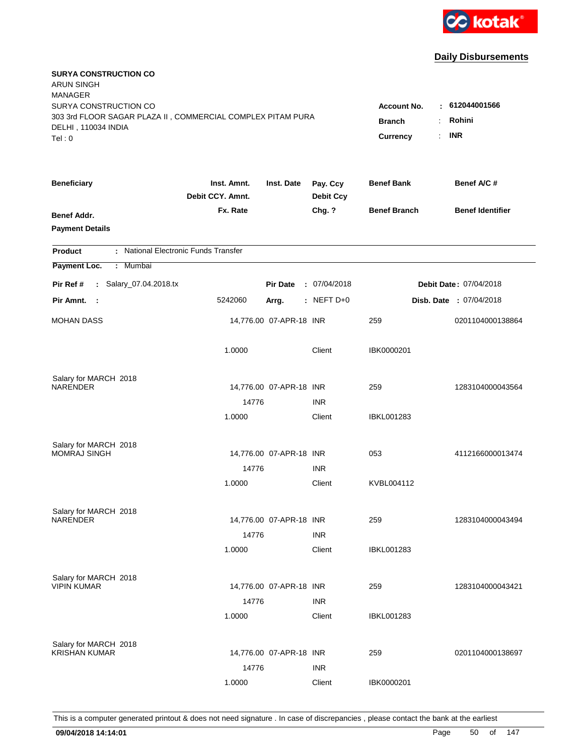kotak

## Daily Disbursements

**SURYA CONSTRUCTION CO**
ARUN SINGH
MANAGER
SURYA CONSTRUCTION CO
303 3rd FLOOR SAGAR PLAZA II , COMMERCIAL COMPLEX PITAM PURA
DELHI , 110034 INDIA
Tel : 0

**Account No.** : **612044001566**
**Branch** : **Rohini**
**Currency** : **INR**

| Beneficiary / Benef Addr. / Payment Details | Inst. Amnt. / Debit CCY. Amnt. / Fx. Rate | Inst. Date | Pay. Ccy / Debit Ccy / Chg. ? | Benef Bank / Benef Branch | Benef A/C # / Benef Identifier |
|---|---|---|---|---|---|

**Product** : National Electronic Funds Transfer
**Payment Loc.** : Mumbai

**Pir Ref #** : Salary_07.04.2018.tx — **Pir Date** : 07/04/2018 — **Debit Date** : 07/04/2018
**Pir Amnt.** : 5242060 — **Arrg.** : NEFT D+0 — **Disb. Date** : 07/04/2018

| Beneficiary | Inst. Amnt. | Inst. Date | Pay. Ccy | Benef Bank | Benef A/C # |
|---|---|---|---|---|---|
| MOHAN DASS | 14,776.00 | 07-APR-18 | INR | 259 | 0201104000138864 |
| | 1.0000 | | Client | IBK0000201 | |
| Salary for MARCH 2018 | | | | | |
| NARENDER | 14,776.00 | 07-APR-18 | INR | 259 | 1283104000043564 |
| | 14776 | | INR | | |
| | 1.0000 | | Client | IBKL001283 | |
| Salary for MARCH 2018 | | | | | |
| MOMRAJ SINGH | 14,776.00 | 07-APR-18 | INR | 053 | 4112166000013474 |
| | 14776 | | INR | | |
| | 1.0000 | | Client | KVBL004112 | |
| Salary for MARCH 2018 | | | | | |
| NARENDER | 14,776.00 | 07-APR-18 | INR | 259 | 1283104000043494 |
| | 14776 | | INR | | |
| | 1.0000 | | Client | IBKL001283 | |
| Salary for MARCH 2018 | | | | | |
| VIPIN KUMAR | 14,776.00 | 07-APR-18 | INR | 259 | 1283104000043421 |
| | 14776 | | INR | | |
| | 1.0000 | | Client | IBKL001283 | |
| Salary for MARCH 2018 | | | | | |
| KRISHAN KUMAR | 14,776.00 | 07-APR-18 | INR | 259 | 0201104000138697 |
| | 14776 | | INR | | |
| | 1.0000 | | Client | IBK0000201 | |

This is a computer generated printout & does not need signature . In case of discrepancies , please contact the bank at the earliest

**09/04/2018 14:14:01**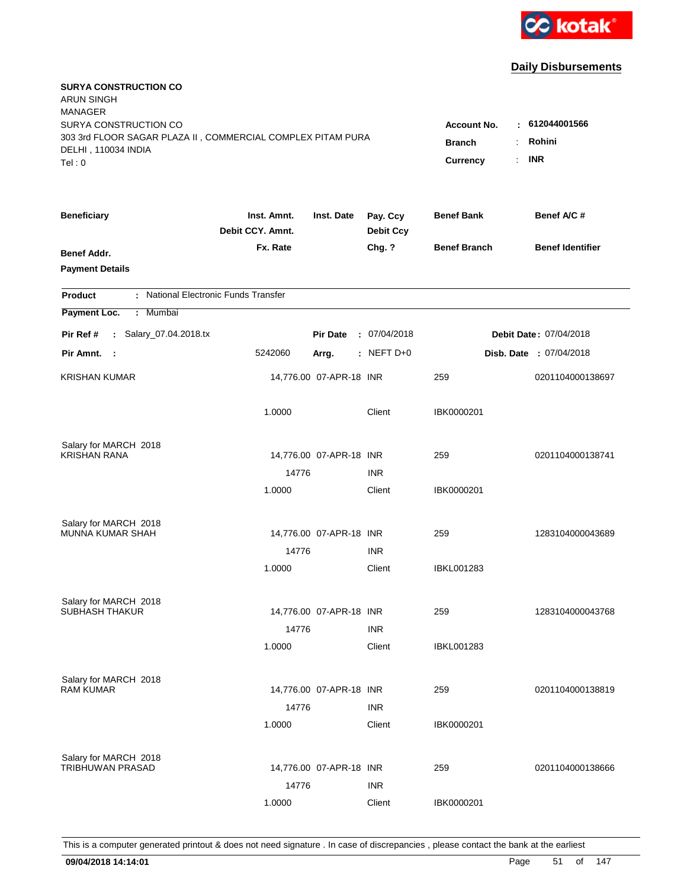kotak

## Daily Disbursements

**SURYA CONSTRUCTION CO**
ARUN SINGH
MANAGER
SURYA CONSTRUCTION CO
303 3rd FLOOR SAGAR PLAZA II , COMMERCIAL COMPLEX PITAM PURA
DELHI , 110034 INDIA
Tel : 0

**Account No.** : **612044001566**
**Branch** : **Rohini**
**Currency** : **INR**

| Beneficiary / Benef Addr. / Payment Details | Inst. Amnt. / Debit CCY. Amnt. / Fx. Rate | Inst. Date | Pay. Ccy / Debit Ccy / Chg. ? | Benef Bank / Benef Branch | Benef A/C # / Benef Identifier |
|---|---|---|---|---|---|

**Product** : National Electronic Funds Transfer
**Payment Loc.** : Mumbai

**Pir Ref #** : Salary_07.04.2018.tx | **Pir Date** : 07/04/2018 | **Debit Date** : 07/04/2018
**Pir Amnt.** : 5242060 | **Arrg.** : NEFT D+0 | **Disb. Date** : 07/04/2018

| Beneficiary | Inst. Amnt. | Inst. Date | Pay. Ccy | Benef Bank | Benef A/C # |
|---|---|---|---|---|---|
| KRISHAN KUMAR | 14,776.00 | 07-APR-18 | INR | 259 | 0201104000138697 |
| | 1.0000 | | Client | IBK0000201 | |
| Salary for MARCH 2018 | | | | | |
| KRISHAN RANA | 14,776.00 | 07-APR-18 | INR | 259 | 0201104000138741 |
| | 14776 | | INR | | |
| | 1.0000 | | Client | IBK0000201 | |
| Salary for MARCH 2018 | | | | | |
| MUNNA KUMAR SHAH | 14,776.00 | 07-APR-18 | INR | 259 | 1283104000043689 |
| | 14776 | | INR | | |
| | 1.0000 | | Client | IBKL001283 | |
| Salary for MARCH 2018 | | | | | |
| SUBHASH THAKUR | 14,776.00 | 07-APR-18 | INR | 259 | 1283104000043768 |
| | 14776 | | INR | | |
| | 1.0000 | | Client | IBKL001283 | |
| Salary for MARCH 2018 | | | | | |
| RAM KUMAR | 14,776.00 | 07-APR-18 | INR | 259 | 0201104000138819 |
| | 14776 | | INR | | |
| | 1.0000 | | Client | IBK0000201 | |
| Salary for MARCH 2018 | | | | | |
| TRIBHUWAN PRASAD | 14,776.00 | 07-APR-18 | INR | 259 | 0201104000138666 |
| | 14776 | | INR | | |
| | 1.0000 | | Client | IBK0000201 | |

This is a computer generated printout & does not need signature . In case of discrepancies , please contact the bank at the earliest

09/04/2018 14:14:01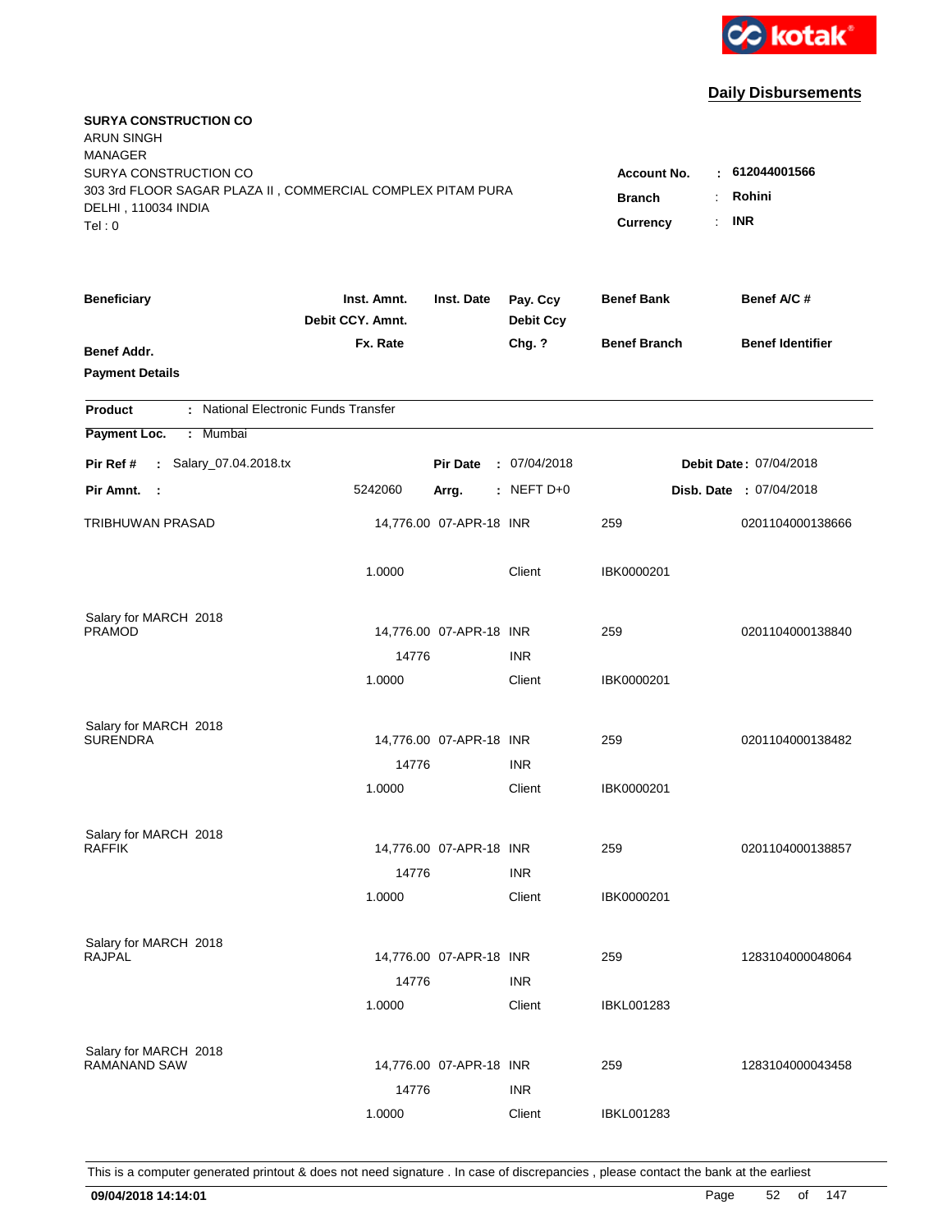kotak

## Daily Disbursements

**SURYA CONSTRUCTION CO**
ARUN SINGH
MANAGER
SURYA CONSTRUCTION CO
303 3rd FLOOR SAGAR PLAZA II , COMMERCIAL COMPLEX PITAM PURA
DELHI , 110034 INDIA
Tel : 0

**Account No.** : **612044001566**
**Branch** : **Rohini**
**Currency** : **INR**

| Beneficiary | Inst. Amnt. / Debit CCY. Amnt. / Fx. Rate | Inst. Date | Pay. Ccy / Debit Ccy / Chg. ? | Benef Bank / Benef Branch | Benef A/C # / Benef Identifier |
|---|---|---|---|---|---|
| Benef Addr. / Payment Details | | | | | |

**Product** : National Electronic Funds Transfer
**Payment Loc.** : Mumbai

**Pir Ref #** : Salary_07.04.2018.tx | **Pir Date** : 07/04/2018 | **Debit Date** : 07/04/2018
**Pir Amnt.** : 5242060 | **Arrg.** : NEFT D+0 | **Disb. Date** : 07/04/2018

| Beneficiary | Inst. Amnt. | Inst. Date | Pay. Ccy | Benef Bank | Benef A/C # |
|---|---|---|---|---|---|
| TRIBHUWAN PRASAD | 14,776.00 | 07-APR-18 | INR | 259 | 0201104000138666 |
| | 1.0000 | | Client | IBK0000201 | |
| Salary for MARCH 2018 | | | | | |
| PRAMOD | 14,776.00 | 07-APR-18 | INR | 259 | 0201104000138840 |
| | 14776 | | INR | | |
| | 1.0000 | | Client | IBK0000201 | |
| Salary for MARCH 2018 | | | | | |
| SURENDRA | 14,776.00 | 07-APR-18 | INR | 259 | 0201104000138482 |
| | 14776 | | INR | | |
| | 1.0000 | | Client | IBK0000201 | |
| Salary for MARCH 2018 | | | | | |
| RAFFIK | 14,776.00 | 07-APR-18 | INR | 259 | 0201104000138857 |
| | 14776 | | INR | | |
| | 1.0000 | | Client | IBK0000201 | |
| Salary for MARCH 2018 | | | | | |
| RAJPAL | 14,776.00 | 07-APR-18 | INR | 259 | 1283104000048064 |
| | 14776 | | INR | | |
| | 1.0000 | | Client | IBKL001283 | |
| Salary for MARCH 2018 | | | | | |
| RAMANAND SAW | 14,776.00 | 07-APR-18 | INR | 259 | 1283104000043458 |
| | 14776 | | INR | | |
| | 1.0000 | | Client | IBKL001283 | |

This is a computer generated printout & does not need signature . In case of discrepancies , please contact the bank at the earliest

09/04/2018 14:14:01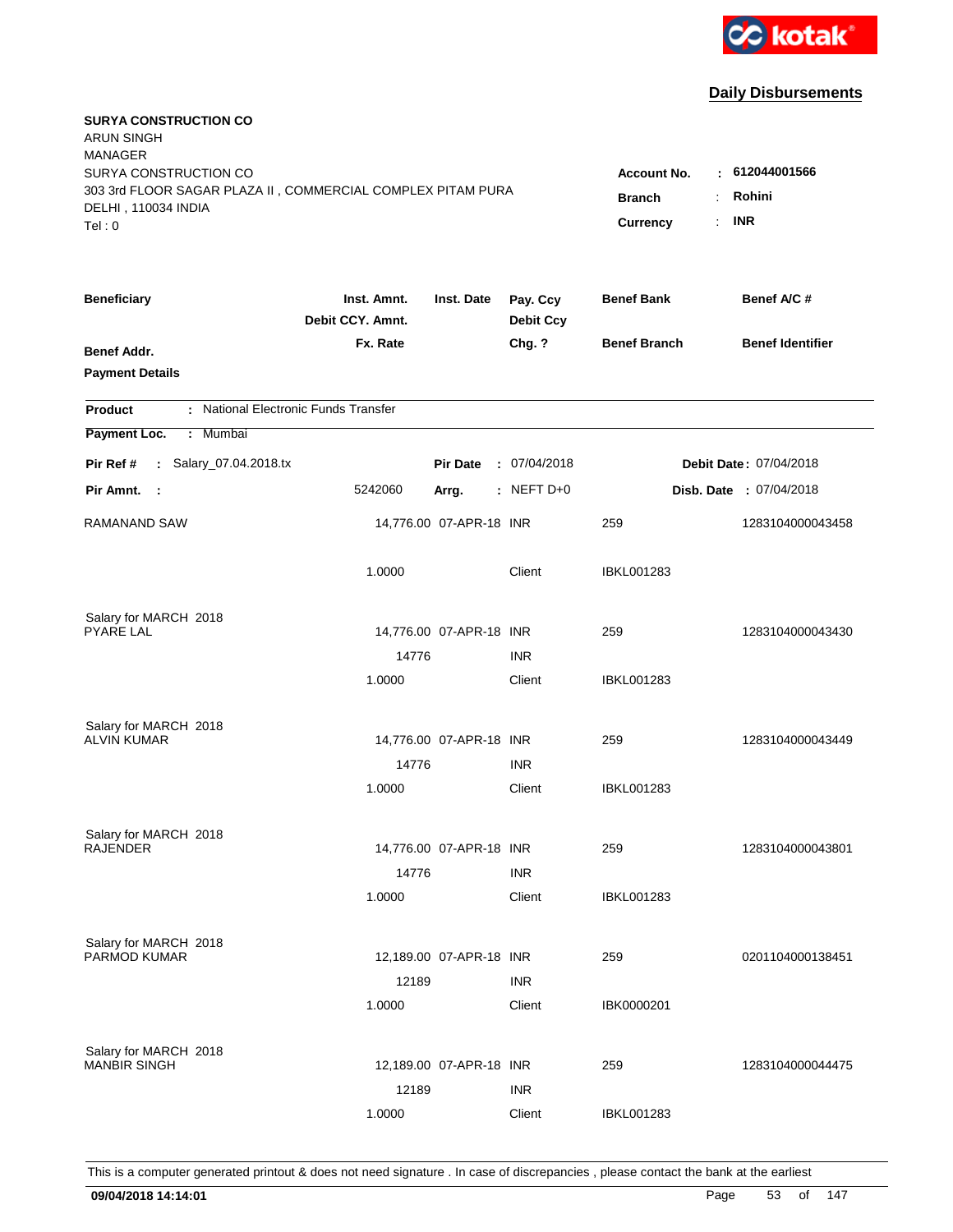kotak

## Daily Disbursements

**SURYA CONSTRUCTION CO**
ARUN SINGH
MANAGER
SURYA CONSTRUCTION CO
303 3rd FLOOR SAGAR PLAZA II , COMMERCIAL COMPLEX PITAM PURA
DELHI , 110034 INDIA
Tel : 0

**Account No.** : 612044001566
**Branch** : Rohini
**Currency** : INR

| Beneficiary / Benef Addr. / Payment Details | Inst. Amnt. / Debit CCY. Amnt. / Fx. Rate | Inst. Date | Pay. Ccy / Debit Ccy / Chg. ? | Benef Bank / Benef Branch | Benef A/C # / Benef Identifier |
|---|---|---|---|---|---|

**Product** : National Electronic Funds Transfer
**Payment Loc.** : Mumbai

**Pir Ref #** : Salary_07.04.2018.tx | **Pir Date** : 07/04/2018 | **Debit Date** : 07/04/2018
**Pir Amnt.** : 5242060 | **Arrg.** : NEFT D+0 | **Disb. Date** : 07/04/2018

| Beneficiary | Inst. Amnt. | Inst. Date | Pay. Ccy | Benef Bank | Benef A/C # |
|---|---|---|---|---|---|
| RAMANAND SAW | 14,776.00 | 07-APR-18 | INR | 259 | 1283104000043458 |
| | 1.0000 | | Client | IBKL001283 | |
| Salary for MARCH 2018 | | | | | |
| PYARE LAL | 14,776.00 | 07-APR-18 | INR | 259 | 1283104000043430 |
| | 14776 | | INR | | |
| | 1.0000 | | Client | IBKL001283 | |
| Salary for MARCH 2018 | | | | | |
| ALVIN KUMAR | 14,776.00 | 07-APR-18 | INR | 259 | 1283104000043449 |
| | 14776 | | INR | | |
| | 1.0000 | | Client | IBKL001283 | |
| Salary for MARCH 2018 | | | | | |
| RAJENDER | 14,776.00 | 07-APR-18 | INR | 259 | 1283104000043801 |
| | 14776 | | INR | | |
| | 1.0000 | | Client | IBKL001283 | |
| Salary for MARCH 2018 | | | | | |
| PARMOD KUMAR | 12,189.00 | 07-APR-18 | INR | 259 | 0201104000138451 |
| | 12189 | | INR | | |
| | 1.0000 | | Client | IBK0000201 | |
| Salary for MARCH 2018 | | | | | |
| MANBIR SINGH | 12,189.00 | 07-APR-18 | INR | 259 | 1283104000044475 |
| | 12189 | | INR | | |
| | 1.0000 | | Client | IBKL001283 | |

This is a computer generated printout & does not need signature . In case of discrepancies , please contact the bank at the earliest

09/04/2018 14:14:01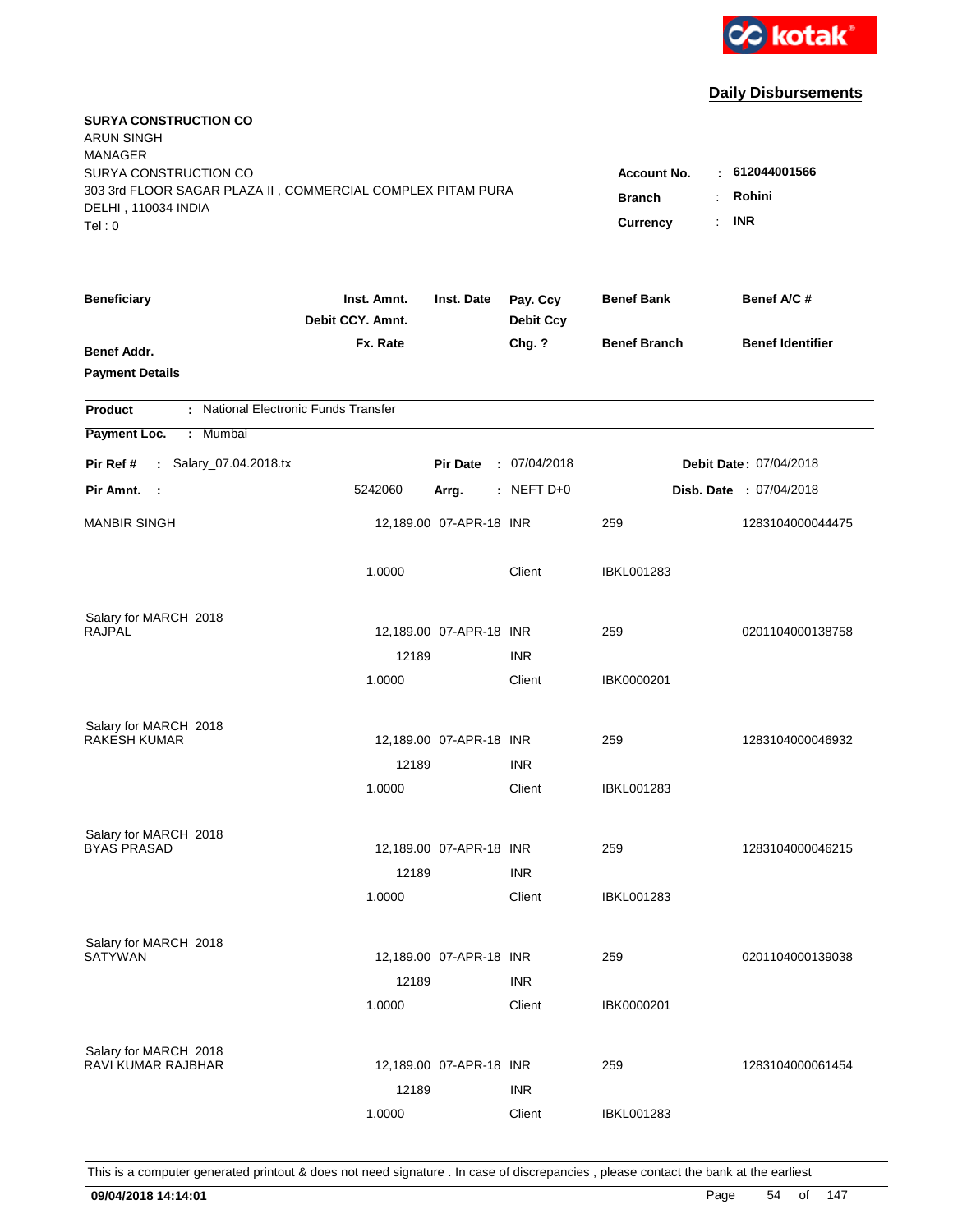kotak

## Daily Disbursements

**SURYA CONSTRUCTION CO**
ARUN SINGH
MANAGER
SURYA CONSTRUCTION CO
303 3rd FLOOR SAGAR PLAZA II , COMMERCIAL COMPLEX PITAM PURA
DELHI , 110034 INDIA
Tel : 0

**Account No.** : **612044001566**
**Branch** : **Rohini**
**Currency** : **INR**

| Beneficiary / Benef Addr. / Payment Details | Inst. Amnt. / Debit CCY. Amnt. / Fx. Rate | Inst. Date | Pay. Ccy / Debit Ccy / Chg. ? | Benef Bank / Benef Branch | Benef A/C # / Benef Identifier |
|---|---|---|---|---|---|

**Product** : National Electronic Funds Transfer
**Payment Loc.** : Mumbai

**Pir Ref #** : Salary_07.04.2018.tx | **Pir Date** : 07/04/2018 | **Debit Date** : 07/04/2018
**Pir Amnt.** : 5242060 | **Arrg.** : NEFT D+0 | **Disb. Date** : 07/04/2018

| Beneficiary | Inst. Amnt. | Inst. Date | Pay. Ccy | Benef Bank | Benef A/C # |
|---|---|---|---|---|---|
| MANBIR SINGH | 12,189.00 | 07-APR-18 | INR | 259 | 1283104000044475 |
| | 1.0000 | | Client | IBKL001283 | |
| Salary for MARCH 2018 | | | | | |
| RAJPAL | 12,189.00 | 07-APR-18 | INR | 259 | 0201104000138758 |
| | 12189 | | INR | | |
| | 1.0000 | | Client | IBK0000201 | |
| Salary for MARCH 2018 | | | | | |
| RAKESH KUMAR | 12,189.00 | 07-APR-18 | INR | 259 | 1283104000046932 |
| | 12189 | | INR | | |
| | 1.0000 | | Client | IBKL001283 | |
| Salary for MARCH 2018 | | | | | |
| BYAS PRASAD | 12,189.00 | 07-APR-18 | INR | 259 | 1283104000046215 |
| | 12189 | | INR | | |
| | 1.0000 | | Client | IBKL001283 | |
| Salary for MARCH 2018 | | | | | |
| SATYWAN | 12,189.00 | 07-APR-18 | INR | 259 | 0201104000139038 |
| | 12189 | | INR | | |
| | 1.0000 | | Client | IBK0000201 | |
| Salary for MARCH 2018 | | | | | |
| RAVI KUMAR RAJBHAR | 12,189.00 | 07-APR-18 | INR | 259 | 1283104000061454 |
| | 12189 | | INR | | |
| | 1.0000 | | Client | IBKL001283 | |

This is a computer generated printout & does not need signature . In case of discrepancies , please contact the bank at the earliest

**09/04/2018 14:14:01**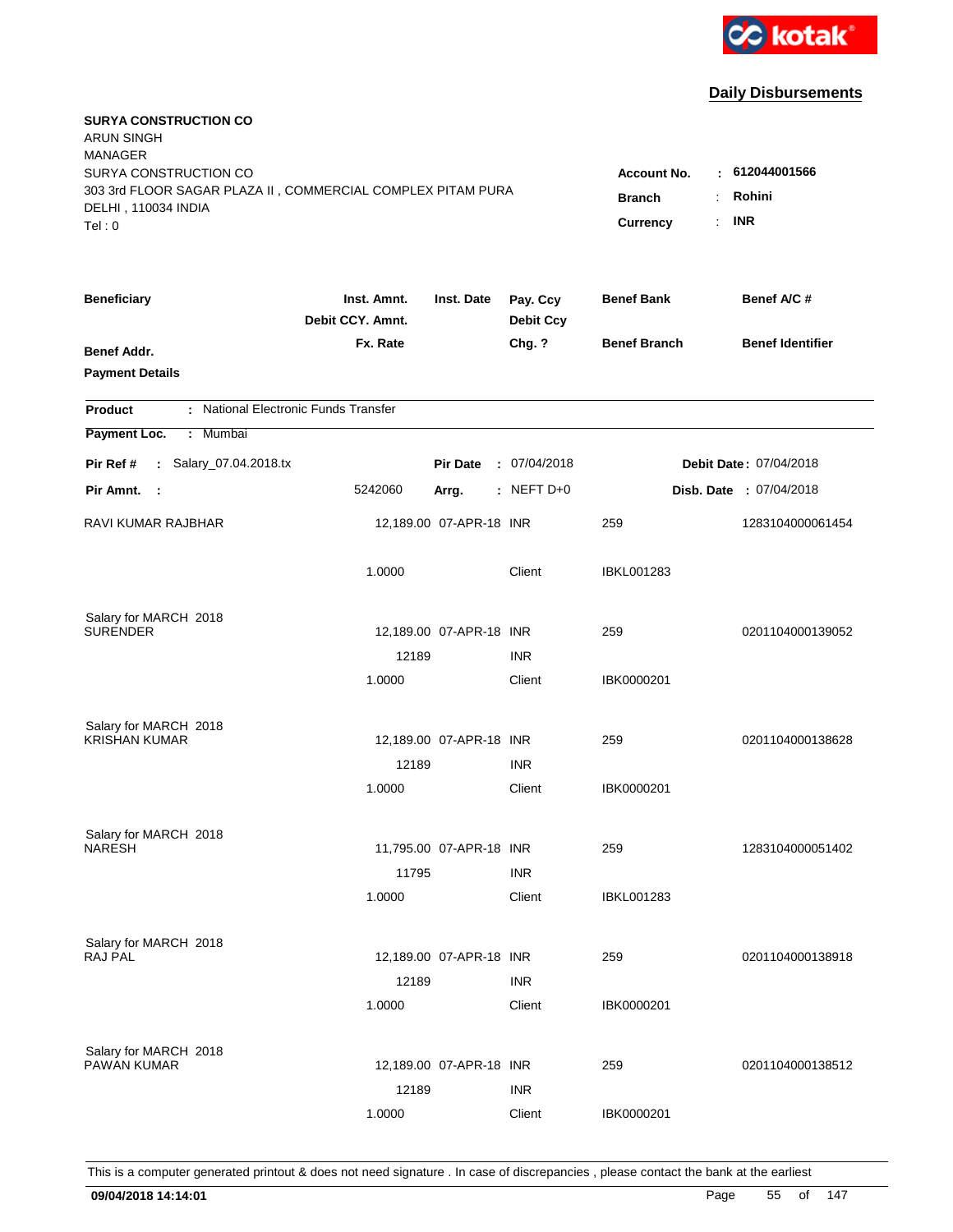kotak

## Daily Disbursements

**SURYA CONSTRUCTION CO**
ARUN SINGH
MANAGER
SURYA CONSTRUCTION CO
303 3rd FLOOR SAGAR PLAZA II , COMMERCIAL COMPLEX PITAM PURA
DELHI , 110034 INDIA
Tel : 0

**Account No.** : **612044001566**
**Branch** : **Rohini**
**Currency** : **INR**

| Beneficiary / Benef Addr. / Payment Details | Inst. Amnt. / Debit CCY. Amnt. / Fx. Rate | Inst. Date | Pay. Ccy / Debit Ccy / Chg. ? | Benef Bank / Benef Branch | Benef A/C # / Benef Identifier |
|---|---|---|---|---|---|

**Product** : National Electronic Funds Transfer
**Payment Loc.** : Mumbai

**Pir Ref #** : Salary_07.04.2018.tx | **Pir Date** : 07/04/2018 | **Debit Date** : 07/04/2018
**Pir Amnt.** : 5242060 | **Arrg.** : NEFT D+0 | **Disb. Date** : 07/04/2018

| Beneficiary | Inst. Amnt. | Inst. Date | Pay. Ccy | Benef Bank | Benef A/C # |
|---|---|---|---|---|---|
| RAVI KUMAR RAJBHAR | 12,189.00 | 07-APR-18 | INR | 259 | 1283104000061454 |
| | 1.0000 | | Client | IBKL001283 | |
| Salary for MARCH 2018 | | | | | |
| SURENDER | 12,189.00 | 07-APR-18 | INR | 259 | 0201104000139052 |
| | 12189 | | INR | | |
| | 1.0000 | | Client | IBK0000201 | |
| Salary for MARCH 2018 | | | | | |
| KRISHAN KUMAR | 12,189.00 | 07-APR-18 | INR | 259 | 0201104000138628 |
| | 12189 | | INR | | |
| | 1.0000 | | Client | IBK0000201 | |
| Salary for MARCH 2018 | | | | | |
| NARESH | 11,795.00 | 07-APR-18 | INR | 259 | 1283104000051402 |
| | 11795 | | INR | | |
| | 1.0000 | | Client | IBKL001283 | |
| Salary for MARCH 2018 | | | | | |
| RAJ PAL | 12,189.00 | 07-APR-18 | INR | 259 | 0201104000138918 |
| | 12189 | | INR | | |
| | 1.0000 | | Client | IBK0000201 | |
| Salary for MARCH 2018 | | | | | |
| PAWAN KUMAR | 12,189.00 | 07-APR-18 | INR | 259 | 0201104000138512 |
| | 12189 | | INR | | |
| | 1.0000 | | Client | IBK0000201 | |

This is a computer generated printout & does not need signature . In case of discrepancies , please contact the bank at the earliest

**09/04/2018 14:14:01**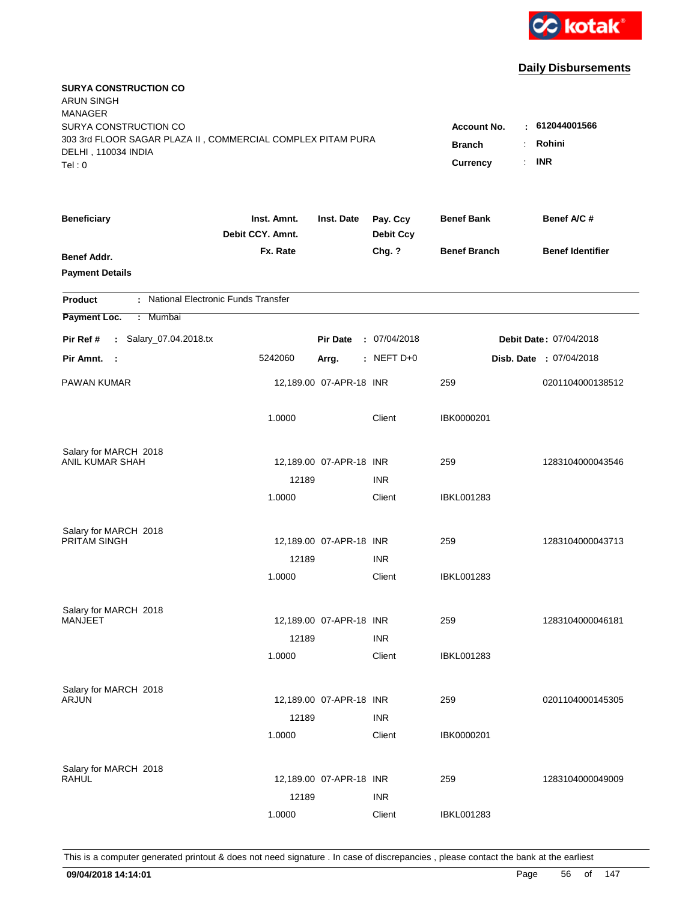kotak

## Daily Disbursements

**SURYA CONSTRUCTION CO**
ARUN SINGH
MANAGER
SURYA CONSTRUCTION CO
303 3rd FLOOR SAGAR PLAZA II , COMMERCIAL COMPLEX PITAM PURA
DELHI , 110034 INDIA
Tel : 0

**Account No.** : **612044001566**
**Branch** : **Rohini**
**Currency** : **INR**

| Beneficiary / Benef Addr. / Payment Details | Inst. Amnt. / Debit CCY. Amnt. / Fx. Rate | Inst. Date | Pay. Ccy / Debit Ccy / Chg. ? | Benef Bank / Benef Branch | Benef A/C # / Benef Identifier |
|---|---|---|---|---|---|

**Product** : National Electronic Funds Transfer
**Payment Loc.** : Mumbai

**Pir Ref #** : Salary_07.04.2018.tx | **Pir Date** : 07/04/2018 | **Debit Date** : 07/04/2018
**Pir Amnt.** : 5242060 | **Arrg.** : NEFT D+0 | **Disb. Date** : 07/04/2018

| Beneficiary | Inst. Amnt. | Inst. Date | Pay. Ccy | Benef Bank | Benef A/C # |
|---|---|---|---|---|---|
| PAWAN KUMAR | 12,189.00 | 07-APR-18 | INR | 259 | 0201104000138512 |
| | 1.0000 | | Client | IBK0000201 | |
| Salary for MARCH 2018 | | | | | |
| ANIL KUMAR SHAH | 12,189.00 | 07-APR-18 | INR | 259 | 1283104000043546 |
| | 12189 | | INR | | |
| | 1.0000 | | Client | IBKL001283 | |
| Salary for MARCH 2018 | | | | | |
| PRITAM SINGH | 12,189.00 | 07-APR-18 | INR | 259 | 1283104000043713 |
| | 12189 | | INR | | |
| | 1.0000 | | Client | IBKL001283 | |
| Salary for MARCH 2018 | | | | | |
| MANJEET | 12,189.00 | 07-APR-18 | INR | 259 | 1283104000046181 |
| | 12189 | | INR | | |
| | 1.0000 | | Client | IBKL001283 | |
| Salary for MARCH 2018 | | | | | |
| ARJUN | 12,189.00 | 07-APR-18 | INR | 259 | 0201104000145305 |
| | 12189 | | INR | | |
| | 1.0000 | | Client | IBK0000201 | |
| Salary for MARCH 2018 | | | | | |
| RAHUL | 12,189.00 | 07-APR-18 | INR | 259 | 1283104000049009 |
| | 12189 | | INR | | |
| | 1.0000 | | Client | IBKL001283 | |

This is a computer generated printout & does not need signature . In case of discrepancies , please contact the bank at the earliest

**09/04/2018 14:14:01**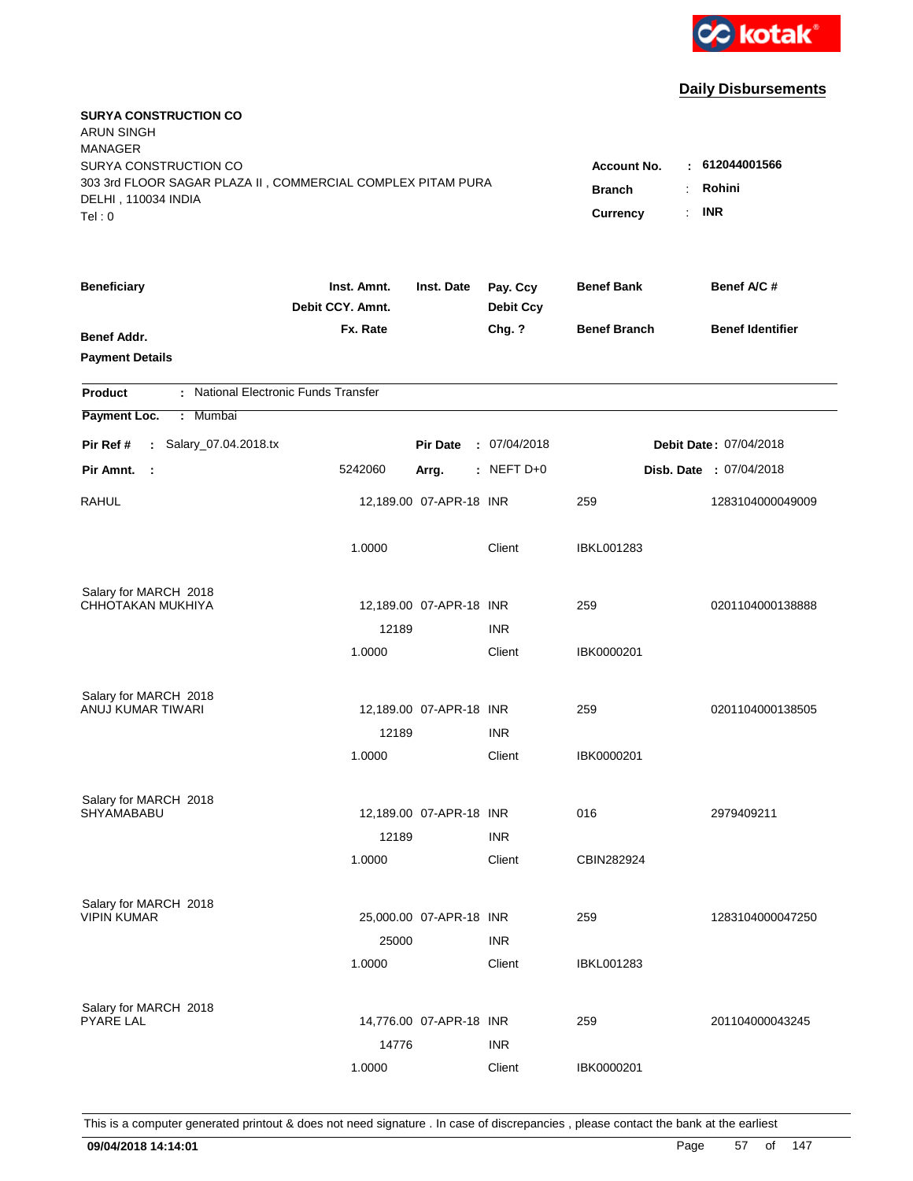kotak

## Daily Disbursements

**SURYA CONSTRUCTION CO**
ARUN SINGH
MANAGER
SURYA CONSTRUCTION CO
303 3rd FLOOR SAGAR PLAZA II , COMMERCIAL COMPLEX PITAM PURA
DELHI , 110034 INDIA
Tel : 0

**Account No.** : **612044001566**
**Branch** : **Rohini**
**Currency** : **INR**

| Beneficiary | Inst. Amnt. / Debit CCY. Amnt. / Fx. Rate | Inst. Date | Pay. Ccy / Debit Ccy / Chg. ? | Benef Bank / Benef Branch | Benef A/C # / Benef Identifier |
|---|---|---|---|---|---|
| **Benef Addr.** | | | | | |
| **Payment Details** | | | | | |

**Product** : National Electronic Funds Transfer
**Payment Loc.** : Mumbai

**Pir Ref #** : Salary_07.04.2018.tx | **Pir Date** : 07/04/2018 | **Debit Date** : 07/04/2018
**Pir Amnt.** : 5242060 | **Arrg.** : NEFT D+0 | **Disb. Date** : 07/04/2018

| Beneficiary | Inst. Amnt. / Debit CCY. Amnt. / Fx. Rate | Inst. Date | Pay. Ccy / Debit Ccy / Chg. ? | Benef Bank / Benef Branch | Benef A/C # / Benef Identifier |
|---|---|---|---|---|---|
| RAHUL | 12,189.00 | 07-APR-18 | INR | 259 | 1283104000049009 |
| | 1.0000 | | Client | IBKL001283 | |
| Salary for MARCH 2018 | | | | | |
| CHHOTAKAN MUKHIYA | 12,189.00 | 07-APR-18 | INR | 259 | 0201104000138888 |
| | 12189 | | INR | | |
| | 1.0000 | | Client | IBK0000201 | |
| Salary for MARCH 2018 | | | | | |
| ANUJ KUMAR TIWARI | 12,189.00 | 07-APR-18 | INR | 259 | 0201104000138505 |
| | 12189 | | INR | | |
| | 1.0000 | | Client | IBK0000201 | |
| Salary for MARCH 2018 | | | | | |
| SHYAMABABU | 12,189.00 | 07-APR-18 | INR | 016 | 2979409211 |
| | 12189 | | INR | | |
| | 1.0000 | | Client | CBIN282924 | |
| Salary for MARCH 2018 | | | | | |
| VIPIN KUMAR | 25,000.00 | 07-APR-18 | INR | 259 | 1283104000047250 |
| | 25000 | | INR | | |
| | 1.0000 | | Client | IBKL001283 | |
| Salary for MARCH 2018 | | | | | |
| PYARE LAL | 14,776.00 | 07-APR-18 | INR | 259 | 201104000043245 |
| | 14776 | | INR | | |
| | 1.0000 | | Client | IBK0000201 | |

This is a computer generated printout & does not need signature . In case of discrepancies , please contact the bank at the earliest

**09/04/2018 14:14:01**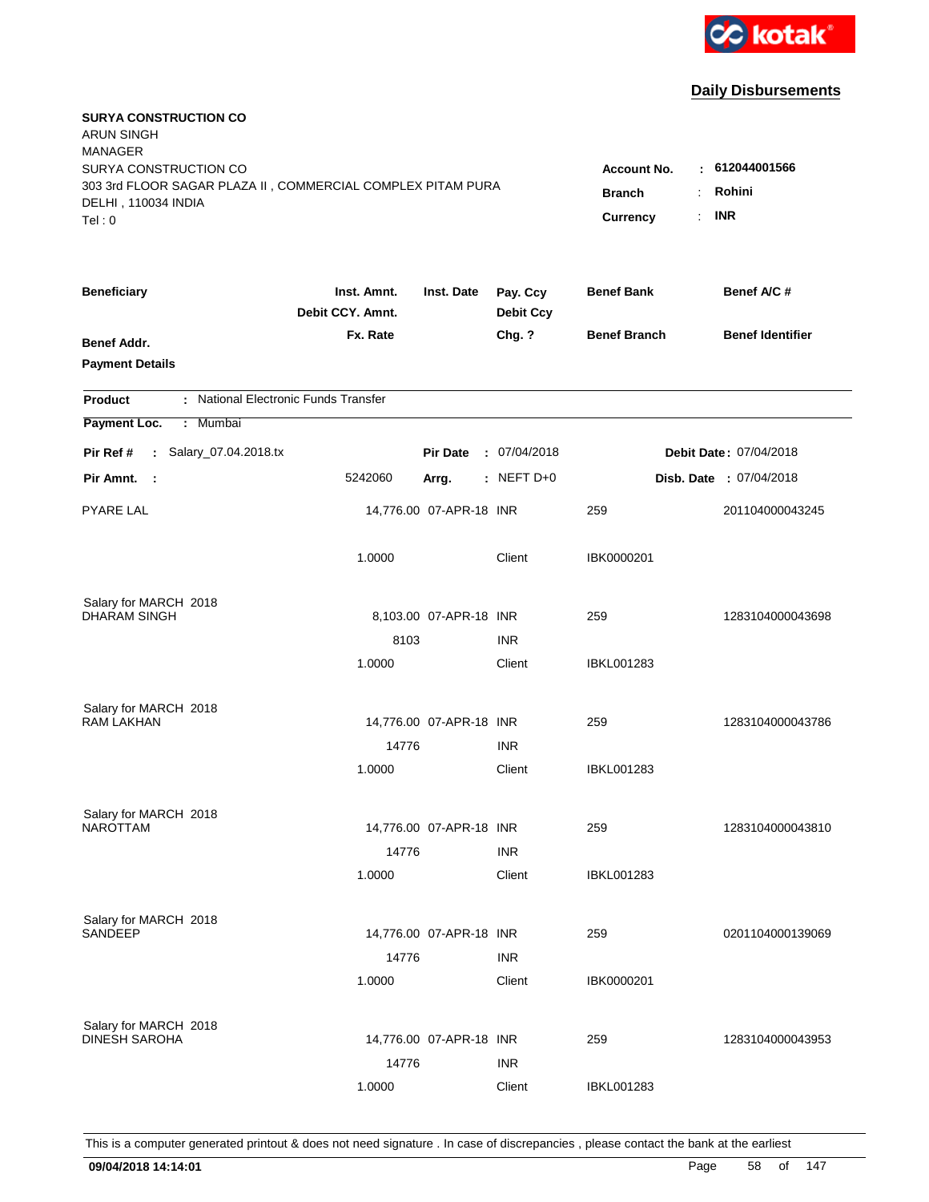**Daily Disbursements**

**SURYA CONSTRUCTION CO**
ARUN SINGH
MANAGER
SURYA CONSTRUCTION CO
303 3rd FLOOR SAGAR PLAZA II , COMMERCIAL COMPLEX PITAM PURA
DELHI , 110034 INDIA
Tel : 0

**Account No.** : **612044001566**
**Branch** : **Rohini**
**Currency** : **INR**

| Beneficiary | Inst. Amnt. / Debit CCY. Amnt. / Fx. Rate | Inst. Date | Pay. Ccy / Debit Ccy / Chg. ? | Benef Bank / Benef Branch | Benef A/C # / Benef Identifier |
|---|---|---|---|---|---|
| **Benef Addr.** | | | | | |
| **Payment Details** | | | | | |

**Product** : National Electronic Funds Transfer
**Payment Loc.** : Mumbai

**Pir Ref #** : Salary_07.04.2018.tx **Pir Date** : 07/04/2018 **Debit Date** : 07/04/2018
**Pir Amnt.** : 5242060 **Arrg.** : NEFT D+0 **Disb. Date** : 07/04/2018

| Beneficiary | Inst. Amnt. / Debit CCY. Amnt. / Fx. Rate | Inst. Date | Pay. Ccy / Debit Ccy / Chg. ? | Benef Bank / Benef Branch | Benef A/C # / Benef Identifier |
|---|---|---|---|---|---|
| PYARE LAL | 14,776.00 | 07-APR-18 | INR | 259 | 201104000043245 |
| | 1.0000 | | Client | IBK0000201 | |
| Salary for MARCH 2018 | | | | | |
| DHARAM SINGH | 8,103.00 | 07-APR-18 | INR | 259 | 1283104000043698 |
| | 8103 | | INR | | |
| | 1.0000 | | Client | IBKL001283 | |
| Salary for MARCH 2018 | | | | | |
| RAM LAKHAN | 14,776.00 | 07-APR-18 | INR | 259 | 1283104000043786 |
| | 14776 | | INR | | |
| | 1.0000 | | Client | IBKL001283 | |
| Salary for MARCH 2018 | | | | | |
| NAROTTAM | 14,776.00 | 07-APR-18 | INR | 259 | 1283104000043810 |
| | 14776 | | INR | | |
| | 1.0000 | | Client | IBKL001283 | |
| Salary for MARCH 2018 | | | | | |
| SANDEEP | 14,776.00 | 07-APR-18 | INR | 259 | 0201104000139069 |
| | 14776 | | INR | | |
| | 1.0000 | | Client | IBK0000201 | |
| Salary for MARCH 2018 | | | | | |
| DINESH SAROHA | 14,776.00 | 07-APR-18 | INR | 259 | 1283104000043953 |
| | 14776 | | INR | | |
| | 1.0000 | | Client | IBKL001283 | |

This is a computer generated printout & does not need signature . In case of discrepancies , please contact the bank at the earliest

**09/04/2018 14:14:01**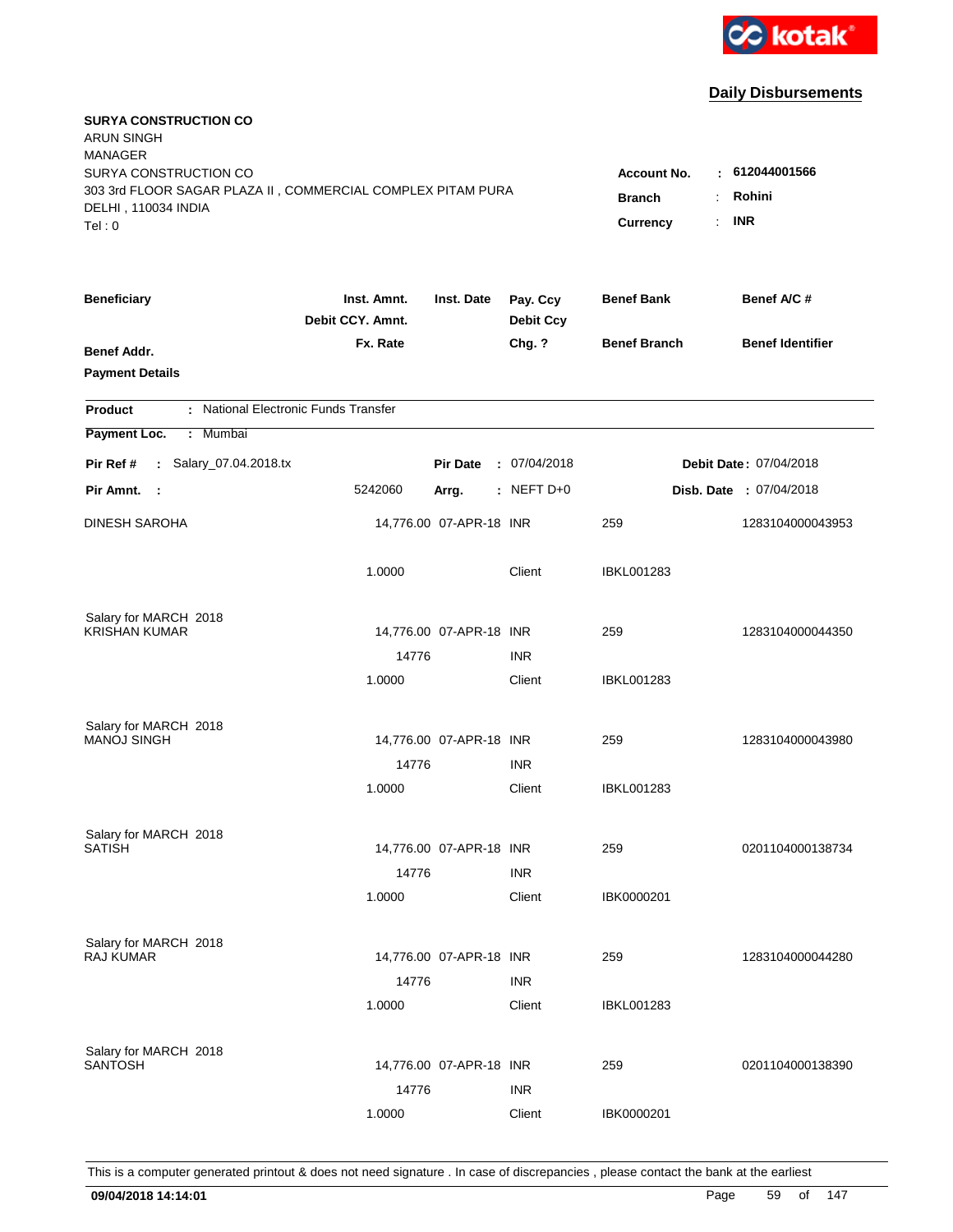kotak

## Daily Disbursements

**SURYA CONSTRUCTION CO**
ARUN SINGH
MANAGER
SURYA CONSTRUCTION CO
303 3rd FLOOR SAGAR PLAZA II , COMMERCIAL COMPLEX PITAM PURA
DELHI , 110034 INDIA
Tel : 0

**Account No.** : **612044001566**
**Branch** : **Rohini**
**Currency** : **INR**

| Beneficiary / Benef Addr. / Payment Details | Inst. Amnt. / Debit CCY. Amnt. / Fx. Rate | Inst. Date | Pay. Ccy / Debit Ccy / Chg. ? | Benef Bank / Benef Branch | Benef A/C # / Benef Identifier |
|---|---|---|---|---|---|

**Product** : National Electronic Funds Transfer
**Payment Loc.** : Mumbai

**Pir Ref #** : Salary_07.04.2018.tx | **Pir Date** : 07/04/2018 | **Debit Date** : 07/04/2018
**Pir Amnt.** : 5242060 | **Arrg.** : NEFT D+0 | **Disb. Date** : 07/04/2018

| Beneficiary | Inst. Amnt. / Debit CCY. Amnt. / Fx. Rate | Inst. Date | Pay. Ccy / Debit Ccy / Chg. ? | Benef Bank / Benef Branch | Benef A/C # |
|---|---|---|---|---|---|
| DINESH SAROHA | 14,776.00 | 07-APR-18 | INR | 259 | 1283104000043953 |
| | 1.0000 | | Client | IBKL001283 | |
| Salary for MARCH 2018 | | | | | |
| KRISHAN KUMAR | 14,776.00 | 07-APR-18 | INR | 259 | 1283104000044350 |
| | 14776 | | INR | | |
| | 1.0000 | | Client | IBKL001283 | |
| Salary for MARCH 2018 | | | | | |
| MANOJ SINGH | 14,776.00 | 07-APR-18 | INR | 259 | 1283104000043980 |
| | 14776 | | INR | | |
| | 1.0000 | | Client | IBKL001283 | |
| Salary for MARCH 2018 | | | | | |
| SATISH | 14,776.00 | 07-APR-18 | INR | 259 | 0201104000138734 |
| | 14776 | | INR | | |
| | 1.0000 | | Client | IBK0000201 | |
| Salary for MARCH 2018 | | | | | |
| RAJ KUMAR | 14,776.00 | 07-APR-18 | INR | 259 | 1283104000044280 |
| | 14776 | | INR | | |
| | 1.0000 | | Client | IBKL001283 | |
| Salary for MARCH 2018 | | | | | |
| SANTOSH | 14,776.00 | 07-APR-18 | INR | 259 | 0201104000138390 |
| | 14776 | | INR | | |
| | 1.0000 | | Client | IBK0000201 | |

This is a computer generated printout & does not need signature . In case of discrepancies , please contact the bank at the earliest

**09/04/2018 14:14:01**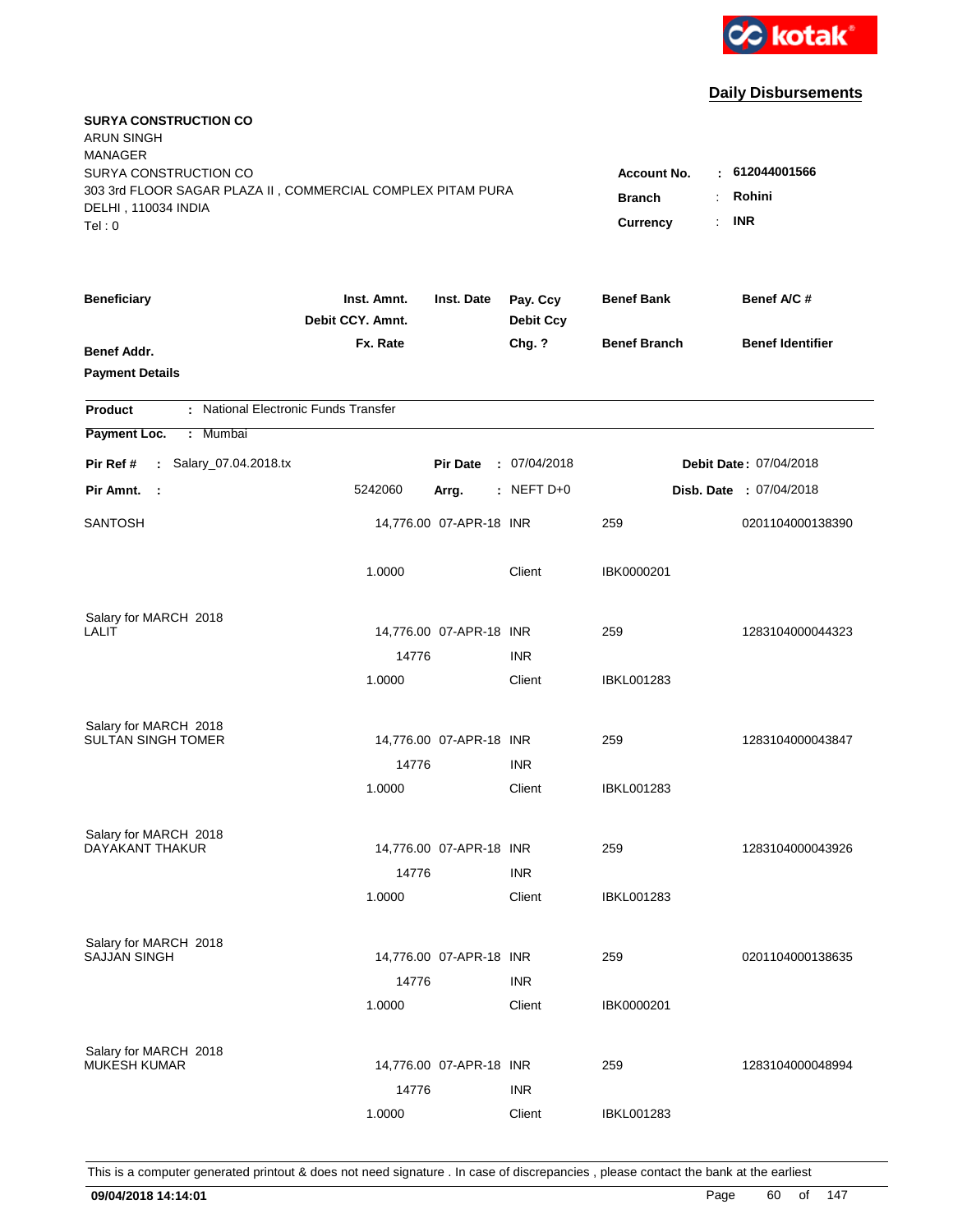kotak

## Daily Disbursements

**SURYA CONSTRUCTION CO**
ARUN SINGH
MANAGER
SURYA CONSTRUCTION CO
303 3rd FLOOR SAGAR PLAZA II , COMMERCIAL COMPLEX PITAM PURA
DELHI , 110034 INDIA
Tel : 0

**Account No.** : **612044001566**
**Branch** : **Rohini**
**Currency** : **INR**

| Beneficiary / Benef Addr. / Payment Details | Inst. Amnt. / Debit CCY. Amnt. / Fx. Rate | Inst. Date | Pay. Ccy / Debit Ccy / Chg. ? | Benef Bank / Benef Branch | Benef A/C # / Benef Identifier |
|---|---|---|---|---|---|

**Product** : National Electronic Funds Transfer

**Payment Loc.** : Mumbai

**Pir Ref #** : Salary_07.04.2018.tx | **Pir Date** : 07/04/2018 | **Debit Date** : 07/04/2018

**Pir Amnt.** : 5242060 | **Arrg.** : NEFT D+0 | **Disb. Date** : 07/04/2018

| Beneficiary | Inst. Amnt. | Inst. Date | Pay. Ccy | Benef Bank | Benef A/C # |
|---|---|---|---|---|---|
| SANTOSH | 14,776.00 | 07-APR-18 | INR | 259 | 0201104000138390 |
| | 1.0000 | | Client | IBK0000201 | |
| Salary for MARCH 2018 | | | | | |
| LALIT | 14,776.00 | 07-APR-18 | INR | 259 | 1283104000044323 |
| | 14776 | | INR | | |
| | 1.0000 | | Client | IBKL001283 | |
| Salary for MARCH 2018 | | | | | |
| SULTAN SINGH TOMER | 14,776.00 | 07-APR-18 | INR | 259 | 1283104000043847 |
| | 14776 | | INR | | |
| | 1.0000 | | Client | IBKL001283 | |
| Salary for MARCH 2018 | | | | | |
| DAYAKANT THAKUR | 14,776.00 | 07-APR-18 | INR | 259 | 1283104000043926 |
| | 14776 | | INR | | |
| | 1.0000 | | Client | IBKL001283 | |
| Salary for MARCH 2018 | | | | | |
| SAJJAN SINGH | 14,776.00 | 07-APR-18 | INR | 259 | 0201104000138635 |
| | 14776 | | INR | | |
| | 1.0000 | | Client | IBK0000201 | |
| Salary for MARCH 2018 | | | | | |
| MUKESH KUMAR | 14,776.00 | 07-APR-18 | INR | 259 | 1283104000048994 |
| | 14776 | | INR | | |
| | 1.0000 | | Client | IBKL001283 | |

This is a computer generated printout & does not need signature . In case of discrepancies , please contact the bank at the earliest

**09/04/2018 14:14:01**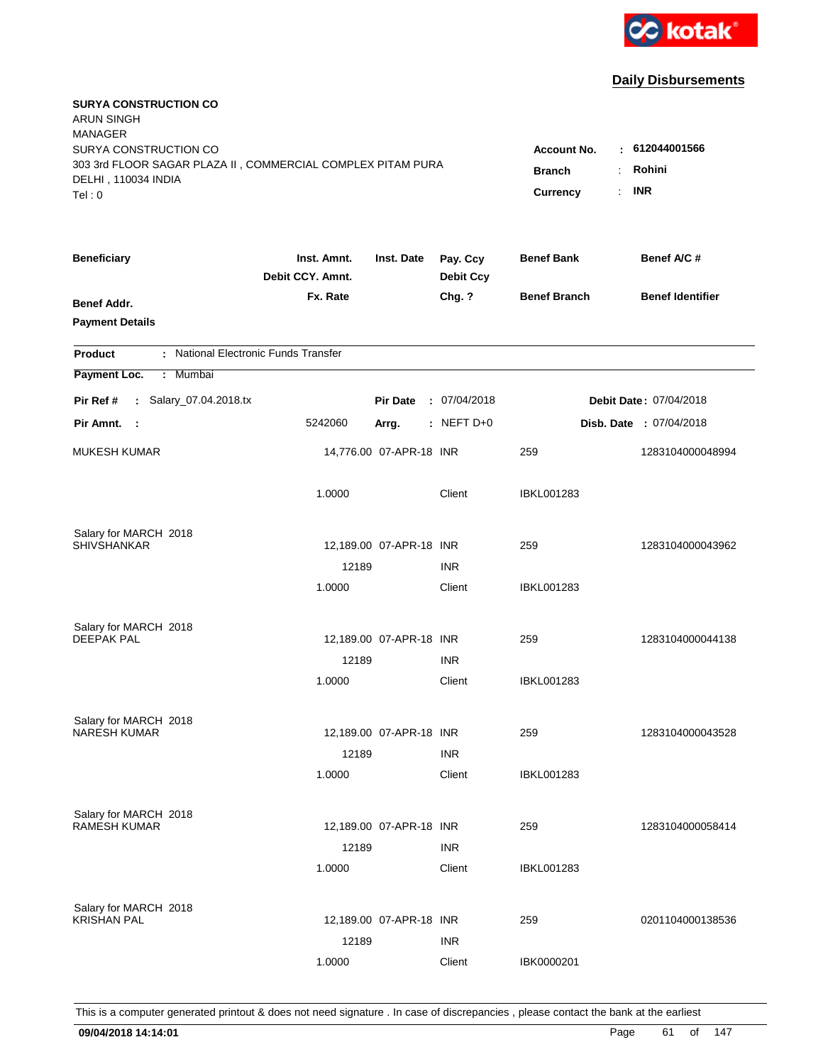kotak

## Daily Disbursements

**SURYA CONSTRUCTION CO**
ARUN SINGH
MANAGER
SURYA CONSTRUCTION CO
303 3rd FLOOR SAGAR PLAZA II , COMMERCIAL COMPLEX PITAM PURA
DELHI , 110034 INDIA
Tel : 0

**Account No.** : **612044001566**
**Branch** : **Rohini**
**Currency** : **INR**

| Beneficiary / Benef Addr. / Payment Details | Inst. Amnt. / Debit CCY. Amnt. / Fx. Rate | Inst. Date | Pay. Ccy / Debit Ccy / Chg. ? | Benef Bank / Benef Branch | Benef A/C # / Benef Identifier |
|---|---|---|---|---|---|

**Product** : National Electronic Funds Transfer
**Payment Loc.** : Mumbai

**Pir Ref #** : Salary_07.04.2018.tx | **Pir Date** : 07/04/2018 | **Debit Date** : 07/04/2018
**Pir Amnt.** : 5242060 | **Arrg.** : NEFT D+0 | **Disb. Date** : 07/04/2018

| Beneficiary | Inst. Amnt. | Inst. Date | Pay. Ccy | Benef Bank | Benef A/C # |
|---|---|---|---|---|---|
| MUKESH KUMAR | 14,776.00 | 07-APR-18 | INR | 259 | 1283104000048994 |
| | 1.0000 | | Client | IBKL001283 | |
| Salary for MARCH 2018 | | | | | |
| SHIVSHANKAR | 12,189.00 | 07-APR-18 | INR | 259 | 1283104000043962 |
| | 12189 | | INR | | |
| | 1.0000 | | Client | IBKL001283 | |
| Salary for MARCH 2018 | | | | | |
| DEEPAK PAL | 12,189.00 | 07-APR-18 | INR | 259 | 1283104000044138 |
| | 12189 | | INR | | |
| | 1.0000 | | Client | IBKL001283 | |
| Salary for MARCH 2018 | | | | | |
| NARESH KUMAR | 12,189.00 | 07-APR-18 | INR | 259 | 1283104000043528 |
| | 12189 | | INR | | |
| | 1.0000 | | Client | IBKL001283 | |
| Salary for MARCH 2018 | | | | | |
| RAMESH KUMAR | 12,189.00 | 07-APR-18 | INR | 259 | 1283104000058414 |
| | 12189 | | INR | | |
| | 1.0000 | | Client | IBKL001283 | |
| Salary for MARCH 2018 | | | | | |
| KRISHAN PAL | 12,189.00 | 07-APR-18 | INR | 259 | 0201104000138536 |
| | 12189 | | INR | | |
| | 1.0000 | | Client | IBK0000201 | |

This is a computer generated printout & does not need signature . In case of discrepancies , please contact the bank at the earliest

**09/04/2018 14:14:01**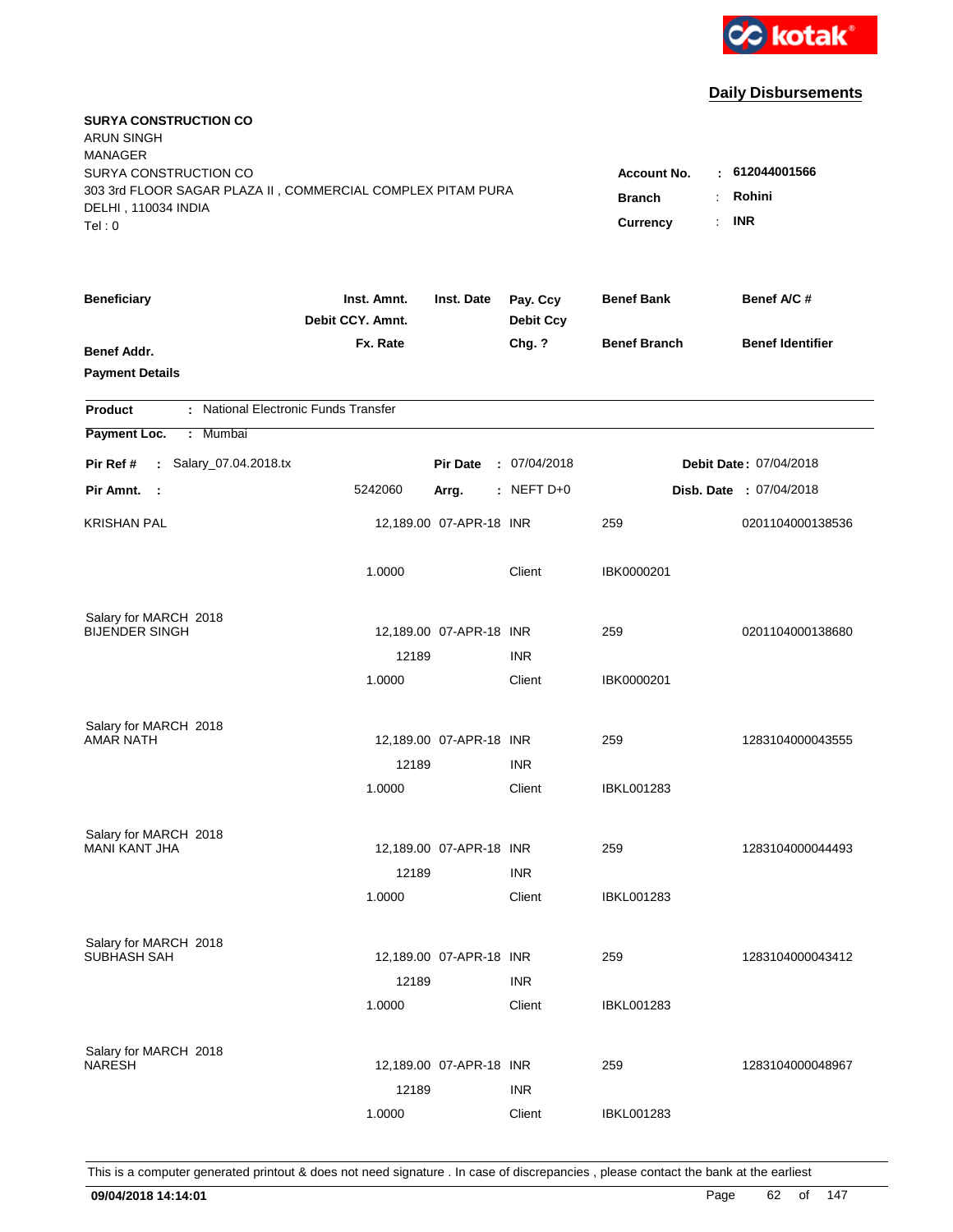kotak

## Daily Disbursements

**SURYA CONSTRUCTION CO**
ARUN SINGH
MANAGER
SURYA CONSTRUCTION CO
303 3rd FLOOR SAGAR PLAZA II , COMMERCIAL COMPLEX PITAM PURA
DELHI , 110034 INDIA
Tel : 0

**Account No.** : **612044001566**
**Branch** : **Rohini**
**Currency** : **INR**

| Beneficiary | Inst. Amnt. / Debit CCY. Amnt. / Fx. Rate | Inst. Date | Pay. Ccy / Debit Ccy / Chg. ? | Benef Bank / Benef Branch | Benef A/C # / Benef Identifier |
|---|---|---|---|---|---|
| **Benef Addr.** | | | | | |
| **Payment Details** | | | | | |

**Product** : National Electronic Funds Transfer
**Payment Loc.** : Mumbai

**Pir Ref #** : Salary_07.04.2018.tx | **Pir Date** : 07/04/2018 | **Debit Date** : 07/04/2018
**Pir Amnt.** : 5242060 | **Arrg.** : NEFT D+0 | **Disb. Date** : 07/04/2018

| Beneficiary | Inst. Amnt. / Debit CCY. Amnt. / Fx. Rate | Inst. Date | Pay. Ccy / Debit Ccy / Chg. ? | Benef Bank / Benef Branch | Benef A/C # / Benef Identifier |
|---|---|---|---|---|---|
| KRISHAN PAL | 12,189.00 | 07-APR-18 | INR | 259 | 0201104000138536 |
| | 1.0000 | | Client | IBK0000201 | |
| Salary for MARCH 2018 | | | | | |
| BIJENDER SINGH | 12,189.00 | 07-APR-18 | INR | 259 | 0201104000138680 |
| | 12189 | | INR | | |
| | 1.0000 | | Client | IBK0000201 | |
| Salary for MARCH 2018 | | | | | |
| AMAR NATH | 12,189.00 | 07-APR-18 | INR | 259 | 1283104000043555 |
| | 12189 | | INR | | |
| | 1.0000 | | Client | IBKL001283 | |
| Salary for MARCH 2018 | | | | | |
| MANI KANT JHA | 12,189.00 | 07-APR-18 | INR | 259 | 1283104000044493 |
| | 12189 | | INR | | |
| | 1.0000 | | Client | IBKL001283 | |
| Salary for MARCH 2018 | | | | | |
| SUBHASH SAH | 12,189.00 | 07-APR-18 | INR | 259 | 1283104000043412 |
| | 12189 | | INR | | |
| | 1.0000 | | Client | IBKL001283 | |
| Salary for MARCH 2018 | | | | | |
| NARESH | 12,189.00 | 07-APR-18 | INR | 259 | 1283104000048967 |
| | 12189 | | INR | | |
| | 1.0000 | | Client | IBKL001283 | |

This is a computer generated printout & does not need signature . In case of discrepancies , please contact the bank at the earliest

**09/04/2018 14:14:01**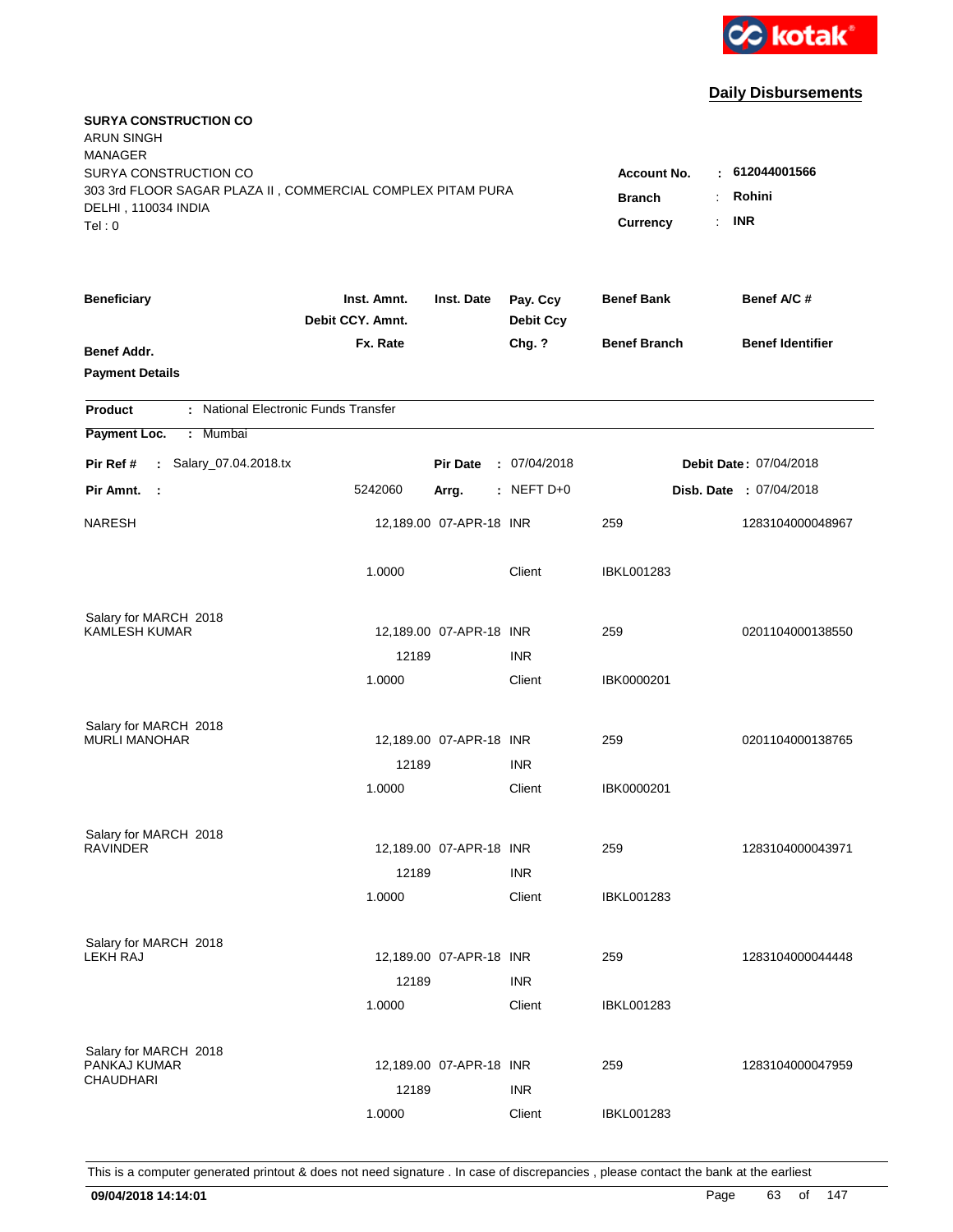**Daily Disbursements**

**SURYA CONSTRUCTION CO**
ARUN SINGH
MANAGER
SURYA CONSTRUCTION CO
303 3rd FLOOR SAGAR PLAZA II , COMMERCIAL COMPLEX PITAM PURA
DELHI , 110034 INDIA
Tel : 0

**Account No.** : **612044001566**
**Branch** : **Rohini**
**Currency** : **INR**

| Beneficiary | Inst. Amnt. / Debit CCY. Amnt. / Fx. Rate | Inst. Date | Pay. Ccy / Debit Ccy / Chg. ? | Benef Bank / Benef Branch | Benef A/C # / Benef Identifier |
|---|---|---|---|---|---|
| **Benef Addr.** | | | | | |
| **Payment Details** | | | | | |

**Product** : National Electronic Funds Transfer

**Payment Loc.** : Mumbai

**Pir Ref #** : Salary_07.04.2018.tx  **Pir Date** : 07/04/2018  **Debit Date** : 07/04/2018

**Pir Amnt.** : 5242060  **Arrg.** : NEFT D+0  **Disb. Date** : 07/04/2018

| Beneficiary | Inst. Amnt. / Debit CCY. Amnt. / Fx. Rate | Inst. Date | Pay. Ccy / Debit Ccy / Chg. ? | Benef Bank / Benef Branch | Benef A/C # |
|---|---|---|---|---|---|
| NARESH | 12,189.00 | 07-APR-18 | INR | 259 | 1283104000048967 |
| | 1.0000 | | Client | IBKL001283 | |
| Salary for MARCH 2018 | | | | | |
| KAMLESH KUMAR | 12,189.00 | 07-APR-18 | INR | 259 | 0201104000138550 |
| | 12189 | | INR | | |
| | 1.0000 | | Client | IBK0000201 | |
| Salary for MARCH 2018 | | | | | |
| MURLI MANOHAR | 12,189.00 | 07-APR-18 | INR | 259 | 0201104000138765 |
| | 12189 | | INR | | |
| | 1.0000 | | Client | IBK0000201 | |
| Salary for MARCH 2018 | | | | | |
| RAVINDER | 12,189.00 | 07-APR-18 | INR | 259 | 1283104000043971 |
| | 12189 | | INR | | |
| | 1.0000 | | Client | IBKL001283 | |
| Salary for MARCH 2018 | | | | | |
| LEKH RAJ | 12,189.00 | 07-APR-18 | INR | 259 | 1283104000044448 |
| | 12189 | | INR | | |
| | 1.0000 | | Client | IBKL001283 | |
| Salary for MARCH 2018 | | | | | |
| PANKAJ KUMAR CHAUDHARI | 12,189.00 | 07-APR-18 | INR | 259 | 1283104000047959 |
| | 12189 | | INR | | |
| | 1.0000 | | Client | IBKL001283 | |

This is a computer generated printout & does not need signature . In case of discrepancies , please contact the bank at the earliest

**09/04/2018 14:14:01**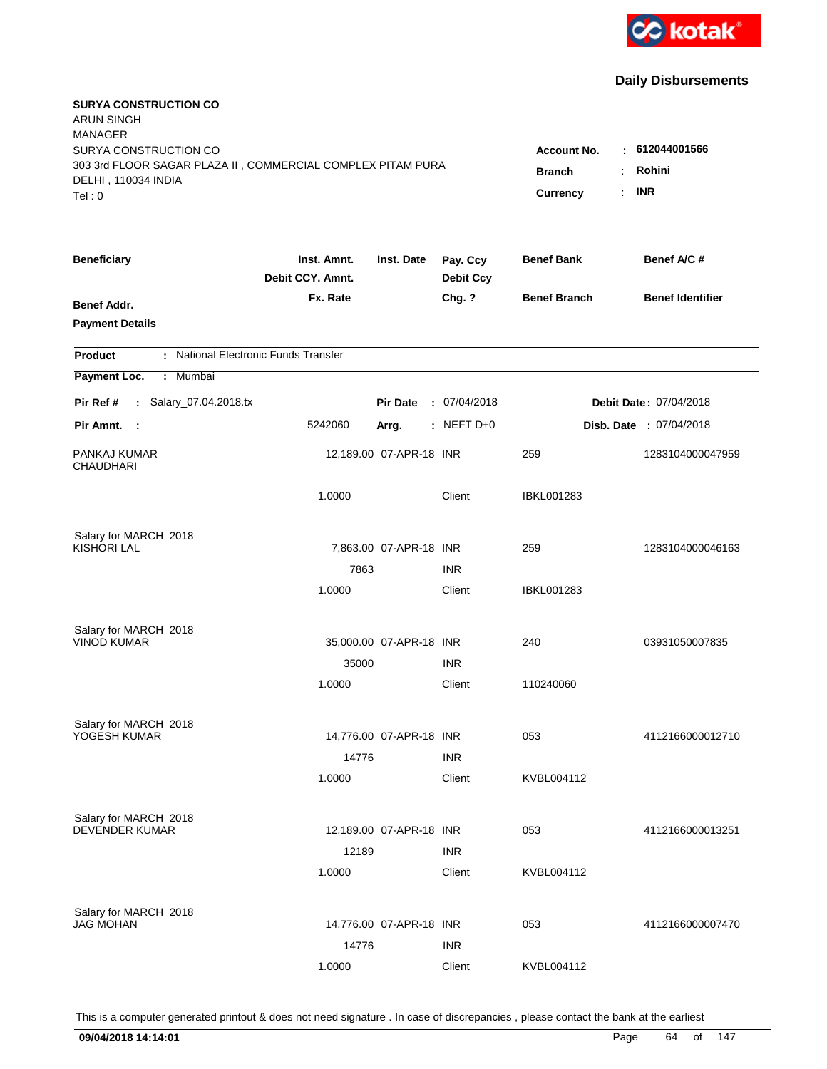kotak

## Daily Disbursements

**SURYA CONSTRUCTION CO**
ARUN SINGH
MANAGER
SURYA CONSTRUCTION CO
303 3rd FLOOR SAGAR PLAZA II , COMMERCIAL COMPLEX PITAM PURA
DELHI , 110034 INDIA
Tel : 0

**Account No.** : **612044001566**
**Branch** : **Rohini**
**Currency** : **INR**

| Beneficiary / Benef Addr. / Payment Details | Inst. Amnt. / Debit CCY. Amnt. / Fx. Rate | Inst. Date | Pay. Ccy / Debit Ccy / Chg. ? | Benef Bank / Benef Branch | Benef A/C # / Benef Identifier |
|---|---|---|---|---|---|

**Product** : National Electronic Funds Transfer
**Payment Loc.** : Mumbai

**Pir Ref #** : Salary_07.04.2018.tx  **Pir Date** : 07/04/2018  **Debit Date** : 07/04/2018
**Pir Amnt.** : 5242060  **Arrg.** : NEFT D+0  **Disb. Date** : 07/04/2018

| Beneficiary | Inst. Amnt. | Inst. Date | Pay. Ccy | Benef Bank | Benef A/C # |
|---|---|---|---|---|---|
| PANKAJ KUMAR CHAUDHARI | 12,189.00 | 07-APR-18 | INR | 259 | 1283104000047959 |
| | 1.0000 | | Client | IBKL001283 | |
| Salary for MARCH 2018 | | | | | |
| KISHORI LAL | 7,863.00 | 07-APR-18 | INR | 259 | 1283104000046163 |
| | 7863 | | INR | | |
| | 1.0000 | | Client | IBKL001283 | |
| Salary for MARCH 2018 | | | | | |
| VINOD KUMAR | 35,000.00 | 07-APR-18 | INR | 240 | 03931050007835 |
| | 35000 | | INR | | |
| | 1.0000 | | Client | 110240060 | |
| Salary for MARCH 2018 | | | | | |
| YOGESH KUMAR | 14,776.00 | 07-APR-18 | INR | 053 | 4112166000012710 |
| | 14776 | | INR | | |
| | 1.0000 | | Client | KVBL004112 | |
| Salary for MARCH 2018 | | | | | |
| DEVENDER KUMAR | 12,189.00 | 07-APR-18 | INR | 053 | 4112166000013251 |
| | 12189 | | INR | | |
| | 1.0000 | | Client | KVBL004112 | |
| Salary for MARCH 2018 | | | | | |
| JAG MOHAN | 14,776.00 | 07-APR-18 | INR | 053 | 4112166000007470 |
| | 14776 | | INR | | |
| | 1.0000 | | Client | KVBL004112 | |

This is a computer generated printout & does not need signature . In case of discrepancies , please contact the bank at the earliest

09/04/2018 14:14:01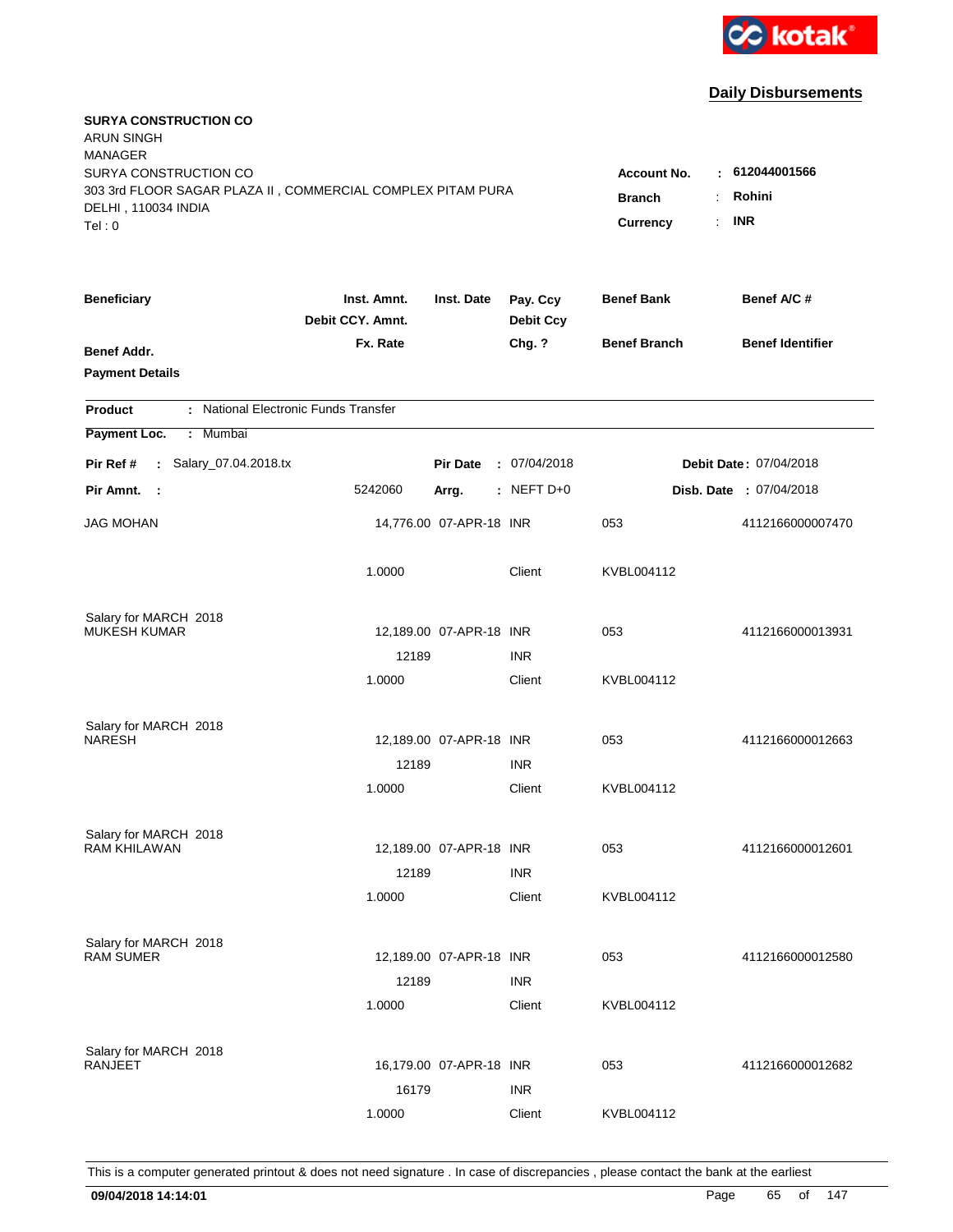kotak

## Daily Disbursements

**SURYA CONSTRUCTION CO**
ARUN SINGH
MANAGER
SURYA CONSTRUCTION CO
303 3rd FLOOR SAGAR PLAZA II , COMMERCIAL COMPLEX PITAM PURA
DELHI , 110034 INDIA
Tel : 0

**Account No.** : **612044001566**
**Branch** : **Rohini**
**Currency** : **INR**

| Beneficiary | Inst. Amnt. / Debit CCY. Amnt. / Fx. Rate | Inst. Date | Pay. Ccy / Debit Ccy / Chg. ? | Benef Bank / Benef Branch | Benef A/C # / Benef Identifier |
|---|---|---|---|---|---|
| **Benef Addr.** | | | | | |
| **Payment Details** | | | | | |

**Product** : National Electronic Funds Transfer

**Payment Loc.** : Mumbai

**Pir Ref #** : Salary_07.04.2018.tx    **Pir Date** : 07/04/2018    **Debit Date** : 07/04/2018

**Pir Amnt.** : 5242060    **Arrg.** : NEFT D+0    **Disb. Date** : 07/04/2018

| Beneficiary | Inst. Amnt. | Inst. Date | Pay. Ccy | Benef Bank | Benef A/C # |
|---|---|---|---|---|---|
| JAG MOHAN | 14,776.00 | 07-APR-18 | INR | 053 | 4112166000007470 |
| | 1.0000 | | Client | KVBL004112 | |
| Salary for MARCH 2018 | | | | | |
| MUKESH KUMAR | 12,189.00 | 07-APR-18 | INR | 053 | 4112166000013931 |
| | 12189 | | INR | | |
| | 1.0000 | | Client | KVBL004112 | |
| Salary for MARCH 2018 | | | | | |
| NARESH | 12,189.00 | 07-APR-18 | INR | 053 | 4112166000012663 |
| | 12189 | | INR | | |
| | 1.0000 | | Client | KVBL004112 | |
| Salary for MARCH 2018 | | | | | |
| RAM KHILAWAN | 12,189.00 | 07-APR-18 | INR | 053 | 4112166000012601 |
| | 12189 | | INR | | |
| | 1.0000 | | Client | KVBL004112 | |
| Salary for MARCH 2018 | | | | | |
| RAM SUMER | 12,189.00 | 07-APR-18 | INR | 053 | 4112166000012580 |
| | 12189 | | INR | | |
| | 1.0000 | | Client | KVBL004112 | |
| Salary for MARCH 2018 | | | | | |
| RANJEET | 16,179.00 | 07-APR-18 | INR | 053 | 4112166000012682 |
| | 16179 | | INR | | |
| | 1.0000 | | Client | KVBL004112 | |

This is a computer generated printout & does not need signature . In case of discrepancies , please contact the bank at the earliest

**09/04/2018 14:14:01**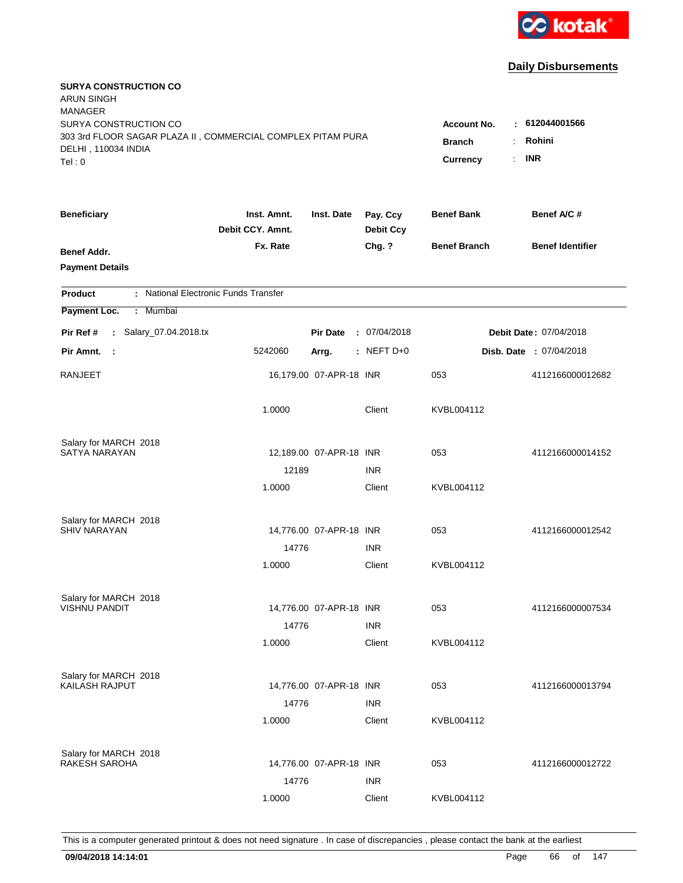**Daily Disbursements**

**SURYA CONSTRUCTION CO**
ARUN SINGH
MANAGER
SURYA CONSTRUCTION CO
303 3rd FLOOR SAGAR PLAZA II , COMMERCIAL COMPLEX PITAM PURA
DELHI , 110034 INDIA
Tel : 0

**Account No.** : **612044001566**
**Branch** : **Rohini**
**Currency** : **INR**

| Beneficiary / Benef Addr. / Payment Details | Inst. Amnt. / Debit CCY. Amnt. / Fx. Rate | Inst. Date | Pay. Ccy / Debit Ccy / Chg. ? | Benef Bank / Benef Branch | Benef A/C # / Benef Identifier |
|---|---|---|---|---|---|

**Product** : National Electronic Funds Transfer
**Payment Loc.** : Mumbai

**Pir Ref #** : Salary_07.04.2018.tx | **Pir Date** : 07/04/2018 | **Debit Date** : 07/04/2018
**Pir Amnt.** : 5242060 | **Arrg.** : NEFT D+0 | **Disb. Date** : 07/04/2018

| Beneficiary | Inst. Amnt. | Inst. Date | Pay. Ccy | Benef Bank | Benef A/C # |
|---|---|---|---|---|---|
| RANJEET | 16,179.00 | 07-APR-18 | INR | 053 | 4112166000012682 |
| | 1.0000 | | Client | KVBL004112 | |
| Salary for MARCH 2018 | | | | | |
| SATYA NARAYAN | 12,189.00 | 07-APR-18 | INR | 053 | 4112166000014152 |
| | 12189 | | INR | | |
| | 1.0000 | | Client | KVBL004112 | |
| Salary for MARCH 2018 | | | | | |
| SHIV NARAYAN | 14,776.00 | 07-APR-18 | INR | 053 | 4112166000012542 |
| | 14776 | | INR | | |
| | 1.0000 | | Client | KVBL004112 | |
| Salary for MARCH 2018 | | | | | |
| VISHNU PANDIT | 14,776.00 | 07-APR-18 | INR | 053 | 4112166000007534 |
| | 14776 | | INR | | |
| | 1.0000 | | Client | KVBL004112 | |
| Salary for MARCH 2018 | | | | | |
| KAILASH RAJPUT | 14,776.00 | 07-APR-18 | INR | 053 | 4112166000013794 |
| | 14776 | | INR | | |
| | 1.0000 | | Client | KVBL004112 | |
| Salary for MARCH 2018 | | | | | |
| RAKESH SAROHA | 14,776.00 | 07-APR-18 | INR | 053 | 4112166000012722 |
| | 14776 | | INR | | |
| | 1.0000 | | Client | KVBL004112 | |

This is a computer generated printout & does not need signature . In case of discrepancies , please contact the bank at the earliest

**09/04/2018 14:14:01**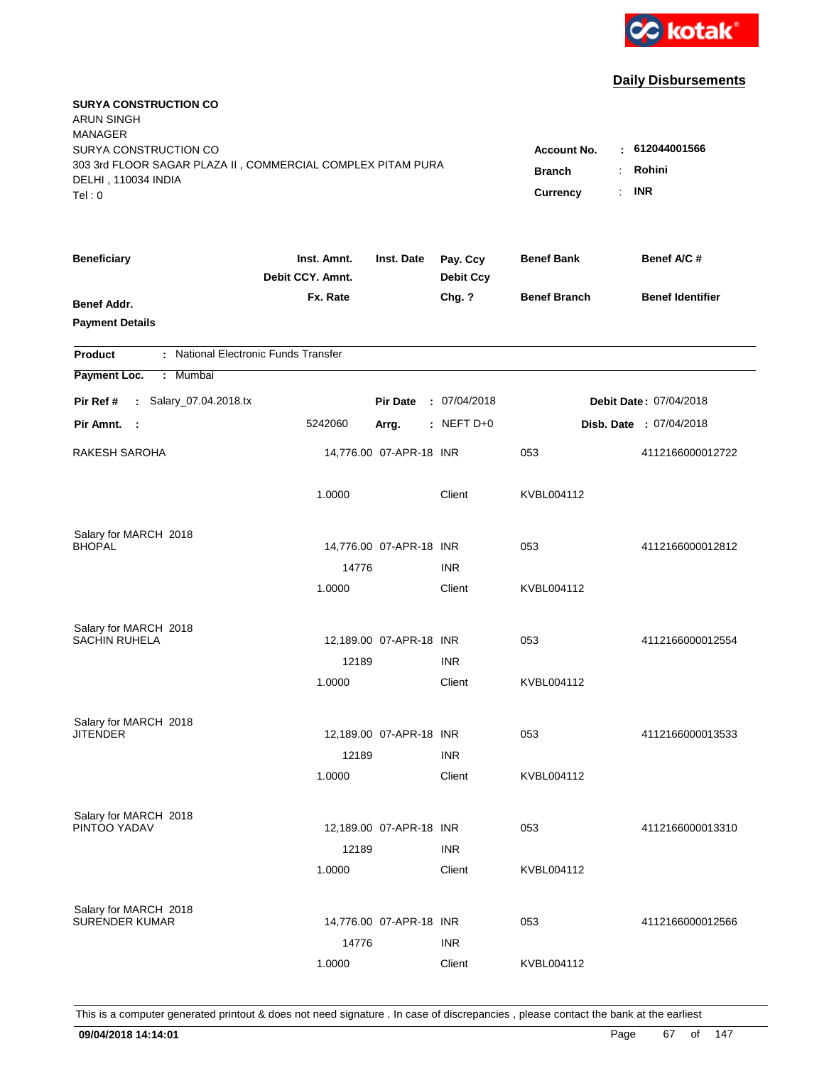kotak

## Daily Disbursements

**SURYA CONSTRUCTION CO**
ARUN SINGH
MANAGER
SURYA CONSTRUCTION CO
303 3rd FLOOR SAGAR PLAZA II , COMMERCIAL COMPLEX PITAM PURA
DELHI , 110034 INDIA
Tel : 0

**Account No.** : **612044001566**
**Branch** : **Rohini**
**Currency** : **INR**

| Beneficiary / Benef Addr. / Payment Details | Inst. Amnt. / Debit CCY. Amnt. / Fx. Rate | Inst. Date | Pay. Ccy / Debit Ccy / Chg. ? | Benef Bank / Benef Branch | Benef A/C # / Benef Identifier |
|---|---|---|---|---|---|

**Product** : National Electronic Funds Transfer
**Payment Loc.** : Mumbai

**Pir Ref #** : Salary_07.04.2018.tx | **Pir Date** : 07/04/2018 | **Debit Date** : 07/04/2018
**Pir Amnt.** : 5242060 | **Arrg.** : NEFT D+0 | **Disb. Date** : 07/04/2018

| Beneficiary | Amount | Inst. Date | Ccy | Benef Bank / Branch | Benef A/C # |
|---|---|---|---|---|---|
| RAKESH SAROHA | 14,776.00 | 07-APR-18 | INR | 053 | 4112166000012722 |
| | 1.0000 | | Client | KVBL004112 | |
| Salary for MARCH 2018 | | | | | |
| BHOPAL | 14,776.00 | 07-APR-18 | INR | 053 | 4112166000012812 |
| | 14776 | | INR | | |
| | 1.0000 | | Client | KVBL004112 | |
| Salary for MARCH 2018 | | | | | |
| SACHIN RUHELA | 12,189.00 | 07-APR-18 | INR | 053 | 4112166000012554 |
| | 12189 | | INR | | |
| | 1.0000 | | Client | KVBL004112 | |
| Salary for MARCH 2018 | | | | | |
| JITENDER | 12,189.00 | 07-APR-18 | INR | 053 | 4112166000013533 |
| | 12189 | | INR | | |
| | 1.0000 | | Client | KVBL004112 | |
| Salary for MARCH 2018 | | | | | |
| PINTOO YADAV | 12,189.00 | 07-APR-18 | INR | 053 | 4112166000013310 |
| | 12189 | | INR | | |
| | 1.0000 | | Client | KVBL004112 | |
| Salary for MARCH 2018 | | | | | |
| SURENDER KUMAR | 14,776.00 | 07-APR-18 | INR | 053 | 4112166000012566 |
| | 14776 | | INR | | |
| | 1.0000 | | Client | KVBL004112 | |

This is a computer generated printout & does not need signature . In case of discrepancies , please contact the bank at the earliest

**09/04/2018 14:14:01**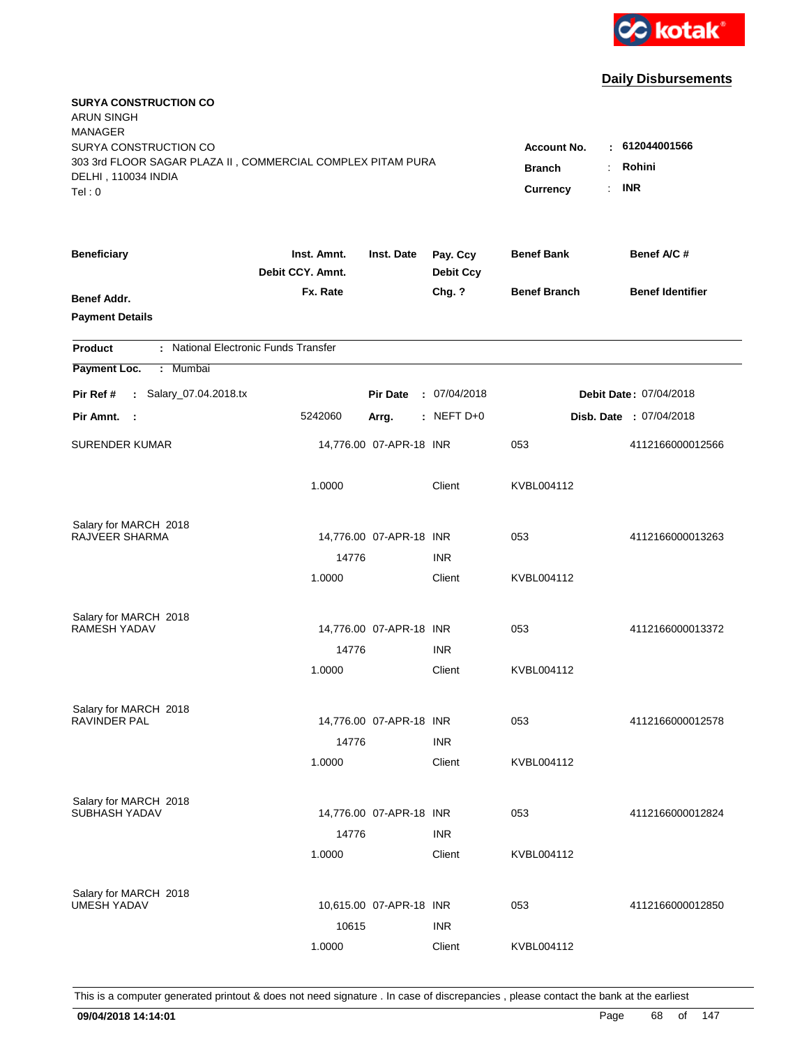kotak

## Daily Disbursements

**SURYA CONSTRUCTION CO**
ARUN SINGH
MANAGER
SURYA CONSTRUCTION CO
303 3rd FLOOR SAGAR PLAZA II , COMMERCIAL COMPLEX PITAM PURA
DELHI , 110034 INDIA
Tel : 0

**Account No.** : **612044001566**
**Branch** : **Rohini**
**Currency** : **INR**

| Beneficiary / Benef Addr. / Payment Details | Inst. Amnt. / Debit CCY. Amnt. / Fx. Rate | Inst. Date | Pay. Ccy / Debit Ccy / Chg. ? | Benef Bank / Benef Branch | Benef A/C # / Benef Identifier |
|---|---|---|---|---|---|

**Product** : National Electronic Funds Transfer
**Payment Loc.** : Mumbai

**Pir Ref #** : Salary_07.04.2018.tx | **Pir Date** : 07/04/2018 | **Debit Date** : 07/04/2018
**Pir Amnt.** : 5242060 | **Arrg.** : NEFT D+0 | **Disb. Date** : 07/04/2018

| Beneficiary | Inst. Amnt. | Inst. Date | Pay. Ccy | Benef Bank | Benef A/C # |
|---|---|---|---|---|---|
| SURENDER KUMAR | 14,776.00 | 07-APR-18 | INR | 053 | 4112166000012566 |
| | 1.0000 | | Client | KVBL004112 | |
| Salary for MARCH 2018 | | | | | |
| RAJVEER SHARMA | 14,776.00 | 07-APR-18 | INR | 053 | 4112166000013263 |
| | 14776 | | INR | | |
| | 1.0000 | | Client | KVBL004112 | |
| Salary for MARCH 2018 | | | | | |
| RAMESH YADAV | 14,776.00 | 07-APR-18 | INR | 053 | 4112166000013372 |
| | 14776 | | INR | | |
| | 1.0000 | | Client | KVBL004112 | |
| Salary for MARCH 2018 | | | | | |
| RAVINDER PAL | 14,776.00 | 07-APR-18 | INR | 053 | 4112166000012578 |
| | 14776 | | INR | | |
| | 1.0000 | | Client | KVBL004112 | |
| Salary for MARCH 2018 | | | | | |
| SUBHASH YADAV | 14,776.00 | 07-APR-18 | INR | 053 | 4112166000012824 |
| | 14776 | | INR | | |
| | 1.0000 | | Client | KVBL004112 | |
| Salary for MARCH 2018 | | | | | |
| UMESH YADAV | 10,615.00 | 07-APR-18 | INR | 053 | 4112166000012850 |
| | 10615 | | INR | | |
| | 1.0000 | | Client | KVBL004112 | |

This is a computer generated printout & does not need signature . In case of discrepancies , please contact the bank at the earliest

**09/04/2018 14:14:01**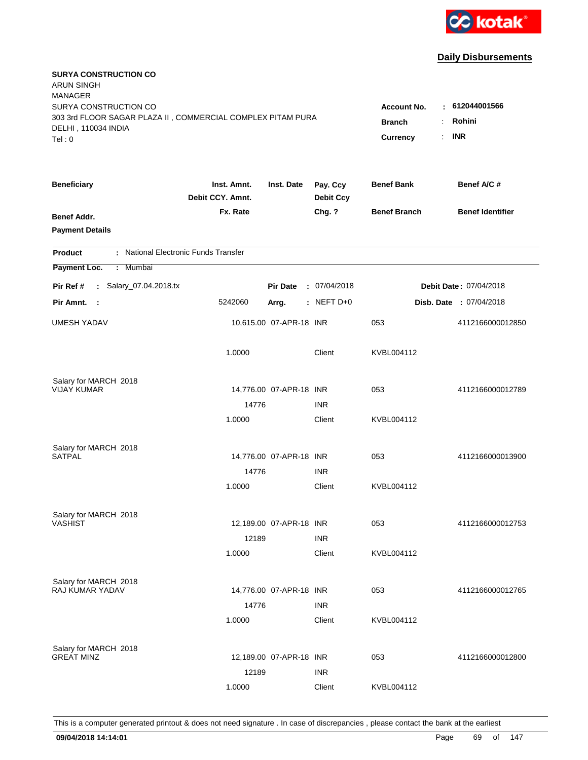kotak

## Daily Disbursements

**SURYA CONSTRUCTION CO**
ARUN SINGH
MANAGER
SURYA CONSTRUCTION CO
303 3rd FLOOR SAGAR PLAZA II , COMMERCIAL COMPLEX PITAM PURA
DELHI , 110034 INDIA
Tel : 0

**Account No.** : **612044001566**
**Branch** : **Rohini**
**Currency** : **INR**

| Beneficiary | Inst. Amnt. / Debit CCY. Amnt. / Fx. Rate | Inst. Date | Pay. Ccy / Debit Ccy / Chg. ? | Benef Bank / Benef Branch | Benef A/C # / Benef Identifier |
|---|---|---|---|---|---|
| **Benef Addr.** / **Payment Details** | | | | | |

**Product** : National Electronic Funds Transfer
**Payment Loc.** : Mumbai

**Pir Ref #** : Salary_07.04.2018.tx | **Pir Date** : 07/04/2018 | **Debit Date** : 07/04/2018
**Pir Amnt.** : 5242060 | **Arrg.** : NEFT D+0 | **Disb. Date** : 07/04/2018

| Beneficiary | Inst. Amnt. | Inst. Date | Pay. Ccy | Benef Bank | Benef A/C # |
|---|---|---|---|---|---|
| UMESH YADAV | 10,615.00 | 07-APR-18 | INR | 053 | 4112166000012850 |
| | 1.0000 | | Client | KVBL004112 | |
| Salary for MARCH 2018 | | | | | |
| VIJAY KUMAR | 14,776.00 | 07-APR-18 | INR | 053 | 4112166000012789 |
| | 14776 | | INR | | |
| | 1.0000 | | Client | KVBL004112 | |
| Salary for MARCH 2018 | | | | | |
| SATPAL | 14,776.00 | 07-APR-18 | INR | 053 | 4112166000013900 |
| | 14776 | | INR | | |
| | 1.0000 | | Client | KVBL004112 | |
| Salary for MARCH 2018 | | | | | |
| VASHIST | 12,189.00 | 07-APR-18 | INR | 053 | 4112166000012753 |
| | 12189 | | INR | | |
| | 1.0000 | | Client | KVBL004112 | |
| Salary for MARCH 2018 | | | | | |
| RAJ KUMAR YADAV | 14,776.00 | 07-APR-18 | INR | 053 | 4112166000012765 |
| | 14776 | | INR | | |
| | 1.0000 | | Client | KVBL004112 | |
| Salary for MARCH 2018 | | | | | |
| GREAT MINZ | 12,189.00 | 07-APR-18 | INR | 053 | 4112166000012800 |
| | 12189 | | INR | | |
| | 1.0000 | | Client | KVBL004112 | |

This is a computer generated printout & does not need signature . In case of discrepancies , please contact the bank at the earliest

**09/04/2018 14:14:01**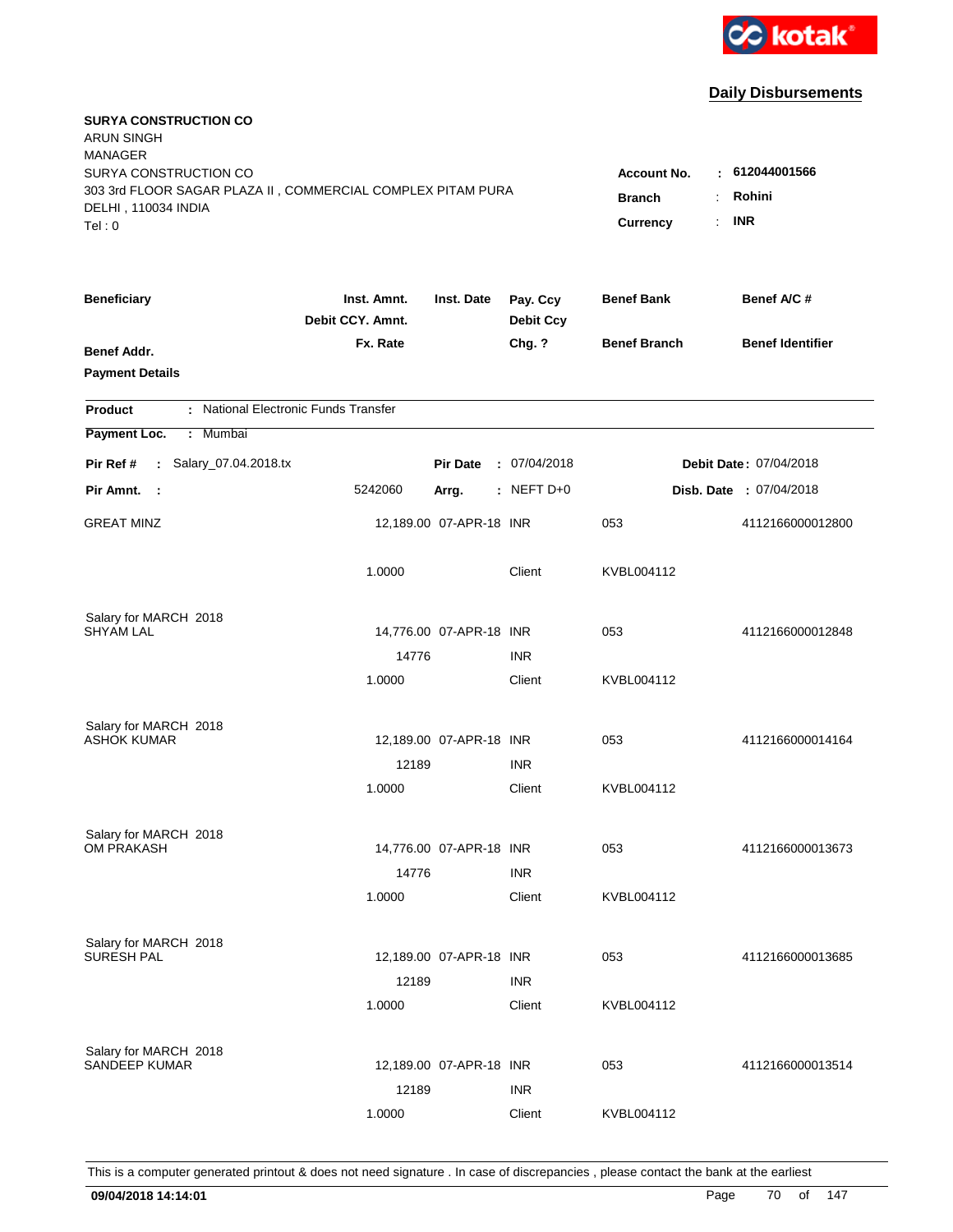**Daily Disbursements**

**SURYA CONSTRUCTION CO**
ARUN SINGH
MANAGER
SURYA CONSTRUCTION CO
303 3rd FLOOR SAGAR PLAZA II , COMMERCIAL COMPLEX PITAM PURA
DELHI , 110034 INDIA
Tel : 0

**Account No.** : **612044001566**
**Branch** : **Rohini**
**Currency** : **INR**

| Beneficiary / Benef Addr. / Payment Details | Inst. Amnt. / Debit CCY. Amnt. / Fx. Rate | Inst. Date | Pay. Ccy / Debit Ccy / Chg. ? | Benef Bank / Benef Branch | Benef A/C # / Benef Identifier |
|---|---|---|---|---|---|

**Product** : National Electronic Funds Transfer

**Payment Loc.** : Mumbai

**Pir Ref #** : Salary_07.04.2018.tx | **Pir Date** : 07/04/2018 | **Debit Date** : 07/04/2018

**Pir Amnt.** : 5242060 | **Arrg.** : NEFT D+0 | **Disb. Date** : 07/04/2018

| Beneficiary | Inst. Amnt. | Inst. Date | Pay. Ccy | Benef Bank | Benef A/C # |
|---|---|---|---|---|---|
| GREAT MINZ | 12,189.00 | 07-APR-18 | INR | 053 | 4112166000012800 |
| | 1.0000 | | Client | KVBL004112 | |
| Salary for MARCH 2018 | | | | | |
| SHYAM LAL | 14,776.00 | 07-APR-18 | INR | 053 | 4112166000012848 |
| | 14776 | | INR | | |
| | 1.0000 | | Client | KVBL004112 | |
| Salary for MARCH 2018 | | | | | |
| ASHOK KUMAR | 12,189.00 | 07-APR-18 | INR | 053 | 4112166000014164 |
| | 12189 | | INR | | |
| | 1.0000 | | Client | KVBL004112 | |
| Salary for MARCH 2018 | | | | | |
| OM PRAKASH | 14,776.00 | 07-APR-18 | INR | 053 | 4112166000013673 |
| | 14776 | | INR | | |
| | 1.0000 | | Client | KVBL004112 | |
| Salary for MARCH 2018 | | | | | |
| SURESH PAL | 12,189.00 | 07-APR-18 | INR | 053 | 4112166000013685 |
| | 12189 | | INR | | |
| | 1.0000 | | Client | KVBL004112 | |
| Salary for MARCH 2018 | | | | | |
| SANDEEP KUMAR | 12,189.00 | 07-APR-18 | INR | 053 | 4112166000013514 |
| | 12189 | | INR | | |
| | 1.0000 | | Client | KVBL004112 | |

This is a computer generated printout & does not need signature . In case of discrepancies , please contact the bank at the earliest

**09/04/2018 14:14:01**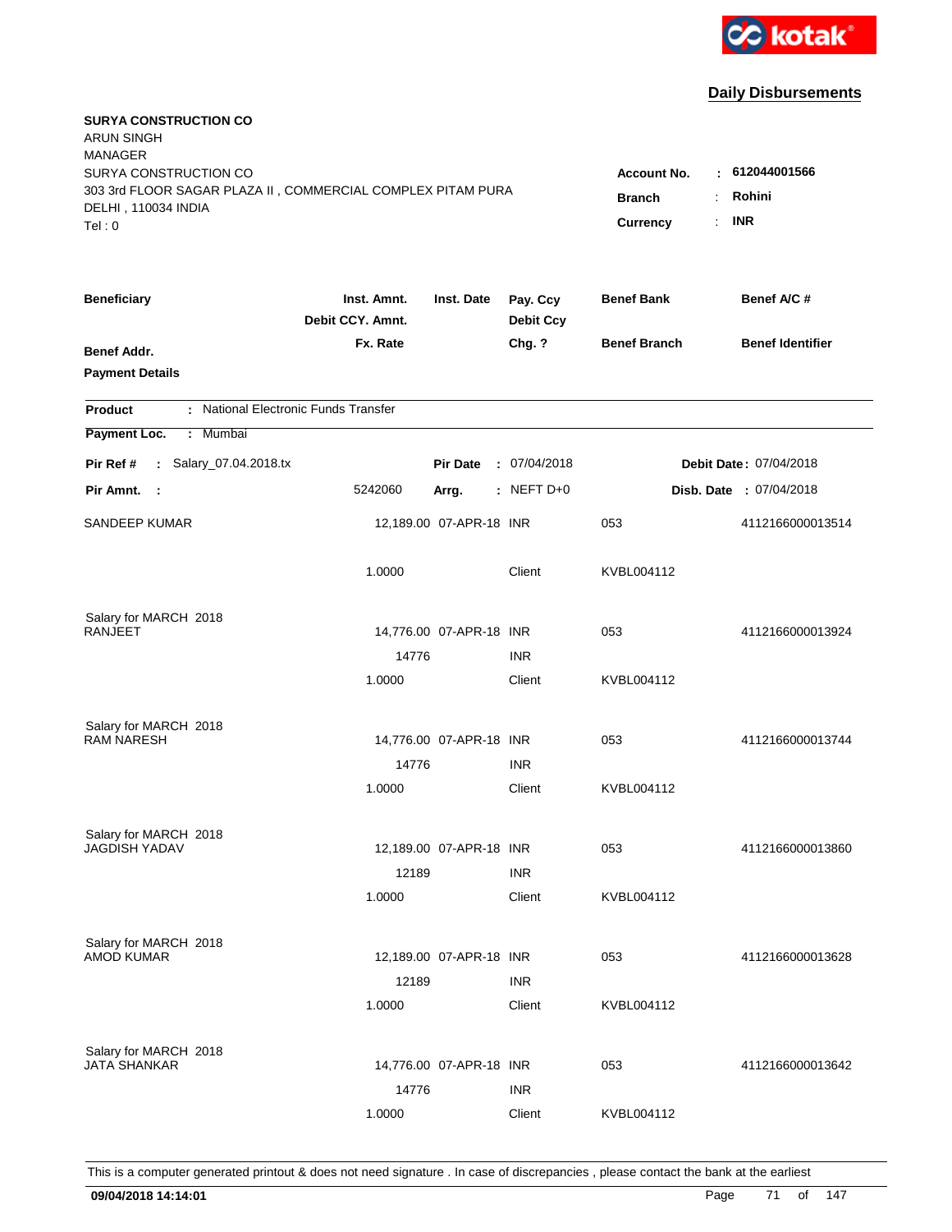kotak

## Daily Disbursements

**SURYA CONSTRUCTION CO**
ARUN SINGH
MANAGER
SURYA CONSTRUCTION CO
303 3rd FLOOR SAGAR PLAZA II , COMMERCIAL COMPLEX PITAM PURA
DELHI , 110034 INDIA
Tel : 0

**Account No.** : **612044001566**
**Branch** : **Rohini**
**Currency** : **INR**

| Beneficiary / Benef Addr. / Payment Details | Inst. Amnt. / Debit CCY. Amnt. / Fx. Rate | Inst. Date | Pay. Ccy / Debit Ccy / Chg. ? | Benef Bank / Benef Branch | Benef A/C # / Benef Identifier |
|---|---|---|---|---|---|

**Product** : National Electronic Funds Transfer
**Payment Loc.** : Mumbai
**Pir Ref #** : Salary_07.04.2018.tx  **Pir Date** : 07/04/2018  **Debit Date** : 07/04/2018
**Pir Amnt.** : 5242060  **Arrg.** : NEFT D+0  **Disb. Date** : 07/04/2018

| Beneficiary | Inst. Amnt. | Inst. Date | Pay. Ccy | Benef Bank | Benef A/C # |
|---|---|---|---|---|---|
| SANDEEP KUMAR | 12,189.00 | 07-APR-18 | INR | 053 | 4112166000013514 |
| | 1.0000 | | Client | KVBL004112 | |
| Salary for MARCH 2018 | | | | | |
| RANJEET | 14,776.00 | 07-APR-18 | INR | 053 | 4112166000013924 |
| | 14776 | | INR | | |
| | 1.0000 | | Client | KVBL004112 | |
| Salary for MARCH 2018 | | | | | |
| RAM NARESH | 14,776.00 | 07-APR-18 | INR | 053 | 4112166000013744 |
| | 14776 | | INR | | |
| | 1.0000 | | Client | KVBL004112 | |
| Salary for MARCH 2018 | | | | | |
| JAGDISH YADAV | 12,189.00 | 07-APR-18 | INR | 053 | 4112166000013860 |
| | 12189 | | INR | | |
| | 1.0000 | | Client | KVBL004112 | |
| Salary for MARCH 2018 | | | | | |
| AMOD KUMAR | 12,189.00 | 07-APR-18 | INR | 053 | 4112166000013628 |
| | 12189 | | INR | | |
| | 1.0000 | | Client | KVBL004112 | |
| Salary for MARCH 2018 | | | | | |
| JATA SHANKAR | 14,776.00 | 07-APR-18 | INR | 053 | 4112166000013642 |
| | 14776 | | INR | | |
| | 1.0000 | | Client | KVBL004112 | |

This is a computer generated printout & does not need signature . In case of discrepancies , please contact the bank at the earliest

**09/04/2018 14:14:01**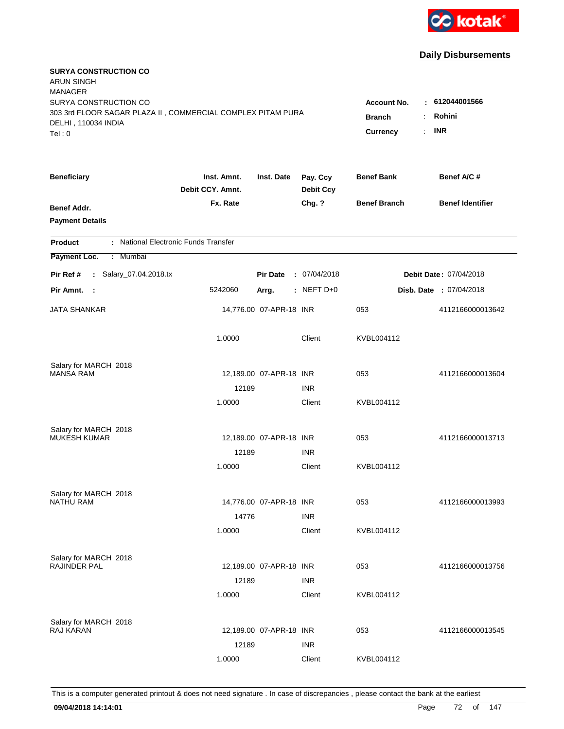kotak

**Daily Disbursements**

**SURYA CONSTRUCTION CO**
ARUN SINGH
MANAGER
SURYA CONSTRUCTION CO
303 3rd FLOOR SAGAR PLAZA II , COMMERCIAL COMPLEX PITAM PURA
DELHI , 110034 INDIA
Tel : 0

**Account No.** : **612044001566**
**Branch** : **Rohini**
**Currency** : **INR**

| Beneficiary / Benef Addr. / Payment Details | Inst. Amnt. / Debit CCY. Amnt. / Fx. Rate | Inst. Date | Pay. Ccy / Debit Ccy / Chg. ? | Benef Bank / Benef Branch | Benef A/C # / Benef Identifier |
|---|---|---|---|---|---|

**Product** : National Electronic Funds Transfer

**Payment Loc.** : Mumbai

**Pir Ref #** : Salary_07.04.2018.tx **Pir Date** : 07/04/2018 **Debit Date** : 07/04/2018

**Pir Amnt.** : 5242060 **Arrg.** : NEFT D+0 **Disb. Date** : 07/04/2018

| Beneficiary | Inst. Amnt. | Inst. Date | Pay. Ccy | Benef Bank | Benef A/C # |
|---|---|---|---|---|---|
| JATA SHANKAR | 14,776.00 | 07-APR-18 | INR | 053 | 4112166000013642 |
| | 1.0000 | | Client | KVBL004112 | |
| Salary for MARCH 2018 | | | | | |
| MANSA RAM | 12,189.00 | 07-APR-18 | INR | 053 | 4112166000013604 |
| | 12189 | | INR | | |
| | 1.0000 | | Client | KVBL004112 | |
| Salary for MARCH 2018 | | | | | |
| MUKESH KUMAR | 12,189.00 | 07-APR-18 | INR | 053 | 4112166000013713 |
| | 12189 | | INR | | |
| | 1.0000 | | Client | KVBL004112 | |
| Salary for MARCH 2018 | | | | | |
| NATHU RAM | 14,776.00 | 07-APR-18 | INR | 053 | 4112166000013993 |
| | 14776 | | INR | | |
| | 1.0000 | | Client | KVBL004112 | |
| Salary for MARCH 2018 | | | | | |
| RAJINDER PAL | 12,189.00 | 07-APR-18 | INR | 053 | 4112166000013756 |
| | 12189 | | INR | | |
| | 1.0000 | | Client | KVBL004112 | |
| Salary for MARCH 2018 | | | | | |
| RAJ KARAN | 12,189.00 | 07-APR-18 | INR | 053 | 4112166000013545 |
| | 12189 | | INR | | |
| | 1.0000 | | Client | KVBL004112 | |

This is a computer generated printout & does not need signature . In case of discrepancies , please contact the bank at the earliest

**09/04/2018 14:14:01**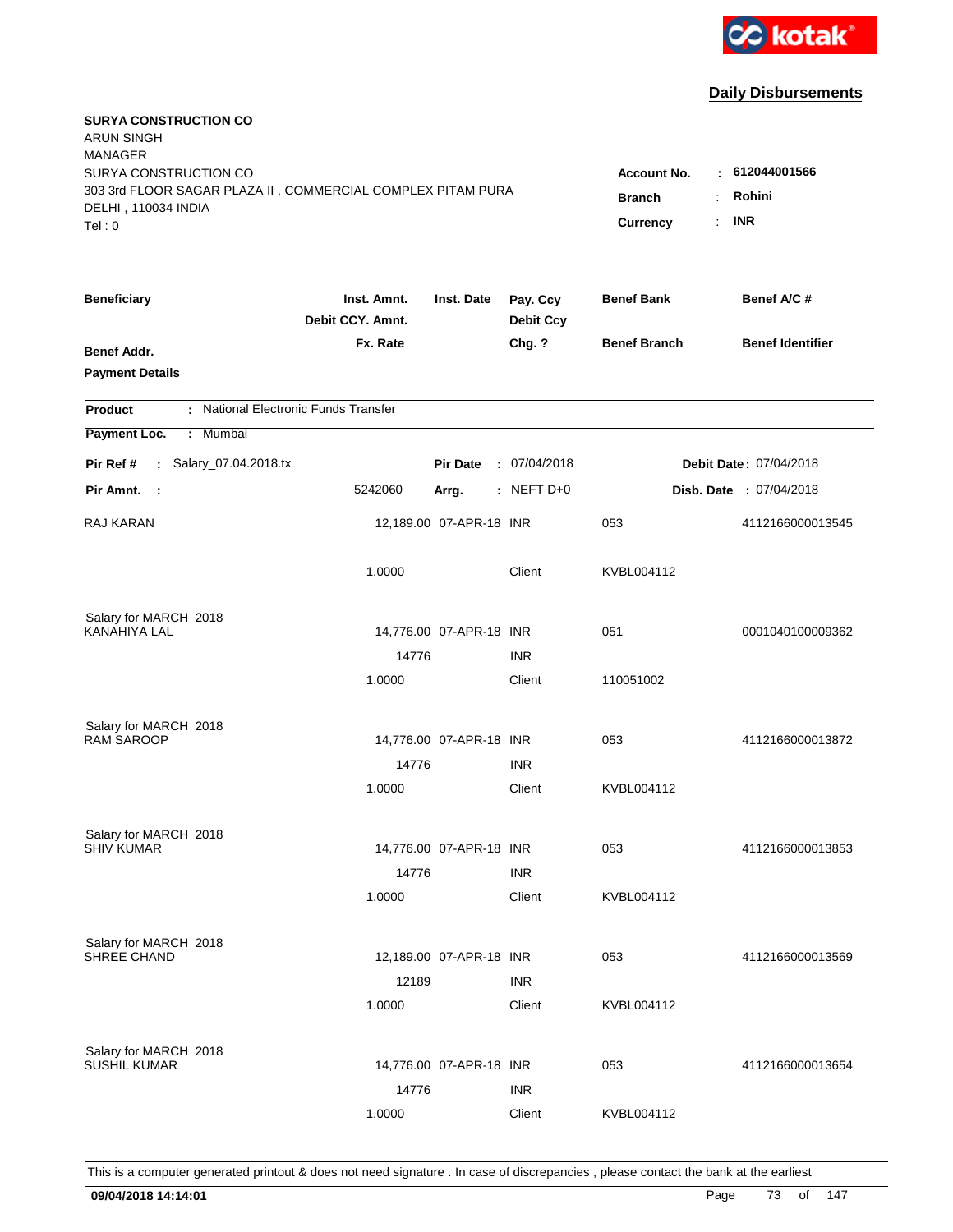**Daily Disbursements**

**SURYA CONSTRUCTION CO**
ARUN SINGH
MANAGER
SURYA CONSTRUCTION CO
303 3rd FLOOR SAGAR PLAZA II , COMMERCIAL COMPLEX PITAM PURA
DELHI , 110034 INDIA
Tel : 0

**Account No.** : **612044001566**
**Branch** : **Rohini**
**Currency** : **INR**

| Beneficiary | Inst. Amnt. / Debit CCY. Amnt. / Fx. Rate | Inst. Date | Pay. Ccy / Debit Ccy / Chg. ? | Benef Bank / Benef Branch | Benef A/C # / Benef Identifier |
|---|---|---|---|---|---|
| **Benef Addr.** | | | | | |
| **Payment Details** | | | | | |

**Product** : National Electronic Funds Transfer
**Payment Loc.** : Mumbai

**Pir Ref #** : Salary_07.04.2018.tx | **Pir Date** : 07/04/2018 | **Debit Date** : 07/04/2018
**Pir Amnt.** : 5242060 | **Arrg.** : NEFT D+0 | **Disb. Date** : 07/04/2018

| Beneficiary | Inst. Amnt. / Debit CCY. Amnt. / Fx. Rate | Inst. Date | Pay. Ccy / Debit Ccy / Chg. ? | Benef Bank / Benef Branch | Benef A/C # |
|---|---|---|---|---|---|
| RAJ KARAN | 12,189.00 | 07-APR-18 | INR | 053 | 4112166000013545 |
| | 1.0000 | | Client | KVBL004112 | |
| Salary for MARCH 2018 | | | | | |
| KANAHIYA LAL | 14,776.00 | 07-APR-18 | INR | 051 | 0001040100009362 |
| | 14776 | | INR | | |
| | 1.0000 | | Client | 110051002 | |
| Salary for MARCH 2018 | | | | | |
| RAM SAROOP | 14,776.00 | 07-APR-18 | INR | 053 | 4112166000013872 |
| | 14776 | | INR | | |
| | 1.0000 | | Client | KVBL004112 | |
| Salary for MARCH 2018 | | | | | |
| SHIV KUMAR | 14,776.00 | 07-APR-18 | INR | 053 | 4112166000013853 |
| | 14776 | | INR | | |
| | 1.0000 | | Client | KVBL004112 | |
| Salary for MARCH 2018 | | | | | |
| SHREE CHAND | 12,189.00 | 07-APR-18 | INR | 053 | 4112166000013569 |
| | 12189 | | INR | | |
| | 1.0000 | | Client | KVBL004112 | |
| Salary for MARCH 2018 | | | | | |
| SUSHIL KUMAR | 14,776.00 | 07-APR-18 | INR | 053 | 4112166000013654 |
| | 14776 | | INR | | |
| | 1.0000 | | Client | KVBL004112 | |

This is a computer generated printout & does not need signature . In case of discrepancies , please contact the bank at the earliest

**09/04/2018 14:14:01**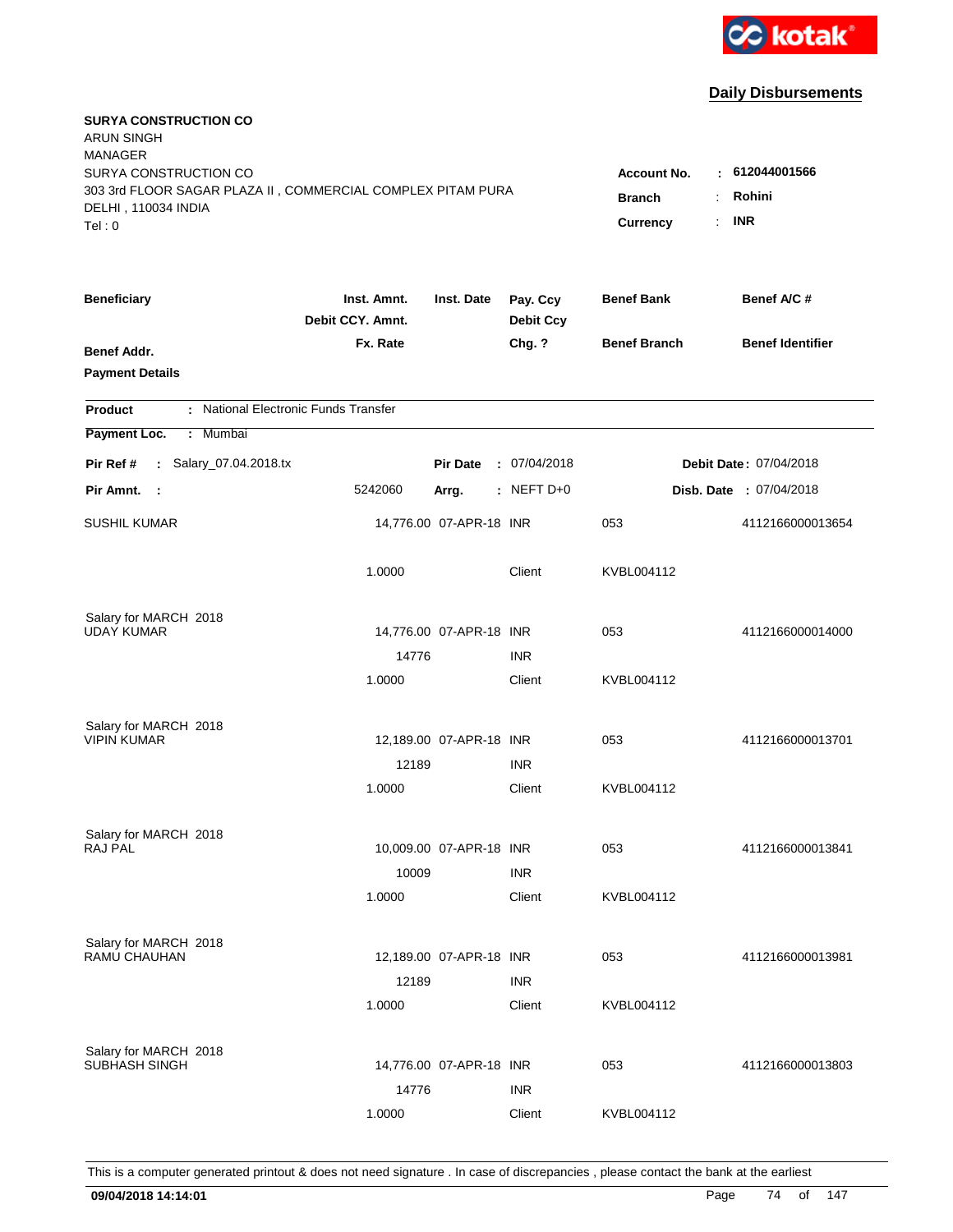kotak

## Daily Disbursements

**SURYA CONSTRUCTION CO**
ARUN SINGH
MANAGER
SURYA CONSTRUCTION CO
303 3rd FLOOR SAGAR PLAZA II , COMMERCIAL COMPLEX PITAM PURA
DELHI , 110034 INDIA
Tel : 0

**Account No.** : **612044001566**
**Branch** : **Rohini**
**Currency** : **INR**

| Beneficiary | Inst. Amnt. / Debit CCY. Amnt. / Fx. Rate | Inst. Date | Pay. Ccy / Debit Ccy / Chg. ? | Benef Bank / Benef Branch | Benef A/C # / Benef Identifier |
|---|---|---|---|---|---|
| **Benef Addr.** | | | | | |
| **Payment Details** | | | | | |

**Product** : National Electronic Funds Transfer
**Payment Loc.** : Mumbai

**Pir Ref #** : Salary_07.04.2018.tx  **Pir Date** : 07/04/2018  **Debit Date** : 07/04/2018
**Pir Amnt.** : 5242060  **Arrg.** : NEFT D+0  **Disb. Date** : 07/04/2018

| Beneficiary | Inst. Amnt. / Debit CCY. Amnt. / Fx. Rate | Inst. Date | Pay. Ccy / Debit Ccy / Chg. ? | Benef Bank / Benef Branch | Benef A/C # |
|---|---|---|---|---|---|
| SUSHIL KUMAR | 14,776.00 | 07-APR-18 | INR | 053 | 4112166000013654 |
| | 1.0000 | | Client | KVBL004112 | |
| Salary for MARCH 2018 | | | | | |
| UDAY KUMAR | 14,776.00 | 07-APR-18 | INR | 053 | 4112166000014000 |
| | 14776 | | INR | | |
| | 1.0000 | | Client | KVBL004112 | |
| Salary for MARCH 2018 | | | | | |
| VIPIN KUMAR | 12,189.00 | 07-APR-18 | INR | 053 | 4112166000013701 |
| | 12189 | | INR | | |
| | 1.0000 | | Client | KVBL004112 | |
| Salary for MARCH 2018 | | | | | |
| RAJ PAL | 10,009.00 | 07-APR-18 | INR | 053 | 4112166000013841 |
| | 10009 | | INR | | |
| | 1.0000 | | Client | KVBL004112 | |
| Salary for MARCH 2018 | | | | | |
| RAMU CHAUHAN | 12,189.00 | 07-APR-18 | INR | 053 | 4112166000013981 |
| | 12189 | | INR | | |
| | 1.0000 | | Client | KVBL004112 | |
| Salary for MARCH 2018 | | | | | |
| SUBHASH SINGH | 14,776.00 | 07-APR-18 | INR | 053 | 4112166000013803 |
| | 14776 | | INR | | |
| | 1.0000 | | Client | KVBL004112 | |

This is a computer generated printout & does not need signature . In case of discrepancies , please contact the bank at the earliest

**09/04/2018 14:14:01**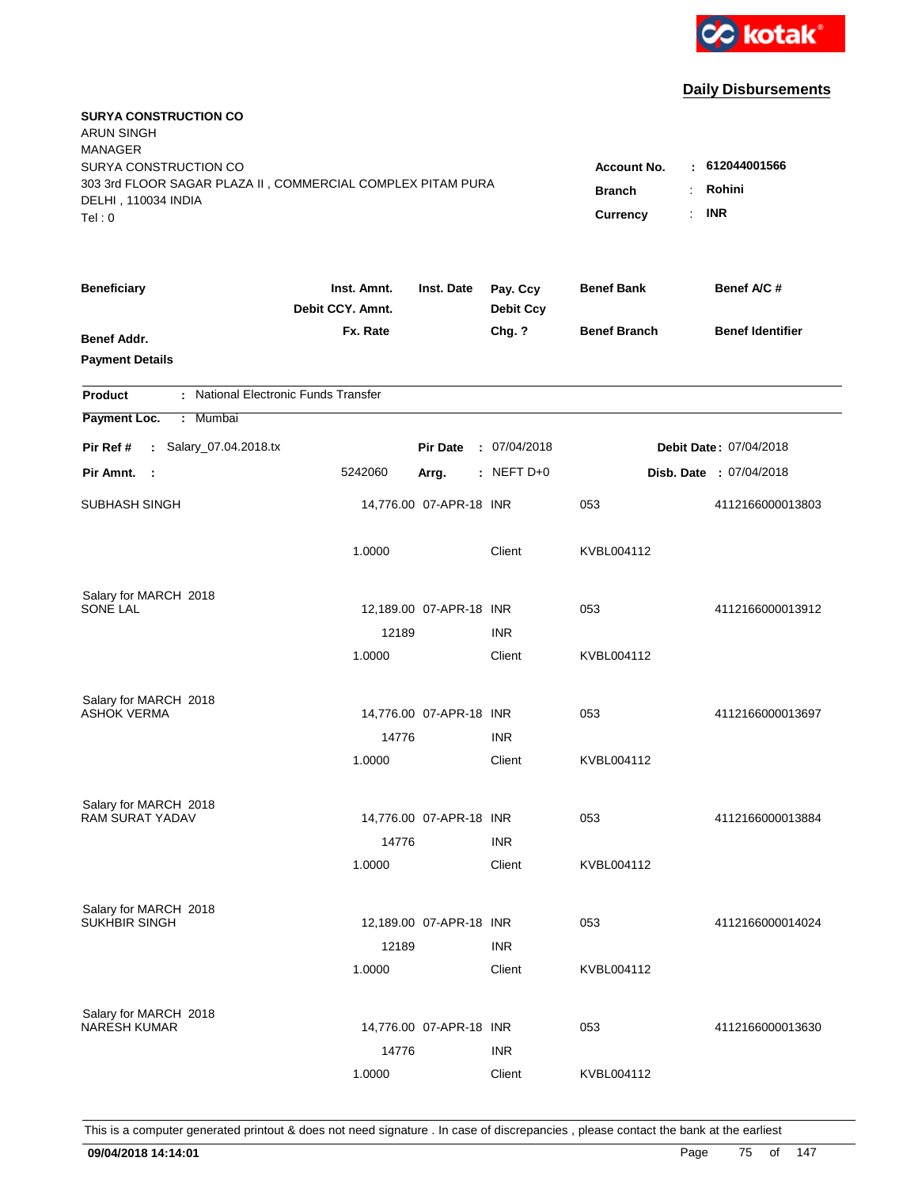kotak

## Daily Disbursements

**SURYA CONSTRUCTION CO**
ARUN SINGH
MANAGER
SURYA CONSTRUCTION CO
303 3rd FLOOR SAGAR PLAZA II , COMMERCIAL COMPLEX PITAM PURA
DELHI , 110034 INDIA
Tel : 0

**Account No.** : **612044001566**
**Branch** : **Rohini**
**Currency** : **INR**

| Beneficiary / Benef Addr. / Payment Details | Inst. Amnt. / Debit CCY. Amnt. / Fx. Rate | Inst. Date | Pay. Ccy / Debit Ccy / Chg. ? | Benef Bank / Benef Branch | Benef A/C # / Benef Identifier |
|---|---|---|---|---|---|

**Product** : National Electronic Funds Transfer
**Payment Loc.** : Mumbai

**Pir Ref #** : Salary_07.04.2018.tx | **Pir Date** : 07/04/2018 | **Debit Date** : 07/04/2018
**Pir Amnt.** : 5242060 | **Arrg.** : NEFT D+0 | **Disb. Date** : 07/04/2018

| Beneficiary | Inst. Amnt. | Inst. Date | Pay. Ccy | Benef Bank | Benef A/C # |
|---|---|---|---|---|---|
| SUBHASH SINGH | 14,776.00 | 07-APR-18 | INR | 053 | 4112166000013803 |
| | 1.0000 | | Client | KVBL004112 | |
| Salary for MARCH 2018 | | | | | |
| SONE LAL | 12,189.00 | 07-APR-18 | INR | 053 | 4112166000013912 |
| | 12189 | | INR | | |
| | 1.0000 | | Client | KVBL004112 | |
| Salary for MARCH 2018 | | | | | |
| ASHOK VERMA | 14,776.00 | 07-APR-18 | INR | 053 | 4112166000013697 |
| | 14776 | | INR | | |
| | 1.0000 | | Client | KVBL004112 | |
| Salary for MARCH 2018 | | | | | |
| RAM SURAT YADAV | 14,776.00 | 07-APR-18 | INR | 053 | 4112166000013884 |
| | 14776 | | INR | | |
| | 1.0000 | | Client | KVBL004112 | |
| Salary for MARCH 2018 | | | | | |
| SUKHBIR SINGH | 12,189.00 | 07-APR-18 | INR | 053 | 4112166000014024 |
| | 12189 | | INR | | |
| | 1.0000 | | Client | KVBL004112 | |
| Salary for MARCH 2018 | | | | | |
| NARESH KUMAR | 14,776.00 | 07-APR-18 | INR | 053 | 4112166000013630 |
| | 14776 | | INR | | |
| | 1.0000 | | Client | KVBL004112 | |

This is a computer generated printout & does not need signature . In case of discrepancies , please contact the bank at the earliest

**09/04/2018 14:14:01**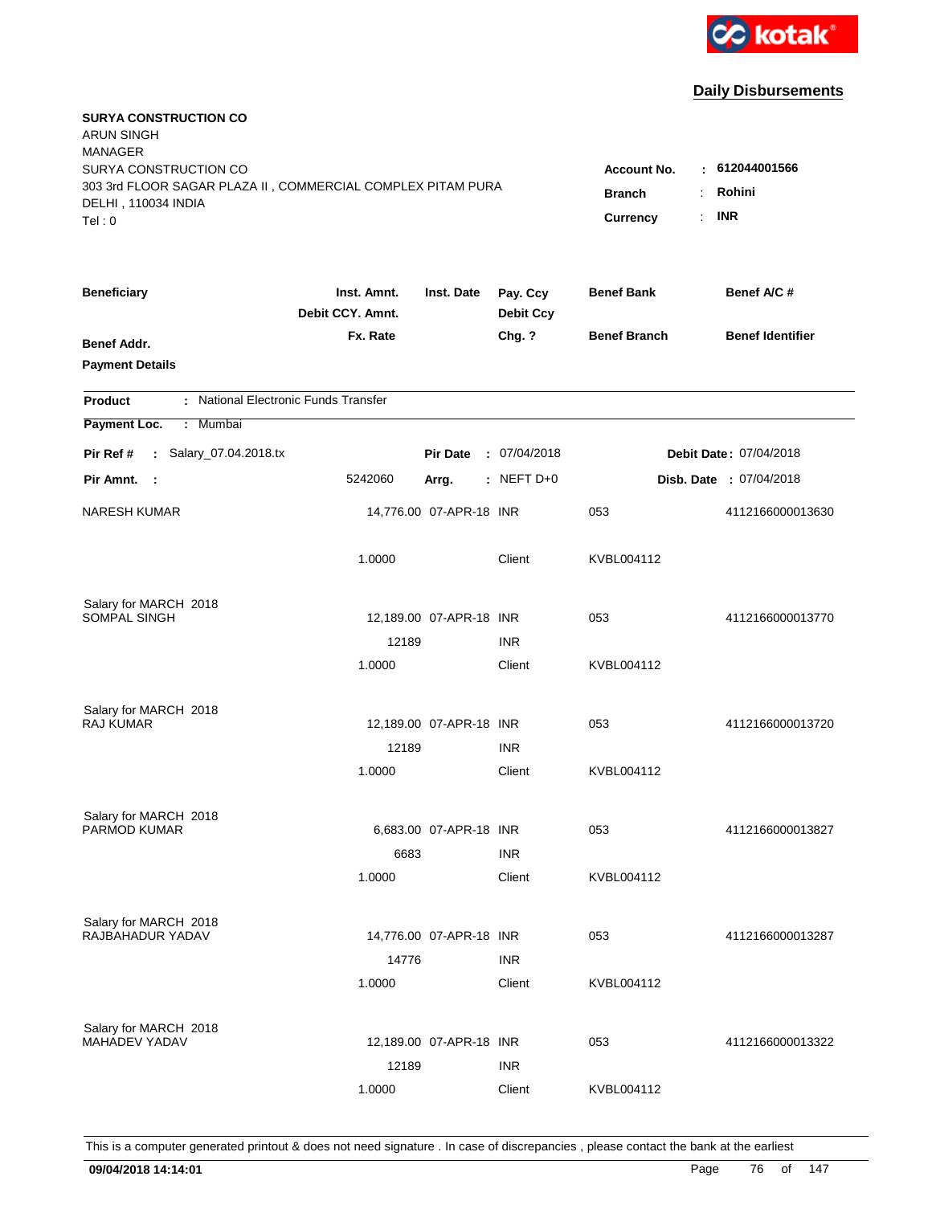kotak

## Daily Disbursements

**SURYA CONSTRUCTION CO**
ARUN SINGH
MANAGER
SURYA CONSTRUCTION CO
303 3rd FLOOR SAGAR PLAZA II , COMMERCIAL COMPLEX PITAM PURA
DELHI , 110034 INDIA
Tel : 0

**Account No.** : **612044001566**
**Branch** : **Rohini**
**Currency** : **INR**

| Beneficiary / Benef Addr. / Payment Details | Inst. Amnt. / Debit CCY. Amnt. / Fx. Rate | Inst. Date | Pay. Ccy / Debit Ccy / Chg. ? | Benef Bank / Benef Branch | Benef A/C # / Benef Identifier |
|---|---|---|---|---|---|

**Product** : National Electronic Funds Transfer
**Payment Loc.** : Mumbai

**Pir Ref #** : Salary_07.04.2018.tx | **Pir Date** : 07/04/2018 | **Debit Date** : 07/04/2018
**Pir Amnt.** : 5242060 | **Arrg.** : NEFT D+0 | **Disb. Date** : 07/04/2018

| Beneficiary | Inst. Amnt. | Inst. Date | Pay. Ccy | Benef Bank | Benef A/C # |
|---|---|---|---|---|---|
| NARESH KUMAR | 14,776.00 | 07-APR-18 | INR | 053 | 4112166000013630 |
| | 1.0000 | | Client | KVBL004112 | |
| Salary for MARCH 2018 | | | | | |
| SOMPAL SINGH | 12,189.00 | 07-APR-18 | INR | 053 | 4112166000013770 |
| | 12189 | | INR | | |
| | 1.0000 | | Client | KVBL004112 | |
| Salary for MARCH 2018 | | | | | |
| RAJ KUMAR | 12,189.00 | 07-APR-18 | INR | 053 | 4112166000013720 |
| | 12189 | | INR | | |
| | 1.0000 | | Client | KVBL004112 | |
| Salary for MARCH 2018 | | | | | |
| PARMOD KUMAR | 6,683.00 | 07-APR-18 | INR | 053 | 4112166000013827 |
| | 6683 | | INR | | |
| | 1.0000 | | Client | KVBL004112 | |
| Salary for MARCH 2018 | | | | | |
| RAJBAHADUR YADAV | 14,776.00 | 07-APR-18 | INR | 053 | 4112166000013287 |
| | 14776 | | INR | | |
| | 1.0000 | | Client | KVBL004112 | |
| Salary for MARCH 2018 | | | | | |
| MAHADEV YADAV | 12,189.00 | 07-APR-18 | INR | 053 | 4112166000013322 |
| | 12189 | | INR | | |
| | 1.0000 | | Client | KVBL004112 | |

This is a computer generated printout & does not need signature . In case of discrepancies , please contact the bank at the earliest

**09/04/2018 14:14:01**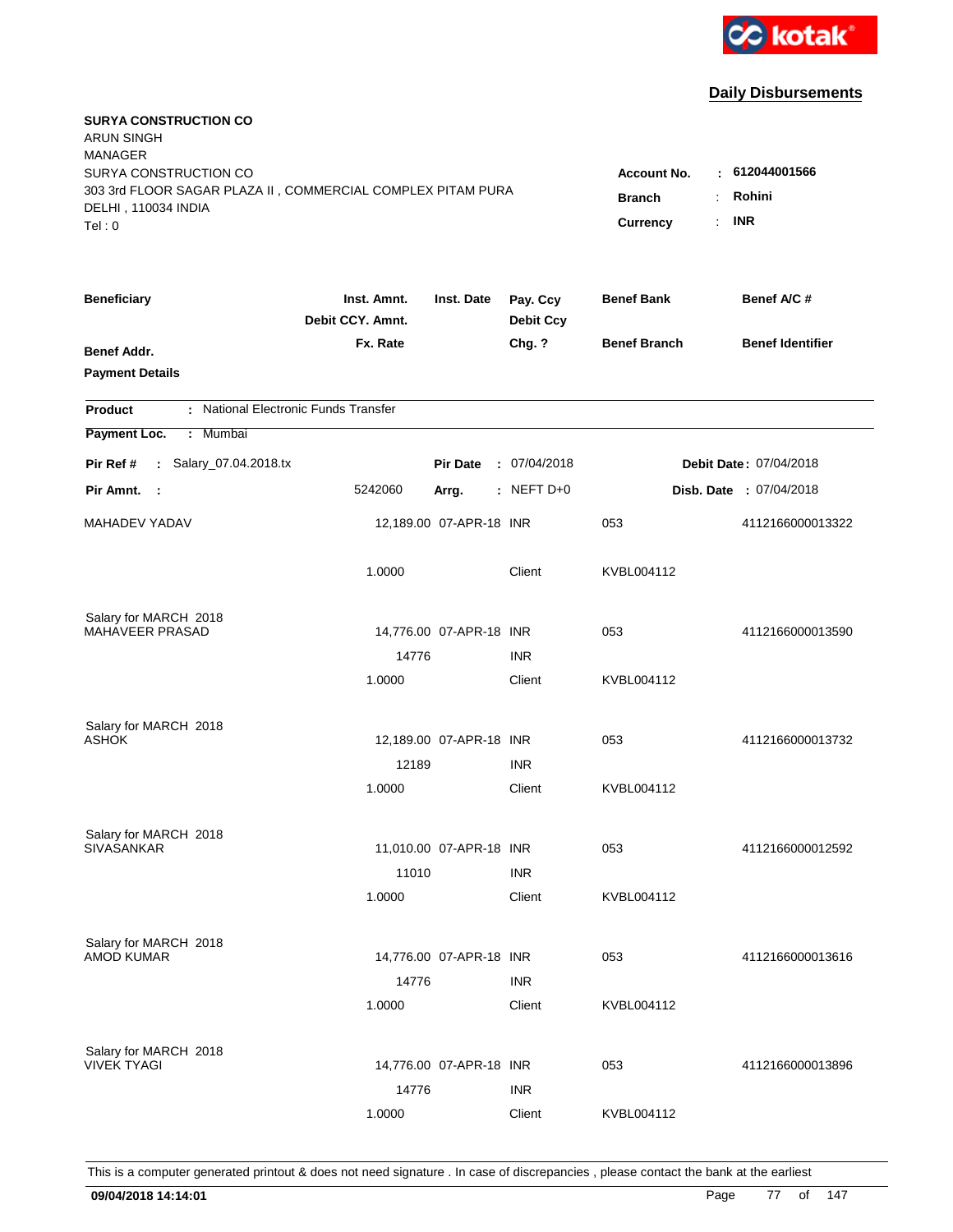kotak

## Daily Disbursements

**SURYA CONSTRUCTION CO**
ARUN SINGH
MANAGER
SURYA CONSTRUCTION CO
303 3rd FLOOR SAGAR PLAZA II , COMMERCIAL COMPLEX PITAM PURA
DELHI , 110034 INDIA
Tel : 0

**Account No.** : **612044001566**
**Branch** : **Rohini**
**Currency** : **INR**

| Beneficiary / Benef Addr. / Payment Details | Inst. Amnt. / Debit CCY. Amnt. / Fx. Rate | Inst. Date | Pay. Ccy / Debit Ccy / Chg. ? | Benef Bank / Benef Branch | Benef A/C # / Benef Identifier |
|---|---|---|---|---|---|

**Product** : National Electronic Funds Transfer
**Payment Loc.** : Mumbai

**Pir Ref #** : Salary_07.04.2018.tx **Pir Date** : 07/04/2018 **Debit Date** : 07/04/2018
**Pir Amnt.** : 5242060 **Arrg.** : NEFT D+0 **Disb. Date** : 07/04/2018

| Beneficiary | Inst. Amnt. | Inst. Date | Pay. Ccy | Benef Bank | Benef A/C # |
|---|---|---|---|---|---|
| MAHADEV YADAV | 12,189.00 | 07-APR-18 | INR | 053 | 4112166000013322 |
| | 1.0000 | | Client | KVBL004112 | |
| Salary for MARCH 2018 | | | | | |
| MAHAVEER PRASAD | 14,776.00 | 07-APR-18 | INR | 053 | 4112166000013590 |
| | 14776 | | INR | | |
| | 1.0000 | | Client | KVBL004112 | |
| Salary for MARCH 2018 | | | | | |
| ASHOK | 12,189.00 | 07-APR-18 | INR | 053 | 4112166000013732 |
| | 12189 | | INR | | |
| | 1.0000 | | Client | KVBL004112 | |
| Salary for MARCH 2018 | | | | | |
| SIVASANKAR | 11,010.00 | 07-APR-18 | INR | 053 | 4112166000012592 |
| | 11010 | | INR | | |
| | 1.0000 | | Client | KVBL004112 | |
| Salary for MARCH 2018 | | | | | |
| AMOD KUMAR | 14,776.00 | 07-APR-18 | INR | 053 | 4112166000013616 |
| | 14776 | | INR | | |
| | 1.0000 | | Client | KVBL004112 | |
| Salary for MARCH 2018 | | | | | |
| VIVEK TYAGI | 14,776.00 | 07-APR-18 | INR | 053 | 4112166000013896 |
| | 14776 | | INR | | |
| | 1.0000 | | Client | KVBL004112 | |

This is a computer generated printout & does not need signature . In case of discrepancies , please contact the bank at the earliest

**09/04/2018 14:14:01**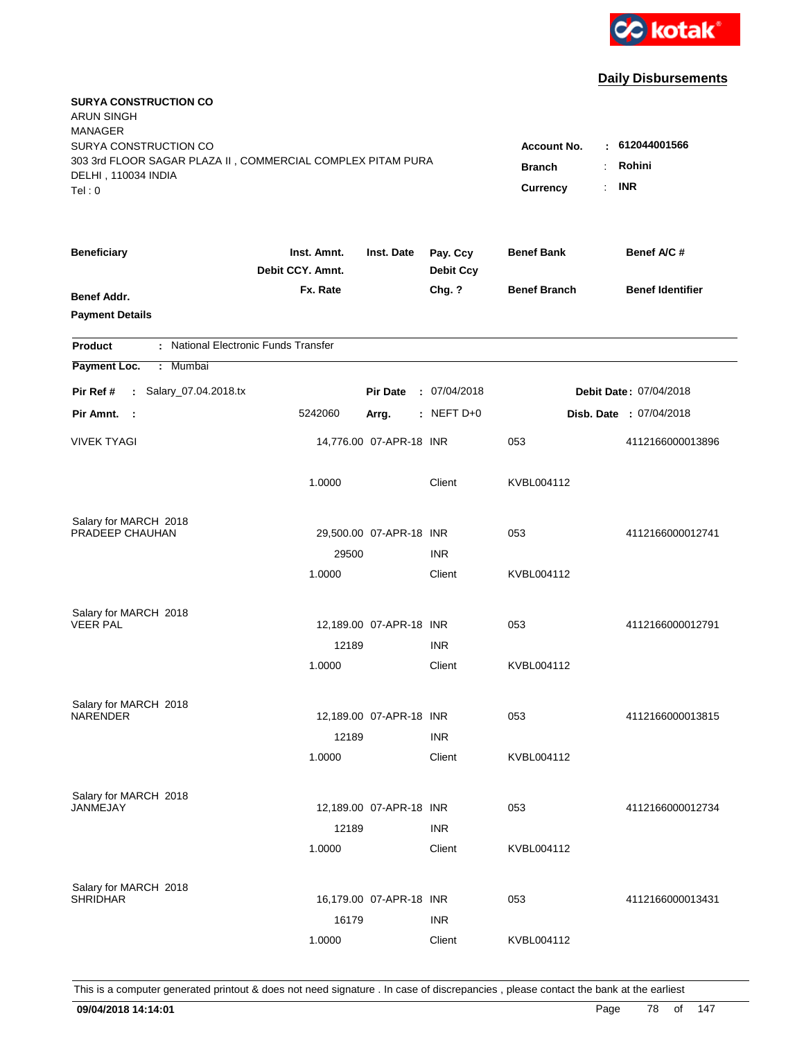kotak

## Daily Disbursements

**SURYA CONSTRUCTION CO**
ARUN SINGH
MANAGER
SURYA CONSTRUCTION CO
303 3rd FLOOR SAGAR PLAZA II , COMMERCIAL COMPLEX PITAM PURA
DELHI , 110034 INDIA
Tel : 0

**Account No.** : **612044001566**
**Branch** : **Rohini**
**Currency** : **INR**

| Beneficiary / Benef Addr. / Payment Details | Inst. Amnt. / Debit CCY. Amnt. / Fx. Rate | Inst. Date | Pay. Ccy / Debit Ccy / Chg. ? | Benef Bank / Benef Branch | Benef A/C # / Benef Identifier |
|---|---|---|---|---|---|

**Product** : National Electronic Funds Transfer
**Payment Loc.** : Mumbai
**Pir Ref #** : Salary_07.04.2018.tx  **Pir Date** : 07/04/2018  **Debit Date** : 07/04/2018
**Pir Amnt.** : 5242060  **Arrg.** : NEFT D+0  **Disb. Date** : 07/04/2018

| Beneficiary | Inst. Amnt. / Debit CCY. Amnt. / Fx. Rate | Inst. Date | Pay. Ccy / Debit Ccy / Chg. ? | Benef Bank / Benef Branch | Benef A/C # |
|---|---|---|---|---|---|
| VIVEK TYAGI | 14,776.00 | 07-APR-18 | INR | 053 | 4112166000013896 |
| | 1.0000 | | Client | KVBL004112 | |
| Salary for MARCH 2018 | | | | | |
| PRADEEP CHAUHAN | 29,500.00 | 07-APR-18 | INR | 053 | 4112166000012741 |
| | 29500 | | INR | | |
| | 1.0000 | | Client | KVBL004112 | |
| Salary for MARCH 2018 | | | | | |
| VEER PAL | 12,189.00 | 07-APR-18 | INR | 053 | 4112166000012791 |
| | 12189 | | INR | | |
| | 1.0000 | | Client | KVBL004112 | |
| Salary for MARCH 2018 | | | | | |
| NARENDER | 12,189.00 | 07-APR-18 | INR | 053 | 4112166000013815 |
| | 12189 | | INR | | |
| | 1.0000 | | Client | KVBL004112 | |
| Salary for MARCH 2018 | | | | | |
| JANMEJAY | 12,189.00 | 07-APR-18 | INR | 053 | 4112166000012734 |
| | 12189 | | INR | | |
| | 1.0000 | | Client | KVBL004112 | |
| Salary for MARCH 2018 | | | | | |
| SHRIDHAR | 16,179.00 | 07-APR-18 | INR | 053 | 4112166000013431 |
| | 16179 | | INR | | |
| | 1.0000 | | Client | KVBL004112 | |

This is a computer generated printout & does not need signature . In case of discrepancies , please contact the bank at the earliest

**09/04/2018 14:14:01**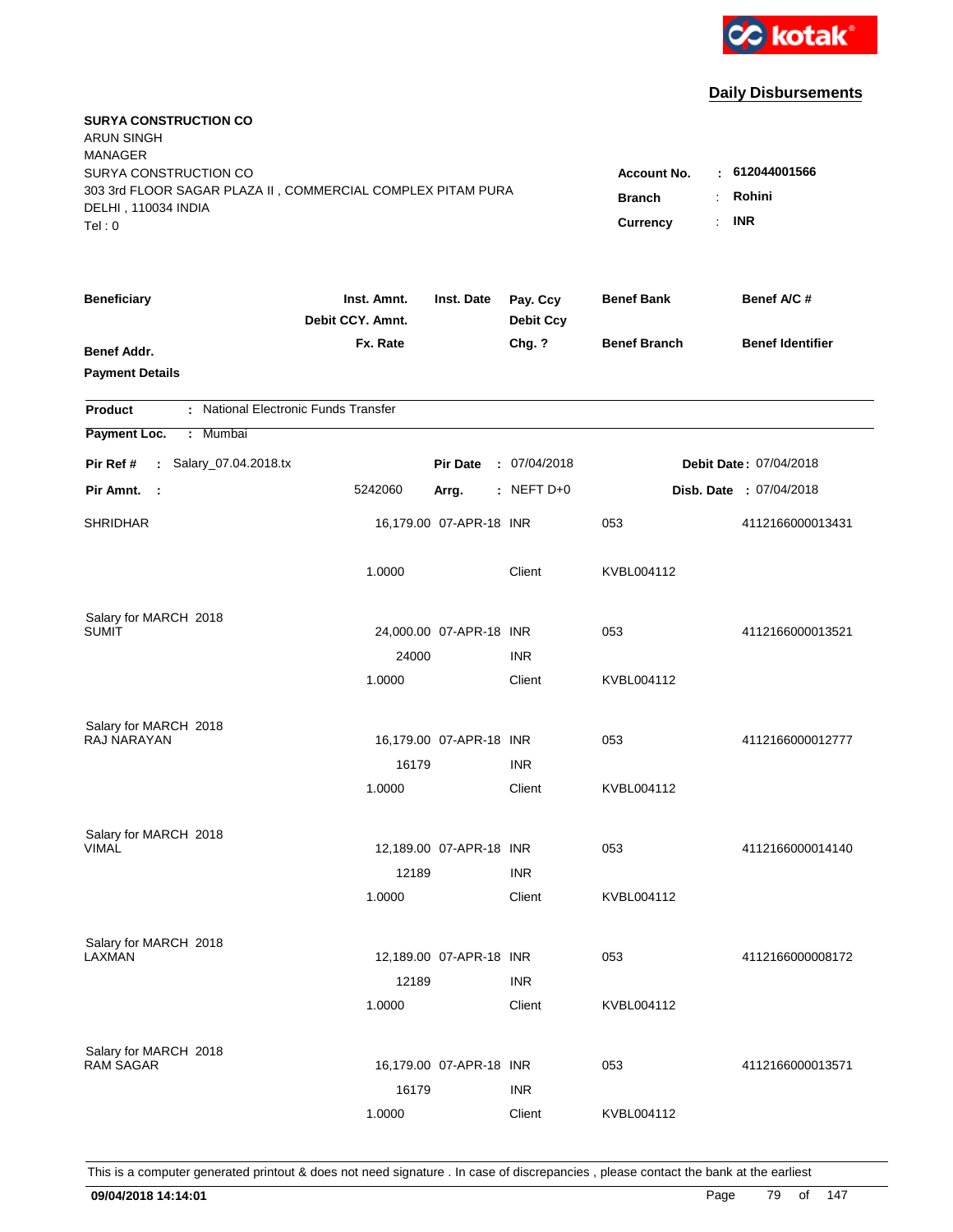**kotak**

## Daily Disbursements

**SURYA CONSTRUCTION CO**
ARUN SINGH
MANAGER
SURYA CONSTRUCTION CO
303 3rd FLOOR SAGAR PLAZA II , COMMERCIAL COMPLEX PITAM PURA
DELHI , 110034 INDIA
Tel : 0

**Account No.** : **612044001566**
**Branch** : **Rohini**
**Currency** : **INR**

| Beneficiary | Inst. Amnt. / Debit CCY. Amnt. / Fx. Rate | Inst. Date | Pay. Ccy / Debit Ccy / Chg. ? | Benef Bank / Benef Branch | Benef A/C # / Benef Identifier |
|---|---|---|---|---|---|
| **Benef Addr.** | | | | | |
| **Payment Details** | | | | | |

**Product** : National Electronic Funds Transfer
**Payment Loc.** : Mumbai

**Pir Ref #** : Salary_07.04.2018.tx | **Pir Date** : 07/04/2018 | **Debit Date** : 07/04/2018
**Pir Amnt.** : 5242060 | **Arrg.** : NEFT D+0 | **Disb. Date** : 07/04/2018

| Beneficiary | Inst. Amnt. / Debit CCY. Amnt. / Fx. Rate | Inst. Date | Pay. Ccy / Debit Ccy / Chg. ? | Benef Bank / Benef Branch | Benef A/C # |
|---|---|---|---|---|---|
| SHRIDHAR | 16,179.00 | 07-APR-18 | INR | 053 | 4112166000013431 |
| | 1.0000 | | Client | KVBL004112 | |
| Salary for MARCH 2018 | | | | | |
| SUMIT | 24,000.00 | 07-APR-18 | INR | 053 | 4112166000013521 |
| | 24000 | | INR | | |
| | 1.0000 | | Client | KVBL004112 | |
| Salary for MARCH 2018 | | | | | |
| RAJ NARAYAN | 16,179.00 | 07-APR-18 | INR | 053 | 4112166000012777 |
| | 16179 | | INR | | |
| | 1.0000 | | Client | KVBL004112 | |
| Salary for MARCH 2018 | | | | | |
| VIMAL | 12,189.00 | 07-APR-18 | INR | 053 | 4112166000014140 |
| | 12189 | | INR | | |
| | 1.0000 | | Client | KVBL004112 | |
| Salary for MARCH 2018 | | | | | |
| LAXMAN | 12,189.00 | 07-APR-18 | INR | 053 | 4112166000008172 |
| | 12189 | | INR | | |
| | 1.0000 | | Client | KVBL004112 | |
| Salary for MARCH 2018 | | | | | |
| RAM SAGAR | 16,179.00 | 07-APR-18 | INR | 053 | 4112166000013571 |
| | 16179 | | INR | | |
| | 1.0000 | | Client | KVBL004112 | |

This is a computer generated printout & does not need signature . In case of discrepancies , please contact the bank at the earliest

**09/04/2018 14:14:01**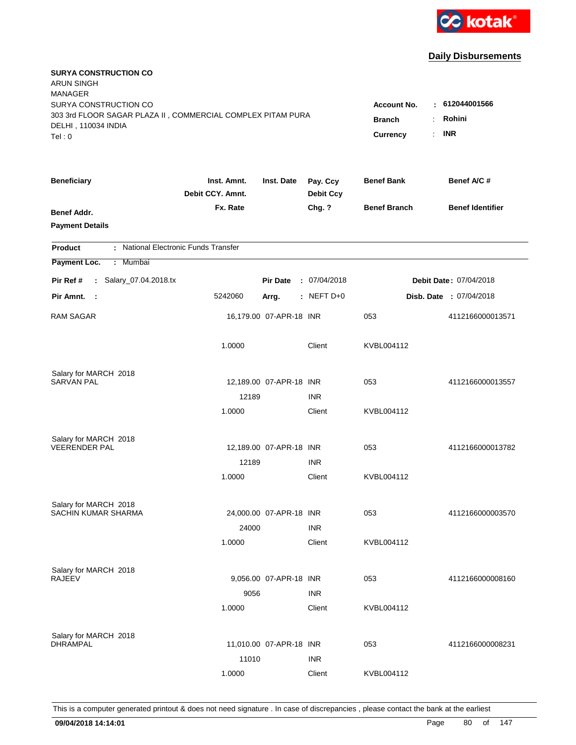**Daily Disbursements**

**SURYA CONSTRUCTION CO**
ARUN SINGH
MANAGER
SURYA CONSTRUCTION CO
303 3rd FLOOR SAGAR PLAZA II , COMMERCIAL COMPLEX PITAM PURA
DELHI , 110034 INDIA
Tel : 0

**Account No.** : **612044001566**
**Branch** : **Rohini**
**Currency** : **INR**

| Beneficiary | Inst. Amnt. / Debit CCY. Amnt. / Fx. Rate | Inst. Date | Pay. Ccy / Debit Ccy / Chg. ? | Benef Bank / Benef Branch | Benef A/C # / Benef Identifier |
|---|---|---|---|---|---|
| **Benef Addr.** | | | | | |
| **Payment Details** | | | | | |

**Product** : National Electronic Funds Transfer

**Payment Loc.** : Mumbai

**Pir Ref #** : Salary_07.04.2018.tx **Pir Date** : 07/04/2018 **Debit Date** : 07/04/2018

**Pir Amnt.** : 5242060 **Arrg.** : NEFT D+0 **Disb. Date** : 07/04/2018

| Beneficiary | Inst. Amnt. / Debit CCY. Amnt. / Fx. Rate | Inst. Date | Pay. Ccy / Debit Ccy / Chg. ? | Benef Bank / Benef Branch | Benef A/C # / Benef Identifier |
|---|---|---|---|---|---|
| RAM SAGAR | 16,179.00 | 07-APR-18 | INR | 053 | 4112166000013571 |
| | 1.0000 | | Client | KVBL004112 | |
| Salary for MARCH 2018 | | | | | |
| SARVAN PAL | 12,189.00 | 07-APR-18 | INR | 053 | 4112166000013557 |
| | 12189 | | INR | | |
| | 1.0000 | | Client | KVBL004112 | |
| Salary for MARCH 2018 | | | | | |
| VEERENDER PAL | 12,189.00 | 07-APR-18 | INR | 053 | 4112166000013782 |
| | 12189 | | INR | | |
| | 1.0000 | | Client | KVBL004112 | |
| Salary for MARCH 2018 | | | | | |
| SACHIN KUMAR SHARMA | 24,000.00 | 07-APR-18 | INR | 053 | 4112166000003570 |
| | 24000 | | INR | | |
| | 1.0000 | | Client | KVBL004112 | |
| Salary for MARCH 2018 | | | | | |
| RAJEEV | 9,056.00 | 07-APR-18 | INR | 053 | 4112166000008160 |
| | 9056 | | INR | | |
| | 1.0000 | | Client | KVBL004112 | |
| Salary for MARCH 2018 | | | | | |
| DHRAMPAL | 11,010.00 | 07-APR-18 | INR | 053 | 4112166000008231 |
| | 11010 | | INR | | |
| | 1.0000 | | Client | KVBL004112 | |

This is a computer generated printout & does not need signature . In case of discrepancies , please contact the bank at the earliest

**09/04/2018 14:14:01**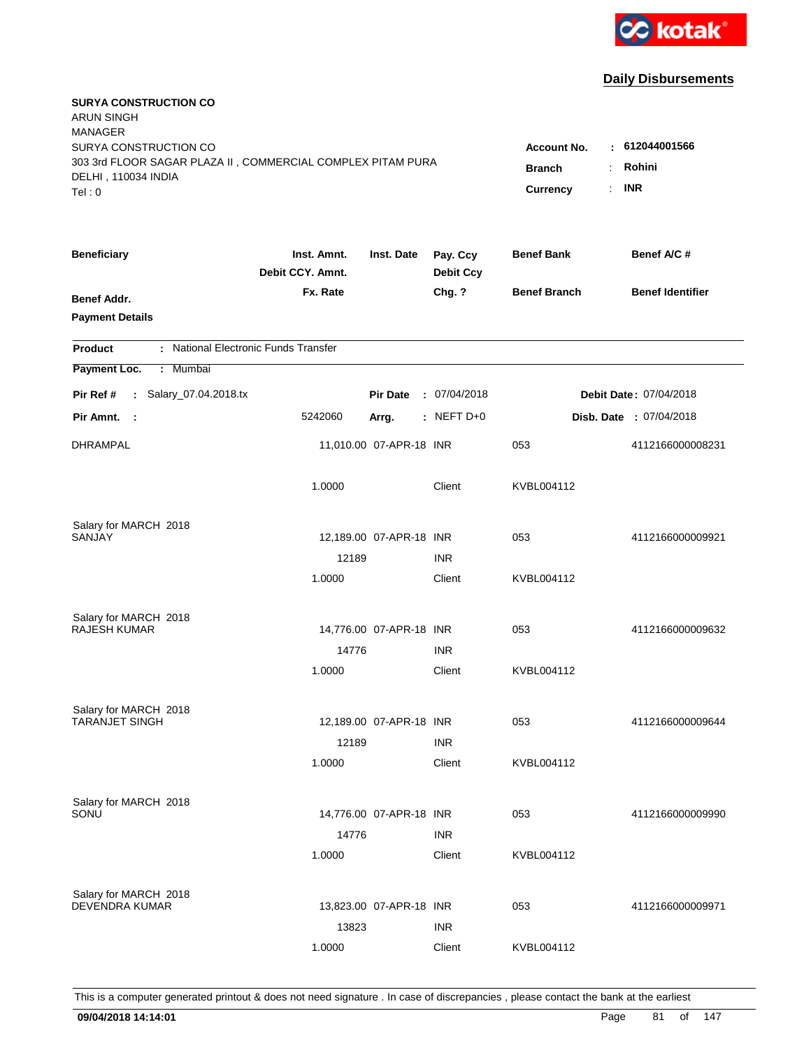kotak

## Daily Disbursements

**SURYA CONSTRUCTION CO**
ARUN SINGH
MANAGER
SURYA CONSTRUCTION CO
303 3rd FLOOR SAGAR PLAZA II , COMMERCIAL COMPLEX PITAM PURA
DELHI , 110034 INDIA
Tel : 0

**Account No.** : **612044001566**
**Branch** : **Rohini**
**Currency** : **INR**

| Beneficiary / Benef Addr. / Payment Details | Inst. Amnt. / Debit CCY. Amnt. / Fx. Rate | Inst. Date | Pay. Ccy / Debit Ccy / Chg. ? | Benef Bank / Benef Branch | Benef A/C # / Benef Identifier |
|---|---|---|---|---|---|

**Product** : National Electronic Funds Transfer
**Payment Loc.** : Mumbai
**Pir Ref #** : Salary_07.04.2018.tx　　**Pir Date** : 07/04/2018　　**Debit Date** : 07/04/2018
**Pir Amnt.** : 5242060　　**Arrg.** : NEFT D+0　　**Disb. Date** : 07/04/2018

| Beneficiary | Inst. Amnt. | Inst. Date | Pay. Ccy | Benef Bank | Benef A/C # |
|---|---|---|---|---|---|
| DHRAMPAL | 11,010.00 | 07-APR-18 | INR | 053 | 4112166000008231 |
| | 1.0000 | | Client | KVBL004112 | |
| Salary for MARCH 2018 | | | | | |
| SANJAY | 12,189.00 | 07-APR-18 | INR | 053 | 4112166000009921 |
| | 12189 | | INR | | |
| | 1.0000 | | Client | KVBL004112 | |
| Salary for MARCH 2018 | | | | | |
| RAJESH KUMAR | 14,776.00 | 07-APR-18 | INR | 053 | 4112166000009632 |
| | 14776 | | INR | | |
| | 1.0000 | | Client | KVBL004112 | |
| Salary for MARCH 2018 | | | | | |
| TARANJET SINGH | 12,189.00 | 07-APR-18 | INR | 053 | 4112166000009644 |
| | 12189 | | INR | | |
| | 1.0000 | | Client | KVBL004112 | |
| Salary for MARCH 2018 | | | | | |
| SONU | 14,776.00 | 07-APR-18 | INR | 053 | 4112166000009990 |
| | 14776 | | INR | | |
| | 1.0000 | | Client | KVBL004112 | |
| Salary for MARCH 2018 | | | | | |
| DEVENDRA KUMAR | 13,823.00 | 07-APR-18 | INR | 053 | 4112166000009971 |
| | 13823 | | INR | | |
| | 1.0000 | | Client | KVBL004112 | |

This is a computer generated printout & does not need signature . In case of discrepancies , please contact the bank at the earliest

**09/04/2018 14:14:01**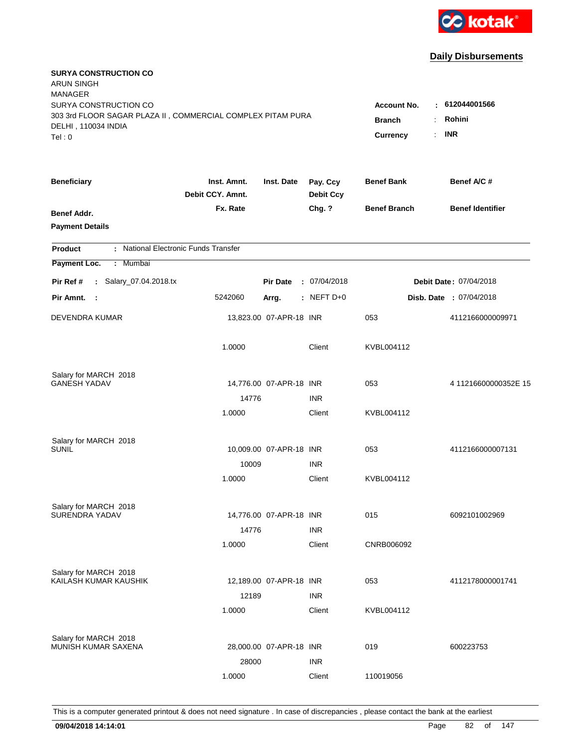kotak

**Daily Disbursements**

**SURYA CONSTRUCTION CO**
ARUN SINGH
MANAGER
SURYA CONSTRUCTION CO
303 3rd FLOOR SAGAR PLAZA II , COMMERCIAL COMPLEX PITAM PURA
DELHI , 110034 INDIA
Tel : 0

**Account No.** : **612044001566**
**Branch** : **Rohini**
**Currency** : **INR**

| Beneficiary | Inst. Amnt. / Debit CCY. Amnt. / Fx. Rate | Inst. Date | Pay. Ccy / Debit Ccy / Chg. ? | Benef Bank / Benef Branch | Benef A/C # / Benef Identifier |
|---|---|---|---|---|---|
| **Benef Addr.** / **Payment Details** | | | | | |

**Product** : National Electronic Funds Transfer
**Payment Loc.** : Mumbai

**Pir Ref #** : Salary_07.04.2018.tx | **Pir Date** : 07/04/2018 | **Debit Date** : 07/04/2018
**Pir Amnt.** : 5242060 | **Arrg.** : NEFT D+0 | **Disb. Date** : 07/04/2018

| Beneficiary | Inst. Amnt. | Inst. Date | Pay. Ccy | Benef Bank | Benef A/C # |
|---|---|---|---|---|---|
| DEVENDRA KUMAR | 13,823.00 | 07-APR-18 | INR | 053 | 4112166000009971 |
| | 1.0000 | | Client | KVBL004112 | |
| Salary for MARCH 2018 | | | | | |
| GANESH YADAV | 14,776.00 | 07-APR-18 | INR | 053 | 4 11216600000352E 15 |
| | 14776 | | INR | | |
| | 1.0000 | | Client | KVBL004112 | |
| Salary for MARCH 2018 | | | | | |
| SUNIL | 10,009.00 | 07-APR-18 | INR | 053 | 4112166000007131 |
| | 10009 | | INR | | |
| | 1.0000 | | Client | KVBL004112 | |
| Salary for MARCH 2018 | | | | | |
| SURENDRA YADAV | 14,776.00 | 07-APR-18 | INR | 015 | 6092101002969 |
| | 14776 | | INR | | |
| | 1.0000 | | Client | CNRB006092 | |
| Salary for MARCH 2018 | | | | | |
| KAILASH KUMAR KAUSHIK | 12,189.00 | 07-APR-18 | INR | 053 | 4112178000001741 |
| | 12189 | | INR | | |
| | 1.0000 | | Client | KVBL004112 | |
| Salary for MARCH 2018 | | | | | |
| MUNISH KUMAR SAXENA | 28,000.00 | 07-APR-18 | INR | 019 | 600223753 |
| | 28000 | | INR | | |
| | 1.0000 | | Client | 110019056 | |

This is a computer generated printout & does not need signature . In case of discrepancies , please contact the bank at the earliest

**09/04/2018 14:14:01**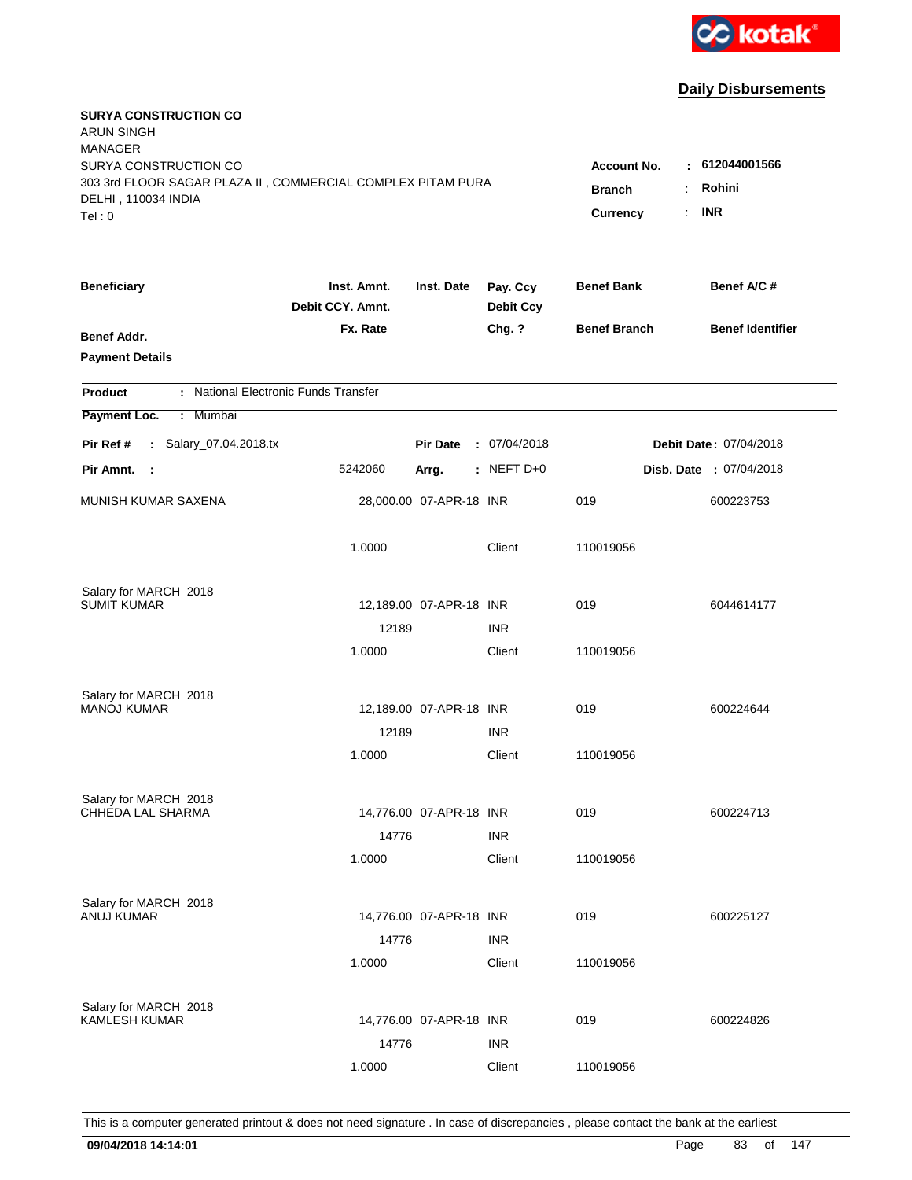**Daily Disbursements**

**SURYA CONSTRUCTION CO**
ARUN SINGH
MANAGER
SURYA CONSTRUCTION CO
303 3rd FLOOR SAGAR PLAZA II , COMMERCIAL COMPLEX PITAM PURA
DELHI , 110034 INDIA
Tel : 0

**Account No.** : 612044001566
**Branch** : Rohini
**Currency** : INR

| Beneficiary | Inst. Amnt. / Debit CCY. Amnt. / Fx. Rate | Inst. Date | Pay. Ccy / Debit Ccy / Chg. ? | Benef Bank / Benef Branch | Benef A/C # / Benef Identifier |
|---|---|---|---|---|---|
| **Benef Addr.** / **Payment Details** | | | | | |

**Product** : National Electronic Funds Transfer
**Payment Loc.** : Mumbai

**Pir Ref #** : Salary_07.04.2018.tx &nbsp;&nbsp; **Pir Date** : 07/04/2018 &nbsp;&nbsp; **Debit Date** : 07/04/2018
**Pir Amnt.** : 5242060 &nbsp;&nbsp; **Arrg.** : NEFT D+0 &nbsp;&nbsp; **Disb. Date** : 07/04/2018

| Beneficiary | Inst. Amnt. / Debit CCY. Amnt. / Fx. Rate | Inst. Date | Pay. Ccy / Debit Ccy / Chg. ? | Benef Bank / Benef Branch | Benef A/C # |
|---|---|---|---|---|---|
| MUNISH KUMAR SAXENA | 28,000.00 | 07-APR-18 | INR | 019 | 600223753 |
| | 1.0000 | | Client | 110019056 | |
| Salary for MARCH 2018 | | | | | |
| SUMIT KUMAR | 12,189.00 | 07-APR-18 | INR | 019 | 6044614177 |
| | 12189 | | INR | | |
| | 1.0000 | | Client | 110019056 | |
| Salary for MARCH 2018 | | | | | |
| MANOJ KUMAR | 12,189.00 | 07-APR-18 | INR | 019 | 600224644 |
| | 12189 | | INR | | |
| | 1.0000 | | Client | 110019056 | |
| Salary for MARCH 2018 | | | | | |
| CHHEDA LAL SHARMA | 14,776.00 | 07-APR-18 | INR | 019 | 600224713 |
| | 14776 | | INR | | |
| | 1.0000 | | Client | 110019056 | |
| Salary for MARCH 2018 | | | | | |
| ANUJ KUMAR | 14,776.00 | 07-APR-18 | INR | 019 | 600225127 |
| | 14776 | | INR | | |
| | 1.0000 | | Client | 110019056 | |
| Salary for MARCH 2018 | | | | | |
| KAMLESH KUMAR | 14,776.00 | 07-APR-18 | INR | 019 | 600224826 |
| | 14776 | | INR | | |
| | 1.0000 | | Client | 110019056 | |

This is a computer generated printout & does not need signature . In case of discrepancies , please contact the bank at the earliest

**09/04/2018 14:14:01**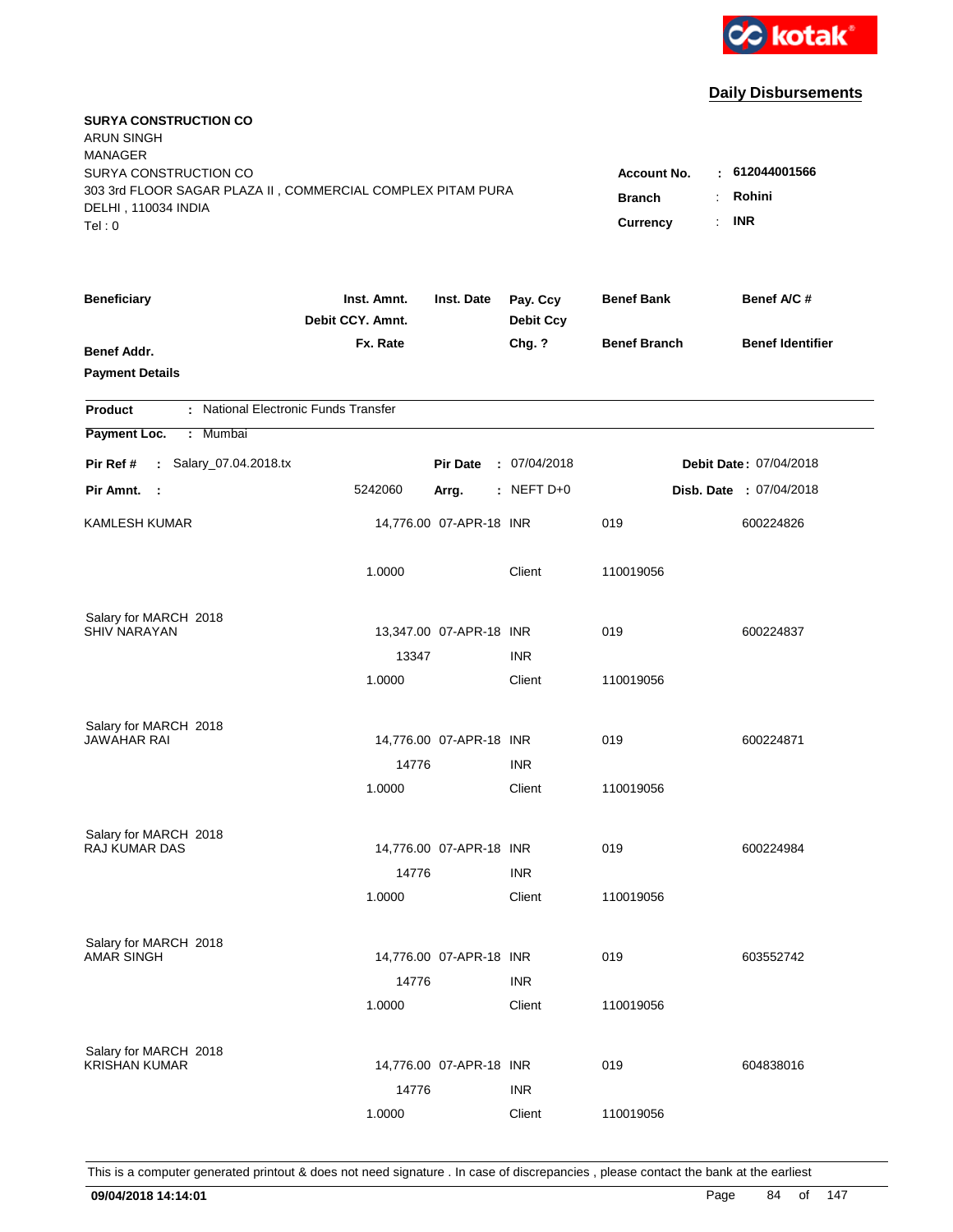kotak

## Daily Disbursements

**SURYA CONSTRUCTION CO**
ARUN SINGH
MANAGER
SURYA CONSTRUCTION CO
303 3rd FLOOR SAGAR PLAZA II , COMMERCIAL COMPLEX PITAM PURA
DELHI , 110034 INDIA
Tel : 0

**Account No.** : **612044001566**
**Branch** : **Rohini**
**Currency** : **INR**

| Beneficiary | Inst. Amnt. / Debit CCY. Amnt. / Fx. Rate | Inst. Date | Pay. Ccy / Debit Ccy / Chg. ? | Benef Bank / Benef Branch | Benef A/C # / Benef Identifier |
|---|---|---|---|---|---|
| **Benef Addr.** | | | | | |
| **Payment Details** | | | | | |

**Product** : National Electronic Funds Transfer
**Payment Loc.** : Mumbai

**Pir Ref #** : Salary_07.04.2018.tx  **Pir Date** : 07/04/2018  **Debit Date** : 07/04/2018
**Pir Amnt.** : 5242060  **Arrg.** : NEFT D+0  **Disb. Date** : 07/04/2018

| Beneficiary | Inst. Amnt. / Debit CCY. Amnt. / Fx. Rate | Inst. Date | Pay. Ccy / Debit Ccy / Chg. ? | Benef Bank / Benef Branch | Benef A/C # |
|---|---|---|---|---|---|
| KAMLESH KUMAR | 14,776.00 | 07-APR-18 | INR | 019 | 600224826 |
| | 1.0000 | | Client | 110019056 | |
| Salary for MARCH 2018 | | | | | |
| SHIV NARAYAN | 13,347.00 | 07-APR-18 | INR | 019 | 600224837 |
| | 13347 | | INR | | |
| | 1.0000 | | Client | 110019056 | |
| Salary for MARCH 2018 | | | | | |
| JAWAHAR RAI | 14,776.00 | 07-APR-18 | INR | 019 | 600224871 |
| | 14776 | | INR | | |
| | 1.0000 | | Client | 110019056 | |
| Salary for MARCH 2018 | | | | | |
| RAJ KUMAR DAS | 14,776.00 | 07-APR-18 | INR | 019 | 600224984 |
| | 14776 | | INR | | |
| | 1.0000 | | Client | 110019056 | |
| Salary for MARCH 2018 | | | | | |
| AMAR SINGH | 14,776.00 | 07-APR-18 | INR | 019 | 603552742 |
| | 14776 | | INR | | |
| | 1.0000 | | Client | 110019056 | |
| Salary for MARCH 2018 | | | | | |
| KRISHAN KUMAR | 14,776.00 | 07-APR-18 | INR | 019 | 604838016 |
| | 14776 | | INR | | |
| | 1.0000 | | Client | 110019056 | |

This is a computer generated printout & does not need signature . In case of discrepancies , please contact the bank at the earliest

**09/04/2018 14:14:01**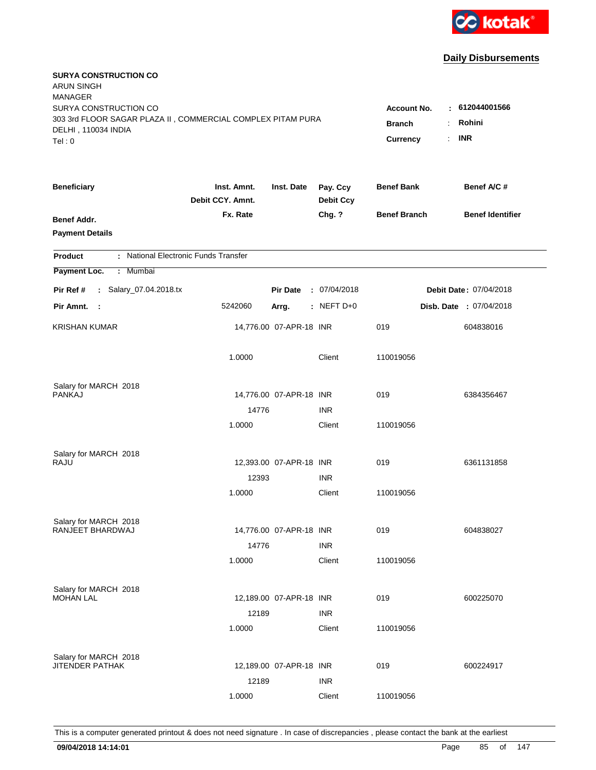kotak

## Daily Disbursements

**SURYA CONSTRUCTION CO**
ARUN SINGH
MANAGER
SURYA CONSTRUCTION CO
303 3rd FLOOR SAGAR PLAZA II , COMMERCIAL COMPLEX PITAM PURA
DELHI , 110034 INDIA
Tel : 0

**Account No.** : **612044001566**
**Branch** : **Rohini**
**Currency** : **INR**

| Beneficiary | Inst. Amnt. / Debit CCY. Amnt. / Fx. Rate | Inst. Date | Pay. Ccy / Debit Ccy / Chg. ? | Benef Bank / Benef Branch | Benef A/C # / Benef Identifier |
|---|---|---|---|---|---|
| Benef Addr. / Payment Details | | | | | |

**Product** : National Electronic Funds Transfer
**Payment Loc.** : Mumbai

**Pir Ref #** : Salary_07.04.2018.tx **Pir Date** : 07/04/2018 **Debit Date** : 07/04/2018
**Pir Amnt.** : 5242060 **Arrg.** : NEFT D+0 **Disb. Date** : 07/04/2018

| Beneficiary | Inst. Amnt. | Inst. Date | Pay. Ccy | Benef Bank | Benef A/C # |
|---|---|---|---|---|---|
| KRISHAN KUMAR | 14,776.00 | 07-APR-18 | INR | 019 | 604838016 |
| | 1.0000 | | Client | 110019056 | |
| Salary for MARCH 2018 | | | | | |
| PANKAJ | 14,776.00 | 07-APR-18 | INR | 019 | 6384356467 |
| | 14776 | | INR | | |
| | 1.0000 | | Client | 110019056 | |
| Salary for MARCH 2018 | | | | | |
| RAJU | 12,393.00 | 07-APR-18 | INR | 019 | 6361131858 |
| | 12393 | | INR | | |
| | 1.0000 | | Client | 110019056 | |
| Salary for MARCH 2018 | | | | | |
| RANJEET BHARDWAJ | 14,776.00 | 07-APR-18 | INR | 019 | 604838027 |
| | 14776 | | INR | | |
| | 1.0000 | | Client | 110019056 | |
| Salary for MARCH 2018 | | | | | |
| MOHAN LAL | 12,189.00 | 07-APR-18 | INR | 019 | 600225070 |
| | 12189 | | INR | | |
| | 1.0000 | | Client | 110019056 | |
| Salary for MARCH 2018 | | | | | |
| JITENDER PATHAK | 12,189.00 | 07-APR-18 | INR | 019 | 600224917 |
| | 12189 | | INR | | |
| | 1.0000 | | Client | 110019056 | |

This is a computer generated printout & does not need signature . In case of discrepancies , please contact the bank at the earliest

**09/04/2018 14:14:01**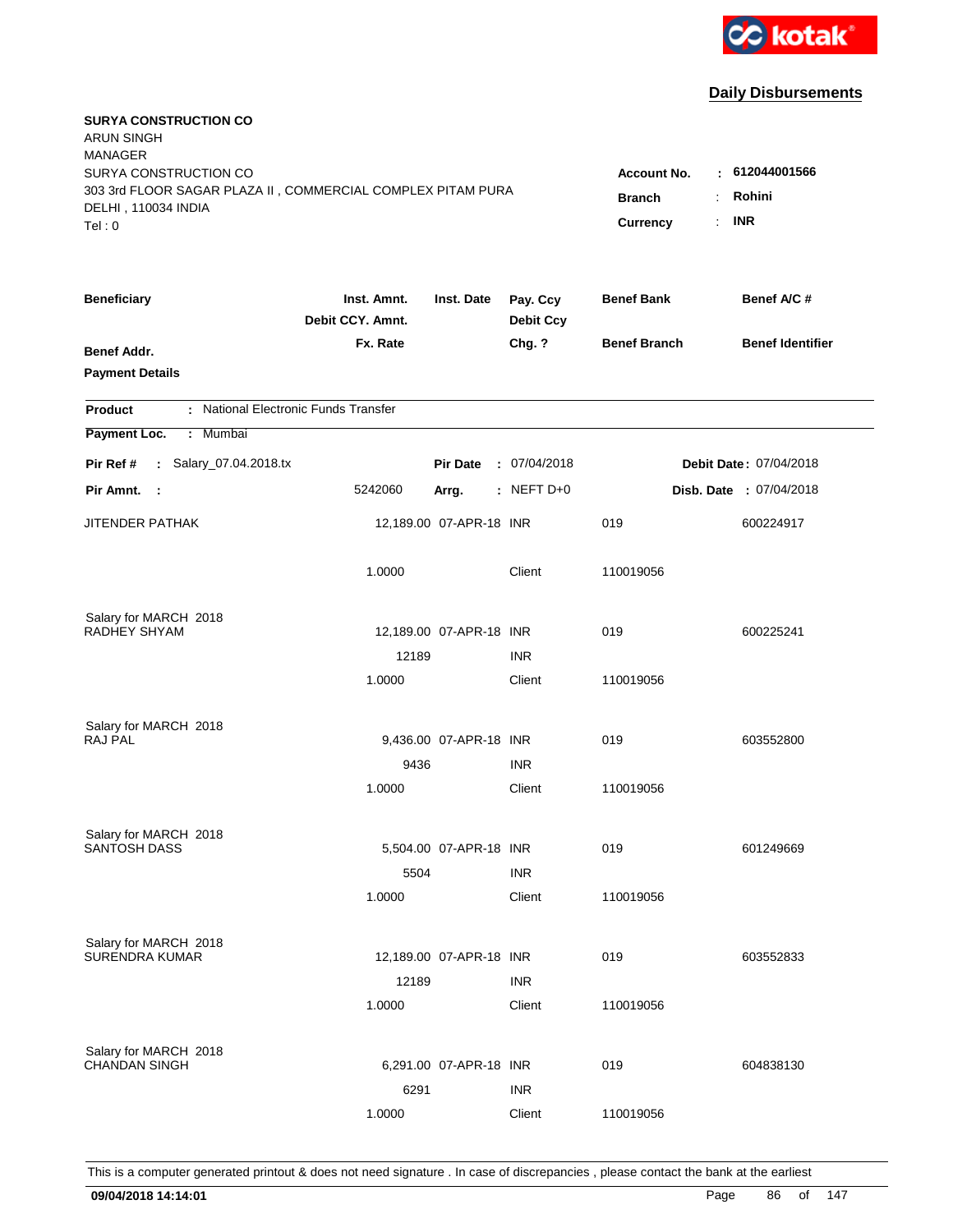kotak

## Daily Disbursements

**SURYA CONSTRUCTION CO**
ARUN SINGH
MANAGER
SURYA CONSTRUCTION CO
303 3rd FLOOR SAGAR PLAZA II , COMMERCIAL COMPLEX PITAM PURA
DELHI , 110034 INDIA
Tel : 0

**Account No.** : **612044001566**
**Branch** : **Rohini**
**Currency** : **INR**

| Beneficiary / Benef Addr. / Payment Details | Inst. Amnt. / Debit CCY. Amnt. / Fx. Rate | Inst. Date | Pay. Ccy / Debit Ccy / Chg. ? | Benef Bank / Benef Branch | Benef A/C # / Benef Identifier |
|---|---|---|---|---|---|

**Product** : National Electronic Funds Transfer
**Payment Loc.** : Mumbai

**Pir Ref #** : Salary_07.04.2018.tx | **Pir Date** : 07/04/2018 | **Debit Date** : 07/04/2018
**Pir Amnt.** : 5242060 | **Arrg.** : NEFT D+0 | **Disb. Date** : 07/04/2018

| Beneficiary | Inst. Amnt. | Inst. Date | Pay. Ccy | Benef Bank | Benef A/C # |
|---|---|---|---|---|---|
| JITENDER PATHAK | 12,189.00 | 07-APR-18 | INR | 019 | 600224917 |
| | 1.0000 | | Client | 110019056 | |
| Salary for MARCH 2018 | | | | | |
| RADHEY SHYAM | 12,189.00 | 07-APR-18 | INR | 019 | 600225241 |
| | 12189 | | INR | | |
| | 1.0000 | | Client | 110019056 | |
| Salary for MARCH 2018 | | | | | |
| RAJ PAL | 9,436.00 | 07-APR-18 | INR | 019 | 603552800 |
| | 9436 | | INR | | |
| | 1.0000 | | Client | 110019056 | |
| Salary for MARCH 2018 | | | | | |
| SANTOSH DASS | 5,504.00 | 07-APR-18 | INR | 019 | 601249669 |
| | 5504 | | INR | | |
| | 1.0000 | | Client | 110019056 | |
| Salary for MARCH 2018 | | | | | |
| SURENDRA KUMAR | 12,189.00 | 07-APR-18 | INR | 019 | 603552833 |
| | 12189 | | INR | | |
| | 1.0000 | | Client | 110019056 | |
| Salary for MARCH 2018 | | | | | |
| CHANDAN SINGH | 6,291.00 | 07-APR-18 | INR | 019 | 604838130 |
| | 6291 | | INR | | |
| | 1.0000 | | Client | 110019056 | |

This is a computer generated printout & does not need signature . In case of discrepancies , please contact the bank at the earliest

**09/04/2018 14:14:01**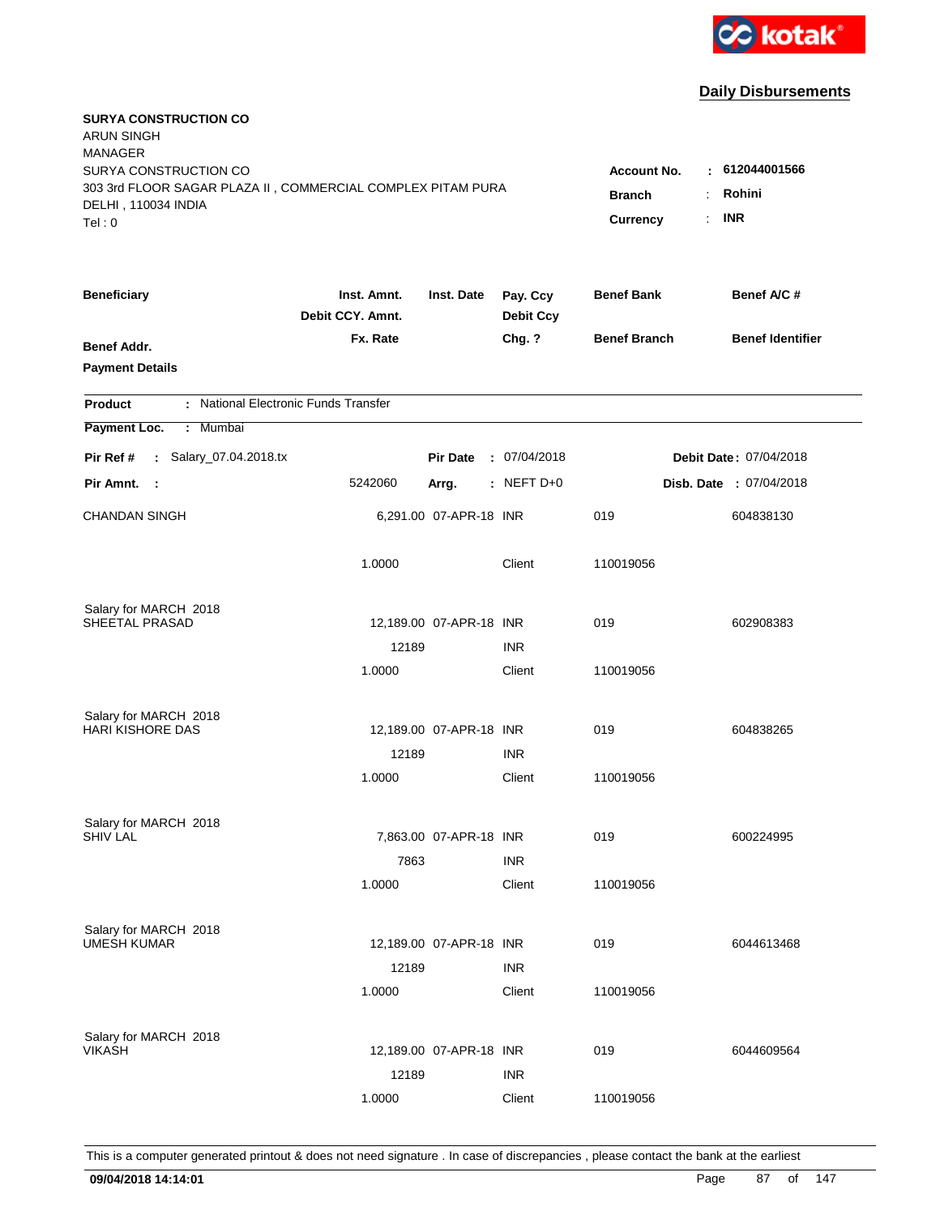kotak

## Daily Disbursements

**SURYA CONSTRUCTION CO**
ARUN SINGH
MANAGER
SURYA CONSTRUCTION CO
303 3rd FLOOR SAGAR PLAZA II , COMMERCIAL COMPLEX PITAM PURA
DELHI , 110034 INDIA
Tel : 0

**Account No.** : **612044001566**
**Branch** : **Rohini**
**Currency** : **INR**

| Beneficiary | Inst. Amnt. / Debit CCY. Amnt. / Fx. Rate | Inst. Date | Pay. Ccy / Debit Ccy / Chg. ? | Benef Bank / Benef Branch | Benef A/C # / Benef Identifier |
|---|---|---|---|---|---|
| **Benef Addr.** | | | | | |
| **Payment Details** | | | | | |

**Product** : National Electronic Funds Transfer

**Payment Loc.** : Mumbai

**Pir Ref #** : Salary_07.04.2018.tx &nbsp;&nbsp; **Pir Date** : 07/04/2018 &nbsp;&nbsp; **Debit Date** : 07/04/2018

**Pir Amnt.** : 5242060 &nbsp;&nbsp; **Arrg.** : NEFT D+0 &nbsp;&nbsp; **Disb. Date** : 07/04/2018

| Beneficiary | Inst. Amnt. / Debit CCY. Amnt. / Fx. Rate | Inst. Date | Pay. Ccy / Debit Ccy / Chg. ? | Benef Bank / Benef Branch | Benef A/C # / Benef Identifier |
|---|---|---|---|---|---|
| CHANDAN SINGH | 6,291.00 | 07-APR-18 | INR | 019 | 604838130 |
| | 1.0000 | | Client | 110019056 | |
| Salary for MARCH 2018 | | | | | |
| SHEETAL PRASAD | 12,189.00 | 07-APR-18 | INR | 019 | 602908383 |
| | 12189 | | INR | | |
| | 1.0000 | | Client | 110019056 | |
| Salary for MARCH 2018 | | | | | |
| HARI KISHORE DAS | 12,189.00 | 07-APR-18 | INR | 019 | 604838265 |
| | 12189 | | INR | | |
| | 1.0000 | | Client | 110019056 | |
| Salary for MARCH 2018 | | | | | |
| SHIV LAL | 7,863.00 | 07-APR-18 | INR | 019 | 600224995 |
| | 7863 | | INR | | |
| | 1.0000 | | Client | 110019056 | |
| Salary for MARCH 2018 | | | | | |
| UMESH KUMAR | 12,189.00 | 07-APR-18 | INR | 019 | 6044613468 |
| | 12189 | | INR | | |
| | 1.0000 | | Client | 110019056 | |
| Salary for MARCH 2018 | | | | | |
| VIKASH | 12,189.00 | 07-APR-18 | INR | 019 | 6044609564 |
| | 12189 | | INR | | |
| | 1.0000 | | Client | 110019056 | |

This is a computer generated printout & does not need signature . In case of discrepancies , please contact the bank at the earliest

**09/04/2018 14:14:01**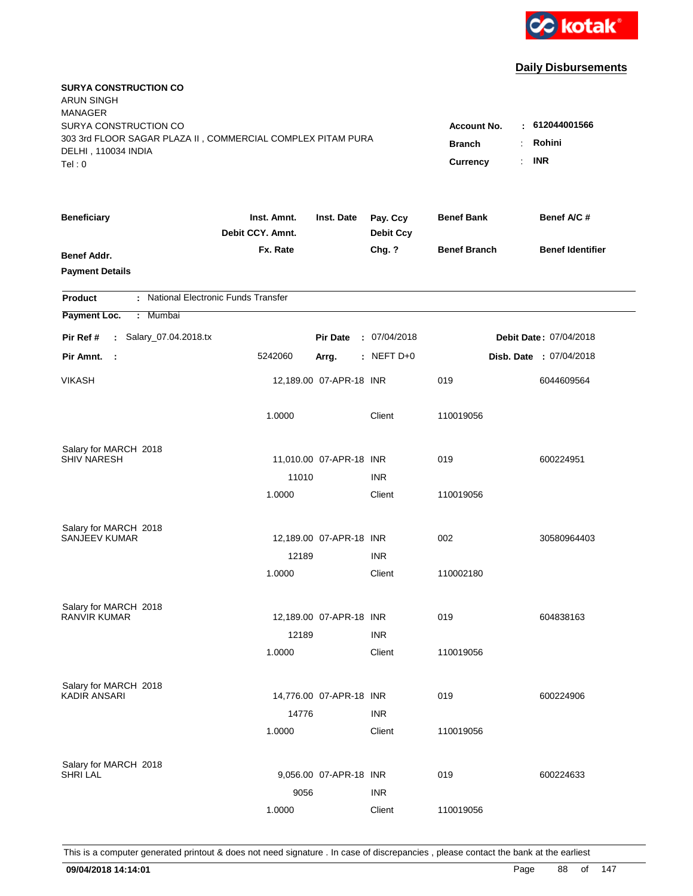kotak

## Daily Disbursements

**SURYA CONSTRUCTION CO**
ARUN SINGH
MANAGER
SURYA CONSTRUCTION CO
303 3rd FLOOR SAGAR PLAZA II , COMMERCIAL COMPLEX PITAM PURA
DELHI , 110034 INDIA
Tel : 0

**Account No.** : **612044001566**
**Branch** : **Rohini**
**Currency** : **INR**

| Beneficiary / Benef Addr. / Payment Details | Inst. Amnt. / Debit CCY. Amnt. / Fx. Rate | Inst. Date | Pay. Ccy / Debit Ccy / Chg. ? | Benef Bank / Benef Branch | Benef A/C # / Benef Identifier |
|---|---|---|---|---|---|

**Product** : National Electronic Funds Transfer
**Payment Loc.** : Mumbai

**Pir Ref #** : Salary_07.04.2018.tx | **Pir Date** : 07/04/2018 | **Debit Date** : 07/04/2018
**Pir Amnt.** : 5242060 | **Arrg.** : NEFT D+0 | **Disb. Date** : 07/04/2018

| Beneficiary | Amount | Inst. Date | Ccy | Benef Bank | Benef A/C # |
|---|---|---|---|---|---|
| VIKASH | 12,189.00 | 07-APR-18 | INR | 019 | 6044609564 |
| | 1.0000 | | Client | 110019056 | |
| Salary for MARCH 2018 | | | | | |
| SHIV NARESH | 11,010.00 | 07-APR-18 | INR | 019 | 600224951 |
| | 11010 | | INR | | |
| | 1.0000 | | Client | 110019056 | |
| Salary for MARCH 2018 | | | | | |
| SANJEEV KUMAR | 12,189.00 | 07-APR-18 | INR | 002 | 30580964403 |
| | 12189 | | INR | | |
| | 1.0000 | | Client | 110002180 | |
| Salary for MARCH 2018 | | | | | |
| RANVIR KUMAR | 12,189.00 | 07-APR-18 | INR | 019 | 604838163 |
| | 12189 | | INR | | |
| | 1.0000 | | Client | 110019056 | |
| Salary for MARCH 2018 | | | | | |
| KADIR ANSARI | 14,776.00 | 07-APR-18 | INR | 019 | 600224906 |
| | 14776 | | INR | | |
| | 1.0000 | | Client | 110019056 | |
| Salary for MARCH 2018 | | | | | |
| SHRI LAL | 9,056.00 | 07-APR-18 | INR | 019 | 600224633 |
| | 9056 | | INR | | |
| | 1.0000 | | Client | 110019056 | |

This is a computer generated printout & does not need signature . In case of discrepancies , please contact the bank at the earliest

09/04/2018 14:14:01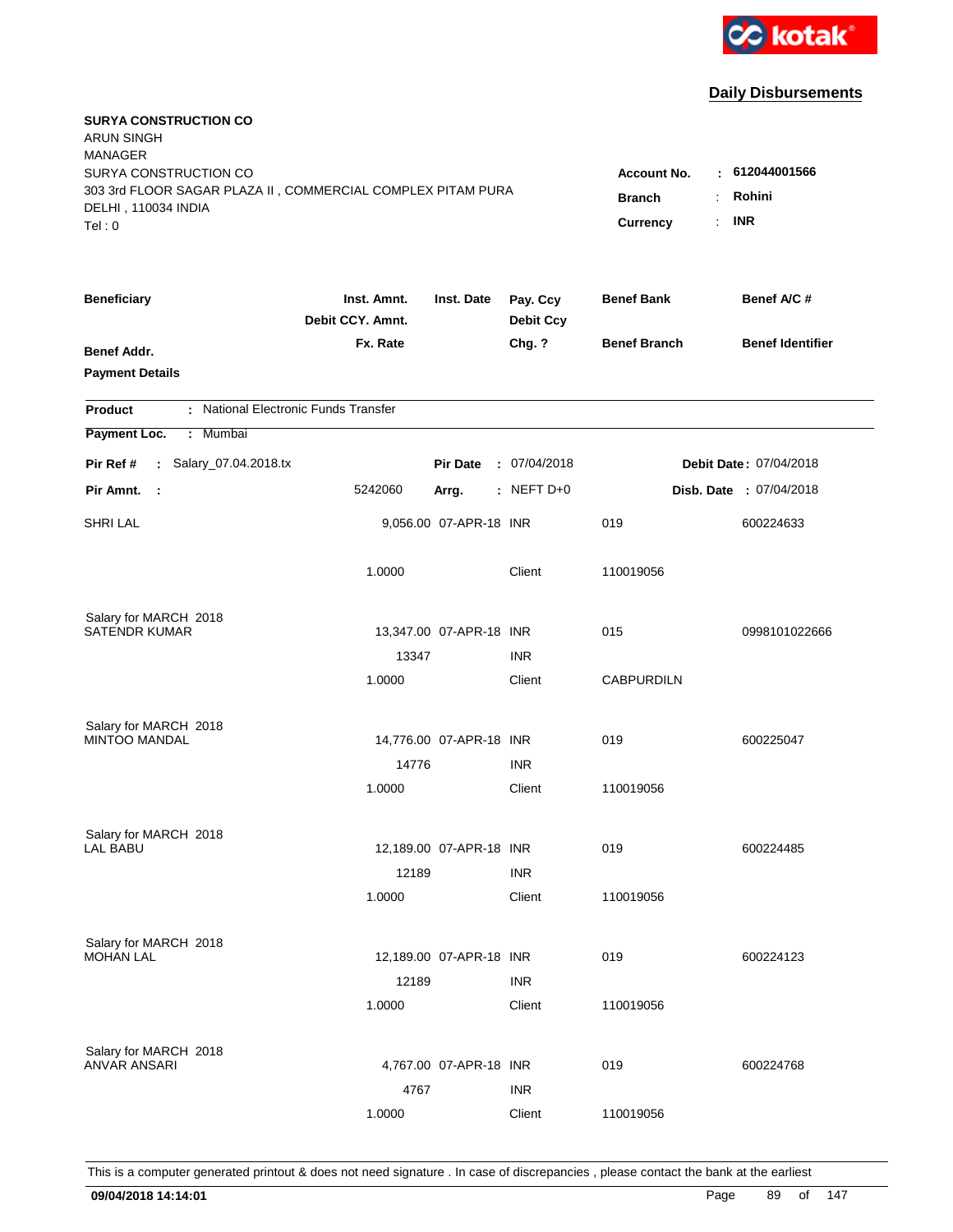kotak

## Daily Disbursements

**SURYA CONSTRUCTION CO**
ARUN SINGH
MANAGER
SURYA CONSTRUCTION CO
303 3rd FLOOR SAGAR PLAZA II , COMMERCIAL COMPLEX PITAM PURA
DELHI , 110034 INDIA
Tel : 0

**Account No.** : **612044001566**
**Branch** : **Rohini**
**Currency** : **INR**

| Beneficiary / Benef Addr. / Payment Details | Inst. Amnt. / Debit CCY. Amnt. / Fx. Rate | Inst. Date | Pay. Ccy / Debit Ccy / Chg. ? | Benef Bank / Benef Branch | Benef A/C # / Benef Identifier |
|---|---|---|---|---|---|

**Product** : National Electronic Funds Transfer
**Payment Loc.** : Mumbai

**Pir Ref #** : Salary_07.04.2018.tx &nbsp;&nbsp; **Pir Date** : 07/04/2018 &nbsp;&nbsp; **Debit Date** : 07/04/2018
**Pir Amnt.** : 5242060 &nbsp;&nbsp; **Arrg.** : NEFT D+0 &nbsp;&nbsp; **Disb. Date** : 07/04/2018

| Beneficiary | Inst. Amnt. | Inst. Date | Pay. Ccy | Benef Bank | Benef A/C # |
|---|---|---|---|---|---|
| SHRI LAL | 9,056.00 | 07-APR-18 | INR | 019 | 600224633 |
| | 1.0000 | | Client | 110019056 | |
| Salary for MARCH 2018 | | | | | |
| SATENDR KUMAR | 13,347.00 | 07-APR-18 | INR | 015 | 0998101022666 |
| | 13347 | | INR | | |
| | 1.0000 | | Client | CABPURDILN | |
| Salary for MARCH 2018 | | | | | |
| MINTOO MANDAL | 14,776.00 | 07-APR-18 | INR | 019 | 600225047 |
| | 14776 | | INR | | |
| | 1.0000 | | Client | 110019056 | |
| Salary for MARCH 2018 | | | | | |
| LAL BABU | 12,189.00 | 07-APR-18 | INR | 019 | 600224485 |
| | 12189 | | INR | | |
| | 1.0000 | | Client | 110019056 | |
| Salary for MARCH 2018 | | | | | |
| MOHAN LAL | 12,189.00 | 07-APR-18 | INR | 019 | 600224123 |
| | 12189 | | INR | | |
| | 1.0000 | | Client | 110019056 | |
| Salary for MARCH 2018 | | | | | |
| ANVAR ANSARI | 4,767.00 | 07-APR-18 | INR | 019 | 600224768 |
| | 4767 | | INR | | |
| | 1.0000 | | Client | 110019056 | |

This is a computer generated printout & does not need signature . In case of discrepancies , please contact the bank at the earliest

**09/04/2018 14:14:01**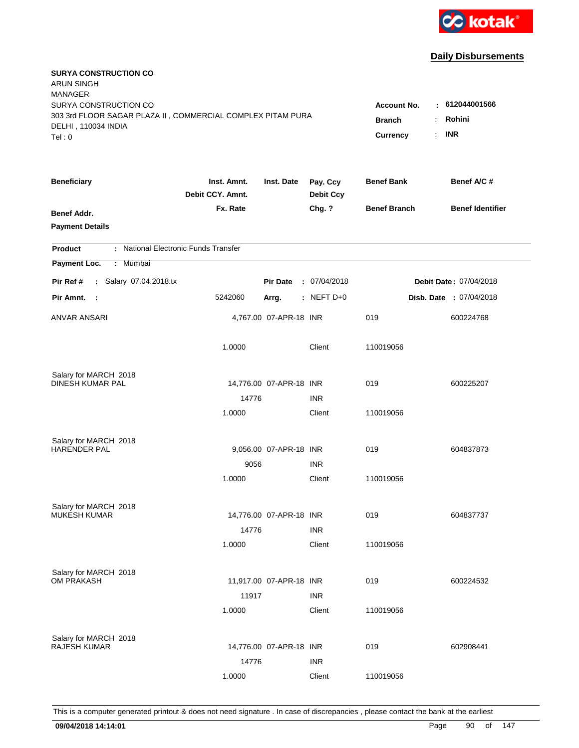kotak

## Daily Disbursements

**SURYA CONSTRUCTION CO**
ARUN SINGH
MANAGER
SURYA CONSTRUCTION CO
303 3rd FLOOR SAGAR PLAZA II , COMMERCIAL COMPLEX PITAM PURA
DELHI , 110034 INDIA
Tel : 0

**Account No.** : **612044001566**
**Branch** : **Rohini**
**Currency** : **INR**

| Beneficiary | Inst. Amnt. / Debit CCY. Amnt. / Fx. Rate | Inst. Date | Pay. Ccy / Debit Ccy / Chg. ? | Benef Bank / Benef Branch | Benef A/C # / Benef Identifier |
|---|---|---|---|---|---|
| Benef Addr. / Payment Details | | | | | |

**Product** : National Electronic Funds Transfer
**Payment Loc.** : Mumbai

**Pir Ref #** : Salary_07.04.2018.tx — **Pir Date** : 07/04/2018 — **Debit Date** : 07/04/2018
**Pir Amnt.** : 5242060 — **Arrg.** : NEFT D+0 — **Disb. Date** : 07/04/2018

| Beneficiary | Inst. Amnt. / Debit CCY. Amnt. / Fx. Rate | Inst. Date | Pay. Ccy / Debit Ccy / Chg. ? | Benef Bank / Benef Branch | Benef A/C # / Benef Identifier |
|---|---|---|---|---|---|
| ANVAR ANSARI | 4,767.00 | 07-APR-18 | INR | 019 | 600224768 |
| | 1.0000 | | Client | 110019056 | |
| Salary for MARCH 2018 | | | | | |
| DINESH KUMAR PAL | 14,776.00 | 07-APR-18 | INR | 019 | 600225207 |
| | 14776 | | INR | | |
| | 1.0000 | | Client | 110019056 | |
| Salary for MARCH 2018 | | | | | |
| HARENDER PAL | 9,056.00 | 07-APR-18 | INR | 019 | 604837873 |
| | 9056 | | INR | | |
| | 1.0000 | | Client | 110019056 | |
| Salary for MARCH 2018 | | | | | |
| MUKESH KUMAR | 14,776.00 | 07-APR-18 | INR | 019 | 604837737 |
| | 14776 | | INR | | |
| | 1.0000 | | Client | 110019056 | |
| Salary for MARCH 2018 | | | | | |
| OM PRAKASH | 11,917.00 | 07-APR-18 | INR | 019 | 600224532 |
| | 11917 | | INR | | |
| | 1.0000 | | Client | 110019056 | |
| Salary for MARCH 2018 | | | | | |
| RAJESH KUMAR | 14,776.00 | 07-APR-18 | INR | 019 | 602908441 |
| | 14776 | | INR | | |
| | 1.0000 | | Client | 110019056 | |

This is a computer generated printout & does not need signature . In case of discrepancies , please contact the bank at the earliest

**09/04/2018 14:14:01**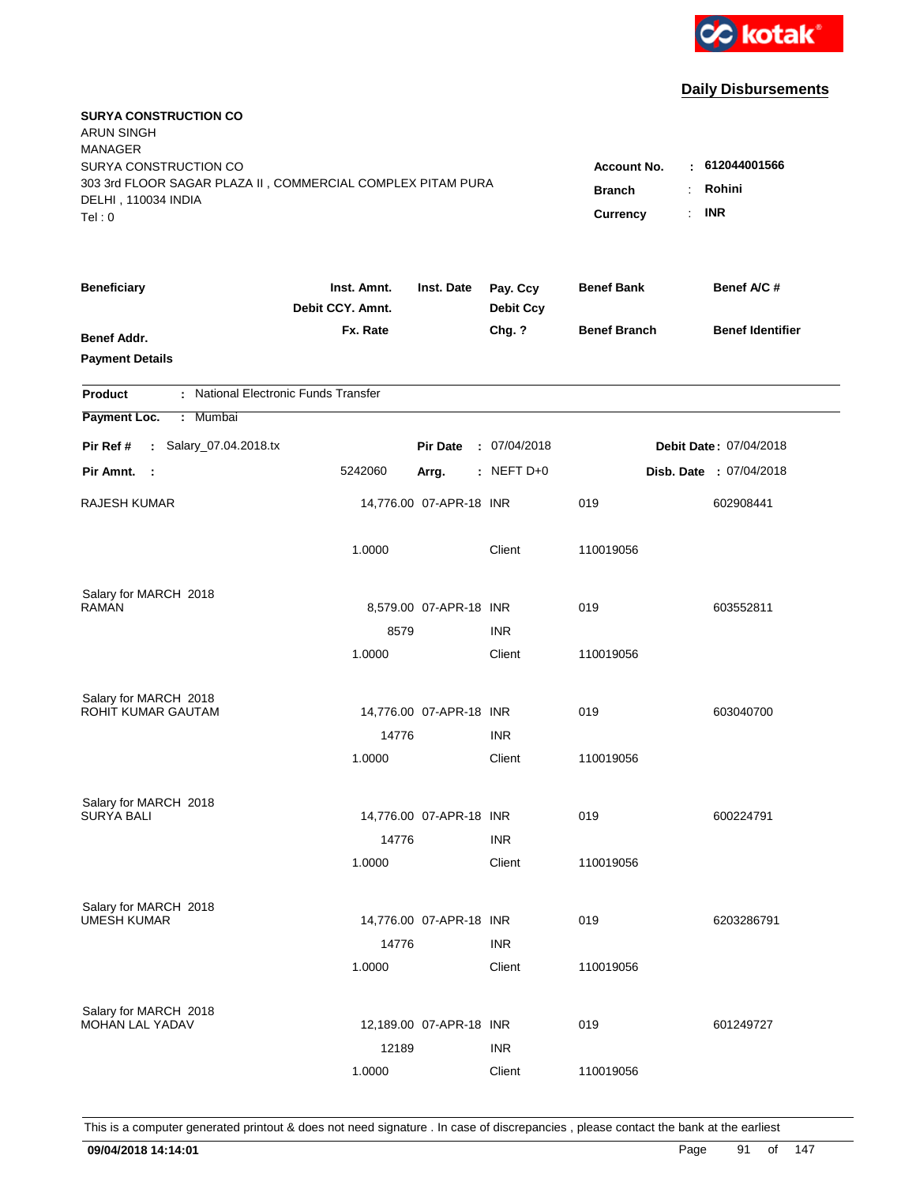kotak

## Daily Disbursements

**SURYA CONSTRUCTION CO**
ARUN SINGH
MANAGER
SURYA CONSTRUCTION CO
303 3rd FLOOR SAGAR PLAZA II , COMMERCIAL COMPLEX PITAM PURA
DELHI , 110034 INDIA
Tel : 0

**Account No.** : **612044001566**
**Branch** : **Rohini**
**Currency** : **INR**

| Beneficiary / Benef Addr. / Payment Details | Inst. Amnt. / Debit CCY. Amnt. / Fx. Rate | Inst. Date | Pay. Ccy / Debit Ccy / Chg. ? | Benef Bank / Benef Branch | Benef A/C # / Benef Identifier |
|---|---|---|---|---|---|

**Product** : National Electronic Funds Transfer
**Payment Loc.** : Mumbai
**Pir Ref #** : Salary_07.04.2018.tx **Pir Date** : 07/04/2018 **Debit Date** : 07/04/2018
**Pir Amnt.** : 5242060 **Arrg.** : NEFT D+0 **Disb. Date** : 07/04/2018

| Beneficiary | Inst. Amnt. | Inst. Date | Pay. Ccy | Benef Bank | Benef A/C # |
|---|---|---|---|---|---|
| RAJESH KUMAR | 14,776.00 | 07-APR-18 | INR | 019 | 602908441 |
| | 1.0000 | | Client | 110019056 | |
| Salary for MARCH 2018 | | | | | |
| RAMAN | 8,579.00 | 07-APR-18 | INR | 019 | 603552811 |
| | 8579 | | INR | | |
| | 1.0000 | | Client | 110019056 | |
| Salary for MARCH 2018 | | | | | |
| ROHIT KUMAR GAUTAM | 14,776.00 | 07-APR-18 | INR | 019 | 603040700 |
| | 14776 | | INR | | |
| | 1.0000 | | Client | 110019056 | |
| Salary for MARCH 2018 | | | | | |
| SURYA BALI | 14,776.00 | 07-APR-18 | INR | 019 | 600224791 |
| | 14776 | | INR | | |
| | 1.0000 | | Client | 110019056 | |
| Salary for MARCH 2018 | | | | | |
| UMESH KUMAR | 14,776.00 | 07-APR-18 | INR | 019 | 6203286791 |
| | 14776 | | INR | | |
| | 1.0000 | | Client | 110019056 | |
| Salary for MARCH 2018 | | | | | |
| MOHAN LAL YADAV | 12,189.00 | 07-APR-18 | INR | 019 | 601249727 |
| | 12189 | | INR | | |
| | 1.0000 | | Client | 110019056 | |

This is a computer generated printout & does not need signature . In case of discrepancies , please contact the bank at the earliest

**09/04/2018 14:14:01**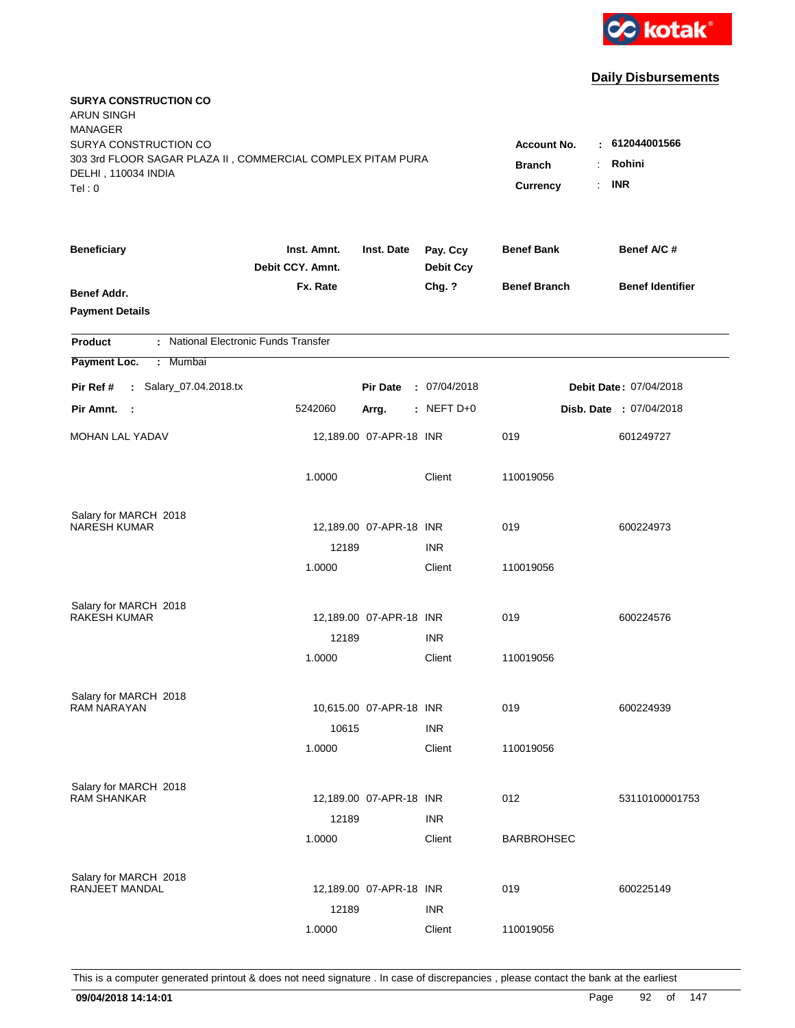kotak

## Daily Disbursements

**SURYA CONSTRUCTION CO**
ARUN SINGH
MANAGER
SURYA CONSTRUCTION CO
303 3rd FLOOR SAGAR PLAZA II , COMMERCIAL COMPLEX PITAM PURA
DELHI , 110034 INDIA
Tel : 0

**Account No.** : **612044001566**
**Branch** : **Rohini**
**Currency** : **INR**

| Beneficiary / Benef Addr. / Payment Details | Inst. Amnt. / Debit CCY. Amnt. / Fx. Rate | Inst. Date | Pay. Ccy / Debit Ccy / Chg. ? | Benef Bank / Benef Branch | Benef A/C # / Benef Identifier |
|---|---|---|---|---|---|

**Product** : National Electronic Funds Transfer

**Payment Loc.** : Mumbai

**Pir Ref #** : Salary_07.04.2018.tx | **Pir Date** : 07/04/2018 | **Debit Date** : 07/04/2018

**Pir Amnt.** : 5242060 | **Arrg.** : NEFT D+0 | **Disb. Date** : 07/04/2018

| Beneficiary | Inst. Amnt. | Inst. Date | Pay. Ccy | Benef Bank | Benef A/C # |
|---|---|---|---|---|---|
| MOHAN LAL YADAV | 12,189.00 | 07-APR-18 | INR | 019 | 601249727 |
| | 1.0000 | | Client | 110019056 | |
| Salary for MARCH 2018 | | | | | |
| NARESH KUMAR | 12,189.00 | 07-APR-18 | INR | 019 | 600224973 |
| | 12189 | | INR | | |
| | 1.0000 | | Client | 110019056 | |
| Salary for MARCH 2018 | | | | | |
| RAKESH KUMAR | 12,189.00 | 07-APR-18 | INR | 019 | 600224576 |
| | 12189 | | INR | | |
| | 1.0000 | | Client | 110019056 | |
| Salary for MARCH 2018 | | | | | |
| RAM NARAYAN | 10,615.00 | 07-APR-18 | INR | 019 | 600224939 |
| | 10615 | | INR | | |
| | 1.0000 | | Client | 110019056 | |
| Salary for MARCH 2018 | | | | | |
| RAM SHANKAR | 12,189.00 | 07-APR-18 | INR | 012 | 53110100001753 |
| | 12189 | | INR | | |
| | 1.0000 | | Client | BARBROHSEC | |
| Salary for MARCH 2018 | | | | | |
| RANJEET MANDAL | 12,189.00 | 07-APR-18 | INR | 019 | 600225149 |
| | 12189 | | INR | | |
| | 1.0000 | | Client | 110019056 | |

This is a computer generated printout & does not need signature . In case of discrepancies , please contact the bank at the earliest

**09/04/2018 14:14:01**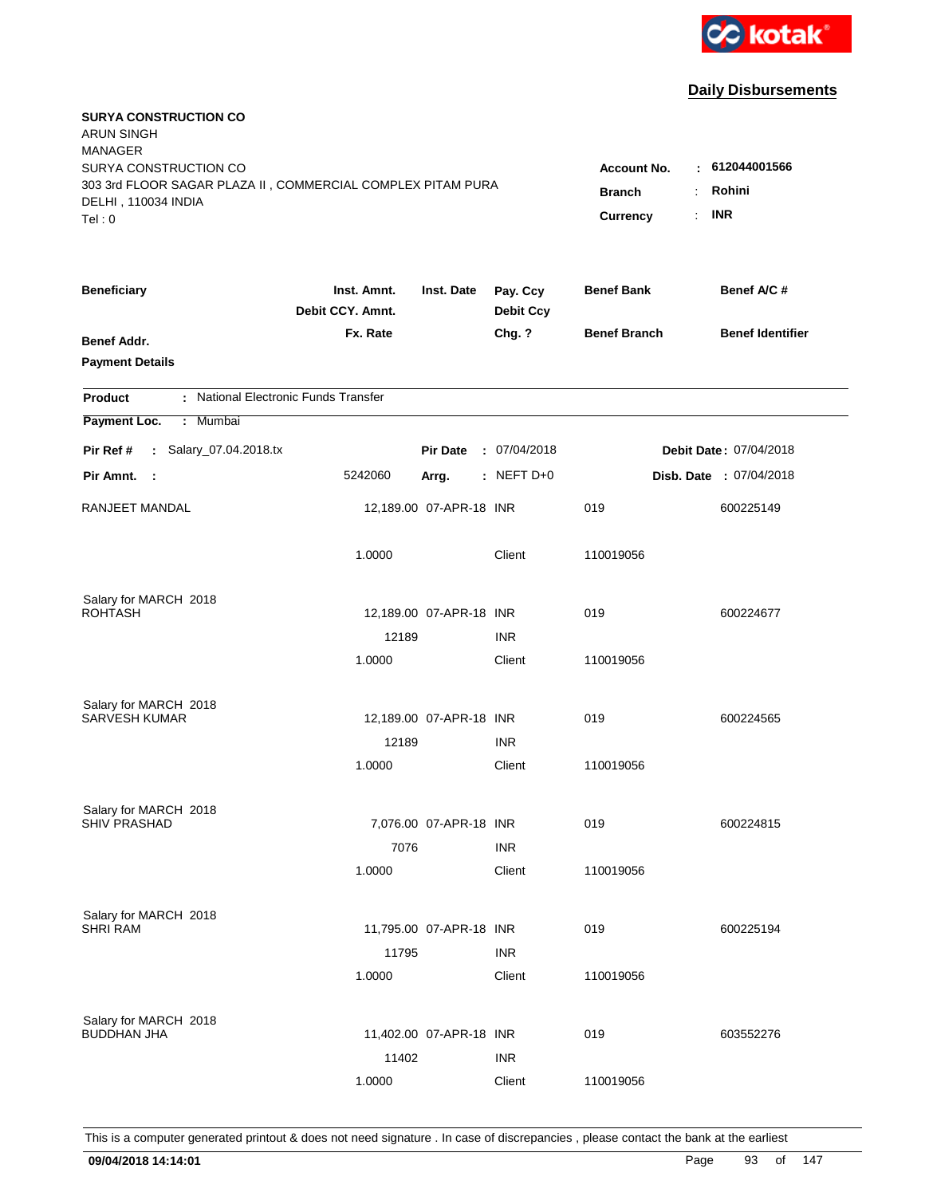**kotak**

## Daily Disbursements

**SURYA CONSTRUCTION CO**
ARUN SINGH
MANAGER
SURYA CONSTRUCTION CO
303 3rd FLOOR SAGAR PLAZA II , COMMERCIAL COMPLEX PITAM PURA
DELHI , 110034 INDIA
Tel : 0

**Account No.** : **612044001566**
**Branch** : **Rohini**
**Currency** : **INR**

| Beneficiary | Inst. Amnt. / Debit CCY. Amnt. / Fx. Rate | Inst. Date | Pay. Ccy / Debit Ccy / Chg. ? | Benef Bank / Benef Branch | Benef A/C # / Benef Identifier |
|---|---|---|---|---|---|
| **Benef Addr.** | | | | | |
| **Payment Details** | | | | | |

**Product** : National Electronic Funds Transfer
**Payment Loc.** : Mumbai

**Pir Ref #** : Salary_07.04.2018.tx &nbsp;&nbsp; **Pir Date** : 07/04/2018 &nbsp;&nbsp; **Debit Date** : 07/04/2018
**Pir Amnt.** : 5242060 &nbsp;&nbsp; **Arrg.** : NEFT D+0 &nbsp;&nbsp; **Disb. Date** : 07/04/2018

| Beneficiary | Inst. Amnt. / Debit CCY. Amnt. / Fx. Rate | Inst. Date | Pay. Ccy / Debit Ccy / Chg. ? | Benef Bank / Benef Branch | Benef A/C # / Benef Identifier |
|---|---|---|---|---|---|
| RANJEET MANDAL | 12,189.00 | 07-APR-18 | INR | 019 | 600225149 |
| | 1.0000 | | Client | 110019056 | |
| Salary for MARCH 2018 | | | | | |
| ROHTASH | 12,189.00 | 07-APR-18 | INR | 019 | 600224677 |
| | 12189 | | INR | | |
| | 1.0000 | | Client | 110019056 | |
| Salary for MARCH 2018 | | | | | |
| SARVESH KUMAR | 12,189.00 | 07-APR-18 | INR | 019 | 600224565 |
| | 12189 | | INR | | |
| | 1.0000 | | Client | 110019056 | |
| Salary for MARCH 2018 | | | | | |
| SHIV PRASHAD | 7,076.00 | 07-APR-18 | INR | 019 | 600224815 |
| | 7076 | | INR | | |
| | 1.0000 | | Client | 110019056 | |
| Salary for MARCH 2018 | | | | | |
| SHRI RAM | 11,795.00 | 07-APR-18 | INR | 019 | 600225194 |
| | 11795 | | INR | | |
| | 1.0000 | | Client | 110019056 | |
| Salary for MARCH 2018 | | | | | |
| BUDDHAN JHA | 11,402.00 | 07-APR-18 | INR | 019 | 603552276 |
| | 11402 | | INR | | |
| | 1.0000 | | Client | 110019056 | |

This is a computer generated printout & does not need signature . In case of discrepancies , please contact the bank at the earliest

**09/04/2018 14:14:01**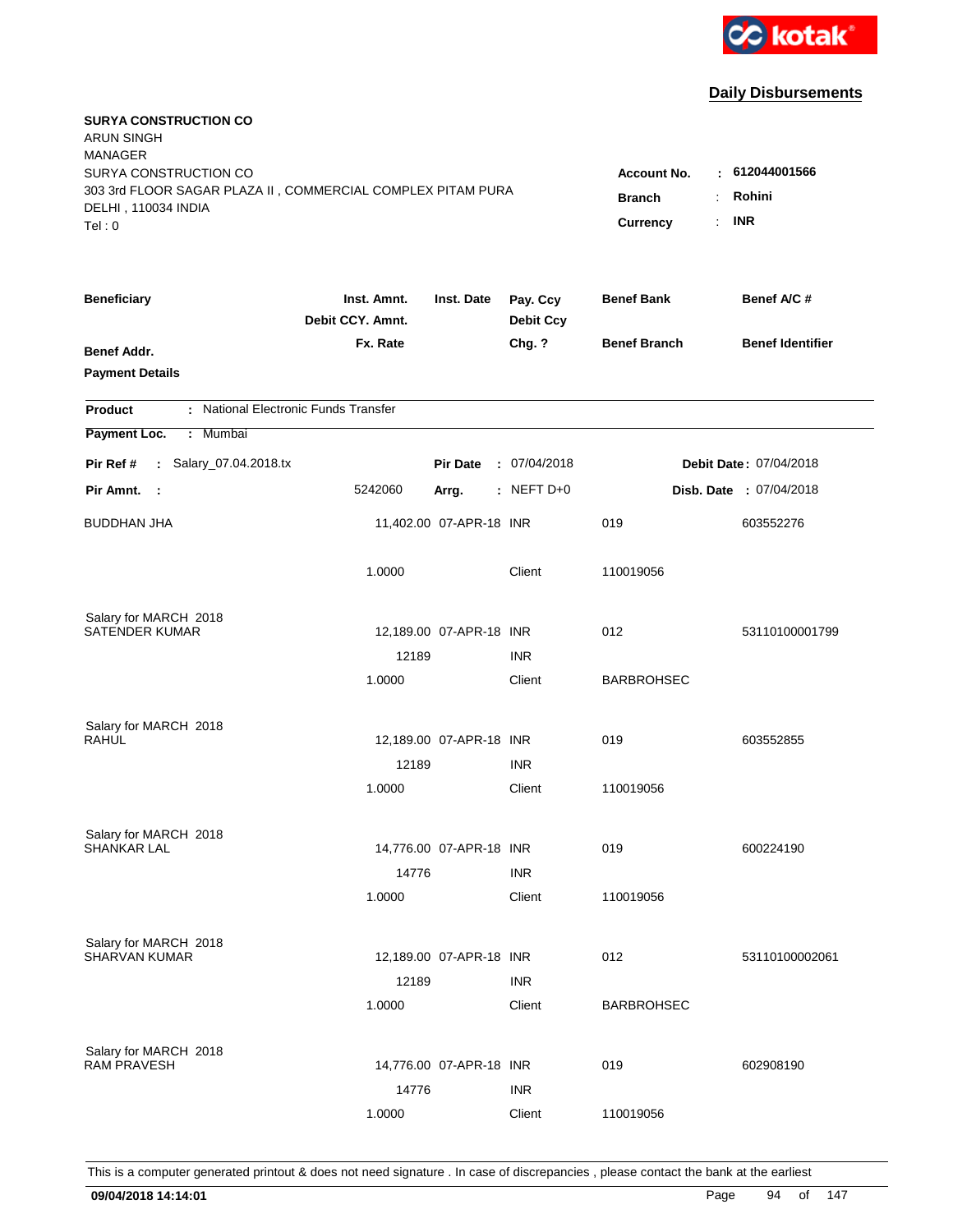kotak

## Daily Disbursements

**SURYA CONSTRUCTION CO**
ARUN SINGH
MANAGER
SURYA CONSTRUCTION CO
303 3rd FLOOR SAGAR PLAZA II , COMMERCIAL COMPLEX PITAM PURA
DELHI , 110034 INDIA
Tel : 0

**Account No.** : **612044001566**
**Branch** : **Rohini**
**Currency** : **INR**

| Beneficiary | Inst. Amnt. / Debit CCY. Amnt. / Fx. Rate | Inst. Date | Pay. Ccy / Debit Ccy / Chg. ? | Benef Bank / Benef Branch | Benef A/C # / Benef Identifier |
|---|---|---|---|---|---|
| **Benef Addr.** | | | | | |
| **Payment Details** | | | | | |

**Product** : National Electronic Funds Transfer
**Payment Loc.** : Mumbai

**Pir Ref #** : Salary_07.04.2018.tx | **Pir Date** : 07/04/2018 | **Debit Date** : 07/04/2018
**Pir Amnt.** : 5242060 | **Arrg.** : NEFT D+0 | **Disb. Date** : 07/04/2018

| Beneficiary | Inst. Amnt. / Debit CCY. Amnt. / Fx. Rate | Inst. Date | Pay. Ccy / Debit Ccy / Chg. ? | Benef Bank / Benef Branch | Benef A/C # |
|---|---|---|---|---|---|
| BUDDHAN JHA | 11,402.00 | 07-APR-18 | INR | 019 | 603552276 |
| | 1.0000 | | Client | 110019056 | |
| Salary for MARCH 2018 | | | | | |
| SATENDER KUMAR | 12,189.00 | 07-APR-18 | INR | 012 | 53110100001799 |
| | 12189 | | INR | | |
| | 1.0000 | | Client | BARBROHSEC | |
| Salary for MARCH 2018 | | | | | |
| RAHUL | 12,189.00 | 07-APR-18 | INR | 019 | 603552855 |
| | 12189 | | INR | | |
| | 1.0000 | | Client | 110019056 | |
| Salary for MARCH 2018 | | | | | |
| SHANKAR LAL | 14,776.00 | 07-APR-18 | INR | 019 | 600224190 |
| | 14776 | | INR | | |
| | 1.0000 | | Client | 110019056 | |
| Salary for MARCH 2018 | | | | | |
| SHARVAN KUMAR | 12,189.00 | 07-APR-18 | INR | 012 | 53110100002061 |
| | 12189 | | INR | | |
| | 1.0000 | | Client | BARBROHSEC | |
| Salary for MARCH 2018 | | | | | |
| RAM PRAVESH | 14,776.00 | 07-APR-18 | INR | 019 | 602908190 |
| | 14776 | | INR | | |
| | 1.0000 | | Client | 110019056 | |

This is a computer generated printout & does not need signature . In case of discrepancies , please contact the bank at the earliest

**09/04/2018 14:14:01**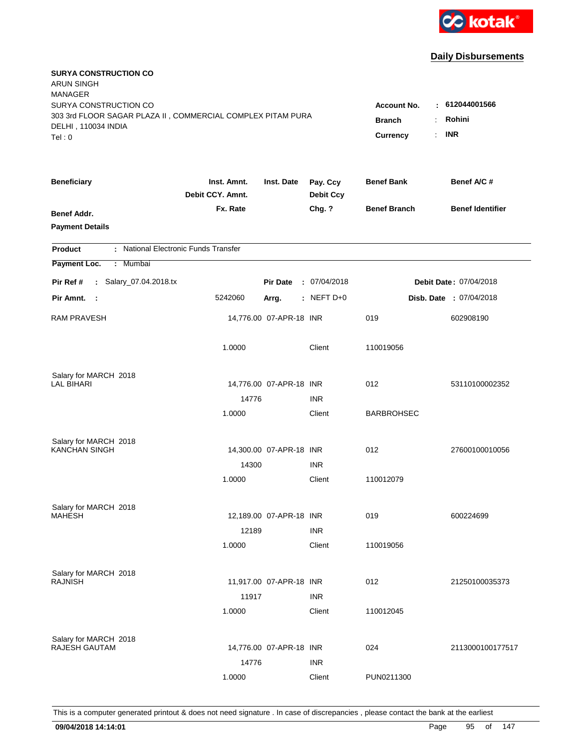kotak

## Daily Disbursements

**SURYA CONSTRUCTION CO**
ARUN SINGH
MANAGER
SURYA CONSTRUCTION CO
303 3rd FLOOR SAGAR PLAZA II , COMMERCIAL COMPLEX PITAM PURA
DELHI , 110034 INDIA
Tel : 0

**Account No.** : **612044001566**
**Branch** : **Rohini**
**Currency** : **INR**

| Beneficiary / Benef Addr. / Payment Details | Inst. Amnt. / Debit CCY. Amnt. / Fx. Rate | Inst. Date | Pay. Ccy / Debit Ccy / Chg. ? | Benef Bank / Benef Branch | Benef A/C # / Benef Identifier |
|---|---|---|---|---|---|

**Product** : National Electronic Funds Transfer
**Payment Loc.** : Mumbai

**Pir Ref #** : Salary_07.04.2018.tx | **Pir Date** : 07/04/2018 | **Debit Date** : 07/04/2018
**Pir Amnt.** : 5242060 | **Arrg.** : NEFT D+0 | **Disb. Date** : 07/04/2018

| Beneficiary | Inst. Amnt. | Inst. Date | Pay. Ccy | Benef Bank | Benef A/C # |
|---|---|---|---|---|---|
| RAM PRAVESH | 14,776.00 | 07-APR-18 | INR | 019 | 602908190 |
| | 1.0000 | | Client | 110019056 | |
| Salary for MARCH 2018 | | | | | |
| LAL BIHARI | 14,776.00 | 07-APR-18 | INR | 012 | 53110100002352 |
| | 14776 | | INR | | |
| | 1.0000 | | Client | BARBROHSEC | |
| Salary for MARCH 2018 | | | | | |
| KANCHAN SINGH | 14,300.00 | 07-APR-18 | INR | 012 | 27600100010056 |
| | 14300 | | INR | | |
| | 1.0000 | | Client | 110012079 | |
| Salary for MARCH 2018 | | | | | |
| MAHESH | 12,189.00 | 07-APR-18 | INR | 019 | 600224699 |
| | 12189 | | INR | | |
| | 1.0000 | | Client | 110019056 | |
| Salary for MARCH 2018 | | | | | |
| RAJNISH | 11,917.00 | 07-APR-18 | INR | 012 | 21250100035373 |
| | 11917 | | INR | | |
| | 1.0000 | | Client | 110012045 | |
| Salary for MARCH 2018 | | | | | |
| RAJESH GAUTAM | 14,776.00 | 07-APR-18 | INR | 024 | 2113000100177517 |
| | 14776 | | INR | | |
| | 1.0000 | | Client | PUN0211300 | |

This is a computer generated printout & does not need signature . In case of discrepancies , please contact the bank at the earliest

**09/04/2018 14:14:01**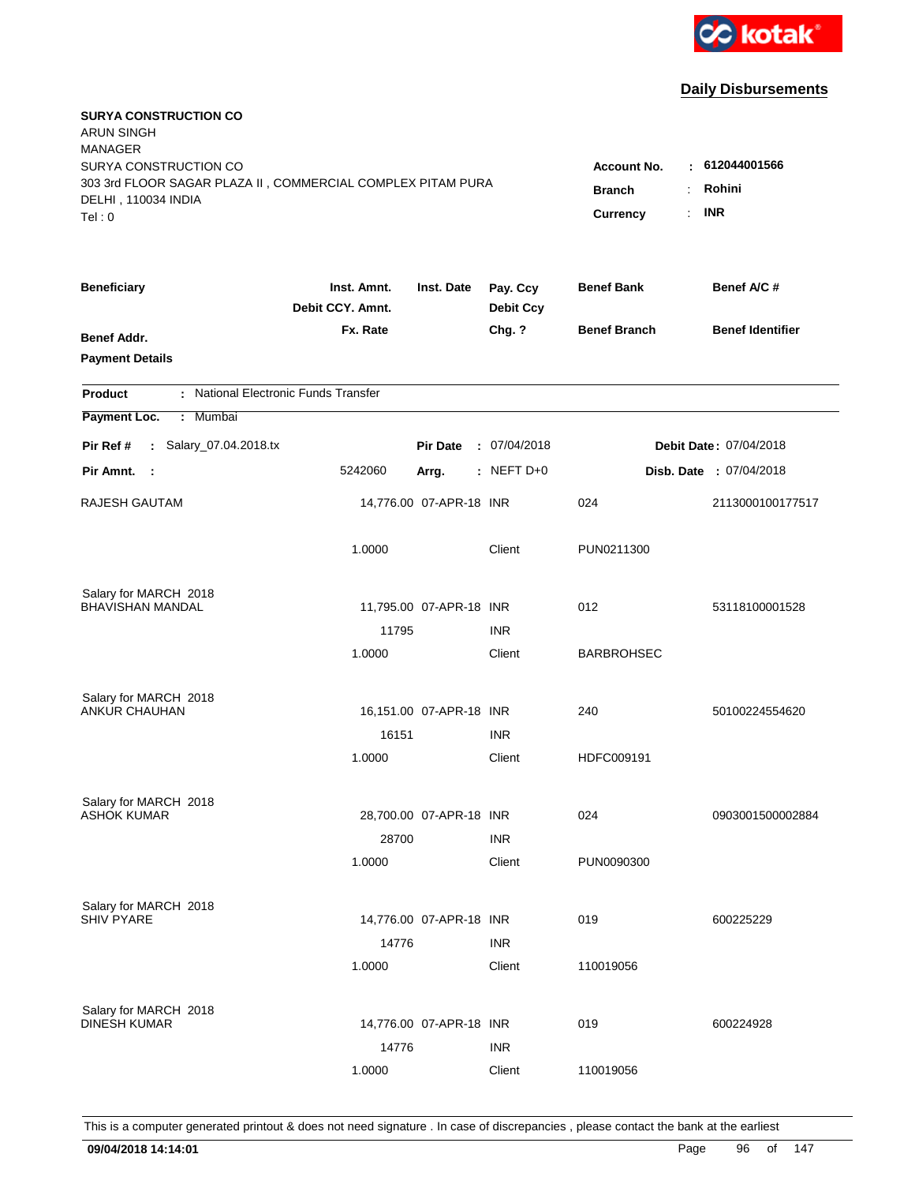kotak

## Daily Disbursements

**SURYA CONSTRUCTION CO**
ARUN SINGH
MANAGER
SURYA CONSTRUCTION CO
303 3rd FLOOR SAGAR PLAZA II , COMMERCIAL COMPLEX PITAM PURA
DELHI , 110034 INDIA
Tel : 0

**Account No.** : **612044001566**
**Branch** : **Rohini**
**Currency** : **INR**

| Beneficiary / Benef Addr. / Payment Details | Inst. Amnt. / Debit CCY. Amnt. / Fx. Rate | Inst. Date | Pay. Ccy / Debit Ccy / Chg. ? | Benef Bank / Benef Branch | Benef A/C # / Benef Identifier |
|---|---|---|---|---|---|

**Product** : National Electronic Funds Transfer
**Payment Loc.** : Mumbai

**Pir Ref #** : Salary_07.04.2018.tx | **Pir Date** : 07/04/2018 | **Debit Date** : 07/04/2018
**Pir Amnt.** : 5242060 | **Arrg.** : NEFT D+0 | **Disb. Date** : 07/04/2018

| Beneficiary | Inst. Amnt. | Inst. Date | Pay. Ccy | Benef Bank | Benef A/C # |
|---|---|---|---|---|---|
| RAJESH GAUTAM | 14,776.00 | 07-APR-18 | INR | 024 | 2113000100177517 |
| | 1.0000 | | Client | PUN0211300 | |
| Salary for MARCH 2018 | | | | | |
| BHAVISHAN MANDAL | 11,795.00 | 07-APR-18 | INR | 012 | 53118100001528 |
| | 11795 | | INR | | |
| | 1.0000 | | Client | BARBROHSEC | |
| Salary for MARCH 2018 | | | | | |
| ANKUR CHAUHAN | 16,151.00 | 07-APR-18 | INR | 240 | 50100224554620 |
| | 16151 | | INR | | |
| | 1.0000 | | Client | HDFC009191 | |
| Salary for MARCH 2018 | | | | | |
| ASHOK KUMAR | 28,700.00 | 07-APR-18 | INR | 024 | 0903001500002884 |
| | 28700 | | INR | | |
| | 1.0000 | | Client | PUN0090300 | |
| Salary for MARCH 2018 | | | | | |
| SHIV PYARE | 14,776.00 | 07-APR-18 | INR | 019 | 600225229 |
| | 14776 | | INR | | |
| | 1.0000 | | Client | 110019056 | |
| Salary for MARCH 2018 | | | | | |
| DINESH KUMAR | 14,776.00 | 07-APR-18 | INR | 019 | 600224928 |
| | 14776 | | INR | | |
| | 1.0000 | | Client | 110019056 | |

This is a computer generated printout & does not need signature . In case of discrepancies , please contact the bank at the earliest

**09/04/2018 14:14:01**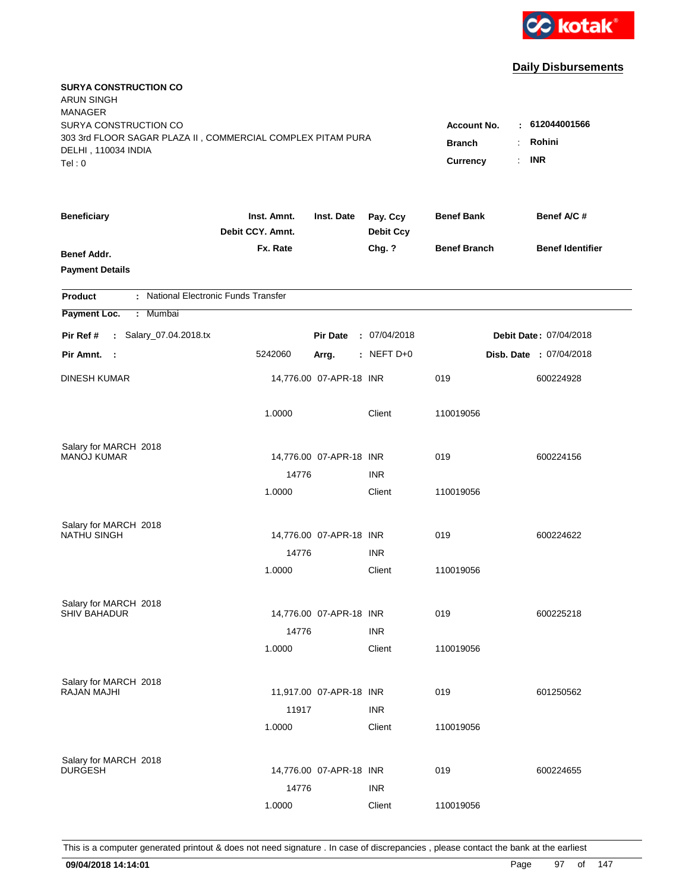kotak

## Daily Disbursements

**SURYA CONSTRUCTION CO**
ARUN SINGH
MANAGER
SURYA CONSTRUCTION CO
303 3rd FLOOR SAGAR PLAZA II , COMMERCIAL COMPLEX PITAM PURA
DELHI , 110034 INDIA
Tel : 0

**Account No.** : **612044001566**
**Branch** : **Rohini**
**Currency** : **INR**

| Beneficiary / Benef Addr. / Payment Details | Inst. Amnt. / Debit CCY. Amnt. / Fx. Rate | Inst. Date | Pay. Ccy / Debit Ccy / Chg. ? | Benef Bank / Benef Branch | Benef A/C # / Benef Identifier |
|---|---|---|---|---|---|

**Product** : National Electronic Funds Transfer
**Payment Loc.** : Mumbai

**Pir Ref #** : Salary_07.04.2018.tx | **Pir Date** : 07/04/2018 | **Debit Date** : 07/04/2018
**Pir Amnt.** : 5242060 | **Arrg.** : NEFT D+0 | **Disb. Date** : 07/04/2018

| Beneficiary | Inst. Amnt. | Inst. Date | Pay. Ccy | Benef Bank | Benef A/C # |
|---|---|---|---|---|---|
| DINESH KUMAR | 14,776.00 | 07-APR-18 | INR | 019 | 600224928 |
| | 1.0000 | | Client | 110019056 | |
| Salary for MARCH 2018 | | | | | |
| MANOJ KUMAR | 14,776.00 | 07-APR-18 | INR | 019 | 600224156 |
| | 14776 | | INR | | |
| | 1.0000 | | Client | 110019056 | |
| Salary for MARCH 2018 | | | | | |
| NATHU SINGH | 14,776.00 | 07-APR-18 | INR | 019 | 600224622 |
| | 14776 | | INR | | |
| | 1.0000 | | Client | 110019056 | |
| Salary for MARCH 2018 | | | | | |
| SHIV BAHADUR | 14,776.00 | 07-APR-18 | INR | 019 | 600225218 |
| | 14776 | | INR | | |
| | 1.0000 | | Client | 110019056 | |
| Salary for MARCH 2018 | | | | | |
| RAJAN MAJHI | 11,917.00 | 07-APR-18 | INR | 019 | 601250562 |
| | 11917 | | INR | | |
| | 1.0000 | | Client | 110019056 | |
| Salary for MARCH 2018 | | | | | |
| DURGESH | 14,776.00 | 07-APR-18 | INR | 019 | 600224655 |
| | 14776 | | INR | | |
| | 1.0000 | | Client | 110019056 | |

This is a computer generated printout & does not need signature . In case of discrepancies , please contact the bank at the earliest

**09/04/2018 14:14:01**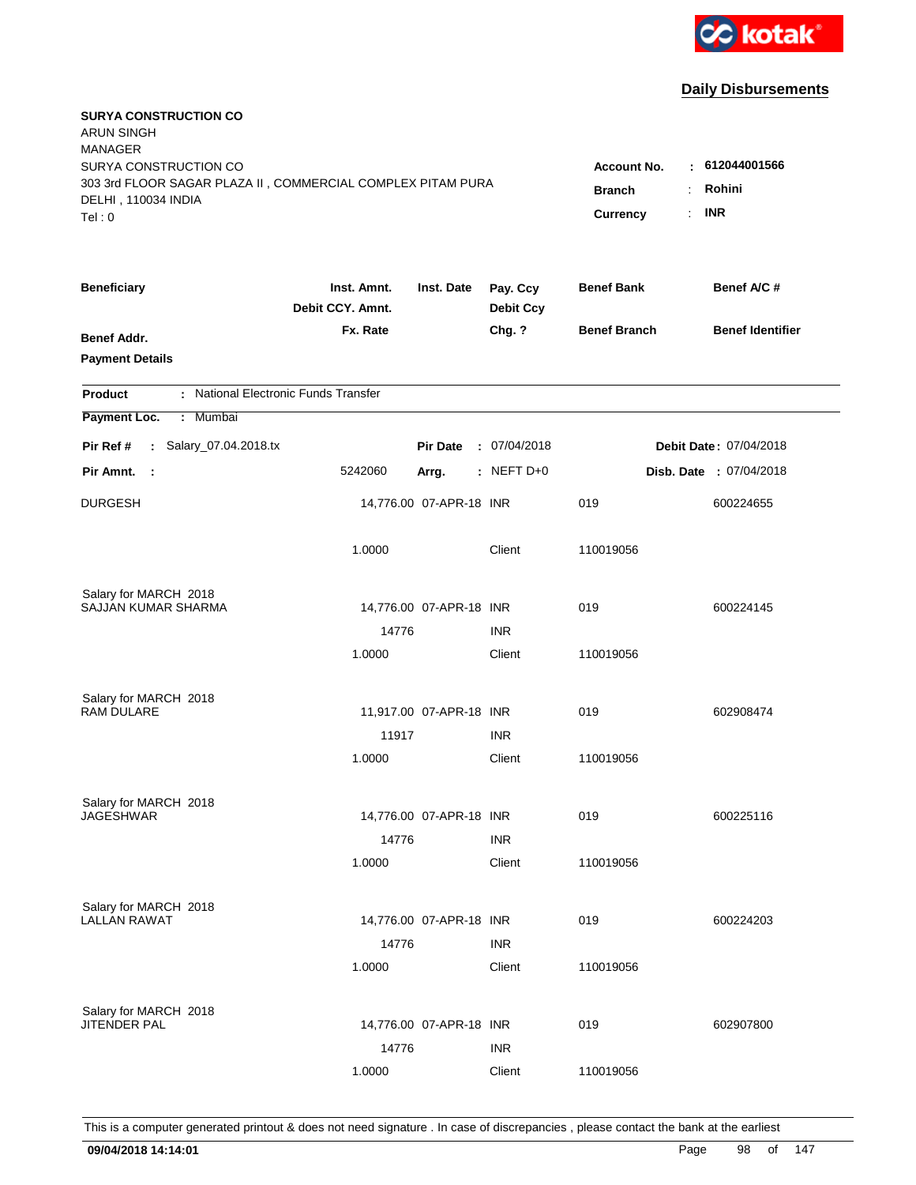kotak

## Daily Disbursements

**SURYA CONSTRUCTION CO**
ARUN SINGH
MANAGER
SURYA CONSTRUCTION CO
303 3rd FLOOR SAGAR PLAZA II , COMMERCIAL COMPLEX PITAM PURA
DELHI , 110034 INDIA
Tel : 0

**Account No.** : 612044001566
**Branch** : Rohini
**Currency** : INR

| Beneficiary | Inst. Amnt. / Debit CCY. Amnt. / Fx. Rate | Inst. Date | Pay. Ccy / Debit Ccy / Chg. ? | Benef Bank / Benef Branch | Benef A/C # / Benef Identifier |
|---|---|---|---|---|---|
| **Benef Addr.** | | | | | |
| **Payment Details** | | | | | |

**Product** : National Electronic Funds Transfer

**Payment Loc.** : Mumbai

**Pir Ref #** : Salary_07.04.2018.tx | **Pir Date** : 07/04/2018 | **Debit Date** : 07/04/2018

**Pir Amnt.** : 5242060 | **Arrg.** : NEFT D+0 | **Disb. Date** : 07/04/2018

| Beneficiary | Inst. Amnt. / Debit CCY. Amnt. / Fx. Rate | Inst. Date | Pay. Ccy / Debit Ccy / Chg. ? | Benef Bank / Benef Branch | Benef A/C # / Benef Identifier |
|---|---|---|---|---|---|
| DURGESH | 14,776.00 | 07-APR-18 | INR | 019 | 600224655 |
| | 1.0000 | | Client | 110019056 | |
| Salary for MARCH 2018 | | | | | |
| SAJJAN KUMAR SHARMA | 14,776.00 | 07-APR-18 | INR | 019 | 600224145 |
| | 14776 | | INR | | |
| | 1.0000 | | Client | 110019056 | |
| Salary for MARCH 2018 | | | | | |
| RAM DULARE | 11,917.00 | 07-APR-18 | INR | 019 | 602908474 |
| | 11917 | | INR | | |
| | 1.0000 | | Client | 110019056 | |
| Salary for MARCH 2018 | | | | | |
| JAGESHWAR | 14,776.00 | 07-APR-18 | INR | 019 | 600225116 |
| | 14776 | | INR | | |
| | 1.0000 | | Client | 110019056 | |
| Salary for MARCH 2018 | | | | | |
| LALLAN RAWAT | 14,776.00 | 07-APR-18 | INR | 019 | 600224203 |
| | 14776 | | INR | | |
| | 1.0000 | | Client | 110019056 | |
| Salary for MARCH 2018 | | | | | |
| JITENDER PAL | 14,776.00 | 07-APR-18 | INR | 019 | 602907800 |
| | 14776 | | INR | | |
| | 1.0000 | | Client | 110019056 | |

This is a computer generated printout & does not need signature . In case of discrepancies , please contact the bank at the earliest

09/04/2018 14:14:01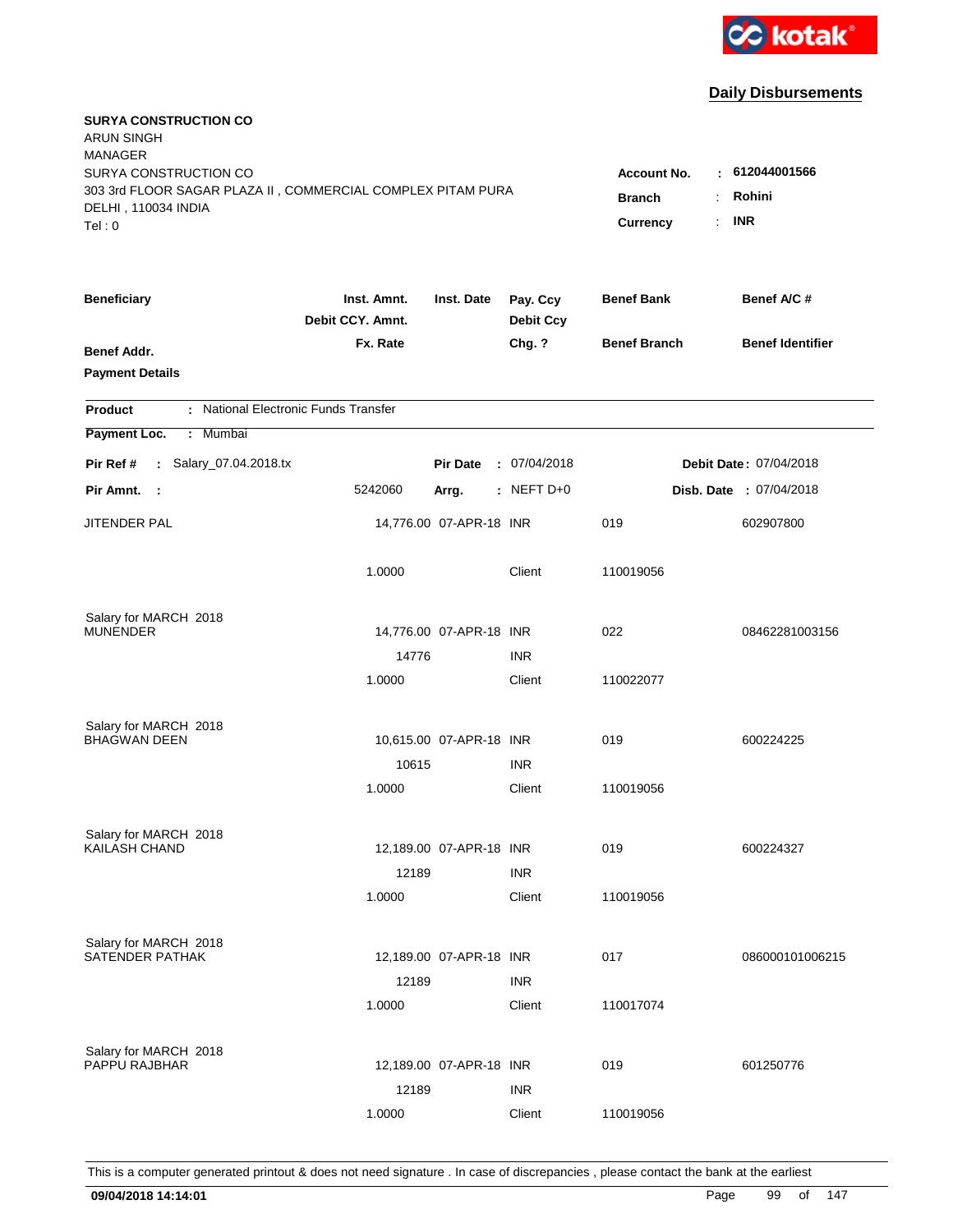kotak

## Daily Disbursements

**SURYA CONSTRUCTION CO**
ARUN SINGH
MANAGER
SURYA CONSTRUCTION CO
303 3rd FLOOR SAGAR PLAZA II , COMMERCIAL COMPLEX PITAM PURA
DELHI , 110034 INDIA
Tel : 0

**Account No.** : 612044001566
**Branch** : Rohini
**Currency** : INR

| Beneficiary / Benef Addr. / Payment Details | Inst. Amnt. / Debit CCY. Amnt. / Fx. Rate | Inst. Date | Pay. Ccy / Debit Ccy / Chg. ? | Benef Bank / Benef Branch | Benef A/C # / Benef Identifier |
|---|---|---|---|---|---|

**Product** : National Electronic Funds Transfer
**Payment Loc.** : Mumbai

**Pir Ref #** : Salary_07.04.2018.tx | **Pir Date** : 07/04/2018 | **Debit Date** : 07/04/2018
**Pir Amnt.** : 5242060 | **Arrg.** : NEFT D+0 | **Disb. Date** : 07/04/2018

| Beneficiary | Inst. Amnt. | Inst. Date | Pay. Ccy | Benef Bank | Benef A/C # |
|---|---|---|---|---|---|
| JITENDER PAL | 14,776.00 | 07-APR-18 | INR | 019 | 602907800 |
| | 1.0000 | | Client | 110019056 | |
| Salary for MARCH 2018 | | | | | |
| MUNENDER | 14,776.00 | 07-APR-18 | INR | 022 | 08462281003156 |
| | 14776 | | INR | | |
| | 1.0000 | | Client | 110022077 | |
| Salary for MARCH 2018 | | | | | |
| BHAGWAN DEEN | 10,615.00 | 07-APR-18 | INR | 019 | 600224225 |
| | 10615 | | INR | | |
| | 1.0000 | | Client | 110019056 | |
| Salary for MARCH 2018 | | | | | |
| KAILASH CHAND | 12,189.00 | 07-APR-18 | INR | 019 | 600224327 |
| | 12189 | | INR | | |
| | 1.0000 | | Client | 110019056 | |
| Salary for MARCH 2018 | | | | | |
| SATENDER PATHAK | 12,189.00 | 07-APR-18 | INR | 017 | 086000101006215 |
| | 12189 | | INR | | |
| | 1.0000 | | Client | 110017074 | |
| Salary for MARCH 2018 | | | | | |
| PAPPU RAJBHAR | 12,189.00 | 07-APR-18 | INR | 019 | 601250776 |
| | 12189 | | INR | | |
| | 1.0000 | | Client | 110019056 | |

This is a computer generated printout & does not need signature . In case of discrepancies , please contact the bank at the earliest

09/04/2018 14:14:01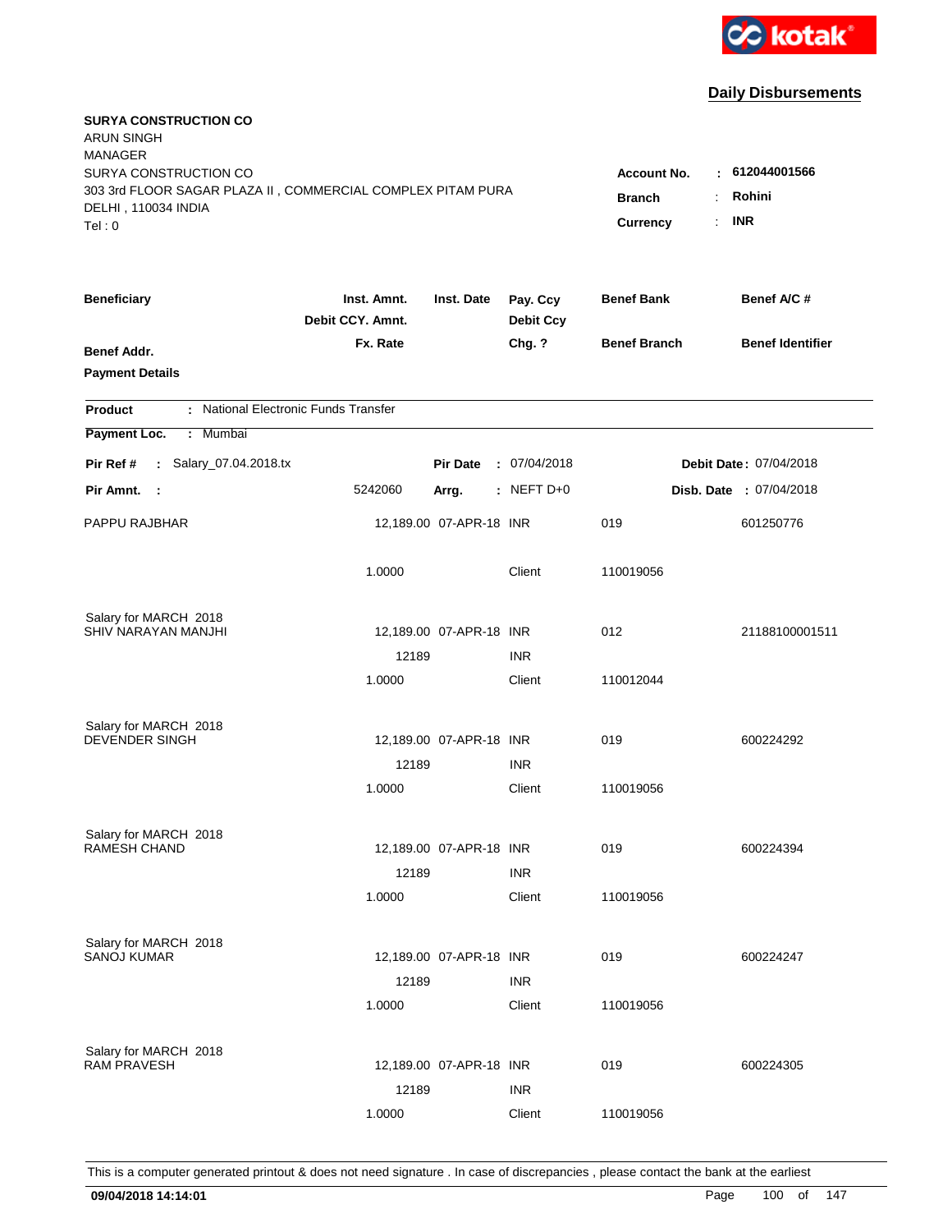kotak

## Daily Disbursements

**SURYA CONSTRUCTION CO**
ARUN SINGH
MANAGER
SURYA CONSTRUCTION CO
303 3rd FLOOR SAGAR PLAZA II , COMMERCIAL COMPLEX PITAM PURA
DELHI , 110034 INDIA
Tel : 0

**Account No.** : **612044001566**
**Branch** : **Rohini**
**Currency** : **INR**

| Beneficiary | Inst. Amnt. / Debit CCY. Amnt. / Fx. Rate | Inst. Date | Pay. Ccy / Debit Ccy / Chg. ? | Benef Bank / Benef Branch | Benef A/C # / Benef Identifier |
|---|---|---|---|---|---|
| **Benef Addr.** / **Payment Details** | | | | | |

**Product** : National Electronic Funds Transfer

**Payment Loc.** : Mumbai

**Pir Ref #** : Salary_07.04.2018.tx **Pir Date** : 07/04/2018 **Debit Date** : 07/04/2018

**Pir Amnt.** : 5242060 **Arrg.** : NEFT D+0 **Disb. Date** : 07/04/2018

| Beneficiary | Inst. Amnt. / Debit CCY. Amnt. / Fx. Rate | Inst. Date | Pay. Ccy / Debit Ccy / Chg. ? | Benef Bank / Benef Branch | Benef A/C # |
|---|---|---|---|---|---|
| PAPPU RAJBHAR | 12,189.00 | 07-APR-18 | INR | 019 | 601250776 |
| | 1.0000 | | Client | 110019056 | |
| Salary for MARCH 2018 | | | | | |
| SHIV NARAYAN MANJHI | 12,189.00 | 07-APR-18 | INR | 012 | 21188100001511 |
| | 12189 | | INR | | |
| | 1.0000 | | Client | 110012044 | |
| Salary for MARCH 2018 | | | | | |
| DEVENDER SINGH | 12,189.00 | 07-APR-18 | INR | 019 | 600224292 |
| | 12189 | | INR | | |
| | 1.0000 | | Client | 110019056 | |
| Salary for MARCH 2018 | | | | | |
| RAMESH CHAND | 12,189.00 | 07-APR-18 | INR | 019 | 600224394 |
| | 12189 | | INR | | |
| | 1.0000 | | Client | 110019056 | |
| Salary for MARCH 2018 | | | | | |
| SANOJ KUMAR | 12,189.00 | 07-APR-18 | INR | 019 | 600224247 |
| | 12189 | | INR | | |
| | 1.0000 | | Client | 110019056 | |
| Salary for MARCH 2018 | | | | | |
| RAM PRAVESH | 12,189.00 | 07-APR-18 | INR | 019 | 600224305 |
| | 12189 | | INR | | |
| | 1.0000 | | Client | 110019056 | |

This is a computer generated printout & does not need signature . In case of discrepancies , please contact the bank at the earliest

**09/04/2018 14:14:01**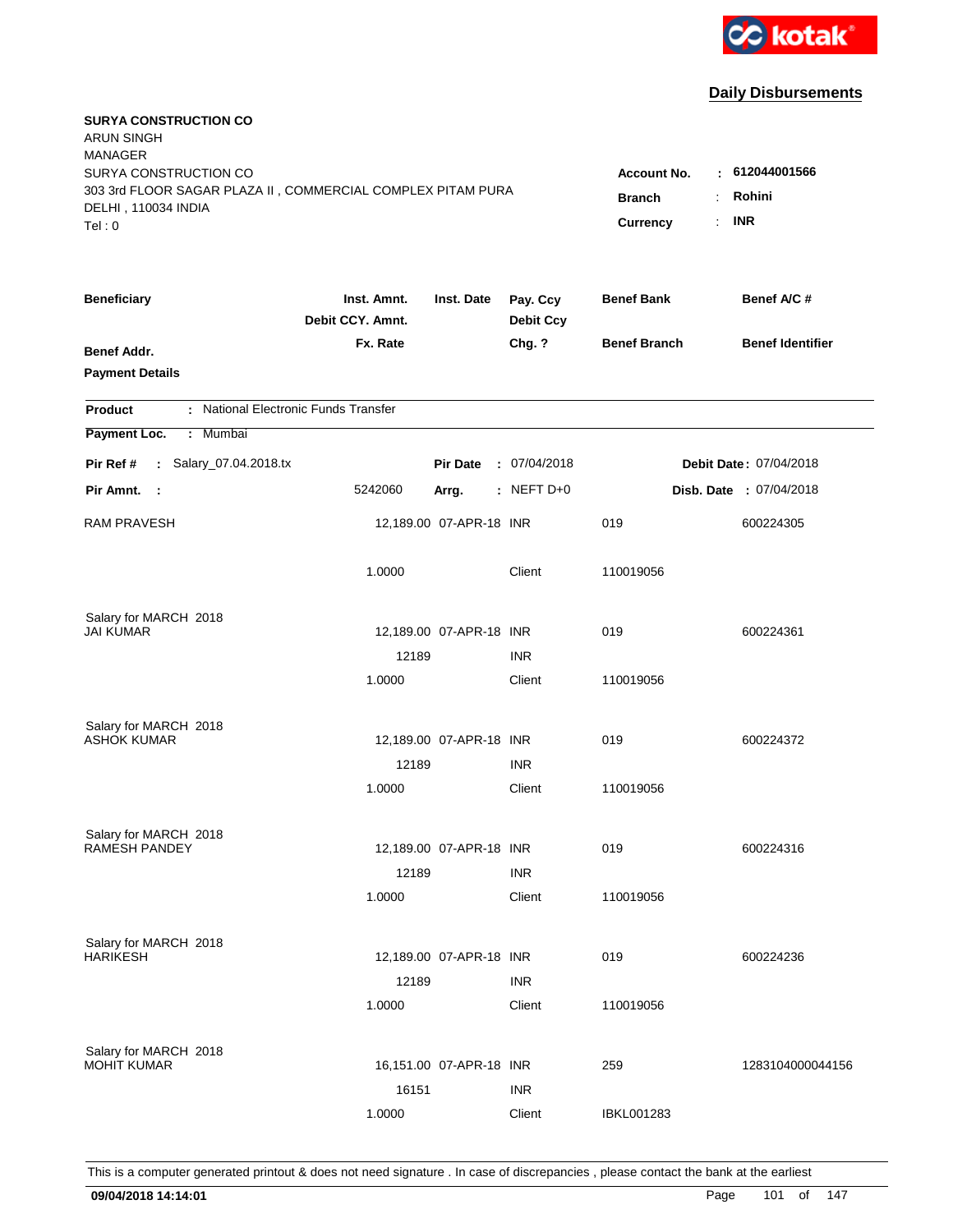kotak

## Daily Disbursements

**SURYA CONSTRUCTION CO**
ARUN SINGH
MANAGER
SURYA CONSTRUCTION CO
303 3rd FLOOR SAGAR PLAZA II , COMMERCIAL COMPLEX PITAM PURA
DELHI , 110034 INDIA
Tel : 0

**Account No.** : **612044001566**
**Branch** : **Rohini**
**Currency** : **INR**

| Beneficiary | Inst. Amnt. / Debit CCY. Amnt. / Fx. Rate | Inst. Date | Pay. Ccy / Debit Ccy / Chg. ? | Benef Bank / Benef Branch | Benef A/C # / Benef Identifier |
|---|---|---|---|---|---|
| **Benef Addr.** | | | | | |
| **Payment Details** | | | | | |

**Product** : National Electronic Funds Transfer
**Payment Loc.** : Mumbai

**Pir Ref #** : Salary_07.04.2018.tx | **Pir Date** : 07/04/2018 | **Debit Date** : 07/04/2018
**Pir Amnt.** : 5242060 | **Arrg.** : NEFT D+0 | **Disb. Date** : 07/04/2018

| Beneficiary | Inst. Amnt. / Debit CCY. Amnt. / Fx. Rate | Inst. Date | Pay. Ccy / Debit Ccy / Chg. ? | Benef Bank / Benef Branch | Benef A/C # / Benef Identifier |
|---|---|---|---|---|---|
| RAM PRAVESH | 12,189.00 | 07-APR-18 | INR | 019 | 600224305 |
| | 1.0000 | | Client | 110019056 | |
| Salary for MARCH 2018 | | | | | |
| JAI KUMAR | 12,189.00 | 07-APR-18 | INR | 019 | 600224361 |
| | 12189 | | INR | | |
| | 1.0000 | | Client | 110019056 | |
| Salary for MARCH 2018 | | | | | |
| ASHOK KUMAR | 12,189.00 | 07-APR-18 | INR | 019 | 600224372 |
| | 12189 | | INR | | |
| | 1.0000 | | Client | 110019056 | |
| Salary for MARCH 2018 | | | | | |
| RAMESH PANDEY | 12,189.00 | 07-APR-18 | INR | 019 | 600224316 |
| | 12189 | | INR | | |
| | 1.0000 | | Client | 110019056 | |
| Salary for MARCH 2018 | | | | | |
| HARIKESH | 12,189.00 | 07-APR-18 | INR | 019 | 600224236 |
| | 12189 | | INR | | |
| | 1.0000 | | Client | 110019056 | |
| Salary for MARCH 2018 | | | | | |
| MOHIT KUMAR | 16,151.00 | 07-APR-18 | INR | 259 | 1283104000044156 |
| | 16151 | | INR | | |
| | 1.0000 | | Client | IBKL001283 | |

This is a computer generated printout & does not need signature . In case of discrepancies , please contact the bank at the earliest

**09/04/2018 14:14:01**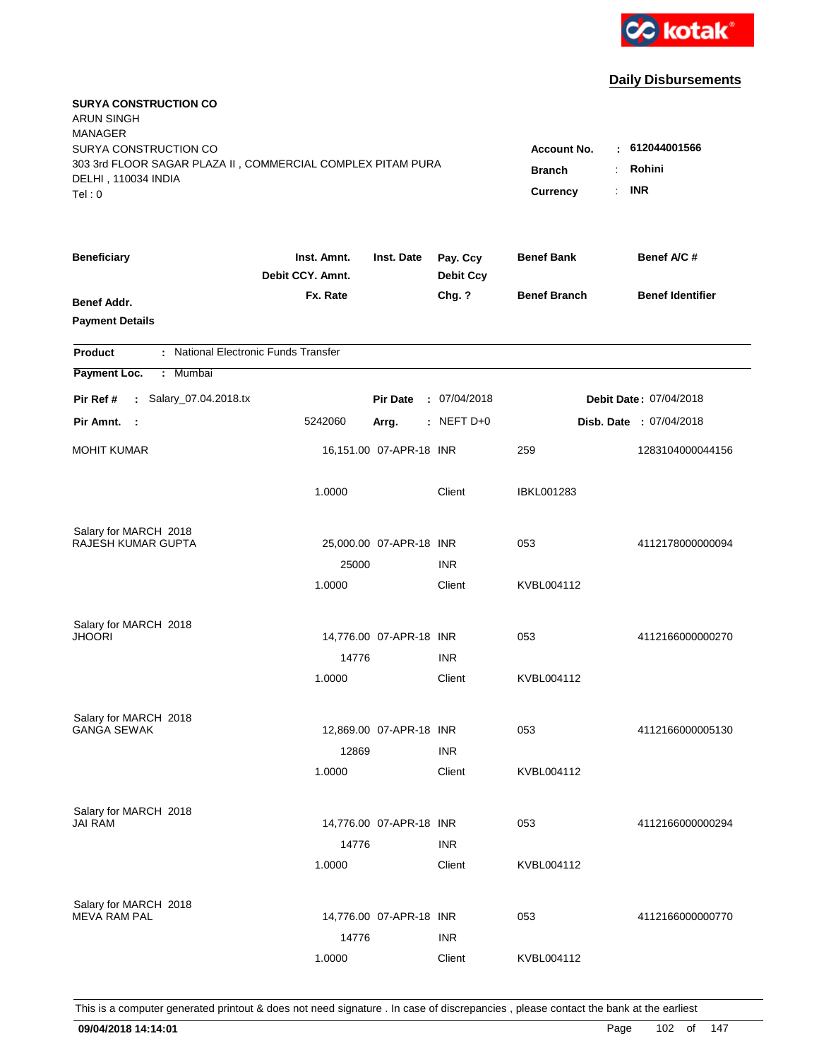kotak

## Daily Disbursements

**SURYA CONSTRUCTION CO**
ARUN SINGH
MANAGER
SURYA CONSTRUCTION CO
303 3rd FLOOR SAGAR PLAZA II , COMMERCIAL COMPLEX PITAM PURA
DELHI , 110034 INDIA
Tel : 0

**Account No.** : **612044001566**
**Branch** : **Rohini**
**Currency** : **INR**

| Beneficiary / Benef Addr. / Payment Details | Inst. Amnt. / Debit CCY. Amnt. / Fx. Rate | Inst. Date | Pay. Ccy / Debit Ccy / Chg. ? | Benef Bank / Benef Branch | Benef A/C # / Benef Identifier |
|---|---|---|---|---|---|

**Product** : National Electronic Funds Transfer
**Payment Loc.** : Mumbai

**Pir Ref #** : Salary_07.04.2018.tx | **Pir Date** : 07/04/2018 | **Debit Date** : 07/04/2018
**Pir Amnt.** : 5242060 | **Arrg.** : NEFT D+0 | **Disb. Date** : 07/04/2018

| Beneficiary | Inst. Amnt. | Inst. Date | Pay. Ccy | Benef Bank | Benef A/C # |
|---|---|---|---|---|---|
| MOHIT KUMAR | 16,151.00 | 07-APR-18 | INR | 259 | 1283104000044156 |
| | 1.0000 | | Client | IBKL001283 | |
| Salary for MARCH 2018 | | | | | |
| RAJESH KUMAR GUPTA | 25,000.00 | 07-APR-18 | INR | 053 | 4112178000000094 |
| | 25000 | | INR | | |
| | 1.0000 | | Client | KVBL004112 | |
| Salary for MARCH 2018 | | | | | |
| JHOORI | 14,776.00 | 07-APR-18 | INR | 053 | 4112166000000270 |
| | 14776 | | INR | | |
| | 1.0000 | | Client | KVBL004112 | |
| Salary for MARCH 2018 | | | | | |
| GANGA SEWAK | 12,869.00 | 07-APR-18 | INR | 053 | 4112166000005130 |
| | 12869 | | INR | | |
| | 1.0000 | | Client | KVBL004112 | |
| Salary for MARCH 2018 | | | | | |
| JAI RAM | 14,776.00 | 07-APR-18 | INR | 053 | 4112166000000294 |
| | 14776 | | INR | | |
| | 1.0000 | | Client | KVBL004112 | |
| Salary for MARCH 2018 | | | | | |
| MEVA RAM PAL | 14,776.00 | 07-APR-18 | INR | 053 | 4112166000000770 |
| | 14776 | | INR | | |
| | 1.0000 | | Client | KVBL004112 | |

This is a computer generated printout & does not need signature . In case of discrepancies , please contact the bank at the earliest

**09/04/2018 14:14:01**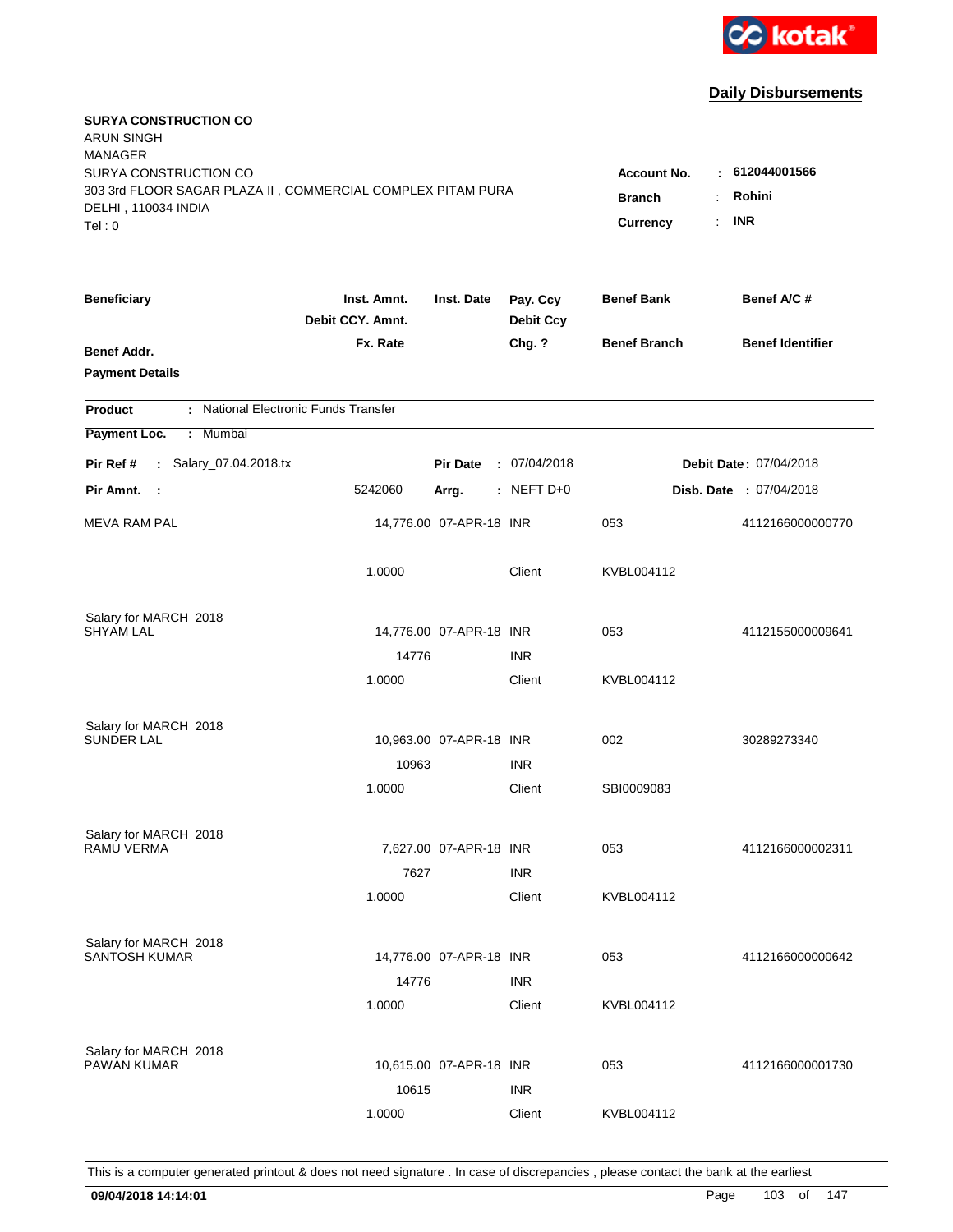kotak

## Daily Disbursements

**SURYA CONSTRUCTION CO**
ARUN SINGH
MANAGER
SURYA CONSTRUCTION CO
303 3rd FLOOR SAGAR PLAZA II , COMMERCIAL COMPLEX PITAM PURA
DELHI , 110034 INDIA
Tel : 0

**Account No.** : **612044001566**
**Branch** : **Rohini**
**Currency** : **INR**

| Beneficiary / Benef Addr. / Payment Details | Inst. Amnt. / Debit CCY. Amnt. / Fx. Rate | Inst. Date | Pay. Ccy / Debit Ccy / Chg. ? | Benef Bank / Benef Branch | Benef A/C # / Benef Identifier |
|---|---|---|---|---|---|

**Product** : National Electronic Funds Transfer
**Payment Loc.** : Mumbai

**Pir Ref #** : Salary_07.04.2018.tx    **Pir Date** : 07/04/2018    **Debit Date** : 07/04/2018
**Pir Amnt.** : 5242060    **Arrg.** : NEFT D+0    **Disb. Date** : 07/04/2018

| Beneficiary | Inst. Amnt. | Inst. Date | Pay. Ccy | Benef Bank | Benef A/C # |
|---|---|---|---|---|---|
| MEVA RAM PAL | 14,776.00 | 07-APR-18 | INR | 053 | 4112166000000770 |
| | 1.0000 | | Client | KVBL004112 | |
| Salary for MARCH 2018 | | | | | |
| SHYAM LAL | 14,776.00 | 07-APR-18 | INR | 053 | 4112155000009641 |
| | 14776 | | INR | | |
| | 1.0000 | | Client | KVBL004112 | |
| Salary for MARCH 2018 | | | | | |
| SUNDER LAL | 10,963.00 | 07-APR-18 | INR | 002 | 30289273340 |
| | 10963 | | INR | | |
| | 1.0000 | | Client | SBI0009083 | |
| Salary for MARCH 2018 | | | | | |
| RAMU VERMA | 7,627.00 | 07-APR-18 | INR | 053 | 4112166000002311 |
| | 7627 | | INR | | |
| | 1.0000 | | Client | KVBL004112 | |
| Salary for MARCH 2018 | | | | | |
| SANTOSH KUMAR | 14,776.00 | 07-APR-18 | INR | 053 | 4112166000000642 |
| | 14776 | | INR | | |
| | 1.0000 | | Client | KVBL004112 | |
| Salary for MARCH 2018 | | | | | |
| PAWAN KUMAR | 10,615.00 | 07-APR-18 | INR | 053 | 4112166000001730 |
| | 10615 | | INR | | |
| | 1.0000 | | Client | KVBL004112 | |

This is a computer generated printout & does not need signature . In case of discrepancies , please contact the bank at the earliest

**09/04/2018 14:14:01**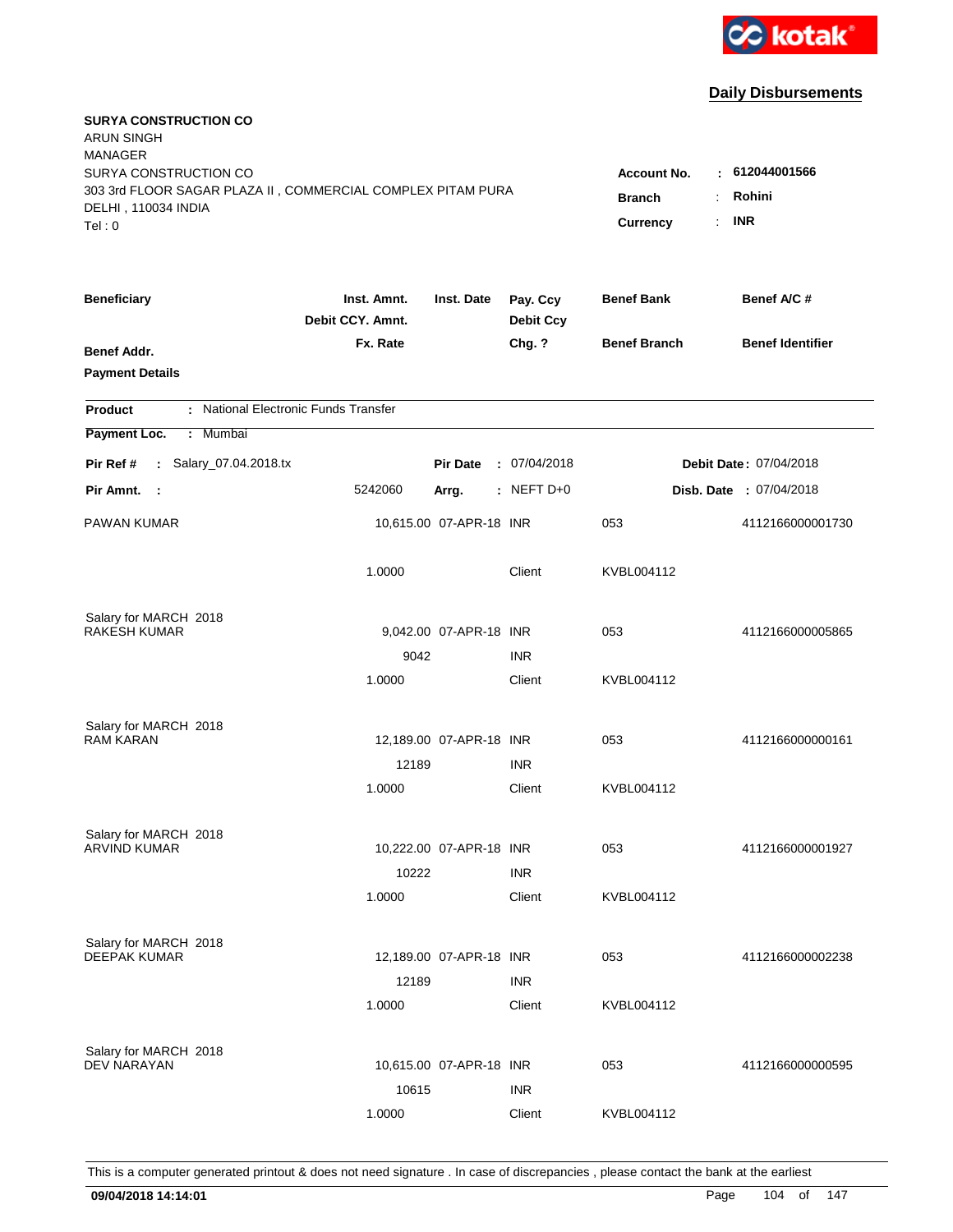**kotak**

## Daily Disbursements

**SURYA CONSTRUCTION CO**
ARUN SINGH
MANAGER
SURYA CONSTRUCTION CO
303 3rd FLOOR SAGAR PLAZA II , COMMERCIAL COMPLEX PITAM PURA
DELHI , 110034 INDIA
Tel : 0

**Account No.** : **612044001566**
**Branch** : **Rohini**
**Currency** : **INR**

| Beneficiary | Inst. Amnt. / Debit CCY. Amnt. / Fx. Rate | Inst. Date | Pay. Ccy / Debit Ccy / Chg. ? | Benef Bank / Benef Branch | Benef A/C # / Benef Identifier |
|---|---|---|---|---|---|
| **Benef Addr.** / **Payment Details** | | | | | |

**Product** : National Electronic Funds Transfer
**Payment Loc.** : Mumbai

**Pir Ref #** : Salary_07.04.2018.tx **Pir Date** : 07/04/2018 **Debit Date** : 07/04/2018
**Pir Amnt.** : 5242060 **Arrg.** : NEFT D+0 **Disb. Date** : 07/04/2018

| Beneficiary | Inst. Amnt. | Inst. Date | Pay. Ccy | Benef Bank | Benef A/C # |
|---|---|---|---|---|---|
| PAWAN KUMAR | 10,615.00 | 07-APR-18 | INR | 053 | 4112166000001730 |
| | 1.0000 | | Client | KVBL004112 | |
| Salary for MARCH 2018 | | | | | |
| RAKESH KUMAR | 9,042.00 | 07-APR-18 | INR | 053 | 4112166000005865 |
| | 9042 | | INR | | |
| | 1.0000 | | Client | KVBL004112 | |
| Salary for MARCH 2018 | | | | | |
| RAM KARAN | 12,189.00 | 07-APR-18 | INR | 053 | 4112166000000161 |
| | 12189 | | INR | | |
| | 1.0000 | | Client | KVBL004112 | |
| Salary for MARCH 2018 | | | | | |
| ARVIND KUMAR | 10,222.00 | 07-APR-18 | INR | 053 | 4112166000001927 |
| | 10222 | | INR | | |
| | 1.0000 | | Client | KVBL004112 | |
| Salary for MARCH 2018 | | | | | |
| DEEPAK KUMAR | 12,189.00 | 07-APR-18 | INR | 053 | 4112166000002238 |
| | 12189 | | INR | | |
| | 1.0000 | | Client | KVBL004112 | |
| Salary for MARCH 2018 | | | | | |
| DEV NARAYAN | 10,615.00 | 07-APR-18 | INR | 053 | 4112166000000595 |
| | 10615 | | INR | | |
| | 1.0000 | | Client | KVBL004112 | |

This is a computer generated printout & does not need signature . In case of discrepancies , please contact the bank at the earliest

**09/04/2018 14:14:01**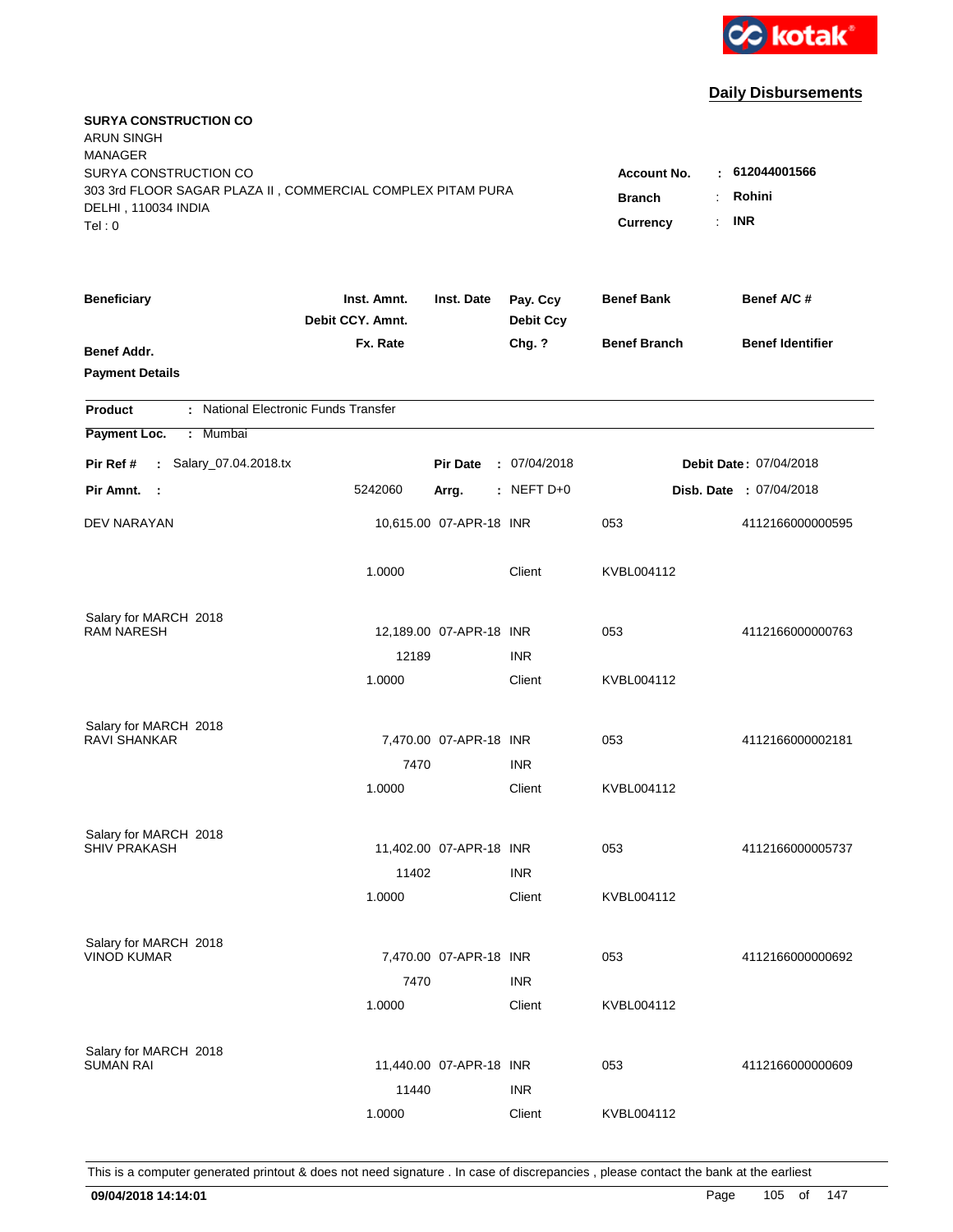kotak

## Daily Disbursements

**SURYA CONSTRUCTION CO**
ARUN SINGH
MANAGER
SURYA CONSTRUCTION CO
303 3rd FLOOR SAGAR PLAZA II , COMMERCIAL COMPLEX PITAM PURA
DELHI , 110034 INDIA
Tel : 0

**Account No.** : **612044001566**
**Branch** : **Rohini**
**Currency** : **INR**

| Beneficiary / Benef Addr. / Payment Details | Inst. Amnt. / Debit CCY. Amnt. / Fx. Rate | Inst. Date | Pay. Ccy / Debit Ccy / Chg. ? | Benef Bank / Benef Branch | Benef A/C # / Benef Identifier |
|---|---|---|---|---|---|

**Product** : National Electronic Funds Transfer

**Payment Loc.** : Mumbai

**Pir Ref #** : Salary_07.04.2018.tx **Pir Date** : 07/04/2018 **Debit Date** : 07/04/2018

**Pir Amnt.** : 5242060 **Arrg.** : NEFT D+0 **Disb. Date** : 07/04/2018

| Beneficiary | Inst. Amnt. | Inst. Date | Pay. Ccy | Benef Bank | Benef A/C # |
|---|---|---|---|---|---|
| DEV NARAYAN | 10,615.00 | 07-APR-18 | INR | 053 | 4112166000000595 |
| | 1.0000 | | Client | KVBL004112 | |
| Salary for MARCH 2018 | | | | | |
| RAM NARESH | 12,189.00 | 07-APR-18 | INR | 053 | 4112166000000763 |
| | 12189 | | INR | | |
| | 1.0000 | | Client | KVBL004112 | |
| Salary for MARCH 2018 | | | | | |
| RAVI SHANKAR | 7,470.00 | 07-APR-18 | INR | 053 | 4112166000002181 |
| | 7470 | | INR | | |
| | 1.0000 | | Client | KVBL004112 | |
| Salary for MARCH 2018 | | | | | |
| SHIV PRAKASH | 11,402.00 | 07-APR-18 | INR | 053 | 4112166000005737 |
| | 11402 | | INR | | |
| | 1.0000 | | Client | KVBL004112 | |
| Salary for MARCH 2018 | | | | | |
| VINOD KUMAR | 7,470.00 | 07-APR-18 | INR | 053 | 4112166000000692 |
| | 7470 | | INR | | |
| | 1.0000 | | Client | KVBL004112 | |
| Salary for MARCH 2018 | | | | | |
| SUMAN RAI | 11,440.00 | 07-APR-18 | INR | 053 | 4112166000000609 |
| | 11440 | | INR | | |
| | 1.0000 | | Client | KVBL004112 | |

This is a computer generated printout & does not need signature . In case of discrepancies , please contact the bank at the earliest

09/04/2018 14:14:01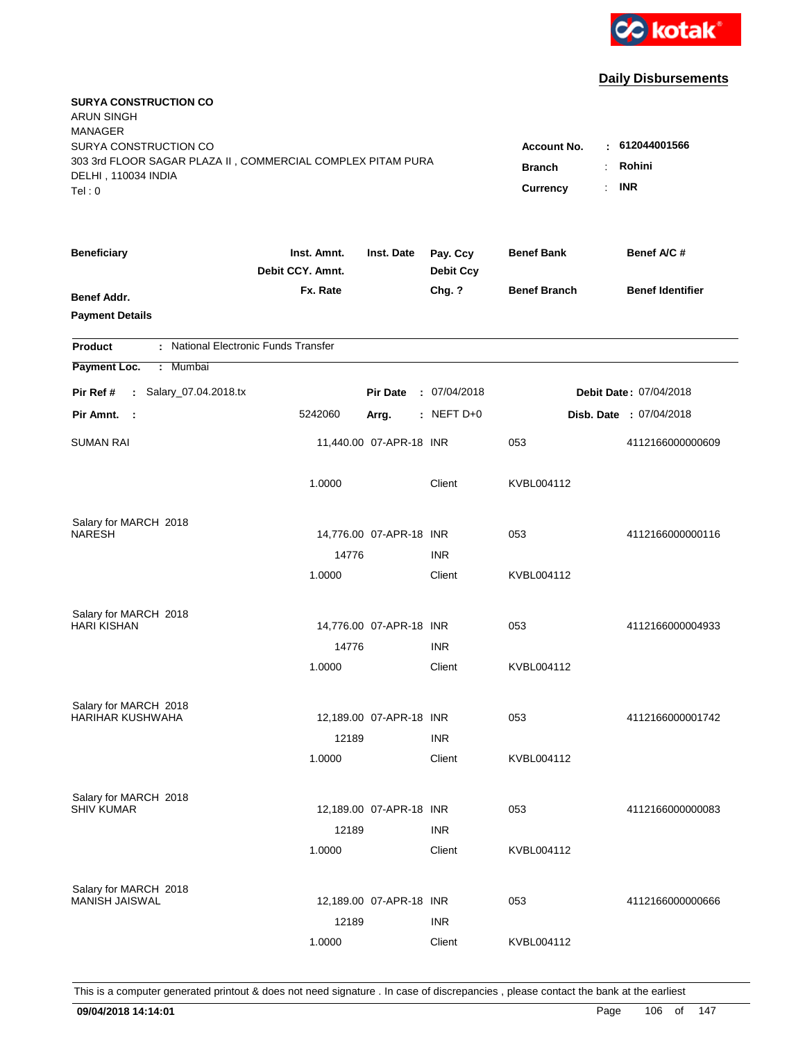kotak

## Daily Disbursements

**SURYA CONSTRUCTION CO**
ARUN SINGH
MANAGER
SURYA CONSTRUCTION CO
303 3rd FLOOR SAGAR PLAZA II , COMMERCIAL COMPLEX PITAM PURA
DELHI , 110034 INDIA
Tel : 0

**Account No.** : **612044001566**
**Branch** : **Rohini**
**Currency** : **INR**

| Beneficiary / Benef Addr. / Payment Details | Inst. Amnt. / Debit CCY. Amnt. / Fx. Rate | Inst. Date | Pay. Ccy / Debit Ccy / Chg. ? | Benef Bank / Benef Branch | Benef A/C # / Benef Identifier |
|---|---|---|---|---|---|

**Product** : National Electronic Funds Transfer
**Payment Loc.** : Mumbai
**Pir Ref #** : Salary_07.04.2018.tx　**Pir Date** : 07/04/2018　**Debit Date** : 07/04/2018
**Pir Amnt.** : 5242060　**Arrg.** : NEFT D+0　**Disb. Date** : 07/04/2018

| Beneficiary | Inst. Amnt. | Inst. Date | Pay. Ccy | Benef Bank | Benef A/C # |
|---|---|---|---|---|---|
| SUMAN RAI | 11,440.00 | 07-APR-18 | INR | 053 | 4112166000000609 |
| | 1.0000 | | Client | KVBL004112 | |
| Salary for MARCH 2018 | | | | | |
| NARESH | 14,776.00 | 07-APR-18 | INR | 053 | 4112166000000116 |
| | 14776 | | INR | | |
| | 1.0000 | | Client | KVBL004112 | |
| Salary for MARCH 2018 | | | | | |
| HARI KISHAN | 14,776.00 | 07-APR-18 | INR | 053 | 4112166000004933 |
| | 14776 | | INR | | |
| | 1.0000 | | Client | KVBL004112 | |
| Salary for MARCH 2018 | | | | | |
| HARIHAR KUSHWAHA | 12,189.00 | 07-APR-18 | INR | 053 | 4112166000001742 |
| | 12189 | | INR | | |
| | 1.0000 | | Client | KVBL004112 | |
| Salary for MARCH 2018 | | | | | |
| SHIV KUMAR | 12,189.00 | 07-APR-18 | INR | 053 | 4112166000000083 |
| | 12189 | | INR | | |
| | 1.0000 | | Client | KVBL004112 | |
| Salary for MARCH 2018 | | | | | |
| MANISH JAISWAL | 12,189.00 | 07-APR-18 | INR | 053 | 4112166000000666 |
| | 12189 | | INR | | |
| | 1.0000 | | Client | KVBL004112 | |

This is a computer generated printout & does not need signature . In case of discrepancies , please contact the bank at the earliest

**09/04/2018 14:14:01**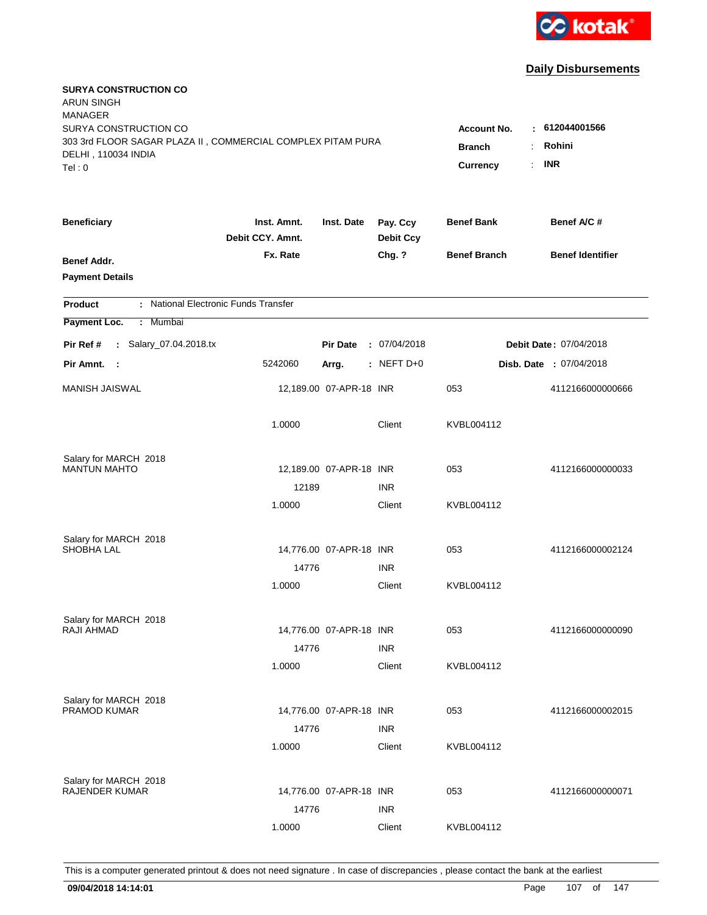kotak

## Daily Disbursements

**SURYA CONSTRUCTION CO**
ARUN SINGH
MANAGER
SURYA CONSTRUCTION CO
303 3rd FLOOR SAGAR PLAZA II , COMMERCIAL COMPLEX PITAM PURA
DELHI , 110034 INDIA
Tel : 0

**Account No.** : **612044001566**
**Branch** : **Rohini**
**Currency** : **INR**

| Beneficiary | Inst. Amnt. / Debit CCY. Amnt. / Fx. Rate | Inst. Date | Pay. Ccy / Debit Ccy / Chg. ? | Benef Bank / Benef Branch | Benef A/C # / Benef Identifier |
|---|---|---|---|---|---|
| **Benef Addr.** | | | | | |
| **Payment Details** | | | | | |

**Product** : National Electronic Funds Transfer

**Payment Loc.** : Mumbai

**Pir Ref #** : Salary_07.04.2018.tx | **Pir Date** : 07/04/2018 | **Debit Date** : 07/04/2018

**Pir Amnt.** : 5242060 | **Arrg.** : NEFT D+0 | **Disb. Date** : 07/04/2018

| Beneficiary | Inst. Amnt. / Debit CCY. Amnt. / Fx. Rate | Inst. Date | Pay. Ccy / Debit Ccy / Chg. ? | Benef Bank / Benef Branch | Benef A/C # |
|---|---|---|---|---|---|
| MANISH JAISWAL | 12,189.00 | 07-APR-18 | INR | 053 | 4112166000000666 |
| | 1.0000 | | Client | KVBL004112 | |
| Salary for MARCH 2018 | | | | | |
| MANTUN MAHTO | 12,189.00 | 07-APR-18 | INR | 053 | 4112166000000033 |
| | 12189 | | INR | | |
| | 1.0000 | | Client | KVBL004112 | |
| Salary for MARCH 2018 | | | | | |
| SHOBHA LAL | 14,776.00 | 07-APR-18 | INR | 053 | 4112166000002124 |
| | 14776 | | INR | | |
| | 1.0000 | | Client | KVBL004112 | |
| Salary for MARCH 2018 | | | | | |
| RAJI AHMAD | 14,776.00 | 07-APR-18 | INR | 053 | 4112166000000090 |
| | 14776 | | INR | | |
| | 1.0000 | | Client | KVBL004112 | |
| Salary for MARCH 2018 | | | | | |
| PRAMOD KUMAR | 14,776.00 | 07-APR-18 | INR | 053 | 4112166000002015 |
| | 14776 | | INR | | |
| | 1.0000 | | Client | KVBL004112 | |
| Salary for MARCH 2018 | | | | | |
| RAJENDER KUMAR | 14,776.00 | 07-APR-18 | INR | 053 | 4112166000000071 |
| | 14776 | | INR | | |
| | 1.0000 | | Client | KVBL004112 | |

This is a computer generated printout & does not need signature . In case of discrepancies , please contact the bank at the earliest

**09/04/2018 14:14:01**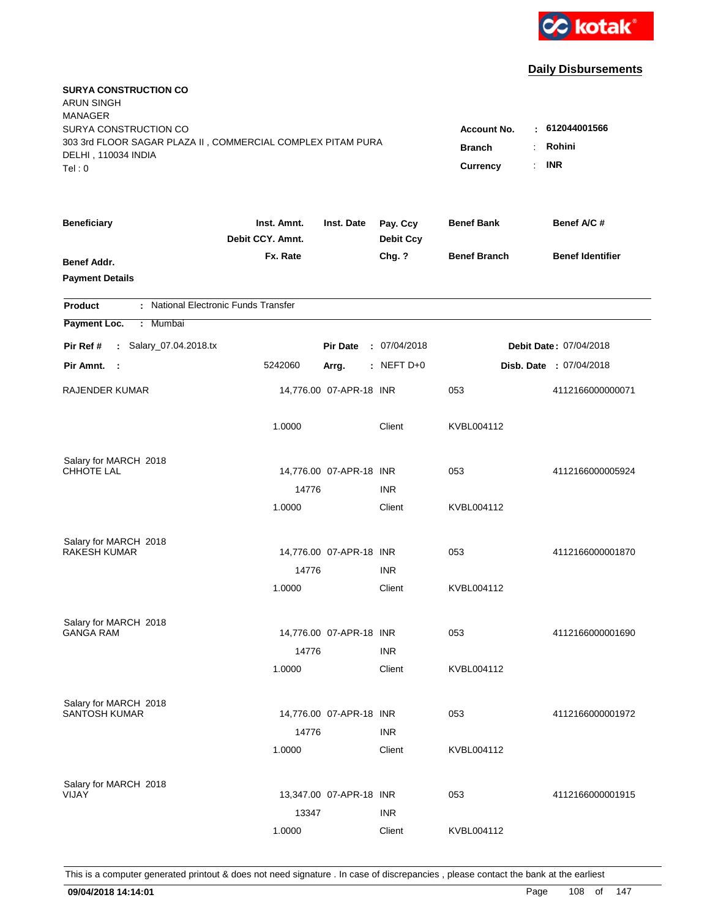kotak

## Daily Disbursements

**SURYA CONSTRUCTION CO**
ARUN SINGH
MANAGER
SURYA CONSTRUCTION CO
303 3rd FLOOR SAGAR PLAZA II , COMMERCIAL COMPLEX PITAM PURA
DELHI , 110034 INDIA
Tel : 0

**Account No.** : **612044001566**
**Branch** : **Rohini**
**Currency** : **INR**

| Beneficiary | Inst. Amnt. / Debit CCY. Amnt. / Fx. Rate | Inst. Date | Pay. Ccy / Debit Ccy / Chg. ? | Benef Bank / Benef Branch | Benef A/C # / Benef Identifier |
|---|---|---|---|---|---|
| **Benef Addr.** | | | | | |
| **Payment Details** | | | | | |

**Product** : National Electronic Funds Transfer
**Payment Loc.** : Mumbai

**Pir Ref #** : Salary_07.04.2018.tx  **Pir Date** : 07/04/2018  **Debit Date** : 07/04/2018
**Pir Amnt.** : 5242060  **Arrg.** : NEFT D+0  **Disb. Date** : 07/04/2018

| Beneficiary | Inst. Amnt. / Debit CCY. Amnt. / Fx. Rate | Inst. Date | Pay. Ccy / Debit Ccy / Chg. ? | Benef Bank / Benef Branch | Benef A/C # / Benef Identifier |
|---|---|---|---|---|---|
| RAJENDER KUMAR | 14,776.00 | 07-APR-18 | INR | 053 | 4112166000000071 |
| | 1.0000 | | Client | KVBL004112 | |
| Salary for MARCH 2018 | | | | | |
| CHHOTE LAL | 14,776.00 | 07-APR-18 | INR | 053 | 4112166000005924 |
| | 14776 | | INR | | |
| | 1.0000 | | Client | KVBL004112 | |
| Salary for MARCH 2018 | | | | | |
| RAKESH KUMAR | 14,776.00 | 07-APR-18 | INR | 053 | 4112166000001870 |
| | 14776 | | INR | | |
| | 1.0000 | | Client | KVBL004112 | |
| Salary for MARCH 2018 | | | | | |
| GANGA RAM | 14,776.00 | 07-APR-18 | INR | 053 | 4112166000001690 |
| | 14776 | | INR | | |
| | 1.0000 | | Client | KVBL004112 | |
| Salary for MARCH 2018 | | | | | |
| SANTOSH KUMAR | 14,776.00 | 07-APR-18 | INR | 053 | 4112166000001972 |
| | 14776 | | INR | | |
| | 1.0000 | | Client | KVBL004112 | |
| Salary for MARCH 2018 | | | | | |
| VIJAY | 13,347.00 | 07-APR-18 | INR | 053 | 4112166000001915 |
| | 13347 | | INR | | |
| | 1.0000 | | Client | KVBL004112 | |

This is a computer generated printout & does not need signature . In case of discrepancies , please contact the bank at the earliest

**09/04/2018 14:14:01**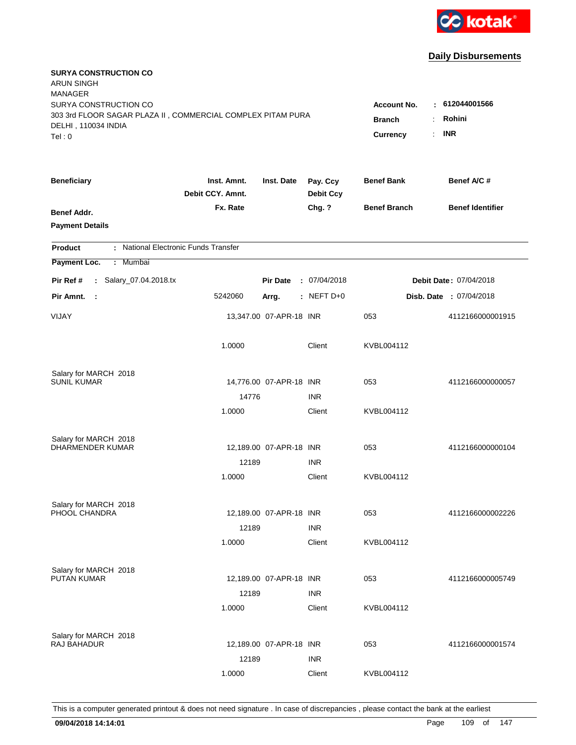kotak

## Daily Disbursements

**SURYA CONSTRUCTION CO**
ARUN SINGH
MANAGER
SURYA CONSTRUCTION CO
303 3rd FLOOR SAGAR PLAZA II , COMMERCIAL COMPLEX PITAM PURA
DELHI , 110034 INDIA
Tel : 0

**Account No.** : **612044001566**
**Branch** : **Rohini**
**Currency** : **INR**

| Beneficiary | Inst. Amnt. / Debit CCY. Amnt. / Fx. Rate | Inst. Date | Pay. Ccy / Debit Ccy / Chg. ? | Benef Bank / Benef Branch | Benef A/C # / Benef Identifier |
|---|---|---|---|---|---|
| **Benef Addr.** | | | | | |
| **Payment Details** | | | | | |

**Product** : National Electronic Funds Transfer
**Payment Loc.** : Mumbai

**Pir Ref #** : Salary_07.04.2018.tx | **Pir Date** : 07/04/2018 | **Debit Date** : 07/04/2018
**Pir Amnt.** : 5242060 | **Arrg.** : NEFT D+0 | **Disb. Date** : 07/04/2018

| Beneficiary | Inst. Amnt. | Inst. Date | Pay. Ccy | Benef Bank | Benef A/C # |
|---|---|---|---|---|---|
| VIJAY | 13,347.00 | 07-APR-18 | INR | 053 | 4112166000001915 |
| | 1.0000 | | Client | KVBL004112 | |
| Salary for MARCH 2018 | | | | | |
| SUNIL KUMAR | 14,776.00 | 07-APR-18 | INR | 053 | 4112166000000057 |
| | 14776 | | INR | | |
| | 1.0000 | | Client | KVBL004112 | |
| Salary for MARCH 2018 | | | | | |
| DHARMENDER KUMAR | 12,189.00 | 07-APR-18 | INR | 053 | 4112166000000104 |
| | 12189 | | INR | | |
| | 1.0000 | | Client | KVBL004112 | |
| Salary for MARCH 2018 | | | | | |
| PHOOL CHANDRA | 12,189.00 | 07-APR-18 | INR | 053 | 4112166000002226 |
| | 12189 | | INR | | |
| | 1.0000 | | Client | KVBL004112 | |
| Salary for MARCH 2018 | | | | | |
| PUTAN KUMAR | 12,189.00 | 07-APR-18 | INR | 053 | 4112166000005749 |
| | 12189 | | INR | | |
| | 1.0000 | | Client | KVBL004112 | |
| Salary for MARCH 2018 | | | | | |
| RAJ BAHADUR | 12,189.00 | 07-APR-18 | INR | 053 | 4112166000001574 |
| | 12189 | | INR | | |
| | 1.0000 | | Client | KVBL004112 | |

This is a computer generated printout & does not need signature . In case of discrepancies , please contact the bank at the earliest

**09/04/2018 14:14:01**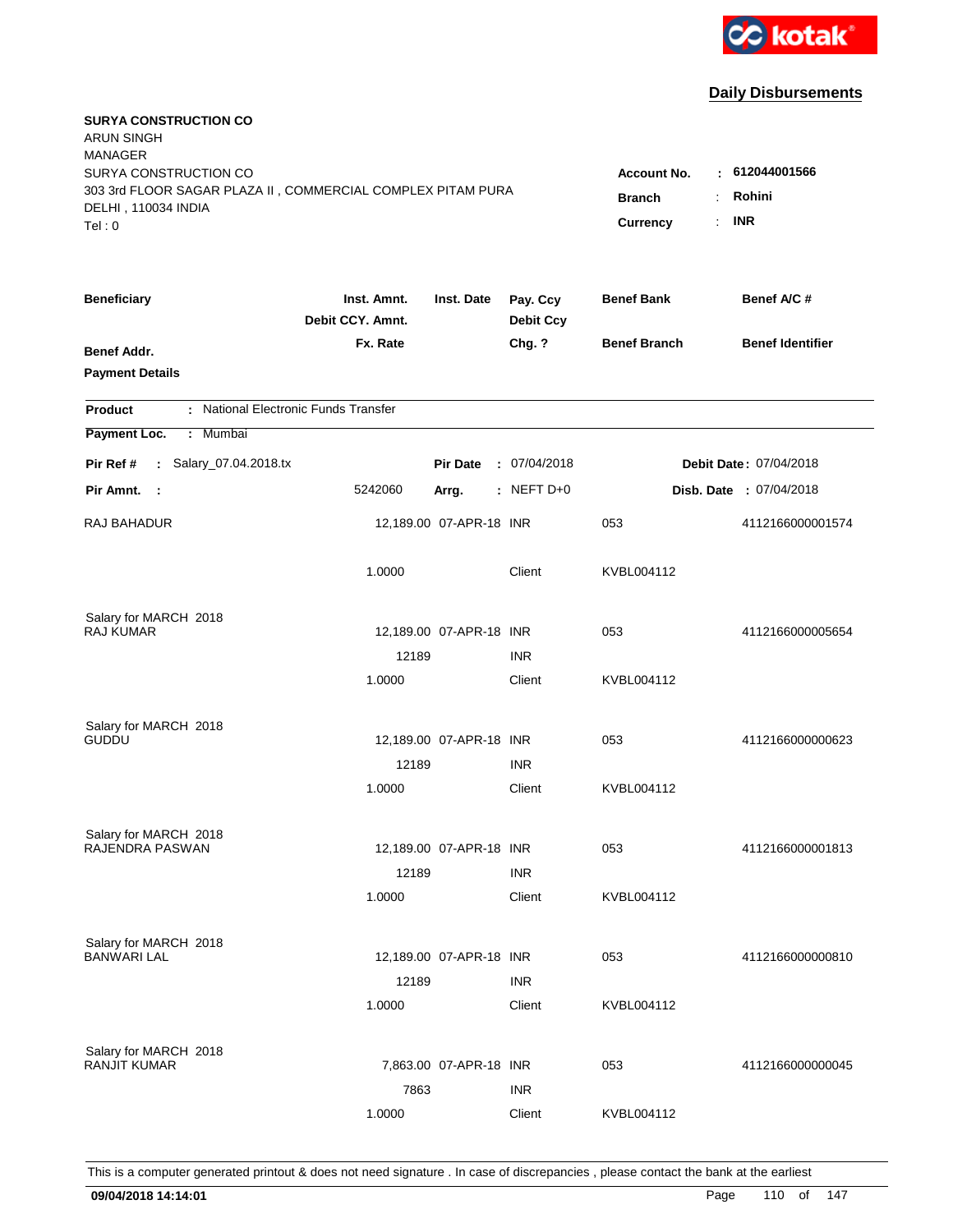kotak

## Daily Disbursements

**SURYA CONSTRUCTION CO**
ARUN SINGH
MANAGER
SURYA CONSTRUCTION CO
303 3rd FLOOR SAGAR PLAZA II , COMMERCIAL COMPLEX PITAM PURA
DELHI , 110034 INDIA
Tel : 0

**Account No.** : **612044001566**
**Branch** : **Rohini**
**Currency** : **INR**

| Beneficiary / Benef Addr. / Payment Details | Inst. Amnt. / Debit CCY. Amnt. / Fx. Rate | Inst. Date | Pay. Ccy / Debit Ccy / Chg. ? | Benef Bank / Benef Branch | Benef A/C # / Benef Identifier |
|---|---|---|---|---|---|

**Product** : National Electronic Funds Transfer
**Payment Loc.** : Mumbai

**Pir Ref #** : Salary_07.04.2018.tx — **Pir Date** : 07/04/2018 — **Debit Date** : 07/04/2018
**Pir Amnt.** : 5242060 — **Arrg.** : NEFT D+0 — **Disb. Date** : 07/04/2018

| Beneficiary | Inst. Amnt. | Inst. Date | Pay. Ccy | Benef Bank | Benef A/C # |
|---|---|---|---|---|---|
| RAJ BAHADUR | 12,189.00 | 07-APR-18 | INR | 053 | 4112166000001574 |
| | 1.0000 | | Client | KVBL004112 | |
| Salary for MARCH 2018 | | | | | |
| RAJ KUMAR | 12,189.00 | 07-APR-18 | INR | 053 | 4112166000005654 |
| | 12189 | | INR | | |
| | 1.0000 | | Client | KVBL004112 | |
| Salary for MARCH 2018 | | | | | |
| GUDDU | 12,189.00 | 07-APR-18 | INR | 053 | 4112166000000623 |
| | 12189 | | INR | | |
| | 1.0000 | | Client | KVBL004112 | |
| Salary for MARCH 2018 | | | | | |
| RAJENDRA PASWAN | 12,189.00 | 07-APR-18 | INR | 053 | 4112166000001813 |
| | 12189 | | INR | | |
| | 1.0000 | | Client | KVBL004112 | |
| Salary for MARCH 2018 | | | | | |
| BANWARI LAL | 12,189.00 | 07-APR-18 | INR | 053 | 4112166000000810 |
| | 12189 | | INR | | |
| | 1.0000 | | Client | KVBL004112 | |
| Salary for MARCH 2018 | | | | | |
| RANJIT KUMAR | 7,863.00 | 07-APR-18 | INR | 053 | 4112166000000045 |
| | 7863 | | INR | | |
| | 1.0000 | | Client | KVBL004112 | |

This is a computer generated printout & does not need signature . In case of discrepancies , please contact the bank at the earliest

**09/04/2018 14:14:01**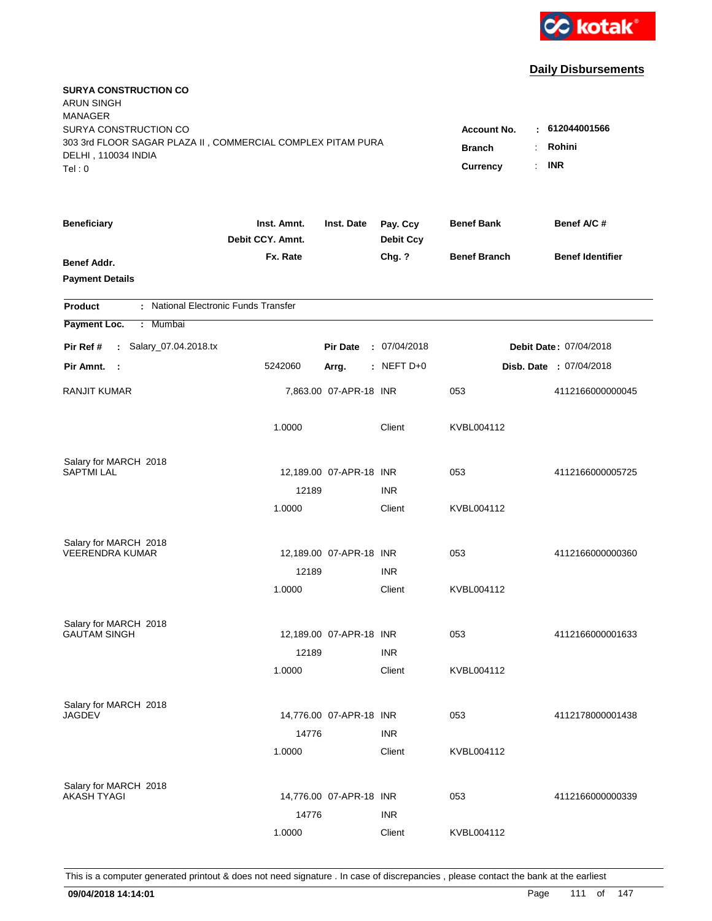**Daily Disbursements**

**SURYA CONSTRUCTION CO**
ARUN SINGH
MANAGER
SURYA CONSTRUCTION CO
303 3rd FLOOR SAGAR PLAZA II , COMMERCIAL COMPLEX PITAM PURA
DELHI , 110034 INDIA
Tel : 0

**Account No.** : **612044001566**
**Branch** : **Rohini**
**Currency** : **INR**

| Beneficiary / Benef Addr. / Payment Details | Inst. Amnt. / Debit CCY. Amnt. / Fx. Rate | Inst. Date | Pay. Ccy / Debit Ccy / Chg. ? | Benef Bank / Benef Branch | Benef A/C # / Benef Identifier |
|---|---|---|---|---|---|

**Product** : National Electronic Funds Transfer
**Payment Loc.** : Mumbai

**Pir Ref #** : Salary_07.04.2018.tx | **Pir Date** : 07/04/2018 | **Debit Date** : 07/04/2018
**Pir Amnt.** : 5242060 | **Arrg.** : NEFT D+0 | **Disb. Date** : 07/04/2018

| Beneficiary | Inst. Amnt. | Inst. Date | Pay. Ccy | Benef Bank | Benef A/C # |
|---|---|---|---|---|---|
| RANJIT KUMAR | 7,863.00 | 07-APR-18 | INR | 053 | 4112166000000045 |
| | 1.0000 | | Client | KVBL004112 | |
| Salary for MARCH 2018 | | | | | |
| SAPTMI LAL | 12,189.00 | 07-APR-18 | INR | 053 | 4112166000005725 |
| | 12189 | | INR | | |
| | 1.0000 | | Client | KVBL004112 | |
| Salary for MARCH 2018 | | | | | |
| VEERENDRA KUMAR | 12,189.00 | 07-APR-18 | INR | 053 | 4112166000000360 |
| | 12189 | | INR | | |
| | 1.0000 | | Client | KVBL004112 | |
| Salary for MARCH 2018 | | | | | |
| GAUTAM SINGH | 12,189.00 | 07-APR-18 | INR | 053 | 4112166000001633 |
| | 12189 | | INR | | |
| | 1.0000 | | Client | KVBL004112 | |
| Salary for MARCH 2018 | | | | | |
| JAGDEV | 14,776.00 | 07-APR-18 | INR | 053 | 4112178000001438 |
| | 14776 | | INR | | |
| | 1.0000 | | Client | KVBL004112 | |
| Salary for MARCH 2018 | | | | | |
| AKASH TYAGI | 14,776.00 | 07-APR-18 | INR | 053 | 4112166000000339 |
| | 14776 | | INR | | |
| | 1.0000 | | Client | KVBL004112 | |

This is a computer generated printout & does not need signature . In case of discrepancies , please contact the bank at the earliest

**09/04/2018 14:14:01**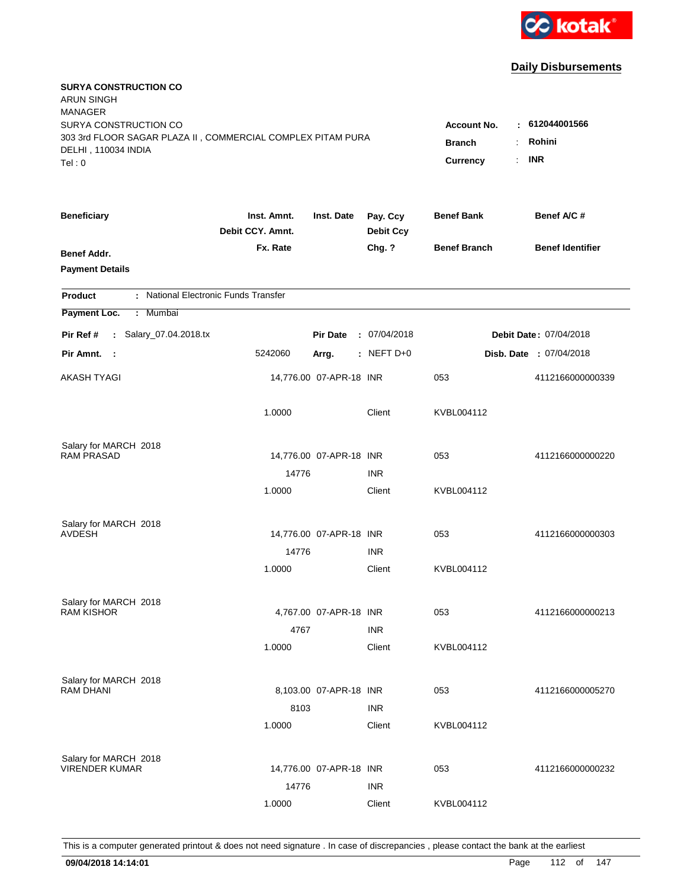kotak

## Daily Disbursements

**SURYA CONSTRUCTION CO**
ARUN SINGH
MANAGER
SURYA CONSTRUCTION CO
303 3rd FLOOR SAGAR PLAZA II , COMMERCIAL COMPLEX PITAM PURA
DELHI , 110034 INDIA
Tel : 0

**Account No.** : **612044001566**
**Branch** : **Rohini**
**Currency** : **INR**

| Beneficiary / Benef Addr. / Payment Details | Inst. Amnt. / Debit CCY. Amnt. / Fx. Rate | Inst. Date | Pay. Ccy / Debit Ccy / Chg. ? | Benef Bank / Benef Branch | Benef A/C # / Benef Identifier |
|---|---|---|---|---|---|

**Product** : National Electronic Funds Transfer
**Payment Loc.** : Mumbai

**Pir Ref #** : Salary_07.04.2018.tx | **Pir Date** : 07/04/2018 | **Debit Date** : 07/04/2018
**Pir Amnt.** : 5242060 | **Arrg.** : NEFT D+0 | **Disb. Date** : 07/04/2018

| Beneficiary | Inst. Amnt. | Inst. Date | Pay. Ccy | Benef Bank | Benef A/C # |
|---|---|---|---|---|---|
| AKASH TYAGI | 14,776.00 | 07-APR-18 | INR | 053 | 4112166000000339 |
| | 1.0000 | | Client | KVBL004112 | |
| Salary for MARCH 2018 | | | | | |
| RAM PRASAD | 14,776.00 | 07-APR-18 | INR | 053 | 4112166000000220 |
| | 14776 | | INR | | |
| | 1.0000 | | Client | KVBL004112 | |
| Salary for MARCH 2018 | | | | | |
| AVDESH | 14,776.00 | 07-APR-18 | INR | 053 | 4112166000000303 |
| | 14776 | | INR | | |
| | 1.0000 | | Client | KVBL004112 | |
| Salary for MARCH 2018 | | | | | |
| RAM KISHOR | 4,767.00 | 07-APR-18 | INR | 053 | 4112166000000213 |
| | 4767 | | INR | | |
| | 1.0000 | | Client | KVBL004112 | |
| Salary for MARCH 2018 | | | | | |
| RAM DHANI | 8,103.00 | 07-APR-18 | INR | 053 | 4112166000005270 |
| | 8103 | | INR | | |
| | 1.0000 | | Client | KVBL004112 | |
| Salary for MARCH 2018 | | | | | |
| VIRENDER KUMAR | 14,776.00 | 07-APR-18 | INR | 053 | 4112166000000232 |
| | 14776 | | INR | | |
| | 1.0000 | | Client | KVBL004112 | |

This is a computer generated printout & does not need signature . In case of discrepancies , please contact the bank at the earliest

**09/04/2018 14:14:01**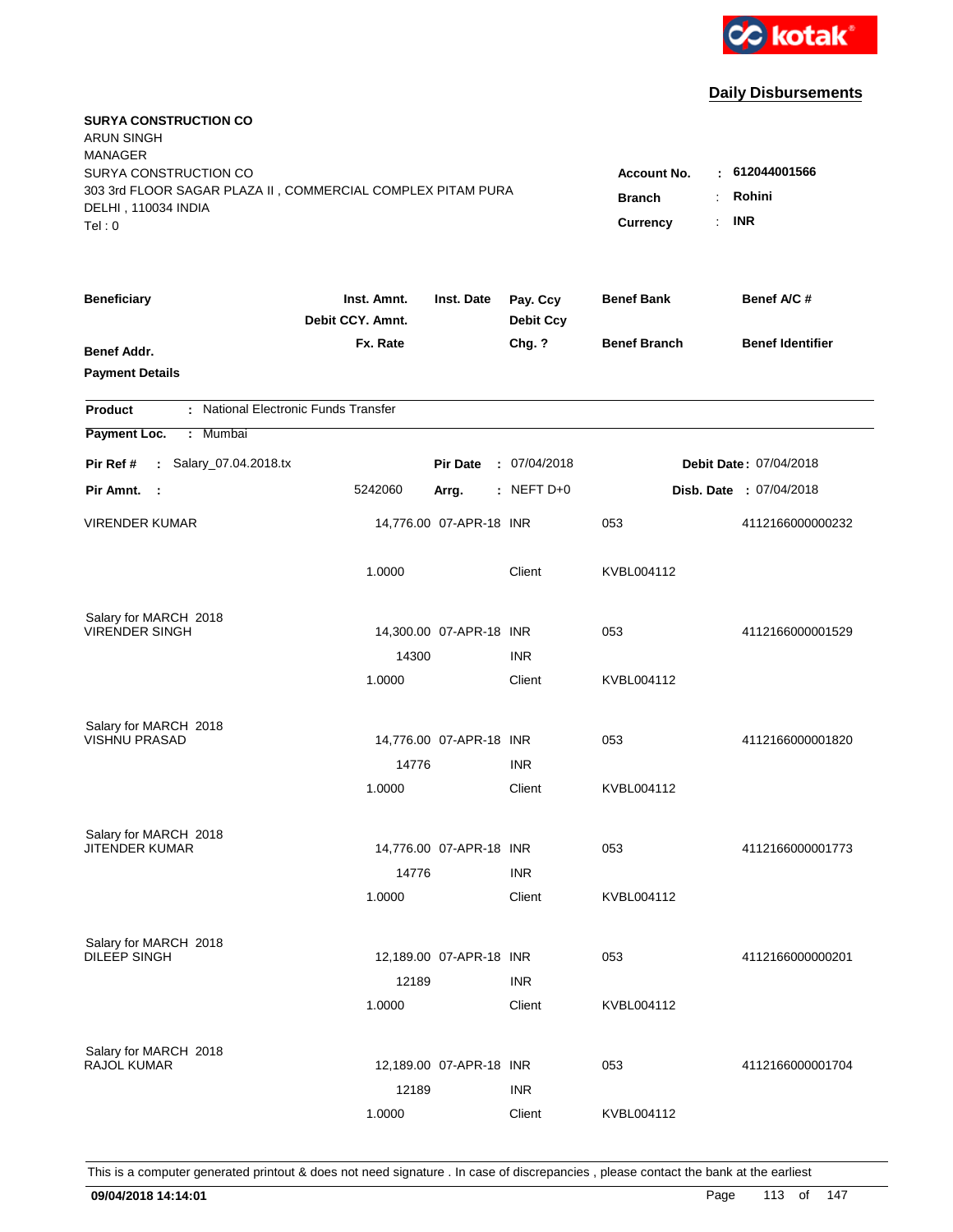kotak

## Daily Disbursements

**SURYA CONSTRUCTION CO**
ARUN SINGH
MANAGER
SURYA CONSTRUCTION CO
303 3rd FLOOR SAGAR PLAZA II , COMMERCIAL COMPLEX PITAM PURA
DELHI , 110034 INDIA
Tel : 0

**Account No.** : **612044001566**
**Branch** : **Rohini**
**Currency** : **INR**

| Beneficiary / Benef Addr. / Payment Details | Inst. Amnt. / Debit CCY. Amnt. / Fx. Rate | Inst. Date | Pay. Ccy / Debit Ccy / Chg. ? | Benef Bank / Benef Branch | Benef A/C # / Benef Identifier |
|---|---|---|---|---|---|

**Product** : National Electronic Funds Transfer

**Payment Loc.** : Mumbai

**Pir Ref #** : Salary_07.04.2018.tx **Pir Date** : 07/04/2018 **Debit Date** : 07/04/2018

**Pir Amnt.** : 5242060 **Arrg.** : NEFT D+0 **Disb. Date** : 07/04/2018

| Beneficiary | Inst. Amnt. | Inst. Date | Pay. Ccy | Benef Bank | Benef A/C # |
|---|---|---|---|---|---|
| VIRENDER KUMAR | 14,776.00 | 07-APR-18 | INR | 053 | 4112166000000232 |
| | 1.0000 | | Client | KVBL004112 | |
| Salary for MARCH 2018 | | | | | |
| VIRENDER SINGH | 14,300.00 | 07-APR-18 | INR | 053 | 4112166000001529 |
| | 14300 | | INR | | |
| | 1.0000 | | Client | KVBL004112 | |
| Salary for MARCH 2018 | | | | | |
| VISHNU PRASAD | 14,776.00 | 07-APR-18 | INR | 053 | 4112166000001820 |
| | 14776 | | INR | | |
| | 1.0000 | | Client | KVBL004112 | |
| Salary for MARCH 2018 | | | | | |
| JITENDER KUMAR | 14,776.00 | 07-APR-18 | INR | 053 | 4112166000001773 |
| | 14776 | | INR | | |
| | 1.0000 | | Client | KVBL004112 | |
| Salary for MARCH 2018 | | | | | |
| DILEEP SINGH | 12,189.00 | 07-APR-18 | INR | 053 | 4112166000000201 |
| | 12189 | | INR | | |
| | 1.0000 | | Client | KVBL004112 | |
| Salary for MARCH 2018 | | | | | |
| RAJOL KUMAR | 12,189.00 | 07-APR-18 | INR | 053 | 4112166000001704 |
| | 12189 | | INR | | |
| | 1.0000 | | Client | KVBL004112 | |

This is a computer generated printout & does not need signature . In case of discrepancies , please contact the bank at the earliest

**09/04/2018 14:14:01**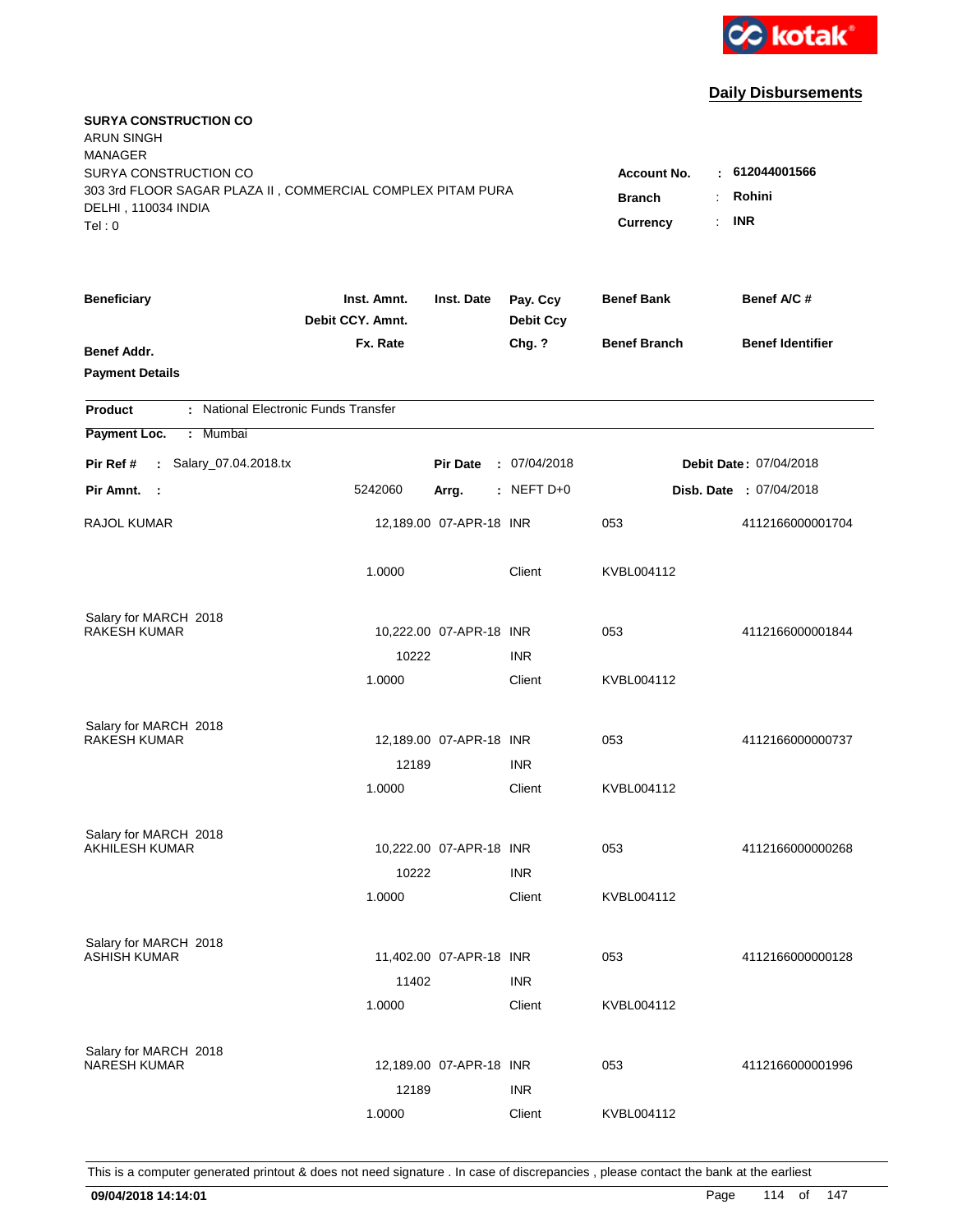kotak

## Daily Disbursements

**SURYA CONSTRUCTION CO**
ARUN SINGH
MANAGER
SURYA CONSTRUCTION CO
303 3rd FLOOR SAGAR PLAZA II , COMMERCIAL COMPLEX PITAM PURA
DELHI , 110034 INDIA
Tel : 0

**Account No.** : **612044001566**
**Branch** : **Rohini**
**Currency** : **INR**

| Beneficiary / Benef Addr. / Payment Details | Inst. Amnt. / Debit CCY. Amnt. / Fx. Rate | Inst. Date | Pay. Ccy / Debit Ccy / Chg. ? | Benef Bank / Benef Branch | Benef A/C # / Benef Identifier |
|---|---|---|---|---|---|

**Product** : National Electronic Funds Transfer
**Payment Loc.** : Mumbai

**Pir Ref #** : Salary_07.04.2018.tx | **Pir Date** : 07/04/2018 | **Debit Date** : 07/04/2018
**Pir Amnt.** : 5242060 | **Arrg.** : NEFT D+0 | **Disb. Date** : 07/04/2018

| Beneficiary | Inst. Amnt. | Inst. Date | Pay. Ccy | Benef Bank | Benef A/C # |
|---|---|---|---|---|---|
| RAJOL KUMAR | 12,189.00 | 07-APR-18 | INR | 053 | 4112166000001704 |
| | 1.0000 | | Client | KVBL004112 | |
| Salary for MARCH 2018 | | | | | |
| RAKESH KUMAR | 10,222.00 | 07-APR-18 | INR | 053 | 4112166000001844 |
| | 10222 | | INR | | |
| | 1.0000 | | Client | KVBL004112 | |
| Salary for MARCH 2018 | | | | | |
| RAKESH KUMAR | 12,189.00 | 07-APR-18 | INR | 053 | 4112166000000737 |
| | 12189 | | INR | | |
| | 1.0000 | | Client | KVBL004112 | |
| Salary for MARCH 2018 | | | | | |
| AKHILESH KUMAR | 10,222.00 | 07-APR-18 | INR | 053 | 4112166000000268 |
| | 10222 | | INR | | |
| | 1.0000 | | Client | KVBL004112 | |
| Salary for MARCH 2018 | | | | | |
| ASHISH KUMAR | 11,402.00 | 07-APR-18 | INR | 053 | 4112166000000128 |
| | 11402 | | INR | | |
| | 1.0000 | | Client | KVBL004112 | |
| Salary for MARCH 2018 | | | | | |
| NARESH KUMAR | 12,189.00 | 07-APR-18 | INR | 053 | 4112166000001996 |
| | 12189 | | INR | | |
| | 1.0000 | | Client | KVBL004112 | |

This is a computer generated printout & does not need signature . In case of discrepancies , please contact the bank at the earliest

**09/04/2018 14:14:01**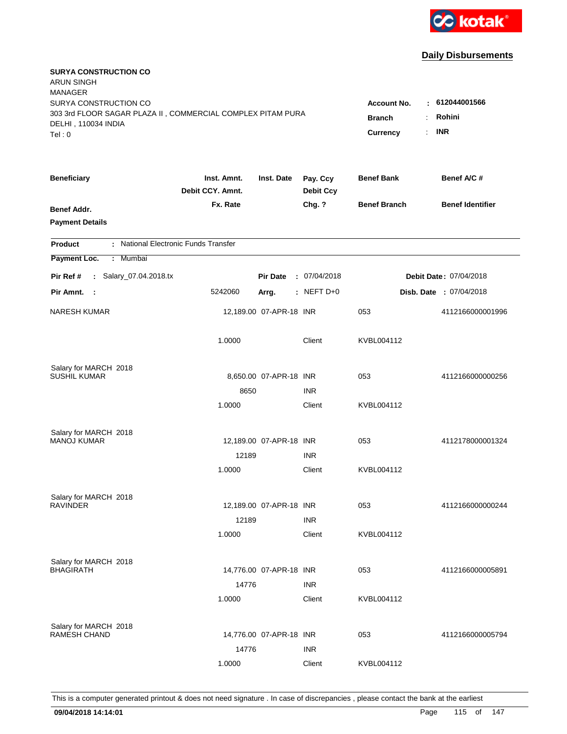kotak

## Daily Disbursements

**SURYA CONSTRUCTION CO**
ARUN SINGH
MANAGER
SURYA CONSTRUCTION CO
303 3rd FLOOR SAGAR PLAZA II , COMMERCIAL COMPLEX PITAM PURA
DELHI , 110034 INDIA
Tel : 0

**Account No.** : **612044001566**
**Branch** : **Rohini**
**Currency** : **INR**

| Beneficiary / Benef Addr. / Payment Details | Inst. Amnt. / Debit CCY. Amnt. / Fx. Rate | Inst. Date | Pay. Ccy / Debit Ccy / Chg. ? | Benef Bank / Benef Branch | Benef A/C # / Benef Identifier |
|---|---|---|---|---|---|

**Product** : National Electronic Funds Transfer

**Payment Loc.** : Mumbai

**Pir Ref #** : Salary_07.04.2018.tx &nbsp;&nbsp; **Pir Date** : 07/04/2018 &nbsp;&nbsp; **Debit Date** : 07/04/2018

**Pir Amnt.** : 5242060 &nbsp;&nbsp; **Arrg.** : NEFT D+0 &nbsp;&nbsp; **Disb. Date** : 07/04/2018

| Beneficiary | Inst. Amnt. | Inst. Date | Pay. Ccy | Benef Bank | Benef A/C # |
|---|---|---|---|---|---|
| NARESH KUMAR | 12,189.00 | 07-APR-18 | INR | 053 | 4112166000001996 |
| | 1.0000 | | Client | KVBL004112 | |
| Salary for MARCH 2018 | | | | | |
| SUSHIL KUMAR | 8,650.00 | 07-APR-18 | INR | 053 | 4112166000000256 |
| | 8650 | | INR | | |
| | 1.0000 | | Client | KVBL004112 | |
| Salary for MARCH 2018 | | | | | |
| MANOJ KUMAR | 12,189.00 | 07-APR-18 | INR | 053 | 4112178000001324 |
| | 12189 | | INR | | |
| | 1.0000 | | Client | KVBL004112 | |
| Salary for MARCH 2018 | | | | | |
| RAVINDER | 12,189.00 | 07-APR-18 | INR | 053 | 4112166000000244 |
| | 12189 | | INR | | |
| | 1.0000 | | Client | KVBL004112 | |
| Salary for MARCH 2018 | | | | | |
| BHAGIRATH | 14,776.00 | 07-APR-18 | INR | 053 | 4112166000005891 |
| | 14776 | | INR | | |
| | 1.0000 | | Client | KVBL004112 | |
| Salary for MARCH 2018 | | | | | |
| RAMESH CHAND | 14,776.00 | 07-APR-18 | INR | 053 | 4112166000005794 |
| | 14776 | | INR | | |
| | 1.0000 | | Client | KVBL004112 | |

This is a computer generated printout & does not need signature . In case of discrepancies , please contact the bank at the earliest

**09/04/2018 14:14:01**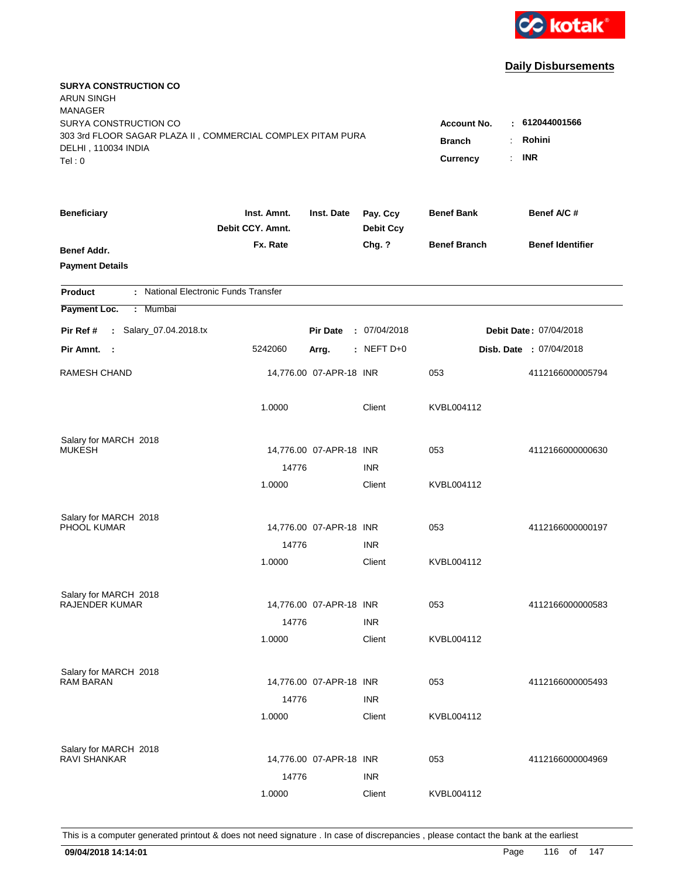kotak

## Daily Disbursements

**SURYA CONSTRUCTION CO**
ARUN SINGH
MANAGER
SURYA CONSTRUCTION CO
303 3rd FLOOR SAGAR PLAZA II , COMMERCIAL COMPLEX PITAM PURA
DELHI , 110034 INDIA
Tel : 0

**Account No.** : **612044001566**
**Branch** : **Rohini**
**Currency** : **INR**

| Beneficiary | Inst. Amnt. / Debit CCY. Amnt. / Fx. Rate | Inst. Date | Pay. Ccy / Debit Ccy / Chg. ? | Benef Bank / Benef Branch | Benef A/C # / Benef Identifier |
|---|---|---|---|---|---|
| **Benef Addr.** | | | | | |
| **Payment Details** | | | | | |

**Product** : National Electronic Funds Transfer

**Payment Loc.** : Mumbai

**Pir Ref #** : Salary_07.04.2018.tx &nbsp;&nbsp; **Pir Date** : 07/04/2018 &nbsp;&nbsp; **Debit Date** : 07/04/2018

**Pir Amnt.** : 5242060 &nbsp;&nbsp; **Arrg.** : NEFT D+0 &nbsp;&nbsp; **Disb. Date** : 07/04/2018

| Beneficiary | Inst. Amnt. | Inst. Date | Pay. Ccy | Benef Bank | Benef A/C # |
|---|---|---|---|---|---|
| RAMESH CHAND | 14,776.00 | 07-APR-18 | INR | 053 | 4112166000005794 |
| | 1.0000 | | Client | KVBL004112 | |
| Salary for MARCH 2018 | | | | | |
| MUKESH | 14,776.00 | 07-APR-18 | INR | 053 | 4112166000000630 |
| | 14776 | | INR | | |
| | 1.0000 | | Client | KVBL004112 | |
| Salary for MARCH 2018 | | | | | |
| PHOOL KUMAR | 14,776.00 | 07-APR-18 | INR | 053 | 4112166000000197 |
| | 14776 | | INR | | |
| | 1.0000 | | Client | KVBL004112 | |
| Salary for MARCH 2018 | | | | | |
| RAJENDER KUMAR | 14,776.00 | 07-APR-18 | INR | 053 | 4112166000000583 |
| | 14776 | | INR | | |
| | 1.0000 | | Client | KVBL004112 | |
| Salary for MARCH 2018 | | | | | |
| RAM BARAN | 14,776.00 | 07-APR-18 | INR | 053 | 4112166000005493 |
| | 14776 | | INR | | |
| | 1.0000 | | Client | KVBL004112 | |
| Salary for MARCH 2018 | | | | | |
| RAVI SHANKAR | 14,776.00 | 07-APR-18 | INR | 053 | 4112166000004969 |
| | 14776 | | INR | | |
| | 1.0000 | | Client | KVBL004112 | |

This is a computer generated printout & does not need signature . In case of discrepancies , please contact the bank at the earliest

**09/04/2018 14:14:01**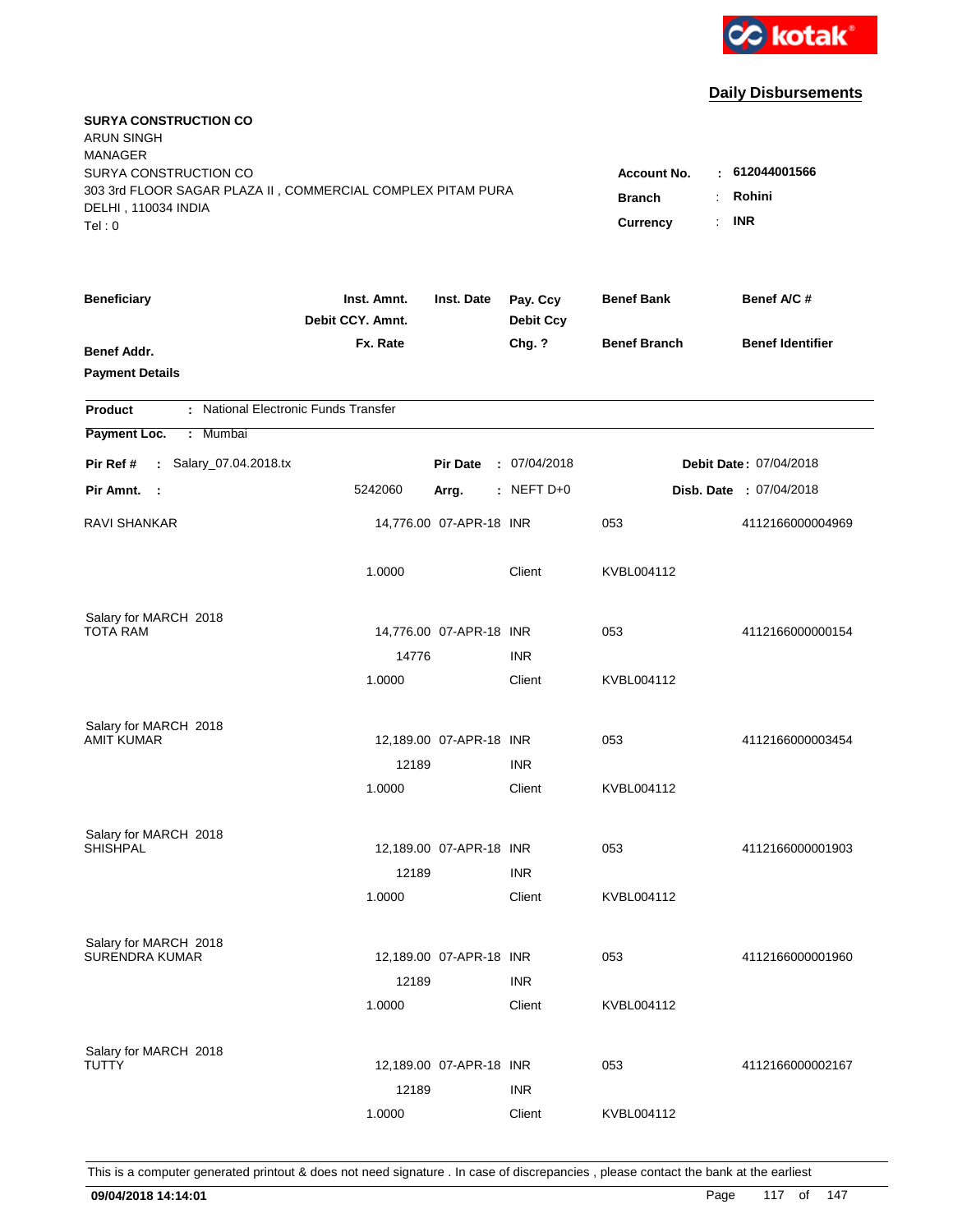kotak

## Daily Disbursements

**SURYA CONSTRUCTION CO**
ARUN SINGH
MANAGER
SURYA CONSTRUCTION CO
303 3rd FLOOR SAGAR PLAZA II , COMMERCIAL COMPLEX PITAM PURA
DELHI , 110034 INDIA
Tel : 0

**Account No.** : **612044001566**
**Branch** : **Rohini**
**Currency** : **INR**

| Beneficiary / Benef Addr. / Payment Details | Inst. Amnt. / Debit CCY. Amnt. / Fx. Rate | Inst. Date | Pay. Ccy / Debit Ccy / Chg. ? | Benef Bank / Benef Branch | Benef A/C # / Benef Identifier |
|---|---|---|---|---|---|

**Product** : National Electronic Funds Transfer
**Payment Loc.** : Mumbai

**Pir Ref #** : Salary_07.04.2018.tx | **Pir Date** : 07/04/2018 | **Debit Date** : 07/04/2018
**Pir Amnt.** : 5242060 | **Arrg.** : NEFT D+0 | **Disb. Date** : 07/04/2018

| Beneficiary | Inst. Amnt. | Inst. Date | Pay. Ccy | Benef Bank | Benef A/C # |
|---|---|---|---|---|---|
| RAVI SHANKAR | 14,776.00 | 07-APR-18 | INR | 053 | 4112166000004969 |
| | 1.0000 | | Client | KVBL004112 | |
| Salary for MARCH 2018 | | | | | |
| TOTA RAM | 14,776.00 | 07-APR-18 | INR | 053 | 4112166000000154 |
| | 14776 | | INR | | |
| | 1.0000 | | Client | KVBL004112 | |
| Salary for MARCH 2018 | | | | | |
| AMIT KUMAR | 12,189.00 | 07-APR-18 | INR | 053 | 4112166000003454 |
| | 12189 | | INR | | |
| | 1.0000 | | Client | KVBL004112 | |
| Salary for MARCH 2018 | | | | | |
| SHISHPAL | 12,189.00 | 07-APR-18 | INR | 053 | 4112166000001903 |
| | 12189 | | INR | | |
| | 1.0000 | | Client | KVBL004112 | |
| Salary for MARCH 2018 | | | | | |
| SURENDRA KUMAR | 12,189.00 | 07-APR-18 | INR | 053 | 4112166000001960 |
| | 12189 | | INR | | |
| | 1.0000 | | Client | KVBL004112 | |
| Salary for MARCH 2018 | | | | | |
| TUTTY | 12,189.00 | 07-APR-18 | INR | 053 | 4112166000002167 |
| | 12189 | | INR | | |
| | 1.0000 | | Client | KVBL004112 | |

This is a computer generated printout & does not need signature . In case of discrepancies , please contact the bank at the earliest

**09/04/2018 14:14:01**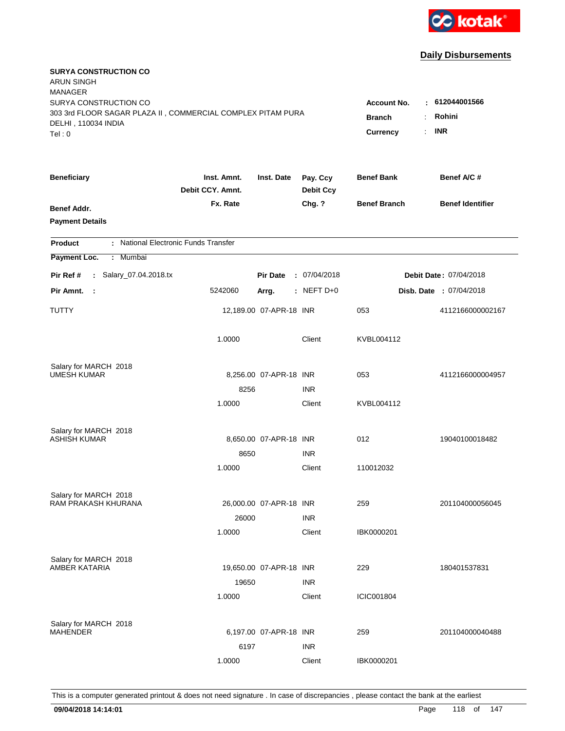kotak

## Daily Disbursements

**SURYA CONSTRUCTION CO**
ARUN SINGH
MANAGER
SURYA CONSTRUCTION CO
303 3rd FLOOR SAGAR PLAZA II , COMMERCIAL COMPLEX PITAM PURA
DELHI , 110034 INDIA
Tel : 0

**Account No.** : **612044001566**
**Branch** : **Rohini**
**Currency** : **INR**

| Beneficiary | Inst. Amnt. / Debit CCY. Amnt. / Fx. Rate | Inst. Date | Pay. Ccy / Debit Ccy / Chg. ? | Benef Bank / Benef Branch | Benef A/C # / Benef Identifier |
|---|---|---|---|---|---|
| **Benef Addr.** / **Payment Details** | | | | | |

**Product** : National Electronic Funds Transfer
**Payment Loc.** : Mumbai

**Pir Ref #** : Salary_07.04.2018.tx &nbsp;&nbsp; **Pir Date** : 07/04/2018 &nbsp;&nbsp; **Debit Date** : 07/04/2018
**Pir Amnt.** : 5242060 &nbsp;&nbsp; **Arrg.** : NEFT D+0 &nbsp;&nbsp; **Disb. Date** : 07/04/2018

| Beneficiary | Inst. Amnt. | Inst. Date | Pay. Ccy | Benef Bank | Benef A/C # |
|---|---|---|---|---|---|
| TUTTY | 12,189.00 | 07-APR-18 | INR | 053 | 4112166000002167 |
| | 1.0000 | | Client | KVBL004112 | |
| Salary for MARCH 2018 | | | | | |
| UMESH KUMAR | 8,256.00 | 07-APR-18 | INR | 053 | 4112166000004957 |
| | 8256 | | INR | | |
| | 1.0000 | | Client | KVBL004112 | |
| Salary for MARCH 2018 | | | | | |
| ASHISH KUMAR | 8,650.00 | 07-APR-18 | INR | 012 | 19040100018482 |
| | 8650 | | INR | | |
| | 1.0000 | | Client | 110012032 | |
| Salary for MARCH 2018 | | | | | |
| RAM PRAKASH KHURANA | 26,000.00 | 07-APR-18 | INR | 259 | 201104000056045 |
| | 26000 | | INR | | |
| | 1.0000 | | Client | IBK0000201 | |
| Salary for MARCH 2018 | | | | | |
| AMBER KATARIA | 19,650.00 | 07-APR-18 | INR | 229 | 180401537831 |
| | 19650 | | INR | | |
| | 1.0000 | | Client | ICIC001804 | |
| Salary for MARCH 2018 | | | | | |
| MAHENDER | 6,197.00 | 07-APR-18 | INR | 259 | 201104000040488 |
| | 6197 | | INR | | |
| | 1.0000 | | Client | IBK0000201 | |

This is a computer generated printout & does not need signature . In case of discrepancies , please contact the bank at the earliest

**09/04/2018 14:14:01**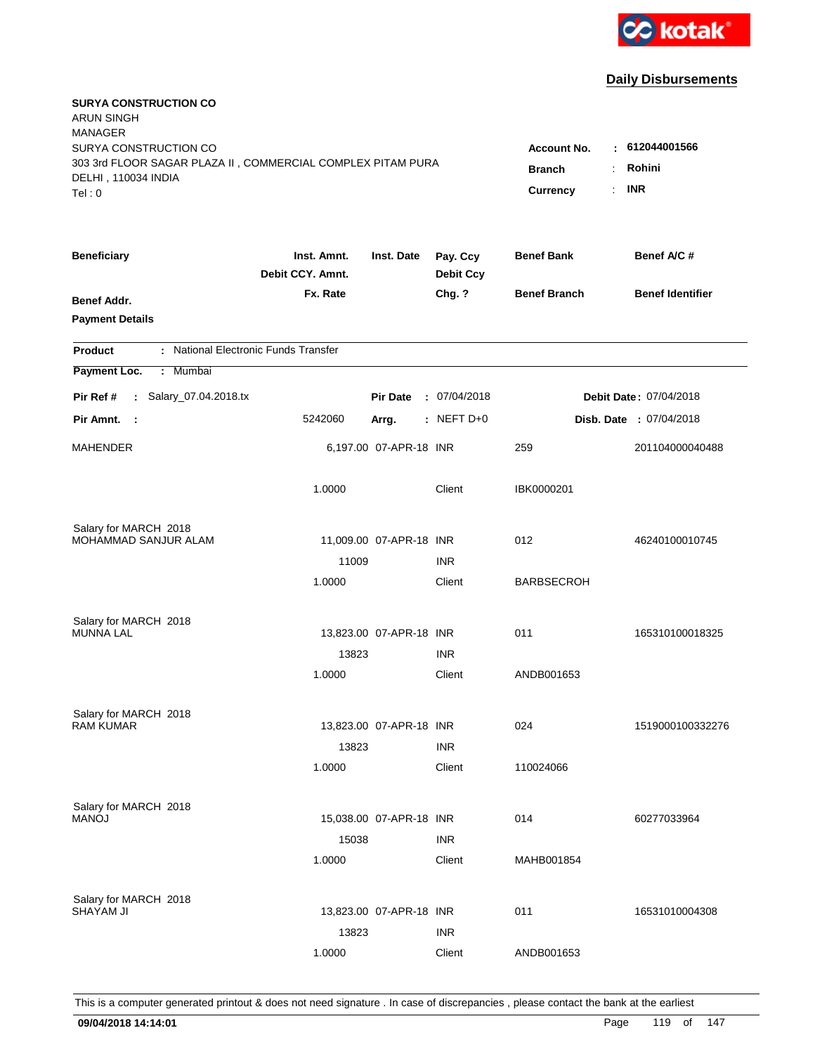kotak

## Daily Disbursements

**SURYA CONSTRUCTION CO**
ARUN SINGH
MANAGER
SURYA CONSTRUCTION CO
303 3rd FLOOR SAGAR PLAZA II , COMMERCIAL COMPLEX PITAM PURA
DELHI , 110034 INDIA
Tel : 0

**Account No.** : **612044001566**
**Branch** : **Rohini**
**Currency** : **INR**

| Beneficiary / Benef Addr. / Payment Details | Inst. Amnt. / Debit CCY. Amnt. / Fx. Rate | Inst. Date | Pay. Ccy / Debit Ccy / Chg. ? | Benef Bank / Benef Branch | Benef A/C # / Benef Identifier |
|---|---|---|---|---|---|

**Product** : National Electronic Funds Transfer

**Payment Loc.** : Mumbai

**Pir Ref #** : Salary_07.04.2018.tx &nbsp;&nbsp; **Pir Date** : 07/04/2018 &nbsp;&nbsp; **Debit Date** : 07/04/2018

**Pir Amnt.** : 5242060 &nbsp;&nbsp; **Arrg.** : NEFT D+0 &nbsp;&nbsp; **Disb. Date** : 07/04/2018

| Beneficiary | Inst. Amnt. | Inst. Date | Pay. Ccy | Benef Bank | Benef A/C # |
|---|---|---|---|---|---|
| MAHENDER | 6,197.00 | 07-APR-18 | INR | 259 | 201104000040488 |
| | 1.0000 | | Client | IBK0000201 | |
| Salary for MARCH 2018 | | | | | |
| MOHAMMAD SANJUR ALAM | 11,009.00 | 07-APR-18 | INR | 012 | 46240100010745 |
| | 11009 | | INR | | |
| | 1.0000 | | Client | BARBSECROH | |
| Salary for MARCH 2018 | | | | | |
| MUNNA LAL | 13,823.00 | 07-APR-18 | INR | 011 | 165310100018325 |
| | 13823 | | INR | | |
| | 1.0000 | | Client | ANDB001653 | |
| Salary for MARCH 2018 | | | | | |
| RAM KUMAR | 13,823.00 | 07-APR-18 | INR | 024 | 1519000100332276 |
| | 13823 | | INR | | |
| | 1.0000 | | Client | 110024066 | |
| Salary for MARCH 2018 | | | | | |
| MANOJ | 15,038.00 | 07-APR-18 | INR | 014 | 60277033964 |
| | 15038 | | INR | | |
| | 1.0000 | | Client | MAHB001854 | |
| Salary for MARCH 2018 | | | | | |
| SHAYAM JI | 13,823.00 | 07-APR-18 | INR | 011 | 16531010004308 |
| | 13823 | | INR | | |
| | 1.0000 | | Client | ANDB001653 | |

This is a computer generated printout & does not need signature . In case of discrepancies , please contact the bank at the earliest

**09/04/2018 14:14:01**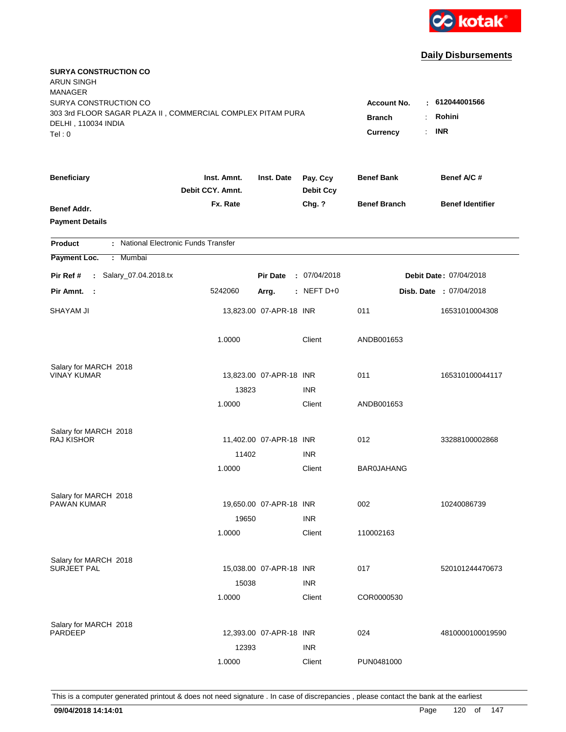kotak

## Daily Disbursements

**SURYA CONSTRUCTION CO**
ARUN SINGH
MANAGER
SURYA CONSTRUCTION CO
303 3rd FLOOR SAGAR PLAZA II , COMMERCIAL COMPLEX PITAM PURA
DELHI , 110034 INDIA
Tel : 0

**Account No.** : **612044001566**
**Branch** : **Rohini**
**Currency** : **INR**

| Beneficiary / Benef Addr. / Payment Details | Inst. Amnt. / Debit CCY. Amnt. / Fx. Rate | Inst. Date | Pay. Ccy / Debit Ccy / Chg. ? | Benef Bank / Benef Branch | Benef A/C # / Benef Identifier |
|---|---|---|---|---|---|

**Product** : National Electronic Funds Transfer

**Payment Loc.** : Mumbai

**Pir Ref #** : Salary_07.04.2018.tx  **Pir Date** : 07/04/2018  **Debit Date** : 07/04/2018

**Pir Amnt.** : 5242060  **Arrg.** : NEFT D+0  **Disb. Date** : 07/04/2018

| Beneficiary | Inst. Amnt. | Inst. Date | Pay. Ccy | Benef Bank | Benef A/C # |
|---|---|---|---|---|---|
| SHAYAM JI | 13,823.00 | 07-APR-18 | INR | 011 | 16531010004308 |
| | 1.0000 | | Client | ANDB001653 | |
| Salary for MARCH 2018 | | | | | |
| VINAY KUMAR | 13,823.00 | 07-APR-18 | INR | 011 | 165310100044117 |
| | 13823 | | INR | | |
| | 1.0000 | | Client | ANDB001653 | |
| Salary for MARCH 2018 | | | | | |
| RAJ KISHOR | 11,402.00 | 07-APR-18 | INR | 012 | 33288100002868 |
| | 11402 | | INR | | |
| | 1.0000 | | Client | BAR0JAHANG | |
| Salary for MARCH 2018 | | | | | |
| PAWAN KUMAR | 19,650.00 | 07-APR-18 | INR | 002 | 10240086739 |
| | 19650 | | INR | | |
| | 1.0000 | | Client | 110002163 | |
| Salary for MARCH 2018 | | | | | |
| SURJEET PAL | 15,038.00 | 07-APR-18 | INR | 017 | 520101244470673 |
| | 15038 | | INR | | |
| | 1.0000 | | Client | COR0000530 | |
| Salary for MARCH 2018 | | | | | |
| PARDEEP | 12,393.00 | 07-APR-18 | INR | 024 | 4810000100019590 |
| | 12393 | | INR | | |
| | 1.0000 | | Client | PUN0481000 | |

This is a computer generated printout & does not need signature . In case of discrepancies , please contact the bank at the earliest

**09/04/2018 14:14:01**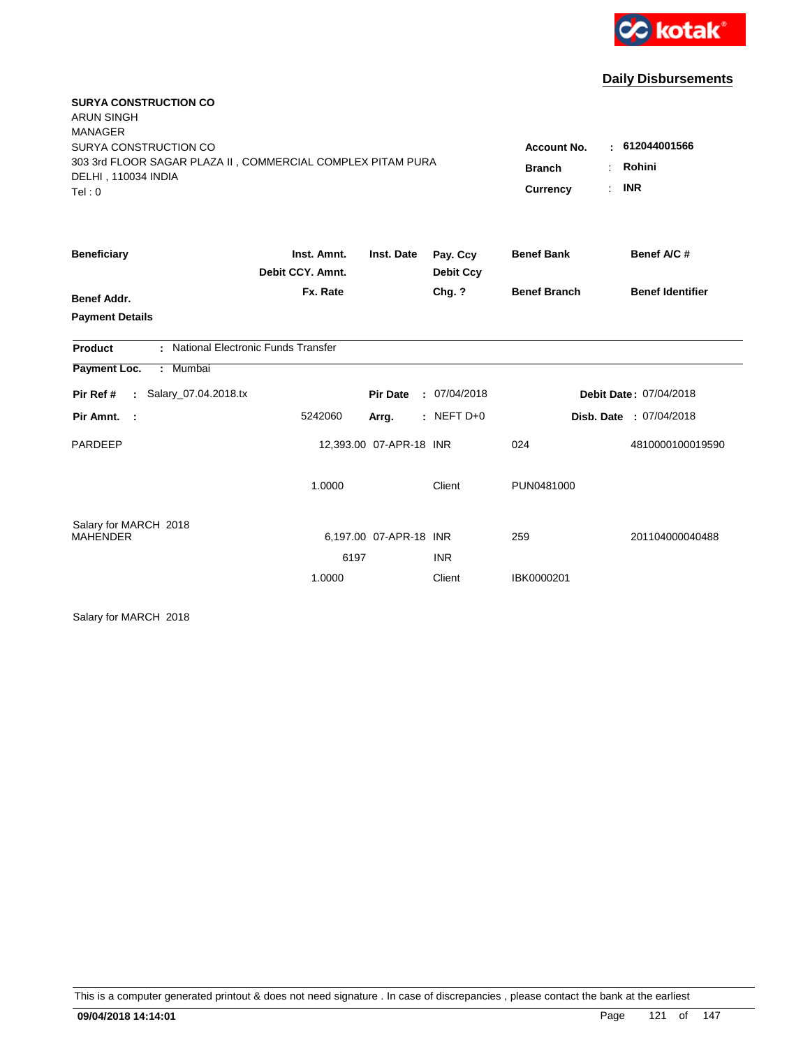kotak

## Daily Disbursements

**SURYA CONSTRUCTION CO**
ARUN SINGH
MANAGER
SURYA CONSTRUCTION CO
303 3rd FLOOR SAGAR PLAZA II , COMMERCIAL COMPLEX PITAM PURA
DELHI , 110034 INDIA
Tel : 0

**Account No.** : **612044001566**
**Branch** : **Rohini**
**Currency** : **INR**

| Beneficiary | Inst. Amnt. / Debit CCY. Amnt. / Fx. Rate | Inst. Date | Pay. Ccy / Debit Ccy / Chg. ? | Benef Bank / Benef Branch | Benef A/C # / Benef Identifier |
|---|---|---|---|---|---|
| **Benef Addr.** | | | | | |
| **Payment Details** | | | | | |

**Product** : National Electronic Funds Transfer

**Payment Loc.** : Mumbai

**Pir Ref #** : Salary_07.04.2018.tx &nbsp;&nbsp; **Pir Date** : 07/04/2018 &nbsp;&nbsp; **Debit Date** : 07/04/2018

**Pir Amnt.** : 5242060 &nbsp;&nbsp; **Arrg.** : NEFT D+0 &nbsp;&nbsp; **Disb. Date** : 07/04/2018

| Beneficiary | Inst. Amnt. / Debit CCY. Amnt. / Fx. Rate | Inst. Date | Pay. Ccy / Debit Ccy / Chg. ? | Benef Bank / Benef Branch | Benef A/C # / Benef Identifier |
|---|---|---|---|---|---|
| PARDEEP | 12,393.00 | 07-APR-18 | INR | 024 | 4810000100019590 |
| | 1.0000 | | Client | PUN0481000 | |
| Salary for MARCH 2018 | | | | | |
| MAHENDER | 6,197.00 | 07-APR-18 | INR | 259 | 201104000040488 |
| | 6197 | | INR | | |
| | 1.0000 | | Client | IBK0000201 | |
| Salary for MARCH 2018 | | | | | |

This is a computer generated printout & does not need signature . In case of discrepancies , please contact the bank at the earliest

**09/04/2018 14:14:01**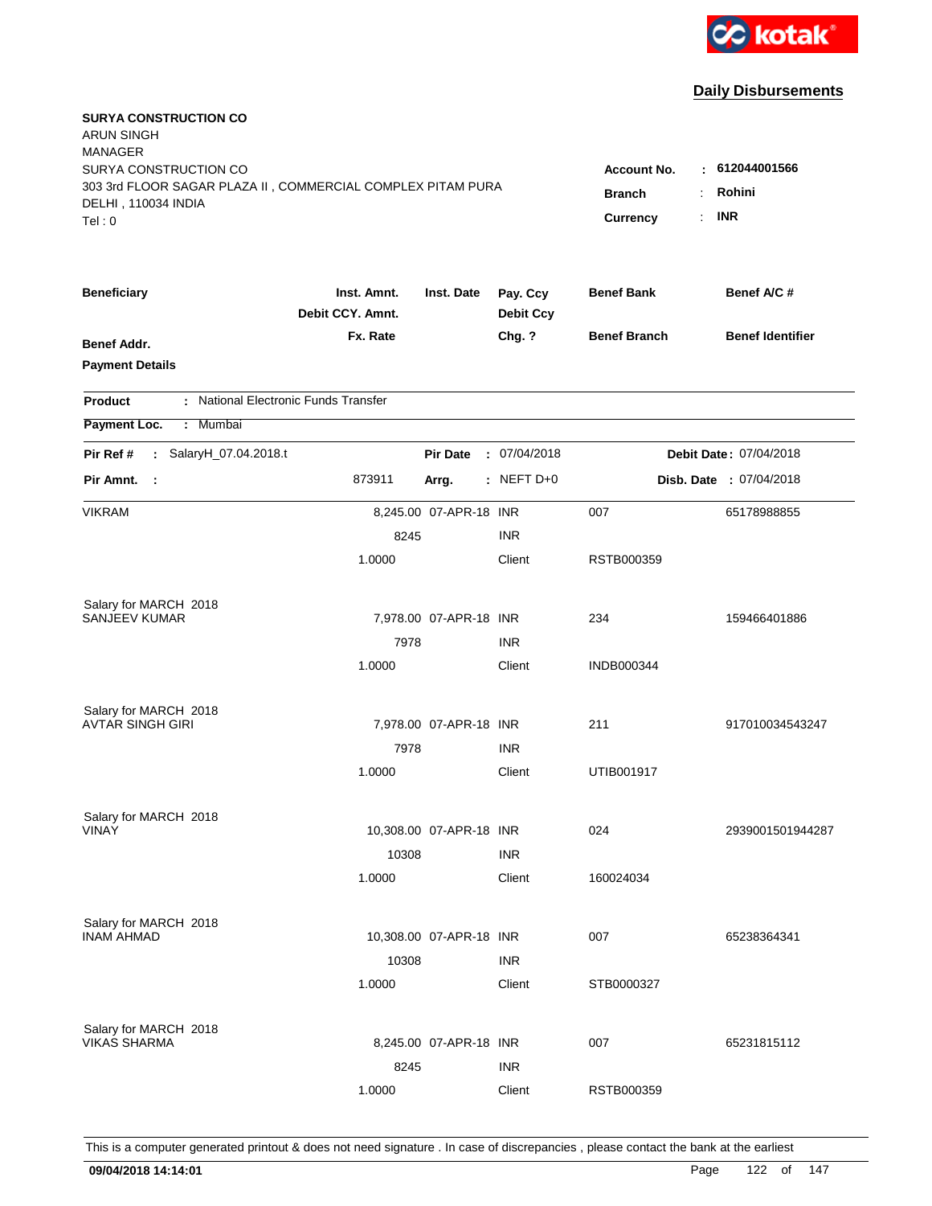kotak

## Daily Disbursements

**SURYA CONSTRUCTION CO**
ARUN SINGH
MANAGER
SURYA CONSTRUCTION CO
303 3rd FLOOR SAGAR PLAZA II , COMMERCIAL COMPLEX PITAM PURA
DELHI , 110034 INDIA
Tel : 0

**Account No.** : **612044001566**
**Branch** : **Rohini**
**Currency** : **INR**

| Beneficiary / Benef Addr. / Payment Details | Inst. Amnt. / Debit CCY. Amnt. / Fx. Rate | Inst. Date | Pay. Ccy / Debit Ccy / Chg. ? | Benef Bank / Benef Branch | Benef A/C # / Benef Identifier |
|---|---|---|---|---|---|

**Product** : National Electronic Funds Transfer
**Payment Loc.** : Mumbai

**Pir Ref #** : SalaryH_07.04.2018.t | **Pir Date** : 07/04/2018 | **Debit Date** : 07/04/2018
**Pir Amnt.** : 873911 | **Arrg.** : NEFT D+0 | **Disb. Date** : 07/04/2018

| Beneficiary | Inst. Amnt. | Inst. Date | Pay. Ccy | Benef Bank | Benef A/C # |
|---|---|---|---|---|---|
| VIKRAM | 8,245.00 | 07-APR-18 | INR | 007 | 65178988855 |
| | 8245 | | INR | | |
| | 1.0000 | | Client | RSTB000359 | |
| Salary for MARCH 2018 | | | | | |
| SANJEEV KUMAR | 7,978.00 | 07-APR-18 | INR | 234 | 159466401886 |
| | 7978 | | INR | | |
| | 1.0000 | | Client | INDB000344 | |
| Salary for MARCH 2018 | | | | | |
| AVTAR SINGH GIRI | 7,978.00 | 07-APR-18 | INR | 211 | 917010034543247 |
| | 7978 | | INR | | |
| | 1.0000 | | Client | UTIB001917 | |
| Salary for MARCH 2018 | | | | | |
| VINAY | 10,308.00 | 07-APR-18 | INR | 024 | 2939001501944287 |
| | 10308 | | INR | | |
| | 1.0000 | | Client | 160024034 | |
| Salary for MARCH 2018 | | | | | |
| INAM AHMAD | 10,308.00 | 07-APR-18 | INR | 007 | 65238364341 |
| | 10308 | | INR | | |
| | 1.0000 | | Client | STB0000327 | |
| Salary for MARCH 2018 | | | | | |
| VIKAS SHARMA | 8,245.00 | 07-APR-18 | INR | 007 | 65231815112 |
| | 8245 | | INR | | |
| | 1.0000 | | Client | RSTB000359 | |

This is a computer generated printout & does not need signature . In case of discrepancies , please contact the bank at the earliest

09/04/2018 14:14:01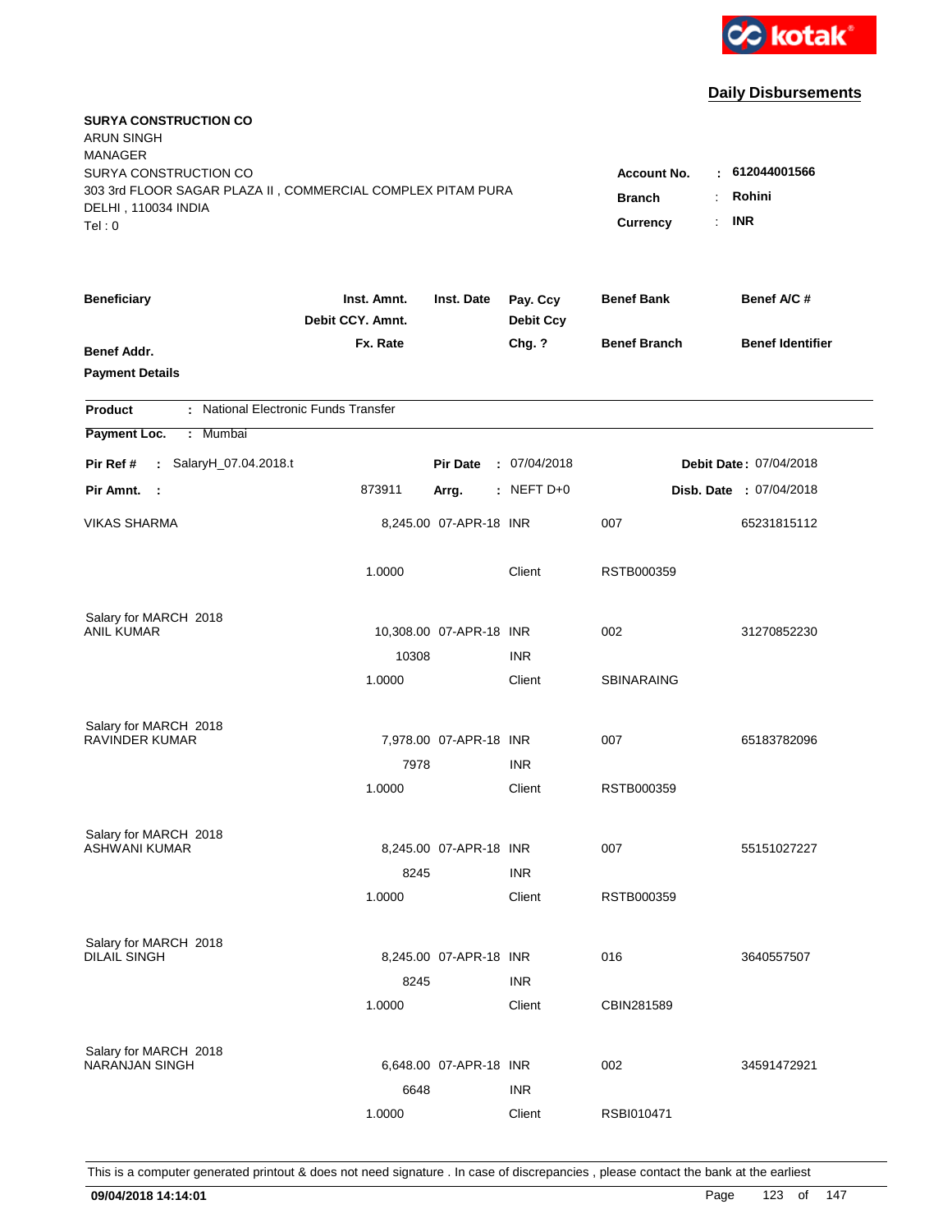kotak

## Daily Disbursements

**SURYA CONSTRUCTION CO**
ARUN SINGH
MANAGER
SURYA CONSTRUCTION CO
303 3rd FLOOR SAGAR PLAZA II , COMMERCIAL COMPLEX PITAM PURA
DELHI , 110034 INDIA
Tel : 0

**Account No.** : **612044001566**
**Branch** : **Rohini**
**Currency** : **INR**

| Beneficiary / Benef Addr. / Payment Details | Inst. Amnt. / Debit CCY. Amnt. / Fx. Rate | Inst. Date | Pay. Ccy / Debit Ccy / Chg. ? | Benef Bank / Benef Branch | Benef A/C # / Benef Identifier |
|---|---|---|---|---|---|

**Product** : National Electronic Funds Transfer
**Payment Loc.** : Mumbai

**Pir Ref #** : SalaryH_07.04.2018.t | **Pir Date** : 07/04/2018 | **Debit Date** : 07/04/2018
**Pir Amnt.** : 873911 | **Arrg.** : NEFT D+0 | **Disb. Date** : 07/04/2018

| Beneficiary | Inst. Amnt. | Inst. Date | Pay. Ccy | Benef Bank | Benef A/C # |
|---|---|---|---|---|---|
| VIKAS SHARMA | 8,245.00 | 07-APR-18 | INR | 007 | 65231815112 |
| | 1.0000 | | Client | RSTB000359 | |
| Salary for MARCH 2018 | | | | | |
| ANIL KUMAR | 10,308.00 | 07-APR-18 | INR | 002 | 31270852230 |
| | 10308 | | INR | | |
| | 1.0000 | | Client | SBINARAING | |
| Salary for MARCH 2018 | | | | | |
| RAVINDER KUMAR | 7,978.00 | 07-APR-18 | INR | 007 | 65183782096 |
| | 7978 | | INR | | |
| | 1.0000 | | Client | RSTB000359 | |
| Salary for MARCH 2018 | | | | | |
| ASHWANI KUMAR | 8,245.00 | 07-APR-18 | INR | 007 | 55151027227 |
| | 8245 | | INR | | |
| | 1.0000 | | Client | RSTB000359 | |
| Salary for MARCH 2018 | | | | | |
| DILAIL SINGH | 8,245.00 | 07-APR-18 | INR | 016 | 3640557507 |
| | 8245 | | INR | | |
| | 1.0000 | | Client | CBIN281589 | |
| Salary for MARCH 2018 | | | | | |
| NARANJAN SINGH | 6,648.00 | 07-APR-18 | INR | 002 | 34591472921 |
| | 6648 | | INR | | |
| | 1.0000 | | Client | RSBI010471 | |

This is a computer generated printout & does not need signature . In case of discrepancies , please contact the bank at the earliest

**09/04/2018 14:14:01**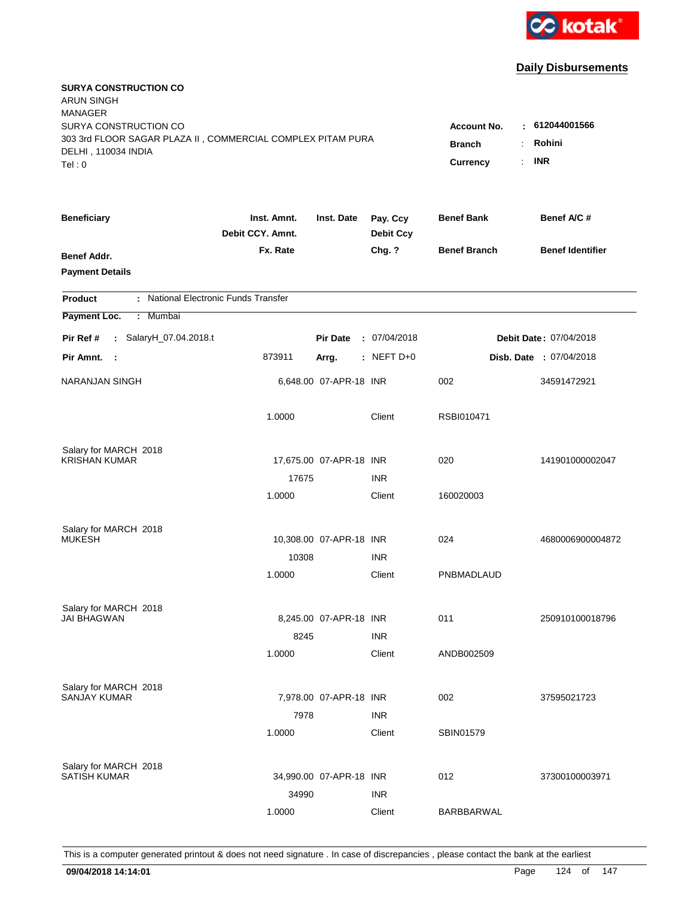kotak

## Daily Disbursements

**SURYA CONSTRUCTION CO**
ARUN SINGH
MANAGER
SURYA CONSTRUCTION CO
303 3rd FLOOR SAGAR PLAZA II , COMMERCIAL COMPLEX PITAM PURA
DELHI , 110034 INDIA
Tel : 0

**Account No.** : **612044001566**
**Branch** : **Rohini**
**Currency** : **INR**

| Beneficiary / Benef Addr. / Payment Details | Inst. Amnt. / Debit CCY. Amnt. / Fx. Rate | Inst. Date | Pay. Ccy / Debit Ccy / Chg. ? | Benef Bank / Benef Branch | Benef A/C # / Benef Identifier |
|---|---|---|---|---|---|

**Product** : National Electronic Funds Transfer
**Payment Loc.** : Mumbai
**Pir Ref #** : SalaryH_07.04.2018.t | **Pir Date** : 07/04/2018 | **Debit Date** : 07/04/2018
**Pir Amnt.** : 873911 | **Arrg.** : NEFT D+0 | **Disb. Date** : 07/04/2018

| Beneficiary | Inst. Amnt. | Inst. Date | Pay. Ccy | Benef Bank | Benef A/C # |
|---|---|---|---|---|---|
| NARANJAN SINGH | 6,648.00 | 07-APR-18 | INR | 002 | 34591472921 |
| | 1.0000 | | Client | RSBI010471 | |
| Salary for MARCH 2018 | | | | | |
| KRISHAN KUMAR | 17,675.00 | 07-APR-18 | INR | 020 | 141901000002047 |
| | 17675 | | INR | | |
| | 1.0000 | | Client | 160020003 | |
| Salary for MARCH 2018 | | | | | |
| MUKESH | 10,308.00 | 07-APR-18 | INR | 024 | 4680006900004872 |
| | 10308 | | INR | | |
| | 1.0000 | | Client | PNBMADLAUD | |
| Salary for MARCH 2018 | | | | | |
| JAI BHAGWAN | 8,245.00 | 07-APR-18 | INR | 011 | 250910100018796 |
| | 8245 | | INR | | |
| | 1.0000 | | Client | ANDB002509 | |
| Salary for MARCH 2018 | | | | | |
| SANJAY KUMAR | 7,978.00 | 07-APR-18 | INR | 002 | 37595021723 |
| | 7978 | | INR | | |
| | 1.0000 | | Client | SBIN01579 | |
| Salary for MARCH 2018 | | | | | |
| SATISH KUMAR | 34,990.00 | 07-APR-18 | INR | 012 | 37300100003971 |
| | 34990 | | INR | | |
| | 1.0000 | | Client | BARBBARWAL | |

This is a computer generated printout & does not need signature . In case of discrepancies , please contact the bank at the earliest

09/04/2018 14:14:01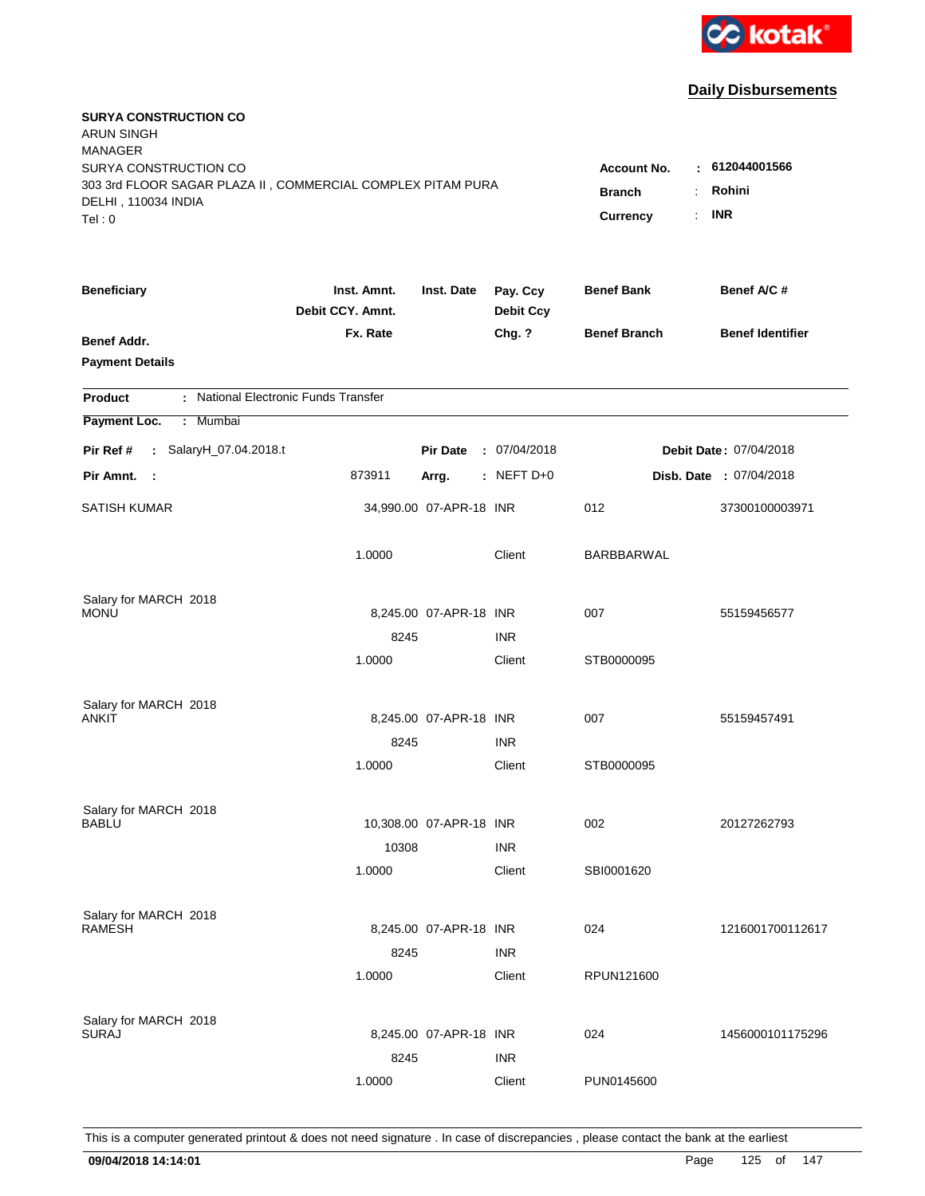kotak

## Daily Disbursements

**SURYA CONSTRUCTION CO**
ARUN SINGH
MANAGER
SURYA CONSTRUCTION CO
303 3rd FLOOR SAGAR PLAZA II , COMMERCIAL COMPLEX PITAM PURA
DELHI , 110034 INDIA
Tel : 0

**Account No.** : **612044001566**
**Branch** : **Rohini**
**Currency** : **INR**

| Beneficiary | Inst. Amnt. / Debit CCY. Amnt. / Fx. Rate | Inst. Date | Pay. Ccy / Debit Ccy / Chg. ? | Benef Bank / Benef Branch | Benef A/C # / Benef Identifier |
|---|---|---|---|---|---|

**Benef Addr.**
**Payment Details**

**Product** : National Electronic Funds Transfer
**Payment Loc.** : Mumbai

**Pir Ref #** : SalaryH_07.04.2018.t &nbsp;&nbsp; **Pir Date** : 07/04/2018 &nbsp;&nbsp; **Debit Date** : 07/04/2018
**Pir Amnt.** : 873911 &nbsp;&nbsp; **Arrg.** : NEFT D+0 &nbsp;&nbsp; **Disb. Date** : 07/04/2018

| Beneficiary | Inst. Amnt. / Debit CCY. Amnt. / Fx. Rate | Inst. Date | Pay. Ccy / Debit Ccy / Chg. ? | Benef Bank / Benef Branch | Benef A/C # |
|---|---|---|---|---|---|
| SATISH KUMAR | 34,990.00 | 07-APR-18 | INR | 012 | 37300100003971 |
| | 1.0000 | | Client | BARBBARWAL | |
| Salary for MARCH 2018 | | | | | |
| MONU | 8,245.00 | 07-APR-18 | INR | 007 | 55159456577 |
| | 8245 | | INR | | |
| | 1.0000 | | Client | STB0000095 | |
| Salary for MARCH 2018 | | | | | |
| ANKIT | 8,245.00 | 07-APR-18 | INR | 007 | 55159457491 |
| | 8245 | | INR | | |
| | 1.0000 | | Client | STB0000095 | |
| Salary for MARCH 2018 | | | | | |
| BABLU | 10,308.00 | 07-APR-18 | INR | 002 | 20127262793 |
| | 10308 | | INR | | |
| | 1.0000 | | Client | SBI0001620 | |
| Salary for MARCH 2018 | | | | | |
| RAMESH | 8,245.00 | 07-APR-18 | INR | 024 | 1216001700112617 |
| | 8245 | | INR | | |
| | 1.0000 | | Client | RPUN121600 | |
| Salary for MARCH 2018 | | | | | |
| SURAJ | 8,245.00 | 07-APR-18 | INR | 024 | 1456000101175296 |
| | 8245 | | INR | | |
| | 1.0000 | | Client | PUN0145600 | |

This is a computer generated printout & does not need signature . In case of discrepancies , please contact the bank at the earliest

**09/04/2018 14:14:01**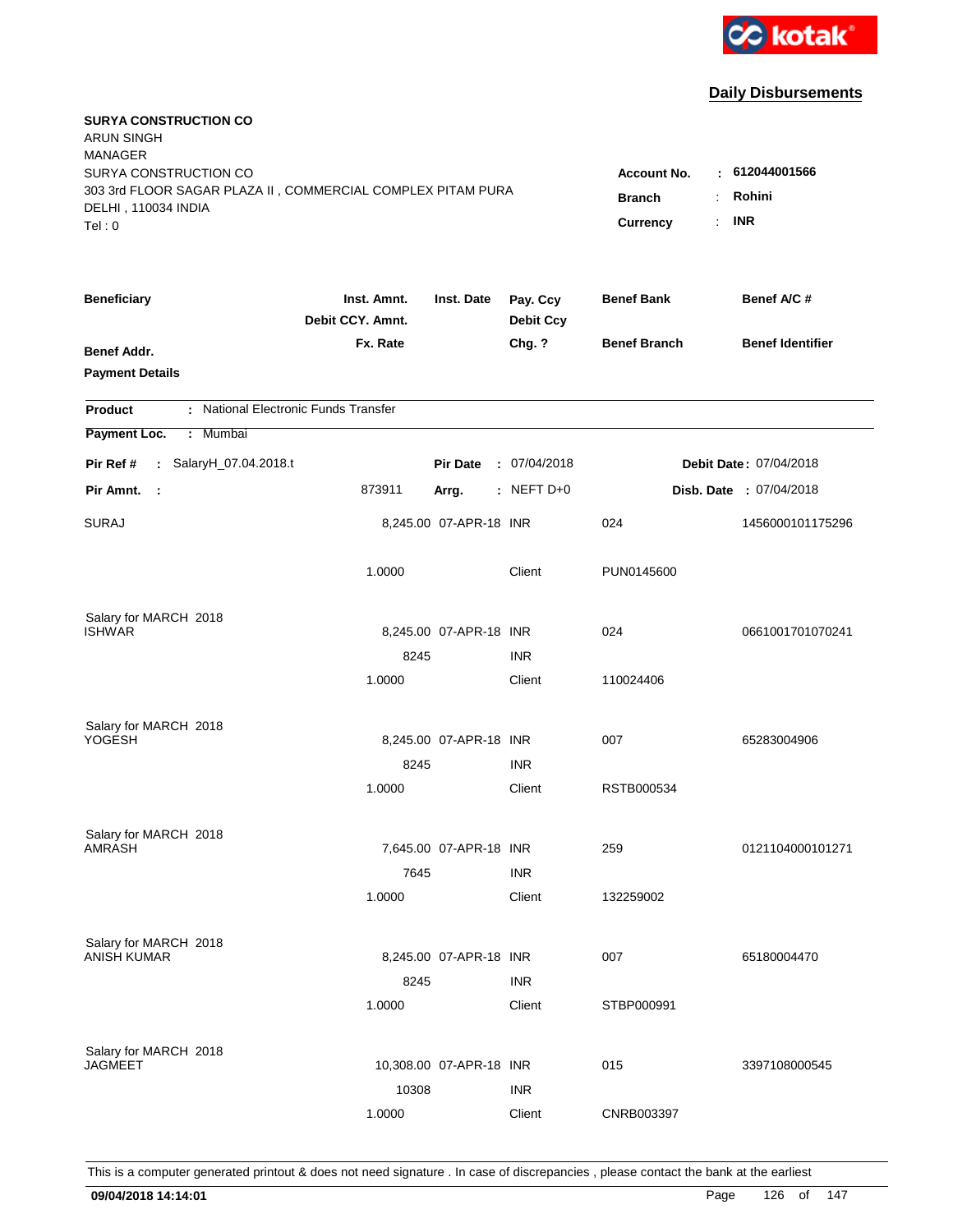kotak

## Daily Disbursements

**SURYA CONSTRUCTION CO**
ARUN SINGH
MANAGER
SURYA CONSTRUCTION CO
303 3rd FLOOR SAGAR PLAZA II , COMMERCIAL COMPLEX PITAM PURA
DELHI , 110034 INDIA
Tel : 0

**Account No.** : **612044001566**
**Branch** : **Rohini**
**Currency** : **INR**

| Beneficiary | Inst. Amnt. / Debit CCY. Amnt. / Fx. Rate | Inst. Date | Pay. Ccy / Debit Ccy / Chg. ? | Benef Bank / Benef Branch | Benef A/C # / Benef Identifier |
|---|---|---|---|---|---|
| **Benef Addr.** | | | | | |
| **Payment Details** | | | | | |

**Product** : National Electronic Funds Transfer
**Payment Loc.** : Mumbai

**Pir Ref #** : SalaryH_07.04.2018.t &nbsp;&nbsp; **Pir Date** : 07/04/2018 &nbsp;&nbsp; **Debit Date** : 07/04/2018
**Pir Amnt.** : 873911 &nbsp;&nbsp; **Arrg.** : NEFT D+0 &nbsp;&nbsp; **Disb. Date** : 07/04/2018

| Beneficiary | Inst. Amnt. / Debit CCY. Amnt. / Fx. Rate | Inst. Date | Pay. Ccy / Debit Ccy / Chg. ? | Benef Bank / Benef Branch | Benef A/C # |
|---|---|---|---|---|---|
| SURAJ | 8,245.00 | 07-APR-18 | INR | 024 | 1456000101175296 |
| | 1.0000 | | Client | PUN0145600 | |
| Salary for MARCH 2018 | | | | | |
| ISHWAR | 8,245.00 | 07-APR-18 | INR | 024 | 0661001701070241 |
| | 8245 | | INR | | |
| | 1.0000 | | Client | 110024406 | |
| Salary for MARCH 2018 | | | | | |
| YOGESH | 8,245.00 | 07-APR-18 | INR | 007 | 65283004906 |
| | 8245 | | INR | | |
| | 1.0000 | | Client | RSTB000534 | |
| Salary for MARCH 2018 | | | | | |
| AMRASH | 7,645.00 | 07-APR-18 | INR | 259 | 0121104000101271 |
| | 7645 | | INR | | |
| | 1.0000 | | Client | 132259002 | |
| Salary for MARCH 2018 | | | | | |
| ANISH KUMAR | 8,245.00 | 07-APR-18 | INR | 007 | 65180004470 |
| | 8245 | | INR | | |
| | 1.0000 | | Client | STBP000991 | |
| Salary for MARCH 2018 | | | | | |
| JAGMEET | 10,308.00 | 07-APR-18 | INR | 015 | 3397108000545 |
| | 10308 | | INR | | |
| | 1.0000 | | Client | CNRB003397 | |

This is a computer generated printout & does not need signature . In case of discrepancies , please contact the bank at the earliest

09/04/2018 14:14:01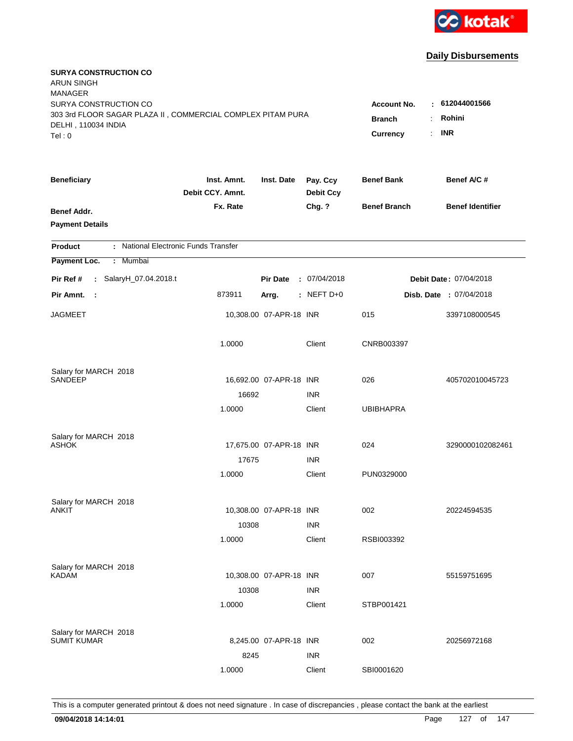kotak

## Daily Disbursements

**SURYA CONSTRUCTION CO**
ARUN SINGH
MANAGER
SURYA CONSTRUCTION CO
303 3rd FLOOR SAGAR PLAZA II , COMMERCIAL COMPLEX PITAM PURA
DELHI , 110034 INDIA
Tel : 0

**Account No.** : **612044001566**
**Branch** : **Rohini**
**Currency** : **INR**

| Beneficiary / Benef Addr. / Payment Details | Inst. Amnt. / Debit CCY. Amnt. / Fx. Rate | Inst. Date | Pay. Ccy / Debit Ccy / Chg. ? | Benef Bank / Benef Branch | Benef A/C # / Benef Identifier |
|---|---|---|---|---|---|

**Product** : National Electronic Funds Transfer
**Payment Loc.** : Mumbai

**Pir Ref #** : SalaryH_07.04.2018.t  **Pir Date** : 07/04/2018  **Debit Date** : 07/04/2018
**Pir Amnt.** : 873911  **Arrg.** : NEFT D+0  **Disb. Date** : 07/04/2018

| Beneficiary | Inst. Amnt. | Inst. Date | Pay. Ccy | Benef Bank | Benef A/C # |
|---|---|---|---|---|---|
| JAGMEET | 10,308.00 | 07-APR-18 | INR | 015 | 3397108000545 |
| | 1.0000 | | Client | CNRB003397 | |
| Salary for MARCH 2018 | | | | | |
| SANDEEP | 16,692.00 | 07-APR-18 | INR | 026 | 405702010045723 |
| | 16692 | | INR | | |
| | 1.0000 | | Client | UBIBHAPRA | |
| Salary for MARCH 2018 | | | | | |
| ASHOK | 17,675.00 | 07-APR-18 | INR | 024 | 3290000102082461 |
| | 17675 | | INR | | |
| | 1.0000 | | Client | PUN0329000 | |
| Salary for MARCH 2018 | | | | | |
| ANKIT | 10,308.00 | 07-APR-18 | INR | 002 | 20224594535 |
| | 10308 | | INR | | |
| | 1.0000 | | Client | RSBI003392 | |
| Salary for MARCH 2018 | | | | | |
| KADAM | 10,308.00 | 07-APR-18 | INR | 007 | 55159751695 |
| | 10308 | | INR | | |
| | 1.0000 | | Client | STBP001421 | |
| Salary for MARCH 2018 | | | | | |
| SUMIT KUMAR | 8,245.00 | 07-APR-18 | INR | 002 | 20256972168 |
| | 8245 | | INR | | |
| | 1.0000 | | Client | SBI0001620 | |

This is a computer generated printout & does not need signature . In case of discrepancies , please contact the bank at the earliest

**09/04/2018 14:14:01**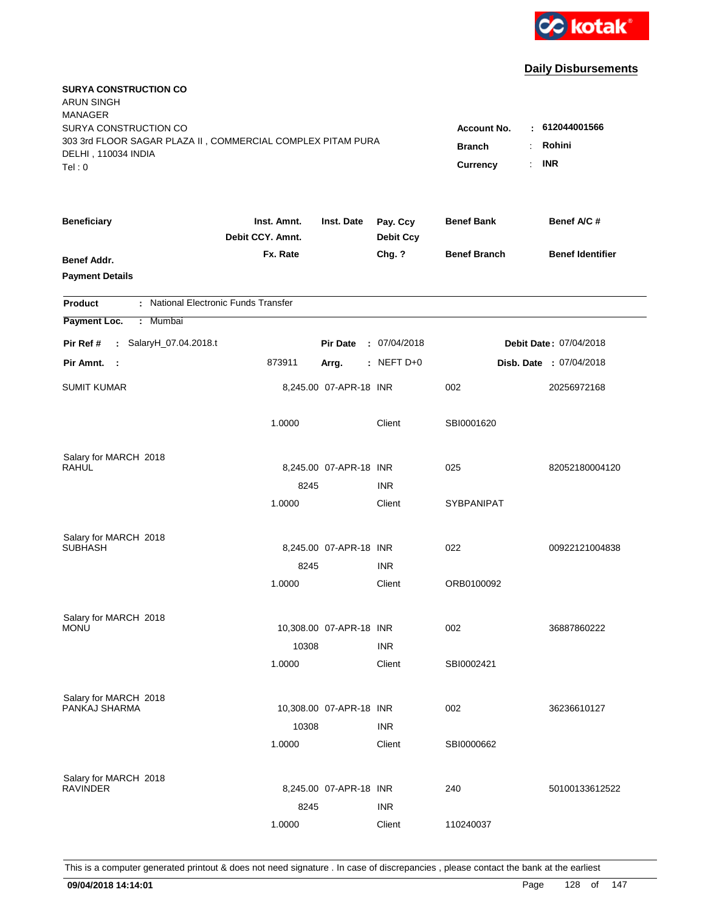kotak

## Daily Disbursements

**SURYA CONSTRUCTION CO**
ARUN SINGH
MANAGER
SURYA CONSTRUCTION CO
303 3rd FLOOR SAGAR PLAZA II , COMMERCIAL COMPLEX PITAM PURA
DELHI , 110034 INDIA
Tel : 0

**Account No.** : **612044001566**
**Branch** : **Rohini**
**Currency** : **INR**

| Beneficiary | Inst. Amnt. / Debit CCY. Amnt. / Fx. Rate | Inst. Date | Pay. Ccy / Debit Ccy / Chg. ? | Benef Bank / Benef Branch | Benef A/C # / Benef Identifier |
|---|---|---|---|---|---|
| **Benef Addr.** | | | | | |
| **Payment Details** | | | | | |

**Product** : National Electronic Funds Transfer
**Payment Loc.** : Mumbai

**Pir Ref #** : SalaryH_07.04.2018.t    **Pir Date** : 07/04/2018    **Debit Date** : 07/04/2018
**Pir Amnt.** : 873911    **Arrg.** : NEFT D+0    **Disb. Date** : 07/04/2018

| Beneficiary | Inst. Amnt. | Inst. Date | Pay. Ccy | Benef Bank | Benef A/C # |
|---|---|---|---|---|---|
| SUMIT KUMAR | 8,245.00 | 07-APR-18 | INR | 002 | 20256972168 |
| | 1.0000 | | Client | SBI0001620 | |
| Salary for MARCH 2018 | | | | | |
| RAHUL | 8,245.00 | 07-APR-18 | INR | 025 | 82052180004120 |
| | 8245 | | INR | | |
| | 1.0000 | | Client | SYBPANIPAT | |
| Salary for MARCH 2018 | | | | | |
| SUBHASH | 8,245.00 | 07-APR-18 | INR | 022 | 00922121004838 |
| | 8245 | | INR | | |
| | 1.0000 | | Client | ORB0100092 | |
| Salary for MARCH 2018 | | | | | |
| MONU | 10,308.00 | 07-APR-18 | INR | 002 | 36887860222 |
| | 10308 | | INR | | |
| | 1.0000 | | Client | SBI0002421 | |
| Salary for MARCH 2018 | | | | | |
| PANKAJ SHARMA | 10,308.00 | 07-APR-18 | INR | 002 | 36236610127 |
| | 10308 | | INR | | |
| | 1.0000 | | Client | SBI0000662 | |
| Salary for MARCH 2018 | | | | | |
| RAVINDER | 8,245.00 | 07-APR-18 | INR | 240 | 50100133612522 |
| | 8245 | | INR | | |
| | 1.0000 | | Client | 110240037 | |

This is a computer generated printout & does not need signature . In case of discrepancies , please contact the bank at the earliest

**09/04/2018 14:14:01**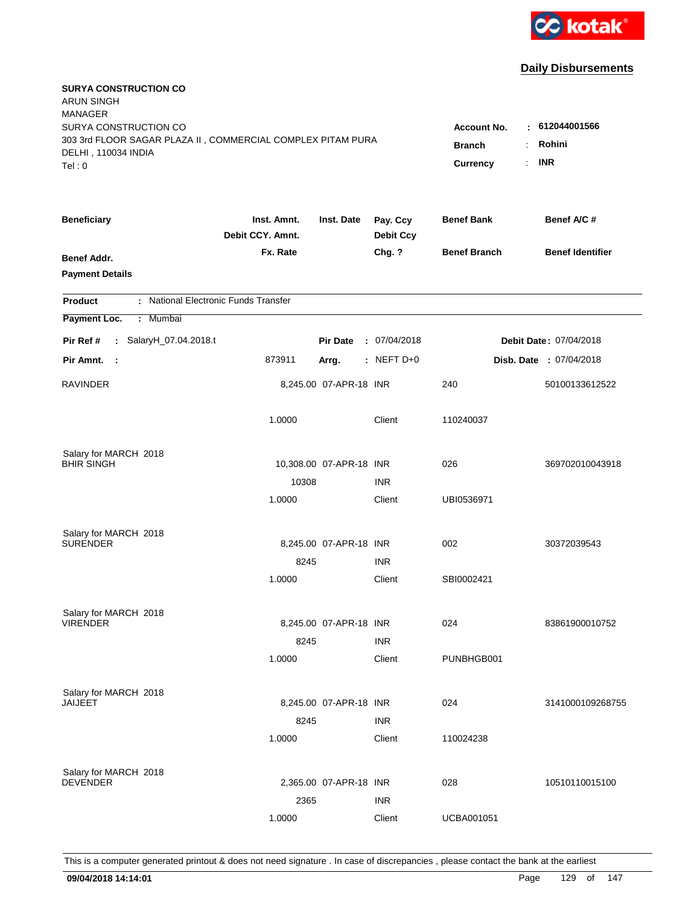kotak

## Daily Disbursements

**SURYA CONSTRUCTION CO**
ARUN SINGH
MANAGER
SURYA CONSTRUCTION CO
303 3rd FLOOR SAGAR PLAZA II , COMMERCIAL COMPLEX PITAM PURA
DELHI , 110034 INDIA
Tel : 0

**Account No.** : **612044001566**
**Branch** : **Rohini**
**Currency** : **INR**

| Beneficiary | Inst. Amnt. / Debit CCY. Amnt. / Fx. Rate | Inst. Date | Pay. Ccy / Debit Ccy / Chg. ? | Benef Bank / Benef Branch | Benef A/C # / Benef Identifier |
|---|---|---|---|---|---|
| **Benef Addr.** | | | | | |
| **Payment Details** | | | | | |

**Product** : National Electronic Funds Transfer

**Payment Loc.** : Mumbai

**Pir Ref #** : SalaryH_07.04.2018.t    **Pir Date** : 07/04/2018    **Debit Date** : 07/04/2018

**Pir Amnt.** : 873911    **Arrg.** : NEFT D+0    **Disb. Date** : 07/04/2018

| Beneficiary | Inst. Amnt. | Inst. Date | Pay. Ccy | Benef Bank | Benef A/C # |
|---|---|---|---|---|---|
| RAVINDER | 8,245.00 | 07-APR-18 | INR | 240 | 50100133612522 |
| | 1.0000 | | Client | 110240037 | |
| Salary for MARCH 2018 | | | | | |
| BHIR SINGH | 10,308.00 | 07-APR-18 | INR | 026 | 369702010043918 |
| | 10308 | | INR | | |
| | 1.0000 | | Client | UBI0536971 | |
| Salary for MARCH 2018 | | | | | |
| SURENDER | 8,245.00 | 07-APR-18 | INR | 002 | 30372039543 |
| | 8245 | | INR | | |
| | 1.0000 | | Client | SBI0002421 | |
| Salary for MARCH 2018 | | | | | |
| VIRENDER | 8,245.00 | 07-APR-18 | INR | 024 | 83861900010752 |
| | 8245 | | INR | | |
| | 1.0000 | | Client | PUNBHGB001 | |
| Salary for MARCH 2018 | | | | | |
| JAIJEET | 8,245.00 | 07-APR-18 | INR | 024 | 3141000109268755 |
| | 8245 | | INR | | |
| | 1.0000 | | Client | 110024238 | |
| Salary for MARCH 2018 | | | | | |
| DEVENDER | 2,365.00 | 07-APR-18 | INR | 028 | 10510110015100 |
| | 2365 | | INR | | |
| | 1.0000 | | Client | UCBA001051 | |

This is a computer generated printout & does not need signature . In case of discrepancies , please contact the bank at the earliest

**09/04/2018 14:14:01**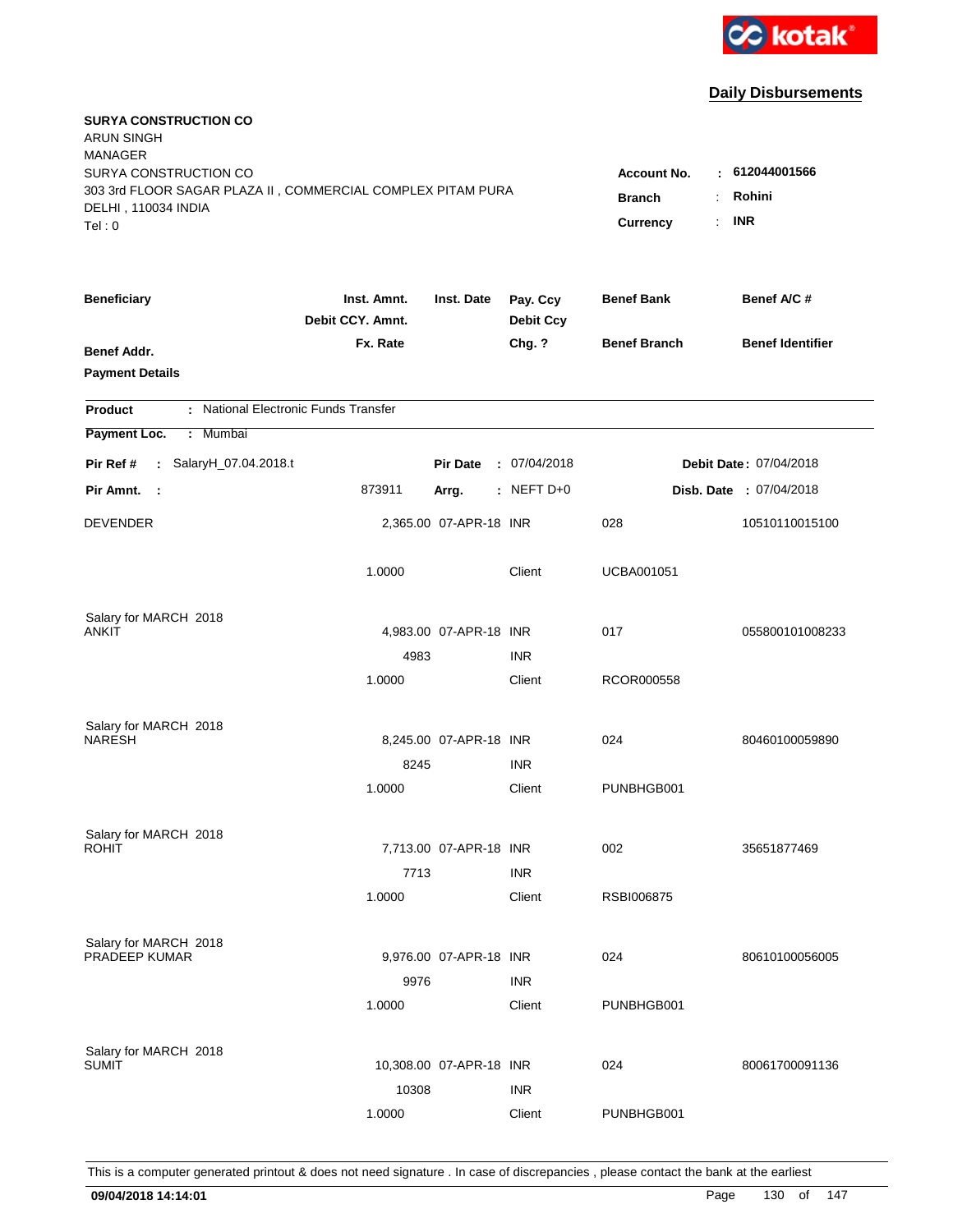kotak

## Daily Disbursements

**SURYA CONSTRUCTION CO**
ARUN SINGH
MANAGER
SURYA CONSTRUCTION CO
303 3rd FLOOR SAGAR PLAZA II , COMMERCIAL COMPLEX PITAM PURA
DELHI , 110034 INDIA
Tel : 0

**Account No.** : 612044001566
**Branch** : Rohini
**Currency** : INR

| Beneficiary / Benef Addr. / Payment Details | Inst. Amnt. / Debit CCY. Amnt. / Fx. Rate | Inst. Date | Pay. Ccy / Debit Ccy / Chg. ? | Benef Bank / Benef Branch | Benef A/C # / Benef Identifier |
|---|---|---|---|---|---|

**Product** : National Electronic Funds Transfer
**Payment Loc.** : Mumbai

**Pir Ref #** : SalaryH_07.04.2018.t  **Pir Date** : 07/04/2018  **Debit Date** : 07/04/2018
**Pir Amnt.** : 873911  **Arrg.** : NEFT D+0  **Disb. Date** : 07/04/2018

| Beneficiary | Inst. Amnt. | Inst. Date | Pay. Ccy | Benef Bank | Benef A/C # |
|---|---|---|---|---|---|
| DEVENDER | 2,365.00 | 07-APR-18 | INR | 028 | 10510110015100 |
| | 1.0000 | | Client | UCBA001051 | |
| Salary for MARCH 2018 | | | | | |
| ANKIT | 4,983.00 | 07-APR-18 | INR | 017 | 055800101008233 |
| | 4983 | | INR | | |
| | 1.0000 | | Client | RCOR000558 | |
| Salary for MARCH 2018 | | | | | |
| NARESH | 8,245.00 | 07-APR-18 | INR | 024 | 80460100059890 |
| | 8245 | | INR | | |
| | 1.0000 | | Client | PUNBHGB001 | |
| Salary for MARCH 2018 | | | | | |
| ROHIT | 7,713.00 | 07-APR-18 | INR | 002 | 35651877469 |
| | 7713 | | INR | | |
| | 1.0000 | | Client | RSBI006875 | |
| Salary for MARCH 2018 | | | | | |
| PRADEEP KUMAR | 9,976.00 | 07-APR-18 | INR | 024 | 80610100056005 |
| | 9976 | | INR | | |
| | 1.0000 | | Client | PUNBHGB001 | |
| Salary for MARCH 2018 | | | | | |
| SUMIT | 10,308.00 | 07-APR-18 | INR | 024 | 80061700091136 |
| | 10308 | | INR | | |
| | 1.0000 | | Client | PUNBHGB001 | |

This is a computer generated printout & does not need signature . In case of discrepancies , please contact the bank at the earliest

**09/04/2018 14:14:01**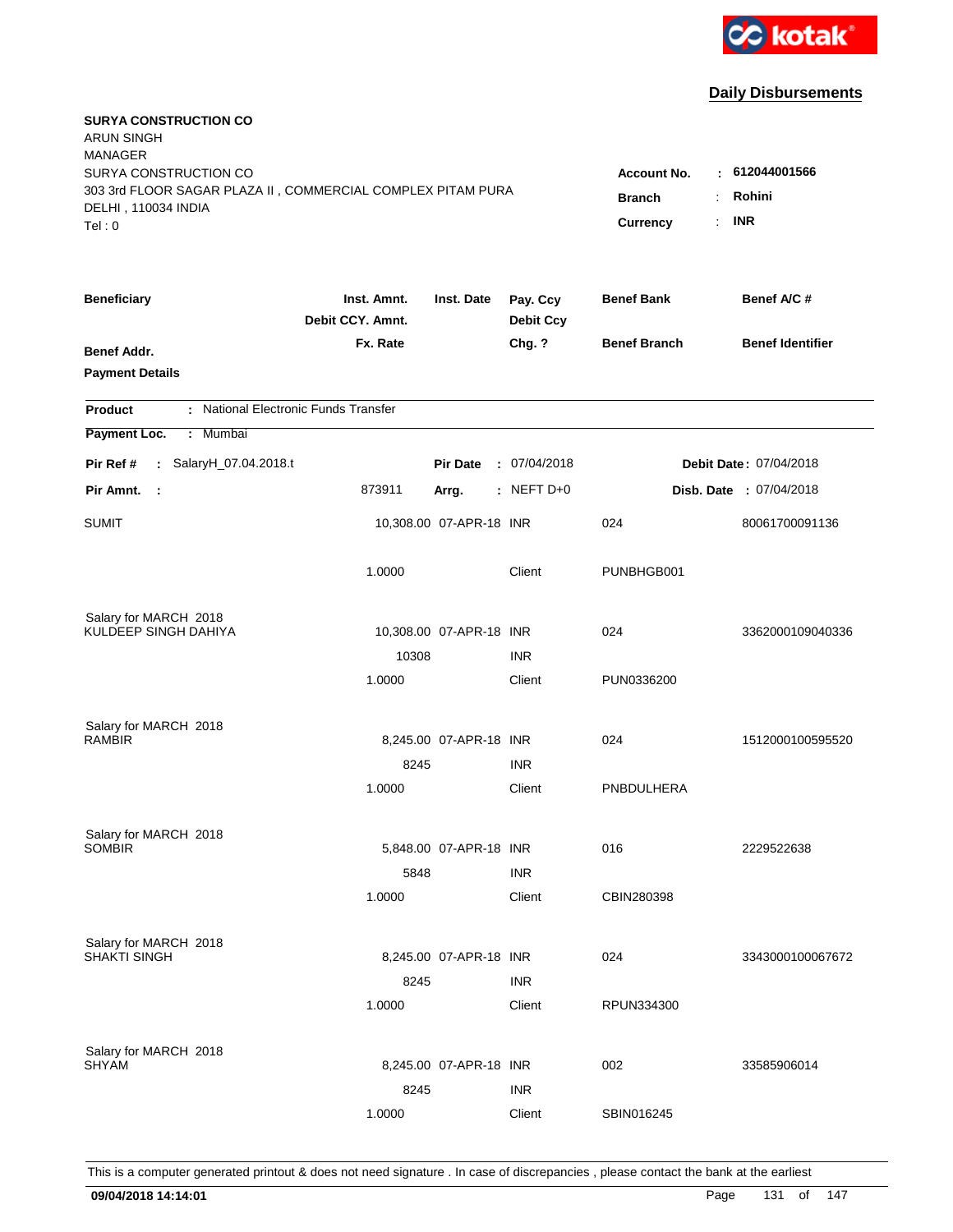kotak

## Daily Disbursements

**SURYA CONSTRUCTION CO**
ARUN SINGH
MANAGER
SURYA CONSTRUCTION CO
303 3rd FLOOR SAGAR PLAZA II , COMMERCIAL COMPLEX PITAM PURA
DELHI , 110034 INDIA
Tel : 0

**Account No.** : **612044001566**
**Branch** : **Rohini**
**Currency** : **INR**

| Beneficiary | Inst. Amnt. / Debit CCY. Amnt. / Fx. Rate | Inst. Date | Pay. Ccy / Debit Ccy / Chg. ? | Benef Bank / Benef Branch | Benef A/C # / Benef Identifier |
|---|---|---|---|---|---|
| **Benef Addr.** | | | | | |
| **Payment Details** | | | | | |

**Product** : National Electronic Funds Transfer
**Payment Loc.** : Mumbai

**Pir Ref #** : SalaryH_07.04.2018.t — **Pir Date** : 07/04/2018 — **Debit Date** : 07/04/2018
**Pir Amnt.** : 873911 — **Arrg.** : NEFT D+0 — **Disb. Date** : 07/04/2018

| Beneficiary | Inst. Amnt. / Debit CCY. Amnt. / Fx. Rate | Inst. Date | Pay. Ccy / Debit Ccy / Chg. ? | Benef Bank / Benef Branch | Benef A/C # |
|---|---|---|---|---|---|
| SUMIT | 10,308.00 | 07-APR-18 | INR | 024 | 80061700091136 |
| | 1.0000 | | Client | PUNBHGB001 | |
| Salary for MARCH 2018 | | | | | |
| KULDEEP SINGH DAHIYA | 10,308.00 | 07-APR-18 | INR | 024 | 3362000109040336 |
| | 10308 | | INR | | |
| | 1.0000 | | Client | PUN0336200 | |
| Salary for MARCH 2018 | | | | | |
| RAMBIR | 8,245.00 | 07-APR-18 | INR | 024 | 1512000100595520 |
| | 8245 | | INR | | |
| | 1.0000 | | Client | PNBDULHERA | |
| Salary for MARCH 2018 | | | | | |
| SOMBIR | 5,848.00 | 07-APR-18 | INR | 016 | 2229522638 |
| | 5848 | | INR | | |
| | 1.0000 | | Client | CBIN280398 | |
| Salary for MARCH 2018 | | | | | |
| SHAKTI SINGH | 8,245.00 | 07-APR-18 | INR | 024 | 3343000100067672 |
| | 8245 | | INR | | |
| | 1.0000 | | Client | RPUN334300 | |
| Salary for MARCH 2018 | | | | | |
| SHYAM | 8,245.00 | 07-APR-18 | INR | 002 | 33585906014 |
| | 8245 | | INR | | |
| | 1.0000 | | Client | SBIN016245 | |

This is a computer generated printout & does not need signature . In case of discrepancies , please contact the bank at the earliest

**09/04/2018 14:14:01**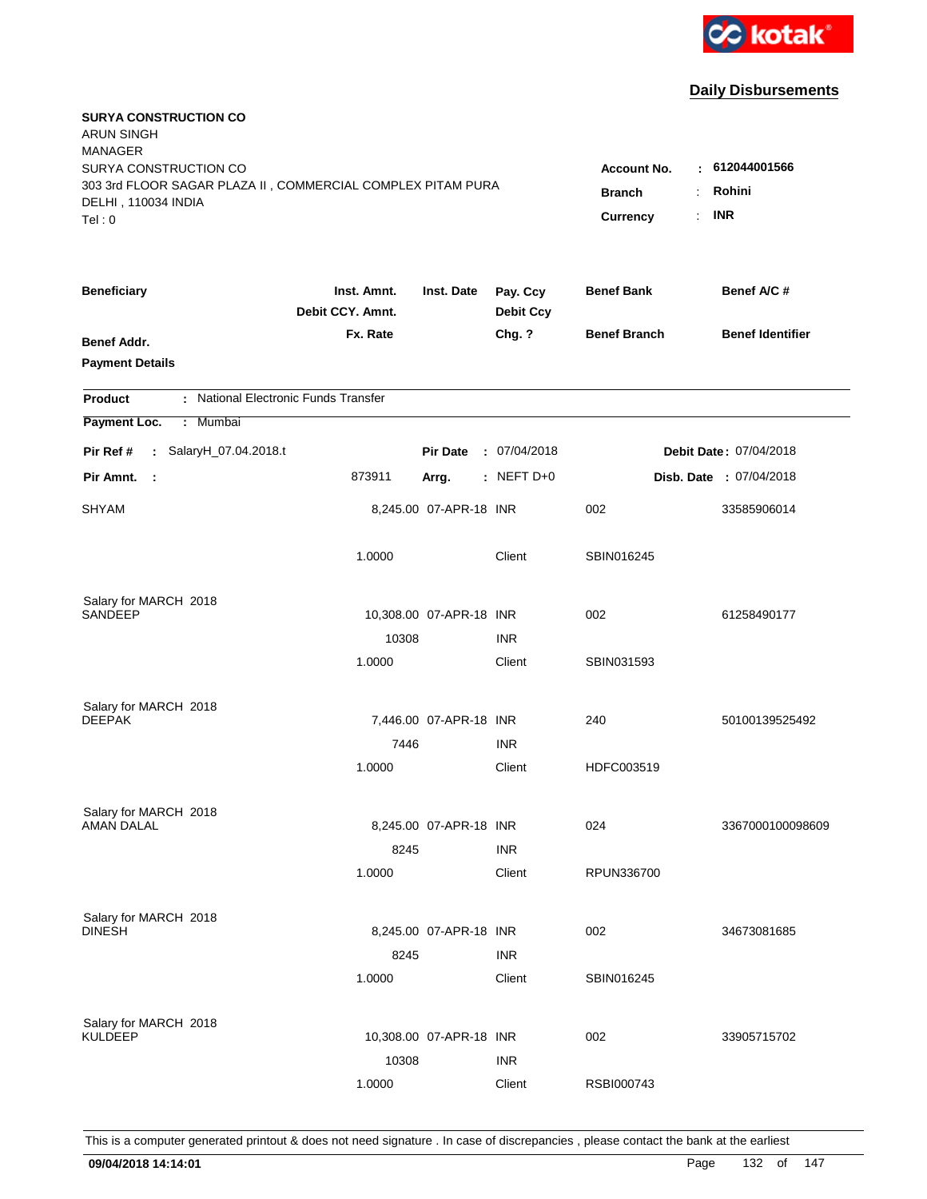kotak

## Daily Disbursements

**SURYA CONSTRUCTION CO**
ARUN SINGH
MANAGER
SURYA CONSTRUCTION CO
303 3rd FLOOR SAGAR PLAZA II , COMMERCIAL COMPLEX PITAM PURA
DELHI , 110034 INDIA
Tel : 0

**Account No.** : 612044001566
**Branch** : Rohini
**Currency** : INR

| Beneficiary / Benef Addr. / Payment Details | Inst. Amnt. / Debit CCY. Amnt. / Fx. Rate | Inst. Date | Pay. Ccy / Debit Ccy / Chg. ? | Benef Bank / Benef Branch | Benef A/C # / Benef Identifier |
|---|---|---|---|---|---|

**Product** : National Electronic Funds Transfer
**Payment Loc.** : Mumbai

**Pir Ref #** : SalaryH_07.04.2018.t　　**Pir Date** : 07/04/2018　　**Debit Date** : 07/04/2018
**Pir Amnt.** : 873911　　**Arrg.** : NEFT D+0　　**Disb. Date** : 07/04/2018

| Beneficiary | Inst. Amnt. | Inst. Date | Pay. Ccy | Benef Bank | Benef A/C # |
|---|---|---|---|---|---|
| SHYAM | 8,245.00 | 07-APR-18 | INR | 002 | 33585906014 |
| | 1.0000 | | Client | SBIN016245 | |
| Salary for MARCH 2018 | | | | | |
| SANDEEP | 10,308.00 | 07-APR-18 | INR | 002 | 61258490177 |
| | 10308 | | INR | | |
| | 1.0000 | | Client | SBIN031593 | |
| Salary for MARCH 2018 | | | | | |
| DEEPAK | 7,446.00 | 07-APR-18 | INR | 240 | 50100139525492 |
| | 7446 | | INR | | |
| | 1.0000 | | Client | HDFC003519 | |
| Salary for MARCH 2018 | | | | | |
| AMAN DALAL | 8,245.00 | 07-APR-18 | INR | 024 | 3367000100098609 |
| | 8245 | | INR | | |
| | 1.0000 | | Client | RPUN336700 | |
| Salary for MARCH 2018 | | | | | |
| DINESH | 8,245.00 | 07-APR-18 | INR | 002 | 34673081685 |
| | 8245 | | INR | | |
| | 1.0000 | | Client | SBIN016245 | |
| Salary for MARCH 2018 | | | | | |
| KULDEEP | 10,308.00 | 07-APR-18 | INR | 002 | 33905715702 |
| | 10308 | | INR | | |
| | 1.0000 | | Client | RSBI000743 | |

This is a computer generated printout & does not need signature . In case of discrepancies , please contact the bank at the earliest

**09/04/2018 14:14:01**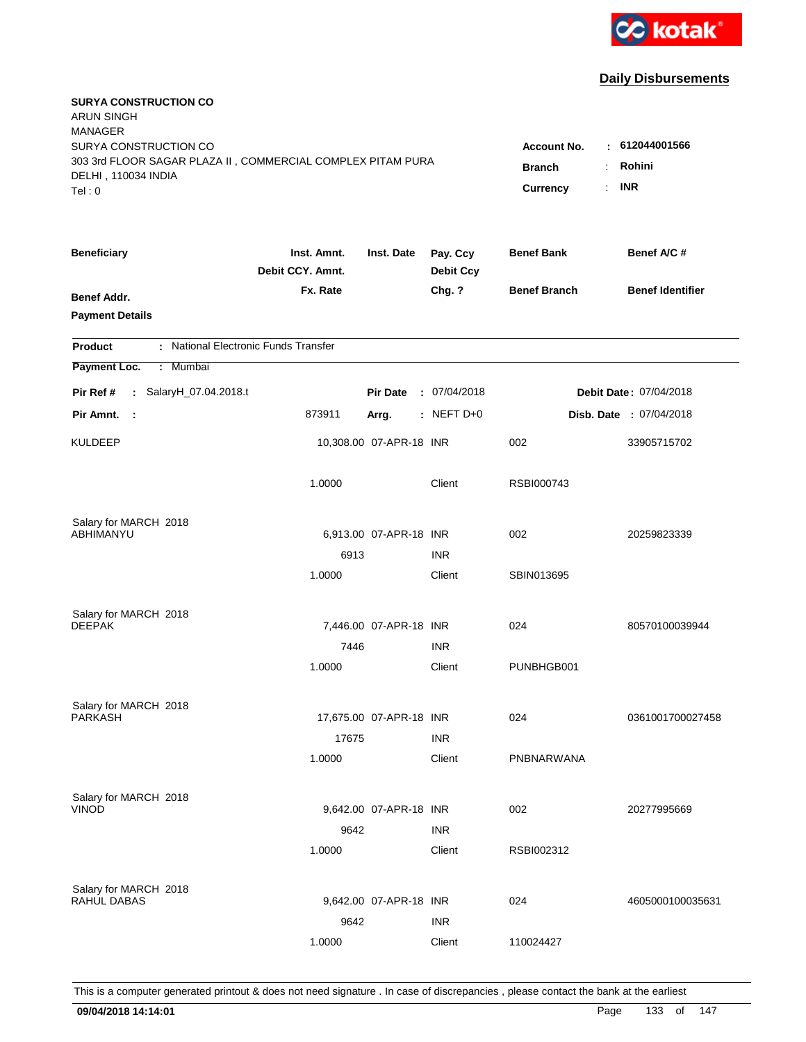kotak

## Daily Disbursements

**SURYA CONSTRUCTION CO**
ARUN SINGH
MANAGER
SURYA CONSTRUCTION CO
303 3rd FLOOR SAGAR PLAZA II , COMMERCIAL COMPLEX PITAM PURA
DELHI , 110034 INDIA
Tel : 0

**Account No.** : **612044001566**
**Branch** : **Rohini**
**Currency** : **INR**

| Beneficiary | Inst. Amnt. / Debit CCY. Amnt. / Fx. Rate | Inst. Date | Pay. Ccy / Debit Ccy / Chg. ? | Benef Bank / Benef Branch | Benef A/C # / Benef Identifier |
|---|---|---|---|---|---|
| **Benef Addr.** | | | | | |
| **Payment Details** | | | | | |

**Product** : National Electronic Funds Transfer
**Payment Loc.** : Mumbai

**Pir Ref #** : SalaryH_07.04.2018.t  **Pir Date** : 07/04/2018  **Debit Date** : 07/04/2018
**Pir Amnt.** : 873911  **Arrg.** : NEFT D+0  **Disb. Date** : 07/04/2018

| Beneficiary | Inst. Amnt. | Inst. Date | Pay. Ccy | Benef Bank | Benef A/C # |
|---|---|---|---|---|---|
| KULDEEP | 10,308.00 | 07-APR-18 | INR | 002 | 33905715702 |
| | 1.0000 | | Client | RSBI000743 | |
| Salary for MARCH 2018 | | | | | |
| ABHIMANYU | 6,913.00 | 07-APR-18 | INR | 002 | 20259823339 |
| | 6913 | | INR | | |
| | 1.0000 | | Client | SBIN013695 | |
| Salary for MARCH 2018 | | | | | |
| DEEPAK | 7,446.00 | 07-APR-18 | INR | 024 | 80570100039944 |
| | 7446 | | INR | | |
| | 1.0000 | | Client | PUNBHGB001 | |
| Salary for MARCH 2018 | | | | | |
| PARKASH | 17,675.00 | 07-APR-18 | INR | 024 | 0361001700027458 |
| | 17675 | | INR | | |
| | 1.0000 | | Client | PNBNARWANA | |
| Salary for MARCH 2018 | | | | | |
| VINOD | 9,642.00 | 07-APR-18 | INR | 002 | 20277995669 |
| | 9642 | | INR | | |
| | 1.0000 | | Client | RSBI002312 | |
| Salary for MARCH 2018 | | | | | |
| RAHUL DABAS | 9,642.00 | 07-APR-18 | INR | 024 | 4605000100035631 |
| | 9642 | | INR | | |
| | 1.0000 | | Client | 110024427 | |

This is a computer generated printout & does not need signature . In case of discrepancies , please contact the bank at the earliest

**09/04/2018 14:14:01**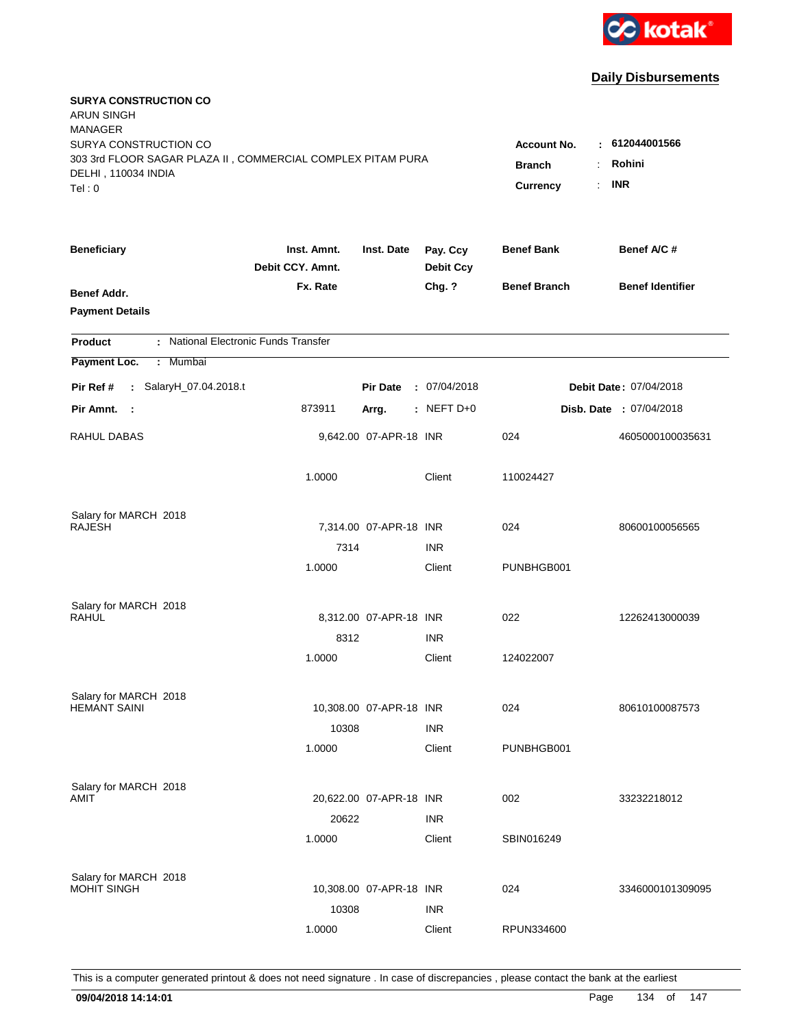**Daily Disbursements**

**SURYA CONSTRUCTION CO**
ARUN SINGH
MANAGER
SURYA CONSTRUCTION CO
303 3rd FLOOR SAGAR PLAZA II , COMMERCIAL COMPLEX PITAM PURA
DELHI , 110034 INDIA
Tel : 0

**Account No.** : **612044001566**
**Branch** : **Rohini**
**Currency** : **INR**

| Beneficiary | Inst. Amnt. / Debit CCY. Amnt. / Fx. Rate | Inst. Date | Pay. Ccy / Debit Ccy / Chg. ? | Benef Bank / Benef Branch | Benef A/C # / Benef Identifier |
|---|---|---|---|---|---|
| **Benef Addr.** / **Payment Details** | | | | | |

**Product** : National Electronic Funds Transfer
**Payment Loc.** : Mumbai

**Pir Ref #** : SalaryH_07.04.2018.t | **Pir Date** : 07/04/2018 | **Debit Date** : 07/04/2018
**Pir Amnt.** : 873911 | **Arrg.** : NEFT D+0 | **Disb. Date** : 07/04/2018

| Beneficiary | Inst. Amnt. / Debit CCY. Amnt. / Fx. Rate | Inst. Date | Pay. Ccy / Debit Ccy / Chg. ? | Benef Bank / Benef Branch | Benef A/C # / Benef Identifier |
|---|---|---|---|---|---|
| RAHUL DABAS | 9,642.00 | 07-APR-18 | INR | 024 | 4605000100035631 |
| | 1.0000 | | Client | 110024427 | |
| Salary for MARCH 2018 | | | | | |
| RAJESH | 7,314.00 | 07-APR-18 | INR | 024 | 80600100056565 |
| | 7314 | | INR | | |
| | 1.0000 | | Client | PUNBHGB001 | |
| Salary for MARCH 2018 | | | | | |
| RAHUL | 8,312.00 | 07-APR-18 | INR | 022 | 12262413000039 |
| | 8312 | | INR | | |
| | 1.0000 | | Client | 124022007 | |
| Salary for MARCH 2018 | | | | | |
| HEMANT SAINI | 10,308.00 | 07-APR-18 | INR | 024 | 80610100087573 |
| | 10308 | | INR | | |
| | 1.0000 | | Client | PUNBHGB001 | |
| Salary for MARCH 2018 | | | | | |
| AMIT | 20,622.00 | 07-APR-18 | INR | 002 | 33232218012 |
| | 20622 | | INR | | |
| | 1.0000 | | Client | SBIN016249 | |
| Salary for MARCH 2018 | | | | | |
| MOHIT SINGH | 10,308.00 | 07-APR-18 | INR | 024 | 3346000101309095 |
| | 10308 | | INR | | |
| | 1.0000 | | Client | RPUN334600 | |

This is a computer generated printout & does not need signature . In case of discrepancies , please contact the bank at the earliest

**09/04/2018 14:14:01**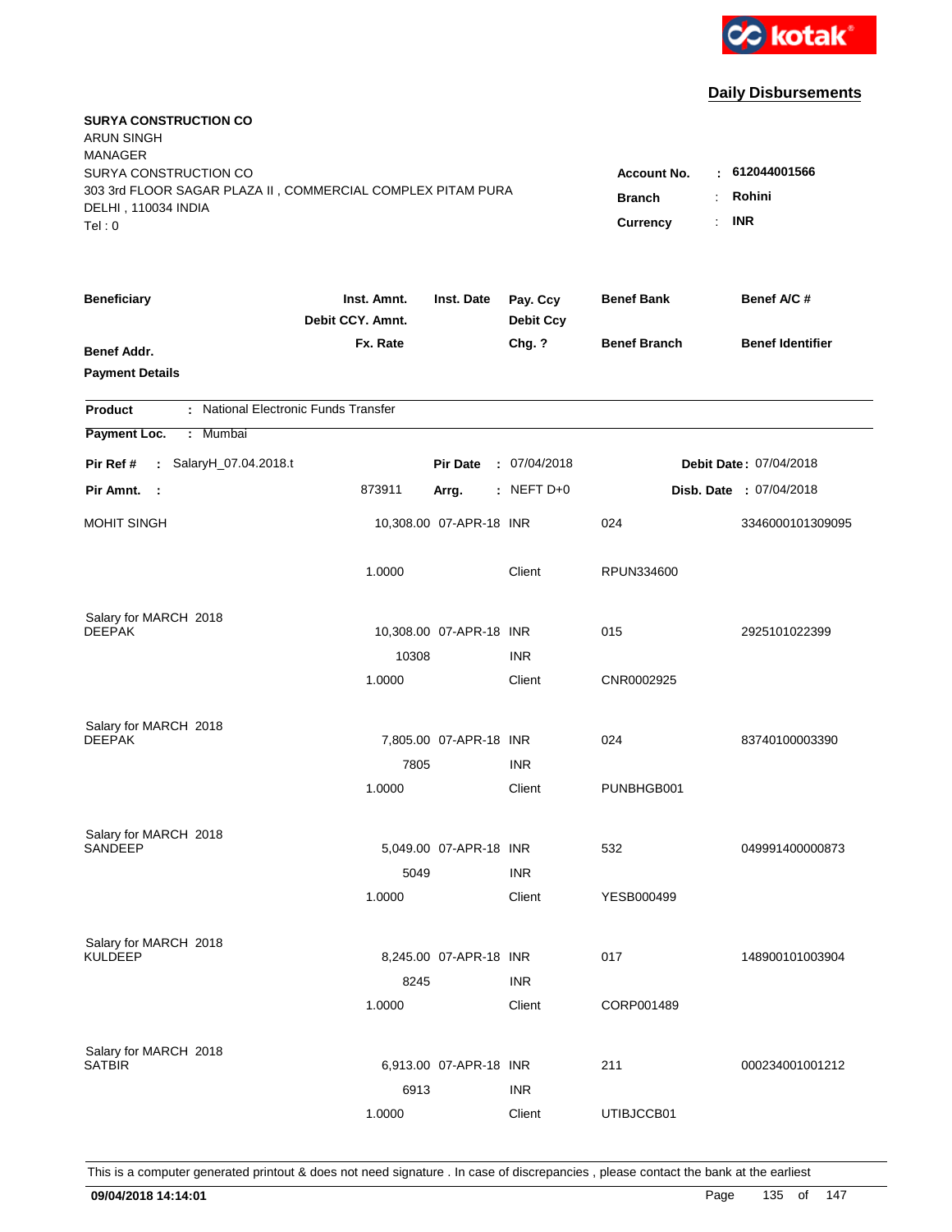kotak

## Daily Disbursements

**SURYA CONSTRUCTION CO**
ARUN SINGH
MANAGER
SURYA CONSTRUCTION CO
303 3rd FLOOR SAGAR PLAZA II , COMMERCIAL COMPLEX PITAM PURA
DELHI , 110034 INDIA
Tel : 0

**Account No.** : **612044001566**
**Branch** : **Rohini**
**Currency** : **INR**

| Beneficiary / Benef Addr. / Payment Details | Inst. Amnt. / Debit CCY. Amnt. / Fx. Rate | Inst. Date | Pay. Ccy / Debit Ccy / Chg. ? | Benef Bank / Benef Branch | Benef A/C # / Benef Identifier |
|---|---|---|---|---|---|

**Product** : National Electronic Funds Transfer
**Payment Loc.** : Mumbai

**Pir Ref #** : SalaryH_07.04.2018.t &nbsp;&nbsp; **Pir Date** : 07/04/2018 &nbsp;&nbsp; **Debit Date** : 07/04/2018
**Pir Amnt.** : 873911 &nbsp;&nbsp; **Arrg.** : NEFT D+0 &nbsp;&nbsp; **Disb. Date** : 07/04/2018

| Beneficiary | Inst. Amnt. | Inst. Date | Pay. Ccy | Benef Bank | Benef A/C # |
|---|---|---|---|---|---|
| MOHIT SINGH | 10,308.00 | 07-APR-18 | INR | 024 | 3346000101309095 |
| | 1.0000 | | Client | RPUN334600 | |
| Salary for MARCH 2018 | | | | | |
| DEEPAK | 10,308.00 | 07-APR-18 | INR | 015 | 2925101022399 |
| | 10308 | | INR | | |
| | 1.0000 | | Client | CNR0002925 | |
| Salary for MARCH 2018 | | | | | |
| DEEPAK | 7,805.00 | 07-APR-18 | INR | 024 | 83740100003390 |
| | 7805 | | INR | | |
| | 1.0000 | | Client | PUNBHGB001 | |
| Salary for MARCH 2018 | | | | | |
| SANDEEP | 5,049.00 | 07-APR-18 | INR | 532 | 049991400000873 |
| | 5049 | | INR | | |
| | 1.0000 | | Client | YESB000499 | |
| Salary for MARCH 2018 | | | | | |
| KULDEEP | 8,245.00 | 07-APR-18 | INR | 017 | 148900101003904 |
| | 8245 | | INR | | |
| | 1.0000 | | Client | CORP001489 | |
| Salary for MARCH 2018 | | | | | |
| SATBIR | 6,913.00 | 07-APR-18 | INR | 211 | 000234001001212 |
| | 6913 | | INR | | |
| | 1.0000 | | Client | UTIBJCCB01 | |

This is a computer generated printout & does not need signature . In case of discrepancies , please contact the bank at the earliest

**09/04/2018 14:14:01**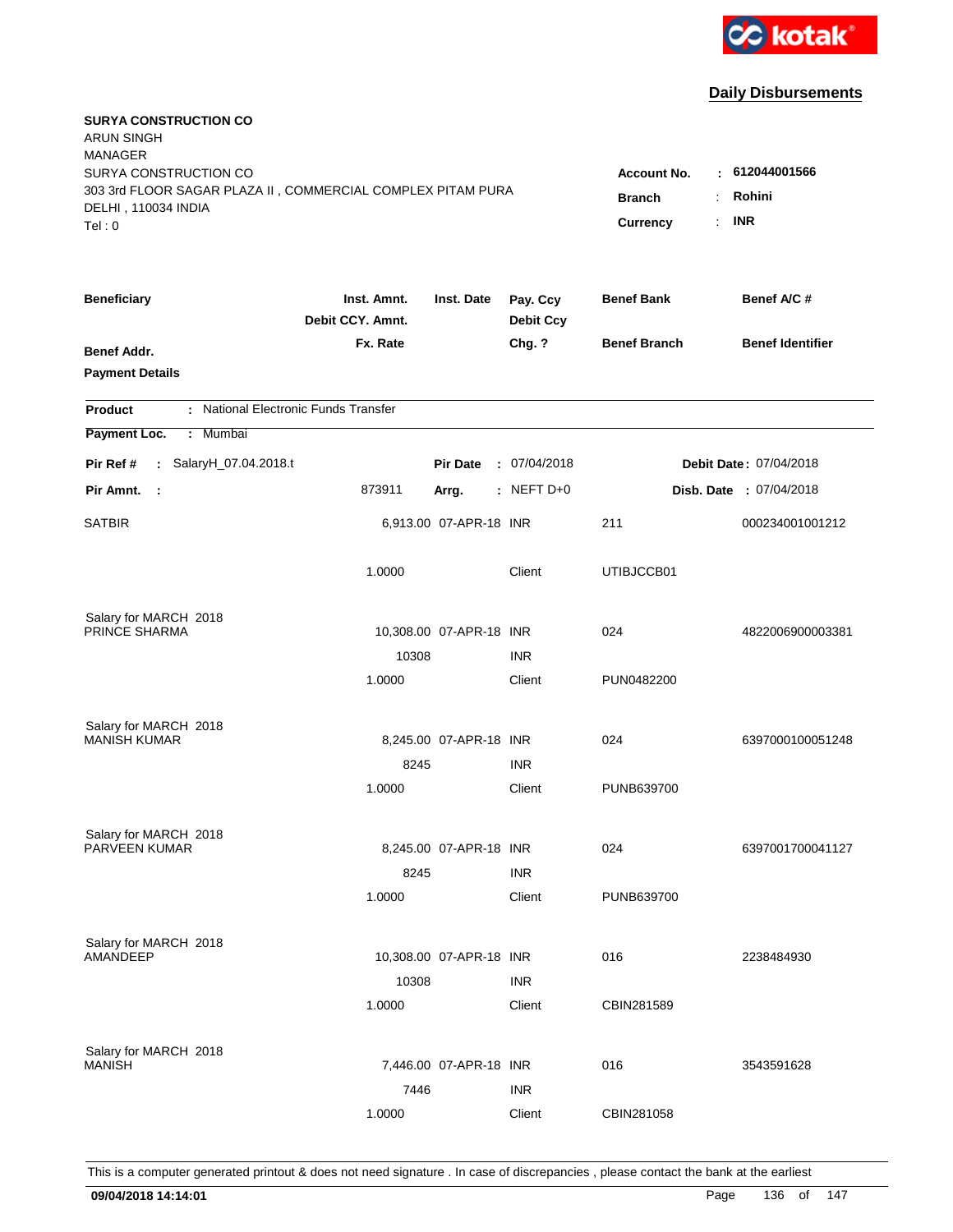kotak

## Daily Disbursements

**SURYA CONSTRUCTION CO**
ARUN SINGH
MANAGER
SURYA CONSTRUCTION CO
303 3rd FLOOR SAGAR PLAZA II , COMMERCIAL COMPLEX PITAM PURA
DELHI , 110034 INDIA
Tel : 0

**Account No.** : **612044001566**
**Branch** : **Rohini**
**Currency** : **INR**

| Beneficiary / Benef Addr. / Payment Details | Inst. Amnt. / Debit CCY. Amnt. / Fx. Rate | Inst. Date | Pay. Ccy / Debit Ccy / Chg. ? | Benef Bank / Benef Branch | Benef A/C # / Benef Identifier |
|---|---|---|---|---|---|

**Product** : National Electronic Funds Transfer
**Payment Loc.** : Mumbai

**Pir Ref #** : SalaryH_07.04.2018.t | **Pir Date** : 07/04/2018 | **Debit Date** : 07/04/2018
**Pir Amnt.** : 873911 | **Arrg.** : NEFT D+0 | **Disb. Date** : 07/04/2018

| Beneficiary | Inst. Amnt. | Inst. Date | Pay. Ccy | Benef Bank | Benef A/C # |
|---|---|---|---|---|---|
| SATBIR | 6,913.00 | 07-APR-18 | INR | 211 | 000234001001212 |
| | 1.0000 | | Client | UTIBJCCB01 | |
| Salary for MARCH 2018 | | | | | |
| PRINCE SHARMA | 10,308.00 | 07-APR-18 | INR | 024 | 4822006900003381 |
| | 10308 | | INR | | |
| | 1.0000 | | Client | PUN0482200 | |
| Salary for MARCH 2018 | | | | | |
| MANISH KUMAR | 8,245.00 | 07-APR-18 | INR | 024 | 6397000100051248 |
| | 8245 | | INR | | |
| | 1.0000 | | Client | PUNB639700 | |
| Salary for MARCH 2018 | | | | | |
| PARVEEN KUMAR | 8,245.00 | 07-APR-18 | INR | 024 | 6397001700041127 |
| | 8245 | | INR | | |
| | 1.0000 | | Client | PUNB639700 | |
| Salary for MARCH 2018 | | | | | |
| AMANDEEP | 10,308.00 | 07-APR-18 | INR | 016 | 2238484930 |
| | 10308 | | INR | | |
| | 1.0000 | | Client | CBIN281589 | |
| Salary for MARCH 2018 | | | | | |
| MANISH | 7,446.00 | 07-APR-18 | INR | 016 | 3543591628 |
| | 7446 | | INR | | |
| | 1.0000 | | Client | CBIN281058 | |

This is a computer generated printout & does not need signature . In case of discrepancies , please contact the bank at the earliest

**09/04/2018 14:14:01**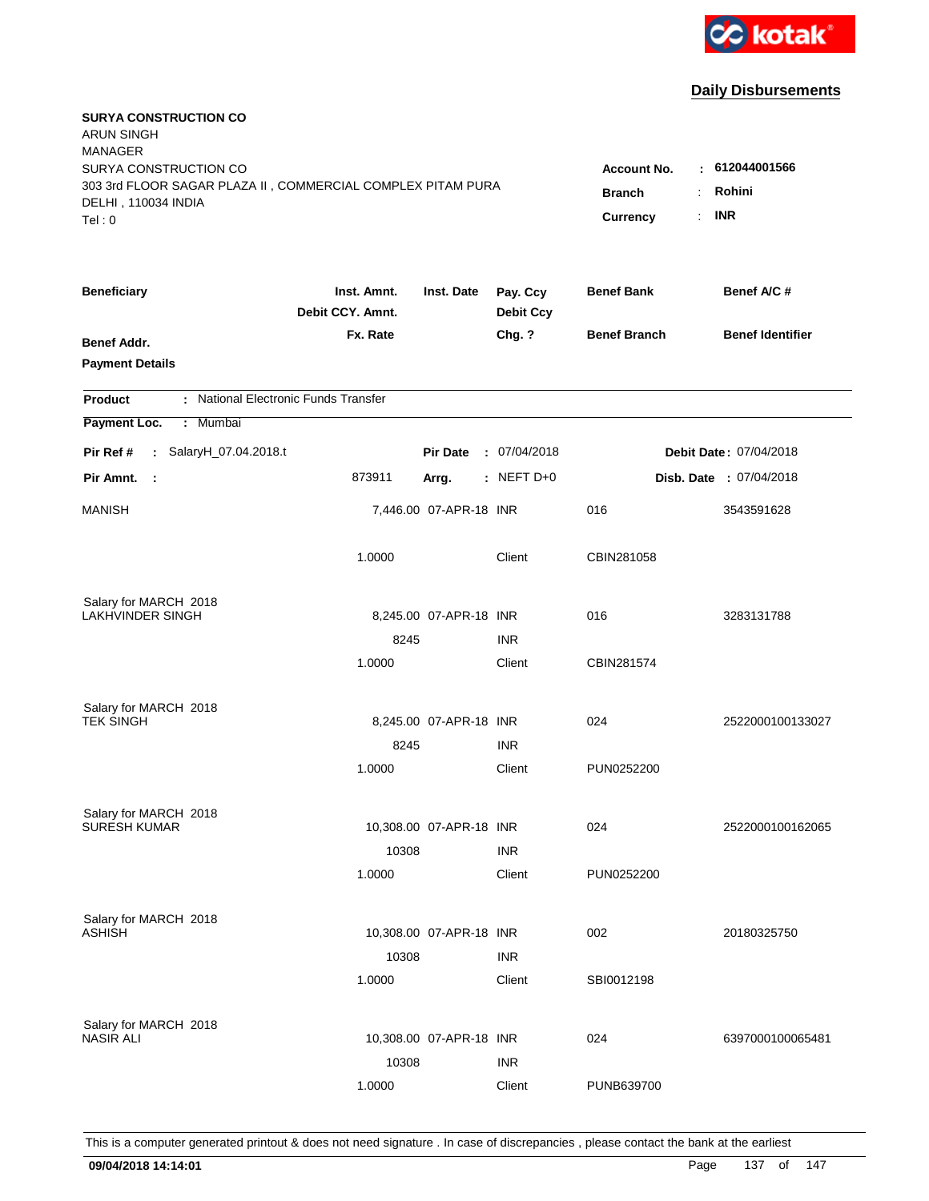kotak

## Daily Disbursements

**SURYA CONSTRUCTION CO**
ARUN SINGH
MANAGER
SURYA CONSTRUCTION CO
303 3rd FLOOR SAGAR PLAZA II , COMMERCIAL COMPLEX PITAM PURA
DELHI , 110034 INDIA
Tel : 0

**Account No.** : **612044001566**
**Branch** : **Rohini**
**Currency** : **INR**

| Beneficiary | Inst. Amnt. / Debit CCY. Amnt. / Fx. Rate | Inst. Date | Pay. Ccy / Debit Ccy / Chg. ? | Benef Bank / Benef Branch | Benef A/C # / Benef Identifier |
|---|---|---|---|---|---|
| **Benef Addr.** | | | | | |
| **Payment Details** | | | | | |

**Product** : National Electronic Funds Transfer

**Payment Loc.** : Mumbai

**Pir Ref #** : SalaryH_07.04.2018.t | **Pir Date** : 07/04/2018 | **Debit Date** : 07/04/2018

**Pir Amnt.** : 873911 | **Arrg.** : NEFT D+0 | **Disb. Date** : 07/04/2018

| Beneficiary | Inst. Amnt. | Inst. Date | Pay. Ccy | Benef Bank | Benef A/C # |
|---|---|---|---|---|---|
| MANISH | 7,446.00 | 07-APR-18 | INR | 016 | 3543591628 |
| | 1.0000 | | Client | CBIN281058 | |
| Salary for MARCH 2018 | | | | | |
| LAKHVINDER SINGH | 8,245.00 | 07-APR-18 | INR | 016 | 3283131788 |
| | 8245 | | INR | | |
| | 1.0000 | | Client | CBIN281574 | |
| Salary for MARCH 2018 | | | | | |
| TEK SINGH | 8,245.00 | 07-APR-18 | INR | 024 | 2522000100133027 |
| | 8245 | | INR | | |
| | 1.0000 | | Client | PUN0252200 | |
| Salary for MARCH 2018 | | | | | |
| SURESH KUMAR | 10,308.00 | 07-APR-18 | INR | 024 | 2522000100162065 |
| | 10308 | | INR | | |
| | 1.0000 | | Client | PUN0252200 | |
| Salary for MARCH 2018 | | | | | |
| ASHISH | 10,308.00 | 07-APR-18 | INR | 002 | 20180325750 |
| | 10308 | | INR | | |
| | 1.0000 | | Client | SBI0012198 | |
| Salary for MARCH 2018 | | | | | |
| NASIR ALI | 10,308.00 | 07-APR-18 | INR | 024 | 6397000100065481 |
| | 10308 | | INR | | |
| | 1.0000 | | Client | PUNB639700 | |

This is a computer generated printout & does not need signature . In case of discrepancies , please contact the bank at the earliest

**09/04/2018 14:14:01**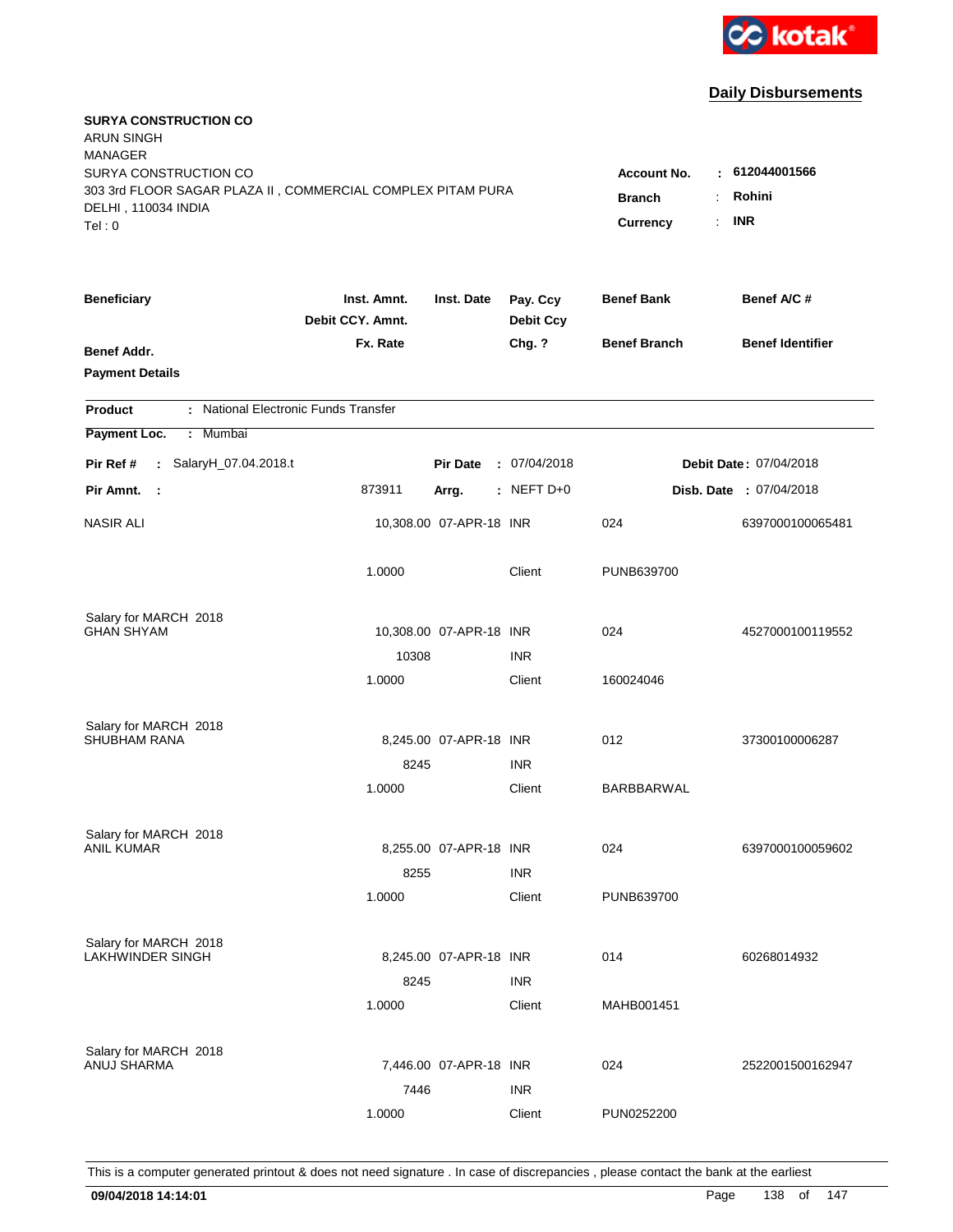kotak

## Daily Disbursements

**SURYA CONSTRUCTION CO**
ARUN SINGH
MANAGER
SURYA CONSTRUCTION CO
303 3rd FLOOR SAGAR PLAZA II , COMMERCIAL COMPLEX PITAM PURA
DELHI , 110034 INDIA
Tel : 0

**Account No.** : **612044001566**
**Branch** : **Rohini**
**Currency** : **INR**

| Beneficiary / Benef Addr. / Payment Details | Inst. Amnt. / Debit CCY. Amnt. / Fx. Rate | Inst. Date | Pay. Ccy / Debit Ccy / Chg. ? | Benef Bank / Benef Branch | Benef A/C # / Benef Identifier |
|---|---|---|---|---|---|

**Product** : National Electronic Funds Transfer
**Payment Loc.** : Mumbai

**Pir Ref #** : SalaryH_07.04.2018.t | **Pir Date** : 07/04/2018 | **Debit Date** : 07/04/2018
**Pir Amnt.** : 873911 | **Arrg.** : NEFT D+0 | **Disb. Date** : 07/04/2018

| Beneficiary | Amount | Inst. Date | Ccy | Benef Bank | Benef A/C # |
|---|---|---|---|---|---|
| NASIR ALI | 10,308.00 | 07-APR-18 | INR | 024 | 6397000100065481 |
| | 1.0000 | | Client | PUNB639700 | |
| Salary for MARCH 2018 | | | | | |
| GHAN SHYAM | 10,308.00 | 07-APR-18 | INR | 024 | 4527000100119552 |
| | 10308 | | INR | | |
| | 1.0000 | | Client | 160024046 | |
| Salary for MARCH 2018 | | | | | |
| SHUBHAM RANA | 8,245.00 | 07-APR-18 | INR | 012 | 37300100006287 |
| | 8245 | | INR | | |
| | 1.0000 | | Client | BARBBARWAL | |
| Salary for MARCH 2018 | | | | | |
| ANIL KUMAR | 8,255.00 | 07-APR-18 | INR | 024 | 6397000100059602 |
| | 8255 | | INR | | |
| | 1.0000 | | Client | PUNB639700 | |
| Salary for MARCH 2018 | | | | | |
| LAKHWINDER SINGH | 8,245.00 | 07-APR-18 | INR | 014 | 60268014932 |
| | 8245 | | INR | | |
| | 1.0000 | | Client | MAHB001451 | |
| Salary for MARCH 2018 | | | | | |
| ANUJ SHARMA | 7,446.00 | 07-APR-18 | INR | 024 | 2522001500162947 |
| | 7446 | | INR | | |
| | 1.0000 | | Client | PUN0252200 | |

This is a computer generated printout & does not need signature . In case of discrepancies , please contact the bank at the earliest

**09/04/2018 14:14:01**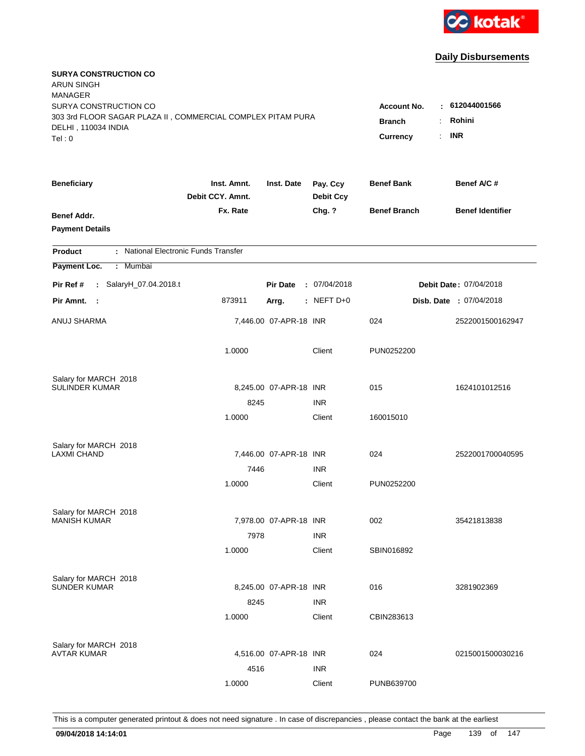kotak

## Daily Disbursements

**SURYA CONSTRUCTION CO**
ARUN SINGH
MANAGER
SURYA CONSTRUCTION CO
303 3rd FLOOR SAGAR PLAZA II , COMMERCIAL COMPLEX PITAM PURA
DELHI , 110034 INDIA
Tel : 0

**Account No.** : **612044001566**
**Branch** : **Rohini**
**Currency** : **INR**

| Beneficiary / Benef Addr. / Payment Details | Inst. Amnt. / Debit CCY. Amnt. / Fx. Rate | Inst. Date | Pay. Ccy / Debit Ccy / Chg. ? | Benef Bank / Benef Branch | Benef A/C # / Benef Identifier |
|---|---|---|---|---|---|

**Product** : National Electronic Funds Transfer

**Payment Loc.** : Mumbai

**Pir Ref #** : SalaryH_07.04.2018.t | **Pir Date** : 07/04/2018 | **Debit Date** : 07/04/2018

**Pir Amnt.** : 873911 | **Arrg.** : NEFT D+0 | **Disb. Date** : 07/04/2018

| Beneficiary | Inst. Amnt. | Inst. Date | Pay. Ccy | Benef Bank | Benef A/C # |
|---|---|---|---|---|---|
| ANUJ SHARMA | 7,446.00 | 07-APR-18 | INR | 024 | 2522001500162947 |
| | 1.0000 | | Client | PUN0252200 | |
| Salary for MARCH 2018 | | | | | |
| SULINDER KUMAR | 8,245.00 | 07-APR-18 | INR | 015 | 1624101012516 |
| | 8245 | | INR | | |
| | 1.0000 | | Client | 160015010 | |
| Salary for MARCH 2018 | | | | | |
| LAXMI CHAND | 7,446.00 | 07-APR-18 | INR | 024 | 2522001700040595 |
| | 7446 | | INR | | |
| | 1.0000 | | Client | PUN0252200 | |
| Salary for MARCH 2018 | | | | | |
| MANISH KUMAR | 7,978.00 | 07-APR-18 | INR | 002 | 35421813838 |
| | 7978 | | INR | | |
| | 1.0000 | | Client | SBIN016892 | |
| Salary for MARCH 2018 | | | | | |
| SUNDER KUMAR | 8,245.00 | 07-APR-18 | INR | 016 | 3281902369 |
| | 8245 | | INR | | |
| | 1.0000 | | Client | CBIN283613 | |
| Salary for MARCH 2018 | | | | | |
| AVTAR KUMAR | 4,516.00 | 07-APR-18 | INR | 024 | 0215001500030216 |
| | 4516 | | INR | | |
| | 1.0000 | | Client | PUNB639700 | |

This is a computer generated printout & does not need signature . In case of discrepancies , please contact the bank at the earliest

**09/04/2018 14:14:01**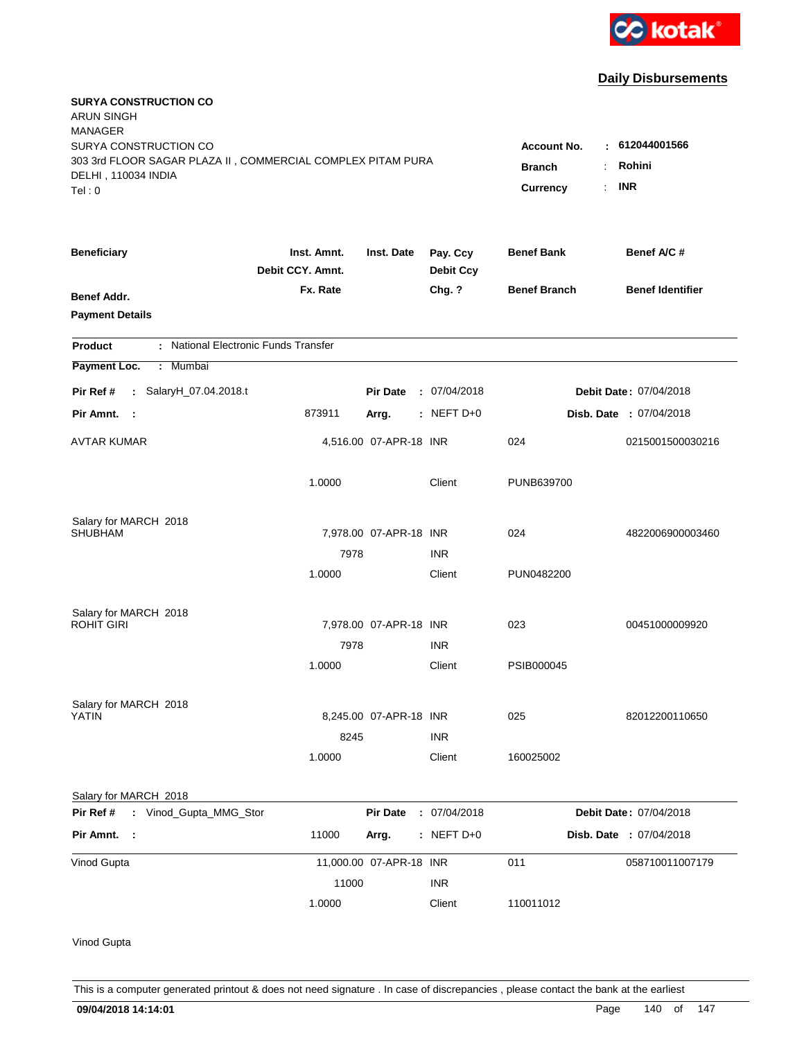kotak

## Daily Disbursements

**SURYA CONSTRUCTION CO**
ARUN SINGH
MANAGER
SURYA CONSTRUCTION CO
303 3rd FLOOR SAGAR PLAZA II , COMMERCIAL COMPLEX PITAM PURA
DELHI , 110034 INDIA
Tel : 0

**Account No.** : 612044001566
**Branch** : Rohini
**Currency** : INR

| Beneficiary | Inst. Amnt. / Debit CCY. Amnt. / Fx. Rate | Inst. Date | Pay. Ccy / Debit Ccy / Chg. ? | Benef Bank / Benef Branch | Benef A/C # / Benef Identifier |
|---|---|---|---|---|---|
| **Benef Addr.** | | | | | |
| **Payment Details** | | | | | |

**Product** : National Electronic Funds Transfer
**Payment Loc.** : Mumbai

**Pir Ref #** : SalaryH_07.04.2018.t | **Pir Date** : 07/04/2018 | **Debit Date**: 07/04/2018
**Pir Amnt.** : 873911 | **Arrg.** : NEFT D+0 | **Disb. Date** : 07/04/2018

| Beneficiary | Inst. Amnt. / Debit CCY. Amnt. / Fx. Rate | Inst. Date | Pay. Ccy / Debit Ccy / Chg. ? | Benef Bank / Benef Branch | Benef A/C # / Benef Identifier |
|---|---|---|---|---|---|
| AVTAR KUMAR | 4,516.00 | 07-APR-18 | INR | 024 | 0215001500030216 |
| | 1.0000 | | Client | PUNB639700 | |
| Salary for MARCH 2018 | | | | | |
| SHUBHAM | 7,978.00 | 07-APR-18 | INR | 024 | 4822006900003460 |
| | 7978 | | INR | | |
| | 1.0000 | | Client | PUN0482200 | |
| Salary for MARCH 2018 | | | | | |
| ROHIT GIRI | 7,978.00 | 07-APR-18 | INR | 023 | 00451000009920 |
| | 7978 | | INR | | |
| | 1.0000 | | Client | PSIB000045 | |
| Salary for MARCH 2018 | | | | | |
| YATIN | 8,245.00 | 07-APR-18 | INR | 025 | 82012200110650 |
| | 8245 | | INR | | |
| | 1.0000 | | Client | 160025002 | |
| Salary for MARCH 2018 | | | | | |

**Pir Ref #** : Vinod_Gupta_MMG_Stor | **Pir Date** : 07/04/2018 | **Debit Date**: 07/04/2018
**Pir Amnt.** : 11000 | **Arrg.** : NEFT D+0 | **Disb. Date** : 07/04/2018

| Beneficiary | Inst. Amnt. / Debit CCY. Amnt. / Fx. Rate | Inst. Date | Pay. Ccy / Debit Ccy / Chg. ? | Benef Bank / Benef Branch | Benef A/C # / Benef Identifier |
|---|---|---|---|---|---|
| Vinod Gupta | 11,000.00 | 07-APR-18 | INR | 011 | 058710011007179 |
| | 11000 | | INR | | |
| | 1.0000 | | Client | 110011012 | |
| Vinod Gupta | | | | | |

This is a computer generated printout & does not need signature . In case of discrepancies , please contact the bank at the earliest

**09/04/2018 14:14:01**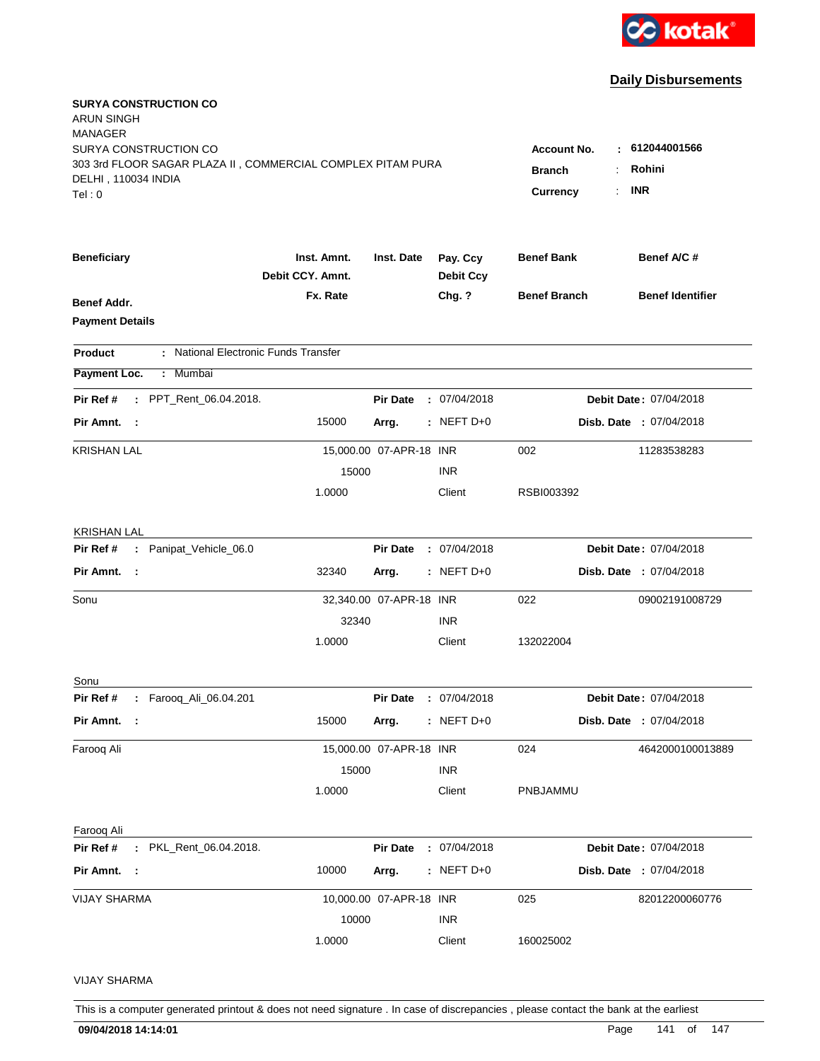kotak

## Daily Disbursements

**SURYA CONSTRUCTION CO**
ARUN SINGH
MANAGER
SURYA CONSTRUCTION CO
303 3rd FLOOR SAGAR PLAZA II , COMMERCIAL COMPLEX PITAM PURA
DELHI , 110034 INDIA
Tel : 0

**Account No.** : **612044001566**
**Branch** : **Rohini**
**Currency** : **INR**

| **Beneficiary** | **Inst. Amnt.** / **Debit CCY. Amnt.** / **Fx. Rate** | **Inst. Date** | **Pay. Ccy** / **Debit Ccy** / **Chg. ?** | **Benef Bank** / **Benef Branch** | **Benef A/C #** / **Benef Identifier** |
|---|---|---|---|---|---|
| **Benef Addr.** | | | | | |
| **Payment Details** | | | | | |

**Product** : National Electronic Funds Transfer

**Payment Loc.** : Mumbai

**Pir Ref #** : PPT_Rent_06.04.2018. **Pir Date** : 07/04/2018 **Debit Date** : 07/04/2018
**Pir Amnt.** : 15000 **Arrg.** : NEFT D+0 **Disb. Date** : 07/04/2018

| | | | | | |
|---|---|---|---|---|---|
| KRISHAN LAL | 15,000.00 | 07-APR-18 | INR | 002 | 11283538283 |
| | 15000 | | INR | | |
| | 1.0000 | | Client | RSBI003392 | |

KRISHAN LAL

**Pir Ref #** : Panipat_Vehicle_06.0 **Pir Date** : 07/04/2018 **Debit Date** : 07/04/2018
**Pir Amnt.** : 32340 **Arrg.** : NEFT D+0 **Disb. Date** : 07/04/2018

| | | | | | |
|---|---|---|---|---|---|
| Sonu | 32,340.00 | 07-APR-18 | INR | 022 | 09002191008729 |
| | 32340 | | INR | | |
| | 1.0000 | | Client | 132022004 | |

Sonu

**Pir Ref #** : Farooq_Ali_06.04.201 **Pir Date** : 07/04/2018 **Debit Date** : 07/04/2018
**Pir Amnt.** : 15000 **Arrg.** : NEFT D+0 **Disb. Date** : 07/04/2018

| | | | | | |
|---|---|---|---|---|---|
| Farooq Ali | 15,000.00 | 07-APR-18 | INR | 024 | 4642000100013889 |
| | 15000 | | INR | | |
| | 1.0000 | | Client | PNBJAMMU | |

Farooq Ali

**Pir Ref #** : PKL_Rent_06.04.2018. **Pir Date** : 07/04/2018 **Debit Date** : 07/04/2018
**Pir Amnt.** : 10000 **Arrg.** : NEFT D+0 **Disb. Date** : 07/04/2018

| | | | | | |
|---|---|---|---|---|---|
| VIJAY SHARMA | 10,000.00 | 07-APR-18 | INR | 025 | 82012200060776 |
| | 10000 | | INR | | |
| | 1.0000 | | Client | 160025002 | |

VIJAY SHARMA

This is a computer generated printout & does not need signature . In case of discrepancies , please contact the bank at the earliest

**09/04/2018 14:14:01**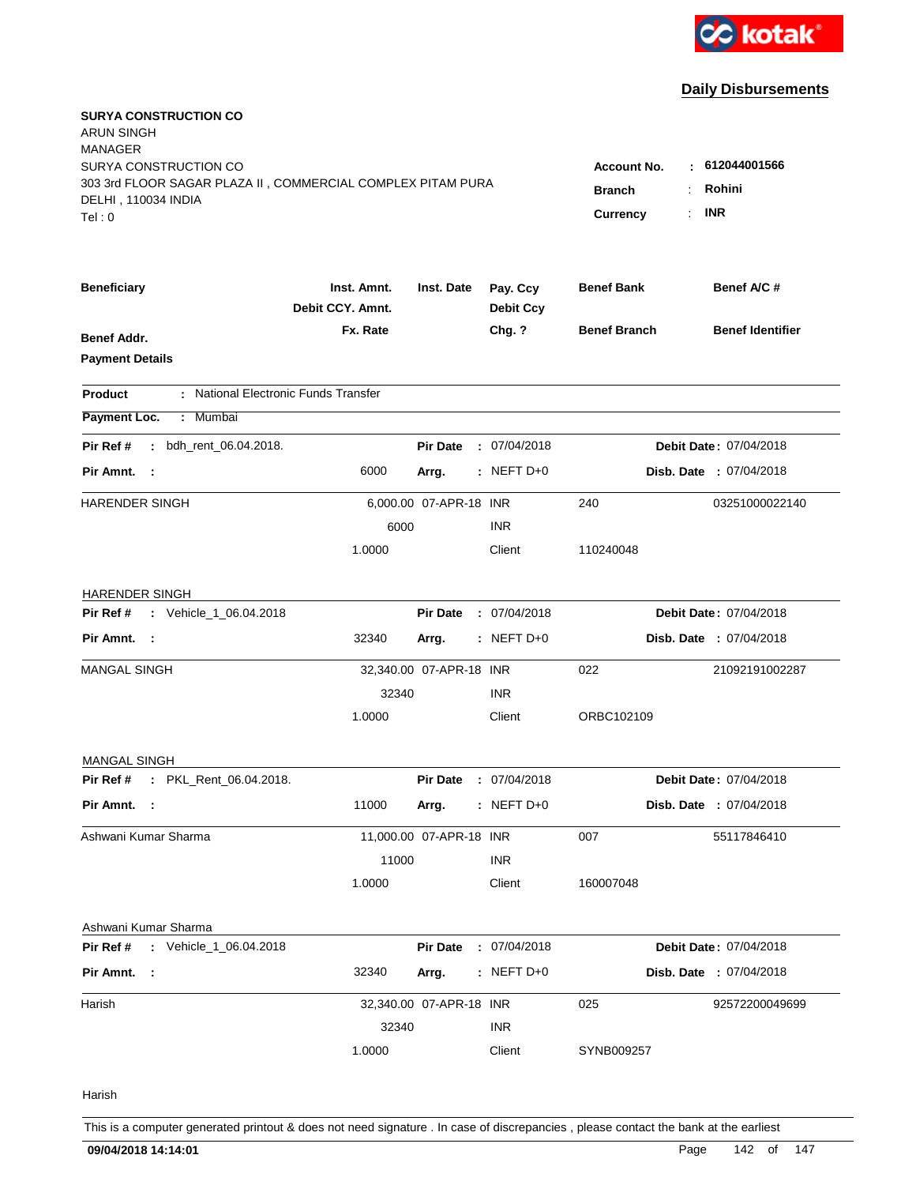**Daily Disbursements**

**SURYA CONSTRUCTION CO**
ARUN SINGH
MANAGER
SURYA CONSTRUCTION CO
303 3rd FLOOR SAGAR PLAZA II , COMMERCIAL COMPLEX PITAM PURA
DELHI , 110034 INDIA
Tel : 0

| | | |
|---|---|---|
| **Account No.** | : | **612044001566** |
| **Branch** | : | **Rohini** |
| **Currency** | : | **INR** |

| Beneficiary / Benef Addr. / Payment Details | Inst. Amnt. / Debit CCY. Amnt. / Fx. Rate | Inst. Date | Pay. Ccy / Debit Ccy / Chg. ? | Benef Bank / Benef Branch | Benef A/C # / Benef Identifier |
|---|---|---|---|---|---|

**Product** : National Electronic Funds Transfer
**Payment Loc.** : Mumbai

**Pir Ref #** : bdh_rent_06.04.2018. **Pir Date** : 07/04/2018 **Debit Date** : 07/04/2018
**Pir Amnt.** : 6000 **Arrg.** : NEFT D+0 **Disb. Date** : 07/04/2018

| Beneficiary | Inst. Amnt. | Inst. Date | Pay. Ccy | Benef Bank | Benef A/C # |
|---|---|---|---|---|---|
| HARENDER SINGH | 6,000.00 | 07-APR-18 | INR | 240 | 03251000022140 |
| | 6000 | | INR | | |
| | 1.0000 | | Client | 110240048 | |
| HARENDER SINGH | | | | | |

**Pir Ref #** : Vehicle_1_06.04.2018 **Pir Date** : 07/04/2018 **Debit Date** : 07/04/2018
**Pir Amnt.** : 32340 **Arrg.** : NEFT D+0 **Disb. Date** : 07/04/2018

| Beneficiary | Inst. Amnt. | Inst. Date | Pay. Ccy | Benef Bank | Benef A/C # |
|---|---|---|---|---|---|
| MANGAL SINGH | 32,340.00 | 07-APR-18 | INR | 022 | 21092191002287 |
| | 32340 | | INR | | |
| | 1.0000 | | Client | ORBC102109 | |
| MANGAL SINGH | | | | | |

**Pir Ref #** : PKL_Rent_06.04.2018. **Pir Date** : 07/04/2018 **Debit Date** : 07/04/2018
**Pir Amnt.** : 11000 **Arrg.** : NEFT D+0 **Disb. Date** : 07/04/2018

| Beneficiary | Inst. Amnt. | Inst. Date | Pay. Ccy | Benef Bank | Benef A/C # |
|---|---|---|---|---|---|
| Ashwani Kumar Sharma | 11,000.00 | 07-APR-18 | INR | 007 | 55117846410 |
| | 11000 | | INR | | |
| | 1.0000 | | Client | 160007048 | |
| Ashwani Kumar Sharma | | | | | |

**Pir Ref #** : Vehicle_1_06.04.2018 **Pir Date** : 07/04/2018 **Debit Date** : 07/04/2018
**Pir Amnt.** : 32340 **Arrg.** : NEFT D+0 **Disb. Date** : 07/04/2018

| Beneficiary | Inst. Amnt. | Inst. Date | Pay. Ccy | Benef Bank | Benef A/C # |
|---|---|---|---|---|---|
| Harish | 32,340.00 | 07-APR-18 | INR | 025 | 92572200049699 |
| | 32340 | | INR | | |
| | 1.0000 | | Client | SYNB009257 | |
| Harish | | | | | |

This is a computer generated printout & does not need signature . In case of discrepancies , please contact the bank at the earliest

**09/04/2018 14:14:01**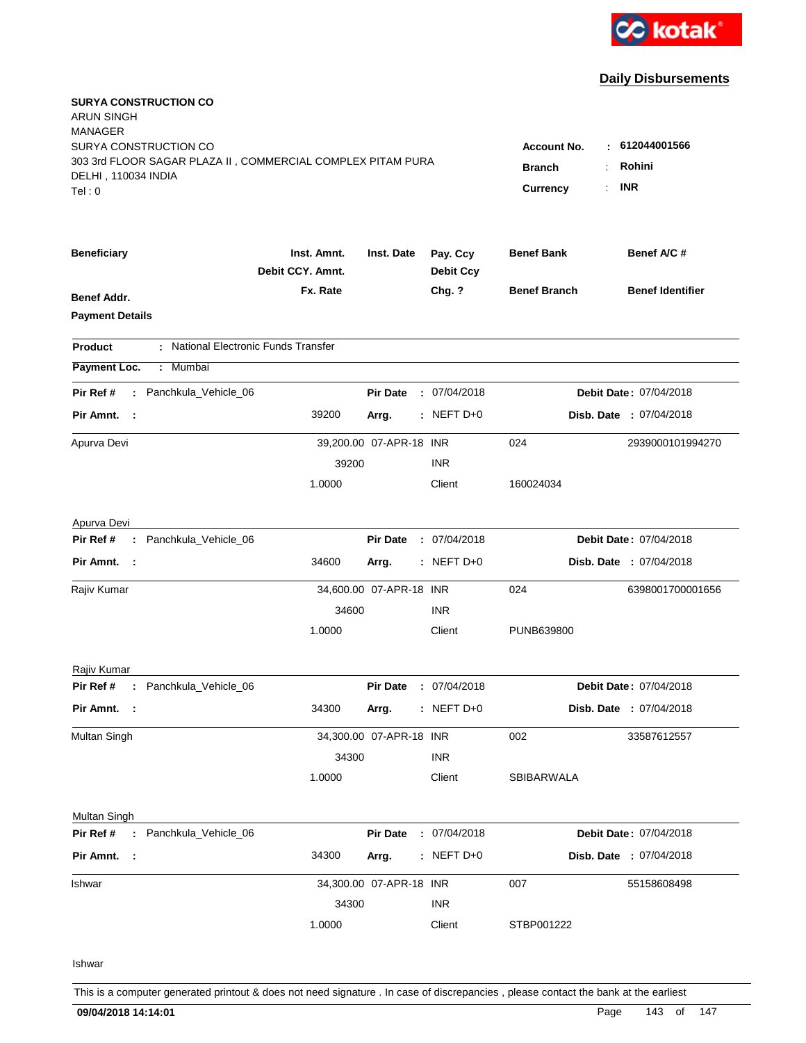**Daily Disbursements**

**SURYA CONSTRUCTION CO**
ARUN SINGH
MANAGER
SURYA CONSTRUCTION CO
303 3rd FLOOR SAGAR PLAZA II , COMMERCIAL COMPLEX PITAM PURA
DELHI , 110034 INDIA
Tel : 0

| | | |
|---|---|---|
| **Account No.** | : | **612044001566** |
| **Branch** | : | **Rohini** |
| **Currency** | : | **INR** |

| **Beneficiary** | **Inst. Amnt.** / **Debit CCY. Amnt.** / **Fx. Rate** | **Inst. Date** | **Pay. Ccy** / **Debit Ccy** / **Chg. ?** | **Benef Bank** / **Benef Branch** | **Benef A/C #** / **Benef Identifier** |
|---|---|---|---|---|---|
| **Benef Addr.** / **Payment Details** | | | | | |

**Product** : National Electronic Funds Transfer

**Payment Loc.** : Mumbai

**Pir Ref #** : Panchkula_Vehicle_06 | **Pir Date** : 07/04/2018 | **Debit Date** : 07/04/2018
**Pir Amnt.** : 39200 | **Arrg.** : NEFT D+0 | **Disb. Date** : 07/04/2018

| | | | | | |
|---|---|---|---|---|---|
| Apurva Devi | 39,200.00 | 07-APR-18 | INR | 024 | 2939000101994270 |
| | 39200 | | INR | | |
| | 1.0000 | | Client | 160024034 | |

Apurva Devi

**Pir Ref #** : Panchkula_Vehicle_06 | **Pir Date** : 07/04/2018 | **Debit Date** : 07/04/2018
**Pir Amnt.** : 34600 | **Arrg.** : NEFT D+0 | **Disb. Date** : 07/04/2018

| | | | | | |
|---|---|---|---|---|---|
| Rajiv Kumar | 34,600.00 | 07-APR-18 | INR | 024 | 6398001700001656 |
| | 34600 | | INR | | |
| | 1.0000 | | Client | PUNB639800 | |

Rajiv Kumar

**Pir Ref #** : Panchkula_Vehicle_06 | **Pir Date** : 07/04/2018 | **Debit Date** : 07/04/2018
**Pir Amnt.** : 34300 | **Arrg.** : NEFT D+0 | **Disb. Date** : 07/04/2018

| | | | | | |
|---|---|---|---|---|---|
| Multan Singh | 34,300.00 | 07-APR-18 | INR | 002 | 33587612557 |
| | 34300 | | INR | | |
| | 1.0000 | | Client | SBIBARWALA | |

Multan Singh

**Pir Ref #** : Panchkula_Vehicle_06 | **Pir Date** : 07/04/2018 | **Debit Date** : 07/04/2018
**Pir Amnt.** : 34300 | **Arrg.** : NEFT D+0 | **Disb. Date** : 07/04/2018

| | | | | | |
|---|---|---|---|---|---|
| Ishwar | 34,300.00 | 07-APR-18 | INR | 007 | 55158608498 |
| | 34300 | | INR | | |
| | 1.0000 | | Client | STBP001222 | |

Ishwar

This is a computer generated printout & does not need signature . In case of discrepancies , please contact the bank at the earliest

**09/04/2018 14:14:01**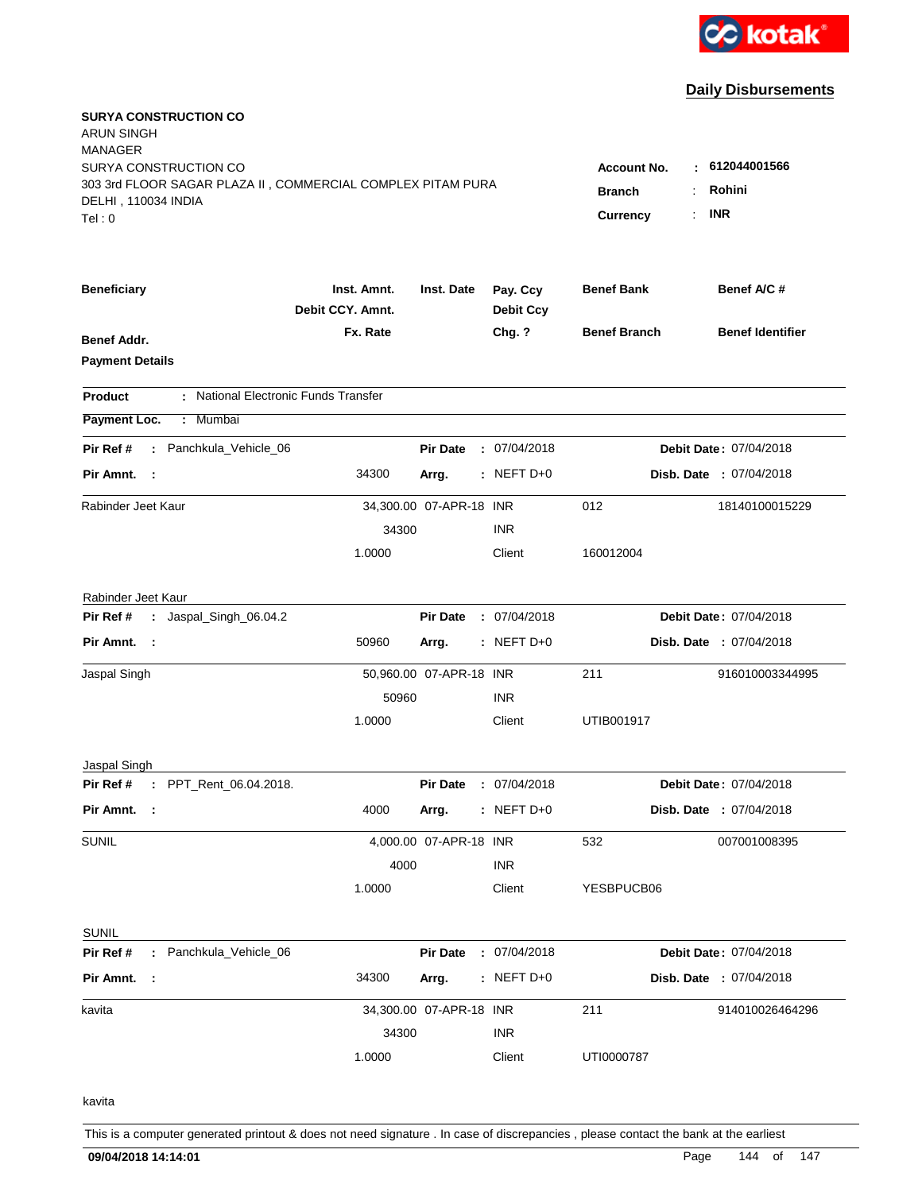kotak

## Daily Disbursements

**SURYA CONSTRUCTION CO**
ARUN SINGH
MANAGER
SURYA CONSTRUCTION CO
303 3rd FLOOR SAGAR PLAZA II , COMMERCIAL COMPLEX PITAM PURA
DELHI , 110034 INDIA
Tel : 0

**Account No.** : **612044001566**
**Branch** : **Rohini**
**Currency** : **INR**

| Beneficiary | Inst. Amnt. / Debit CCY. Amnt. / Fx. Rate | Inst. Date | Pay. Ccy / Debit Ccy / Chg. ? | Benef Bank / Benef Branch | Benef A/C # / Benef Identifier |
|---|---|---|---|---|---|
| **Benef Addr.** | | | | | |
| **Payment Details** | | | | | |

**Product** : National Electronic Funds Transfer

**Payment Loc.** : Mumbai

---

**Pir Ref #** : Panchkula_Vehicle_06 | **Pir Date** : 07/04/2018 | **Debit Date** : 07/04/2018
**Pir Amnt.** : 34300 | **Arrg.** : NEFT D+0 | **Disb. Date** : 07/04/2018

| Beneficiary | Amount | Inst. Date | Ccy | Benef Bank / Branch | Benef A/C # / Identifier |
|---|---|---|---|---|---|
| Rabinder Jeet Kaur | 34,300.00 | 07-APR-18 | INR | 012 | 18140100015229 |
| | 34300 | | INR | | |
| | 1.0000 | | Client | 160012004 | |

Rabinder Jeet Kaur

---

**Pir Ref #** : Jaspal_Singh_06.04.2 | **Pir Date** : 07/04/2018 | **Debit Date** : 07/04/2018
**Pir Amnt.** : 50960 | **Arrg.** : NEFT D+0 | **Disb. Date** : 07/04/2018

| Beneficiary | Amount | Inst. Date | Ccy | Benef Bank / Branch | Benef A/C # / Identifier |
|---|---|---|---|---|---|
| Jaspal Singh | 50,960.00 | 07-APR-18 | INR | 211 | 916010003344995 |
| | 50960 | | INR | | |
| | 1.0000 | | Client | UTIB001917 | |

Jaspal Singh

---

**Pir Ref #** : PPT_Rent_06.04.2018. | **Pir Date** : 07/04/2018 | **Debit Date** : 07/04/2018
**Pir Amnt.** : 4000 | **Arrg.** : NEFT D+0 | **Disb. Date** : 07/04/2018

| Beneficiary | Amount | Inst. Date | Ccy | Benef Bank / Branch | Benef A/C # / Identifier |
|---|---|---|---|---|---|
| SUNIL | 4,000.00 | 07-APR-18 | INR | 532 | 007001008395 |
| | 4000 | | INR | | |
| | 1.0000 | | Client | YESBPUCB06 | |

SUNIL

---

**Pir Ref #** : Panchkula_Vehicle_06 | **Pir Date** : 07/04/2018 | **Debit Date** : 07/04/2018
**Pir Amnt.** : 34300 | **Arrg.** : NEFT D+0 | **Disb. Date** : 07/04/2018

| Beneficiary | Amount | Inst. Date | Ccy | Benef Bank / Branch | Benef A/C # / Identifier |
|---|---|---|---|---|---|
| kavita | 34,300.00 | 07-APR-18 | INR | 211 | 914010026464296 |
| | 34300 | | INR | | |
| | 1.0000 | | Client | UTI0000787 | |

kavita

---

This is a computer generated printout & does not need signature . In case of discrepancies , please contact the bank at the earliest

**09/04/2018 14:14:01**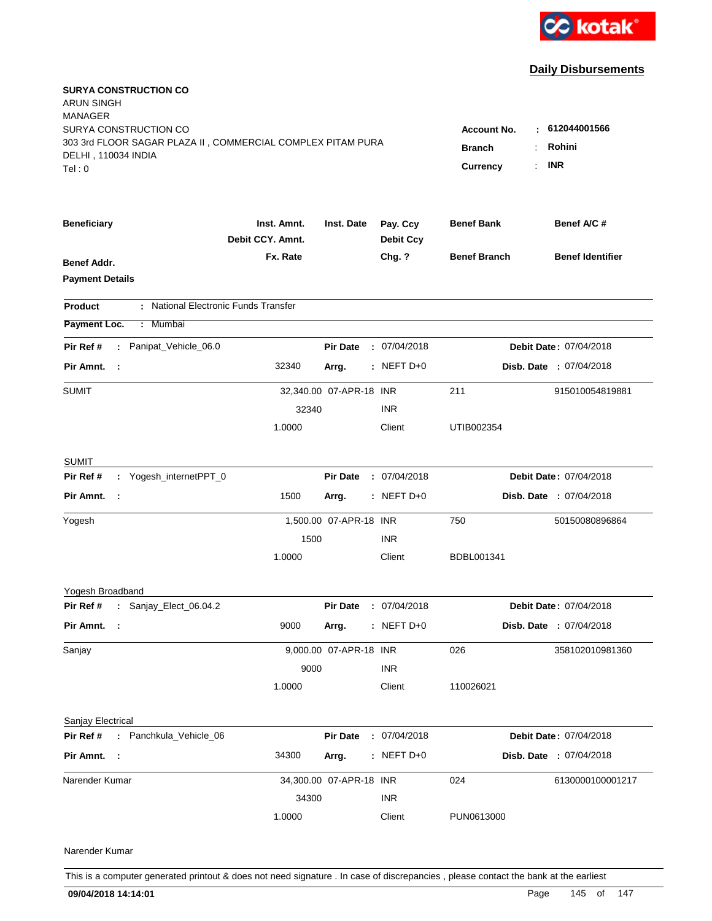**Daily Disbursements**

**SURYA CONSTRUCTION CO**
ARUN SINGH
MANAGER
SURYA CONSTRUCTION CO
303 3rd FLOOR SAGAR PLAZA II , COMMERCIAL COMPLEX PITAM PURA
DELHI , 110034 INDIA
Tel : 0

| | | |
|---|---|---|
| **Account No.** | : | **612044001566** |
| **Branch** | : | **Rohini** |
| **Currency** | : | **INR** |

| Beneficiary / Benef Addr. / Payment Details | Inst. Amnt. / Debit CCY. Amnt. / Fx. Rate | Inst. Date | Pay. Ccy / Debit Ccy / Chg. ? | Benef Bank / Benef Branch | Benef A/C # / Benef Identifier |
|---|---|---|---|---|---|

**Product** : National Electronic Funds Transfer

**Payment Loc.** : Mumbai

**Pir Ref #** : Panipat_Vehicle_06.0 | **Pir Date** : 07/04/2018 | **Debit Date** : 07/04/2018
**Pir Amnt.** : 32340 | **Arrg.** : NEFT D+0 | **Disb. Date** : 07/04/2018

| | | | | | |
|---|---|---|---|---|---|
| SUMIT | 32,340.00 | 07-APR-18 | INR | 211 | 915010054819881 |
| | 32340 | | INR | | |
| | 1.0000 | | Client | UTIB002354 | |
| SUMIT | | | | | |

**Pir Ref #** : Yogesh_internetPPT_0 | **Pir Date** : 07/04/2018 | **Debit Date** : 07/04/2018
**Pir Amnt.** : 1500 | **Arrg.** : NEFT D+0 | **Disb. Date** : 07/04/2018

| | | | | | |
|---|---|---|---|---|---|
| Yogesh | 1,500.00 | 07-APR-18 | INR | 750 | 50150080896864 |
| | 1500 | | INR | | |
| | 1.0000 | | Client | BDBL001341 | |
| Yogesh Broadband | | | | | |

**Pir Ref #** : Sanjay_Elect_06.04.2 | **Pir Date** : 07/04/2018 | **Debit Date** : 07/04/2018
**Pir Amnt.** : 9000 | **Arrg.** : NEFT D+0 | **Disb. Date** : 07/04/2018

| | | | | | |
|---|---|---|---|---|---|
| Sanjay | 9,000.00 | 07-APR-18 | INR | 026 | 358102010981360 |
| | 9000 | | INR | | |
| | 1.0000 | | Client | 110026021 | |
| Sanjay Electrical | | | | | |

**Pir Ref #** : Panchkula_Vehicle_06 | **Pir Date** : 07/04/2018 | **Debit Date** : 07/04/2018
**Pir Amnt.** : 34300 | **Arrg.** : NEFT D+0 | **Disb. Date** : 07/04/2018

| | | | | | |
|---|---|---|---|---|---|
| Narender Kumar | 34,300.00 | 07-APR-18 | INR | 024 | 6130000100001217 |
| | 34300 | | INR | | |
| | 1.0000 | | Client | PUN0613000 | |
| Narender Kumar | | | | | |

This is a computer generated printout & does not need signature . In case of discrepancies , please contact the bank at the earliest

**09/04/2018 14:14:01**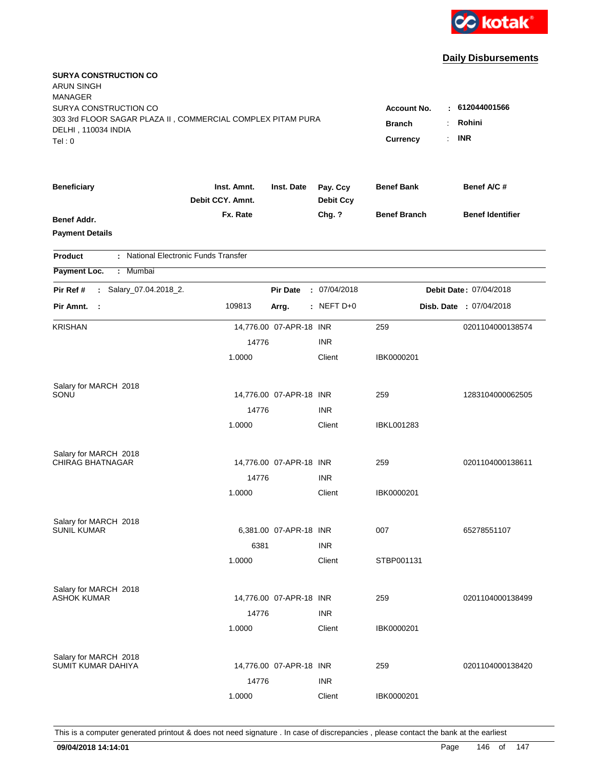**kotak**

## Daily Disbursements

**SURYA CONSTRUCTION CO**
ARUN SINGH
MANAGER
SURYA CONSTRUCTION CO
303 3rd FLOOR SAGAR PLAZA II , COMMERCIAL COMPLEX PITAM PURA
DELHI , 110034 INDIA
Tel : 0

**Account No.** : **612044001566**
**Branch** : **Rohini**
**Currency** : **INR**

| Beneficiary | Inst. Amnt. / Debit CCY. Amnt. / Fx. Rate | Inst. Date | Pay. Ccy / Debit Ccy / Chg. ? | Benef Bank / Benef Branch | Benef A/C # / Benef Identifier |
|---|---|---|---|---|---|
| **Benef Addr.** | | | | | |
| **Payment Details** | | | | | |

**Product** : National Electronic Funds Transfer
**Payment Loc.** : Mumbai

**Pir Ref #** : Salary_07.04.2018_2. **Pir Date** : 07/04/2018 **Debit Date** : 07/04/2018
**Pir Amnt.** : 109813 **Arrg.** : NEFT D+0 **Disb. Date** : 07/04/2018

| Beneficiary | Inst. Amnt. / Debit CCY. Amnt. / Fx. Rate | Inst. Date | Pay. Ccy / Debit Ccy / Chg. ? | Benef Bank / Benef Branch | Benef A/C # |
|---|---|---|---|---|---|
| KRISHAN | 14,776.00 | 07-APR-18 | INR | 259 | 0201104000138574 |
| | 14776 | | INR | | |
| | 1.0000 | | Client | IBK0000201 | |
| Salary for MARCH 2018 | | | | | |
| SONU | 14,776.00 | 07-APR-18 | INR | 259 | 1283104000062505 |
| | 14776 | | INR | | |
| | 1.0000 | | Client | IBKL001283 | |
| Salary for MARCH 2018 | | | | | |
| CHIRAG BHATNAGAR | 14,776.00 | 07-APR-18 | INR | 259 | 0201104000138611 |
| | 14776 | | INR | | |
| | 1.0000 | | Client | IBK0000201 | |
| Salary for MARCH 2018 | | | | | |
| SUNIL KUMAR | 6,381.00 | 07-APR-18 | INR | 007 | 65278551107 |
| | 6381 | | INR | | |
| | 1.0000 | | Client | STBP001131 | |
| Salary for MARCH 2018 | | | | | |
| ASHOK KUMAR | 14,776.00 | 07-APR-18 | INR | 259 | 0201104000138499 |
| | 14776 | | INR | | |
| | 1.0000 | | Client | IBK0000201 | |
| Salary for MARCH 2018 | | | | | |
| SUMIT KUMAR DAHIYA | 14,776.00 | 07-APR-18 | INR | 259 | 0201104000138420 |
| | 14776 | | INR | | |
| | 1.0000 | | Client | IBK0000201 | |

This is a computer generated printout & does not need signature . In case of discrepancies , please contact the bank at the earliest

**09/04/2018 14:14:01**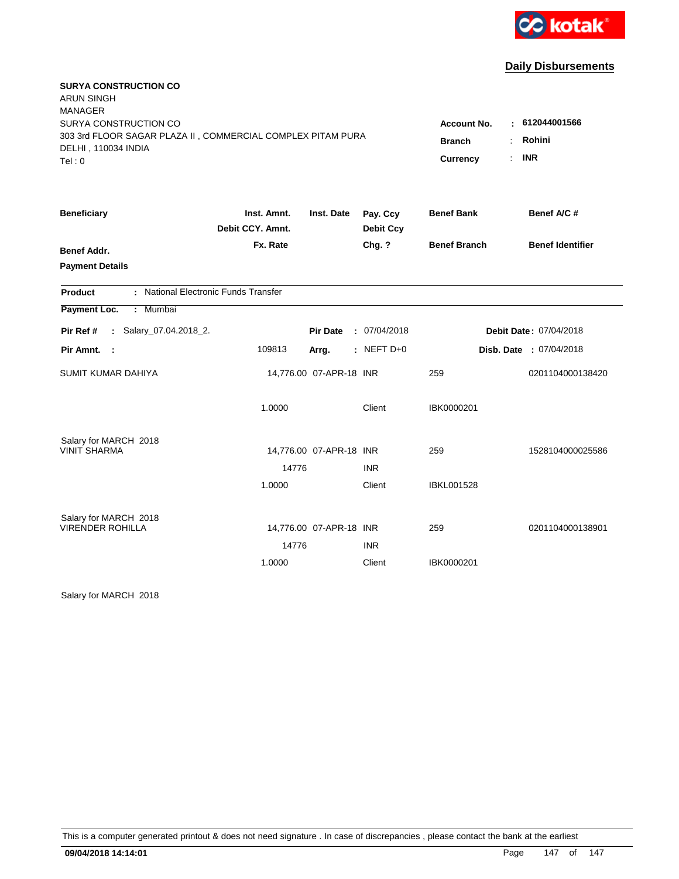kotak

## Daily Disbursements

**SURYA CONSTRUCTION CO**
ARUN SINGH
MANAGER
SURYA CONSTRUCTION CO
303 3rd FLOOR SAGAR PLAZA II , COMMERCIAL COMPLEX PITAM PURA
DELHI , 110034 INDIA
Tel : 0

**Account No.** : **612044001566**
**Branch** : **Rohini**
**Currency** : **INR**

| **Beneficiary** / **Benef Addr.** / **Payment Details** | **Inst. Amnt.** / **Debit CCY. Amnt.** / **Fx. Rate** | **Inst. Date** | **Pay. Ccy** / **Debit Ccy** / **Chg. ?** | **Benef Bank** / **Benef Branch** | **Benef A/C #** / **Benef Identifier** |
|---|---|---|---|---|---|

**Product** : National Electronic Funds Transfer

**Payment Loc.** : Mumbai

**Pir Ref #** : Salary_07.04.2018_2. **Pir Date** : 07/04/2018 **Debit Date** : 07/04/2018

**Pir Amnt.** : 109813 **Arrg.** : NEFT D+0 **Disb. Date** : 07/04/2018

| Beneficiary | Inst. Amnt. | Inst. Date | Pay. Ccy | Benef Bank | Benef A/C # |
|---|---|---|---|---|---|
| SUMIT KUMAR DAHIYA | 14,776.00 | 07-APR-18 | INR | 259 | 0201104000138420 |
| | 1.0000 | | Client | IBK0000201 | |
| Salary for MARCH 2018 | | | | | |
| VINIT SHARMA | 14,776.00 | 07-APR-18 | INR | 259 | 1528104000025586 |
| | 14776 | | INR | | |
| | 1.0000 | | Client | IBKL001528 | |
| Salary for MARCH 2018 | | | | | |
| VIRENDER ROHILLA | 14,776.00 | 07-APR-18 | INR | 259 | 0201104000138901 |
| | 14776 | | INR | | |
| | 1.0000 | | Client | IBK0000201 | |
| Salary for MARCH 2018 | | | | | |

This is a computer generated printout & does not need signature . In case of discrepancies , please contact the bank at the earliest

**09/04/2018 14:14:01**